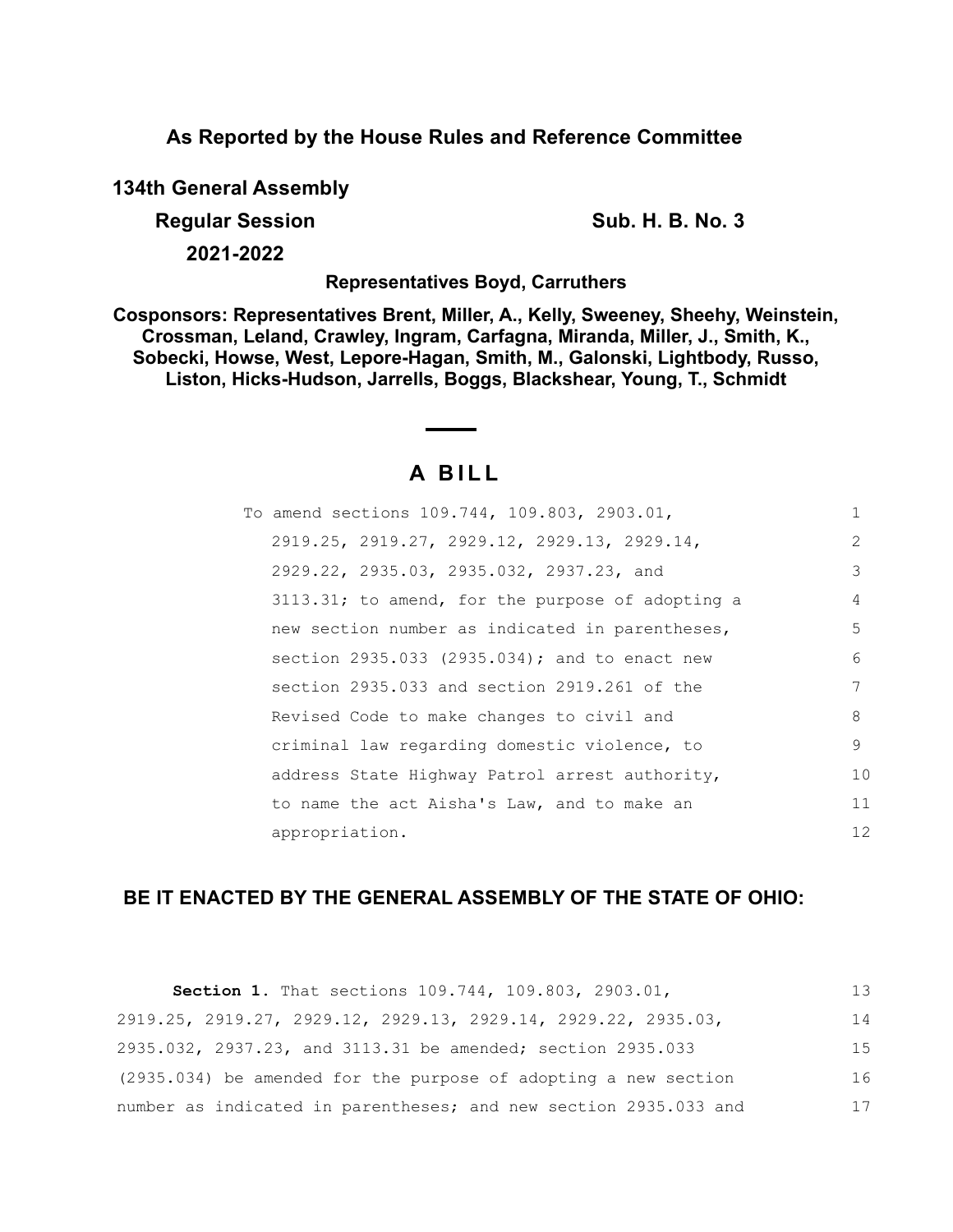**As Reported by the House Rules and Reference Committee**

**134th General Assembly**

**Regular Session** **Sub. H. B. No. 3**

**2021-2022**

**Representatives Boyd, Carruthers**

**Cosponsors: Representatives Brent, Miller, A., Kelly, Sweeney, Sheehy, Weinstein, Crossman, Leland, Crawley, Ingram, Carfagna, Miranda, Miller, J., Smith, K., Sobecki, Howse, West, Lepore-Hagan, Smith, M., Galonski, Lightbody, Russo, Liston, Hicks-Hudson, Jarrells, Boggs, Blackshear, Young, T., Schmidt**

# A BILL

To amend sections 109.744, 109.803, 2903.01, 2919.25, 2919.27, 2929.12, 2929.13, 2929.14, 2929.22, 2935.03, 2935.032, 2937.23, and 3113.31; to amend, for the purpose of adopting a new section number as indicated in parentheses, section 2935.033 (2935.034); and to enact new section 2935.033 and section 2919.261 of the Revised Code to make changes to civil and criminal law regarding domestic violence, to address State Highway Patrol arrest authority, to name the act Aisha's Law, and to make an appropriation.

**BE IT ENACTED BY THE GENERAL ASSEMBLY OF THE STATE OF OHIO:**

**Section 1.** That sections 109.744, 109.803, 2903.01, 2919.25, 2919.27, 2929.12, 2929.13, 2929.14, 2929.22, 2935.03, 2935.032, 2937.23, and 3113.31 be amended; section 2935.033 (2935.034) be amended for the purpose of adopting a new section number as indicated in parentheses; and new section 2935.033 and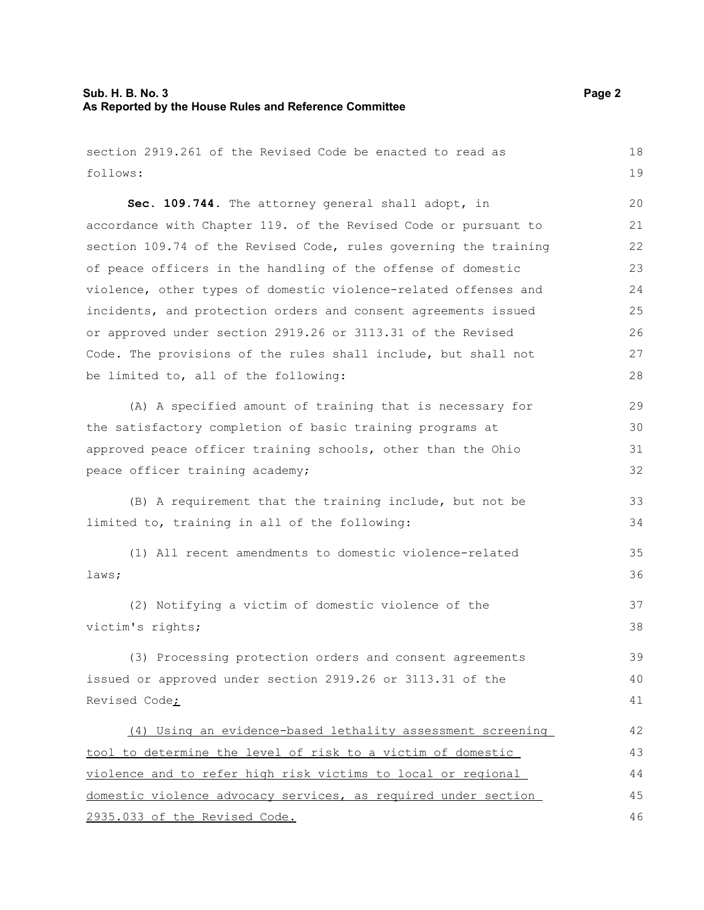section 2919.261 of the Revised Code be enacted to read as follows:

**Sec. 109.744.** The attorney general shall adopt, in accordance with Chapter 119. of the Revised Code or pursuant to section 109.74 of the Revised Code, rules governing the training of peace officers in the handling of the offense of domestic violence, other types of domestic violence-related offenses and incidents, and protection orders and consent agreements issued or approved under section 2919.26 or 3113.31 of the Revised Code. The provisions of the rules shall include, but shall not be limited to, all of the following:

(A) A specified amount of training that is necessary for the satisfactory completion of basic training programs at approved peace officer training schools, other than the Ohio peace officer training academy;

(B) A requirement that the training include, but not be limited to, training in all of the following:

(1) All recent amendments to domestic violence-related laws;

(2) Notifying a victim of domestic violence of the victim's rights;

(3) Processing protection orders and consent agreements issued or approved under section 2919.26 or 3113.31 of the Revised Code;

(4) Using an evidence-based lethality assessment screening tool to determine the level of risk to a victim of domestic violence and to refer high risk victims to local or regional domestic violence advocacy services, as required under section 2935.033 of the Revised Code.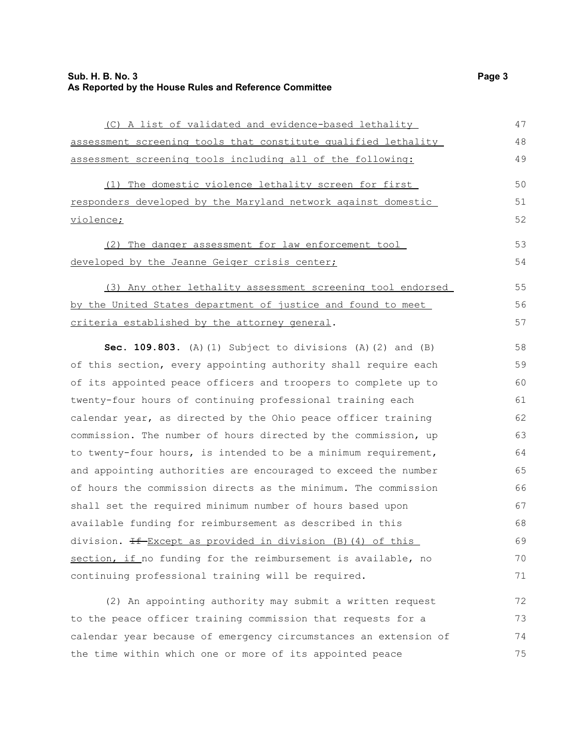(C) A list of validated and evidence-based lethality assessment screening tools that constitute qualified lethality assessment screening tools including all of the following:

(1) The domestic violence lethality screen for first responders developed by the Maryland network against domestic violence;

(2) The danger assessment for law enforcement tool developed by the Jeanne Geiger crisis center;

(3) Any other lethality assessment screening tool endorsed by the United States department of justice and found to meet criteria established by the attorney general.

**Sec. 109.803.** (A)(1) Subject to divisions (A)(2) and (B) of this section, every appointing authority shall require each of its appointed peace officers and troopers to complete up to twenty-four hours of continuing professional training each calendar year, as directed by the Ohio peace officer training commission. The number of hours directed by the commission, up to twenty-four hours, is intended to be a minimum requirement, and appointing authorities are encouraged to exceed the number of hours the commission directs as the minimum. The commission shall set the required minimum number of hours based upon available funding for reimbursement as described in this division. ~~If~~ Except as provided in division (B)(4) of this section, if no funding for the reimbursement is available, no continuing professional training will be required.

(2) An appointing authority may submit a written request to the peace officer training commission that requests for a calendar year because of emergency circumstances an extension of the time within which one or more of its appointed peace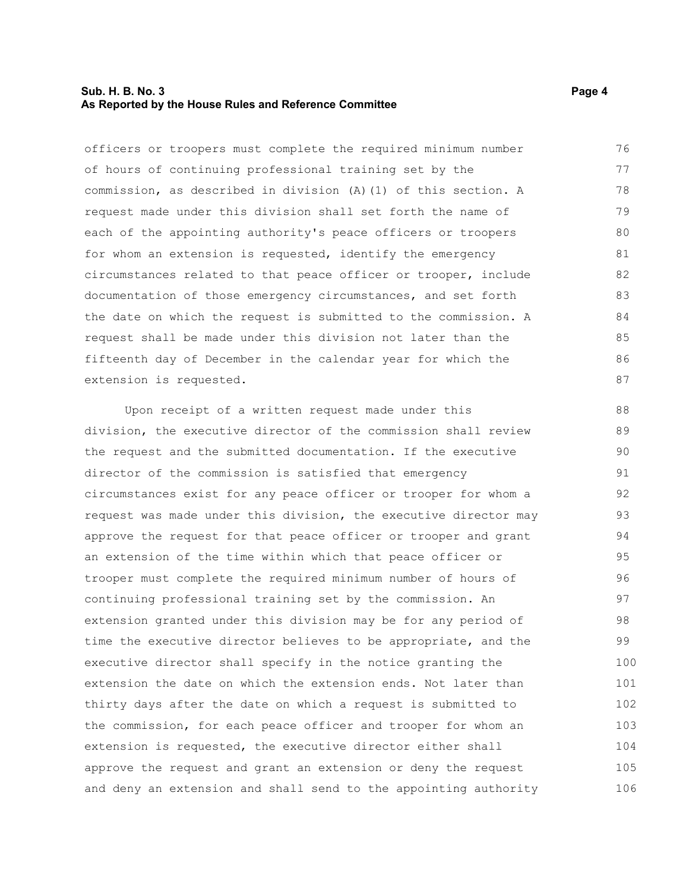officers or troopers must complete the required minimum number of hours of continuing professional training set by the commission, as described in division (A)(1) of this section. A request made under this division shall set forth the name of each of the appointing authority's peace officers or troopers for whom an extension is requested, identify the emergency circumstances related to that peace officer or trooper, include documentation of those emergency circumstances, and set forth the date on which the request is submitted to the commission. A request shall be made under this division not later than the fifteenth day of December in the calendar year for which the extension is requested.

Upon receipt of a written request made under this division, the executive director of the commission shall review the request and the submitted documentation. If the executive director of the commission is satisfied that emergency circumstances exist for any peace officer or trooper for whom a request was made under this division, the executive director may approve the request for that peace officer or trooper and grant an extension of the time within which that peace officer or trooper must complete the required minimum number of hours of continuing professional training set by the commission. An extension granted under this division may be for any period of time the executive director believes to be appropriate, and the executive director shall specify in the notice granting the extension the date on which the extension ends. Not later than thirty days after the date on which a request is submitted to the commission, for each peace officer and trooper for whom an extension is requested, the executive director either shall approve the request and grant an extension or deny the request and deny an extension and shall send to the appointing authority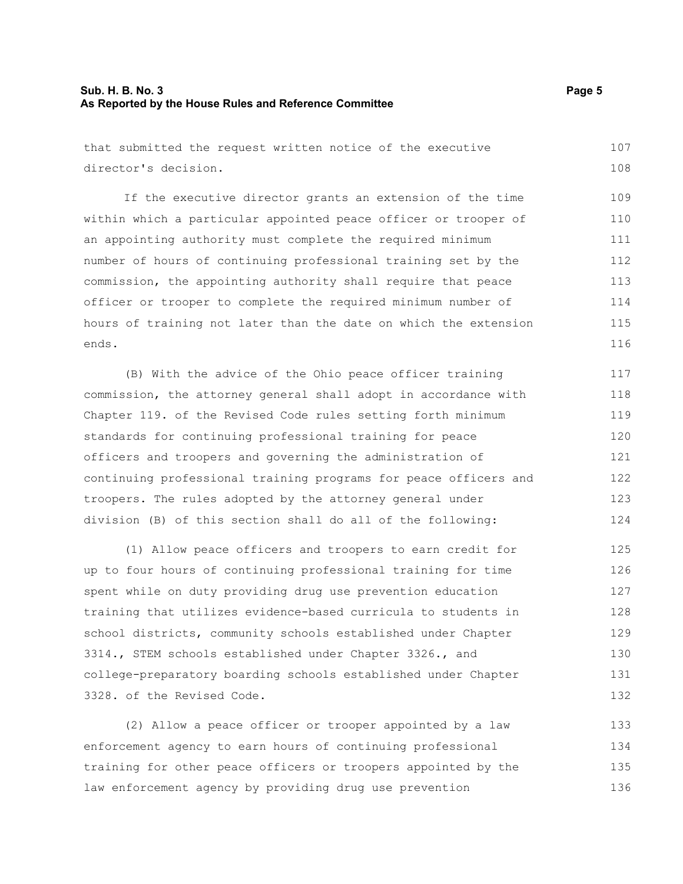that submitted the request written notice of the executive director's decision.

If the executive director grants an extension of the time within which a particular appointed peace officer or trooper of an appointing authority must complete the required minimum number of hours of continuing professional training set by the commission, the appointing authority shall require that peace officer or trooper to complete the required minimum number of hours of training not later than the date on which the extension ends.

(B) With the advice of the Ohio peace officer training commission, the attorney general shall adopt in accordance with Chapter 119. of the Revised Code rules setting forth minimum standards for continuing professional training for peace officers and troopers and governing the administration of continuing professional training programs for peace officers and troopers. The rules adopted by the attorney general under division (B) of this section shall do all of the following:

(1) Allow peace officers and troopers to earn credit for up to four hours of continuing professional training for time spent while on duty providing drug use prevention education training that utilizes evidence-based curricula to students in school districts, community schools established under Chapter 3314., STEM schools established under Chapter 3326., and college-preparatory boarding schools established under Chapter 3328. of the Revised Code.

(2) Allow a peace officer or trooper appointed by a law enforcement agency to earn hours of continuing professional training for other peace officers or troopers appointed by the law enforcement agency by providing drug use prevention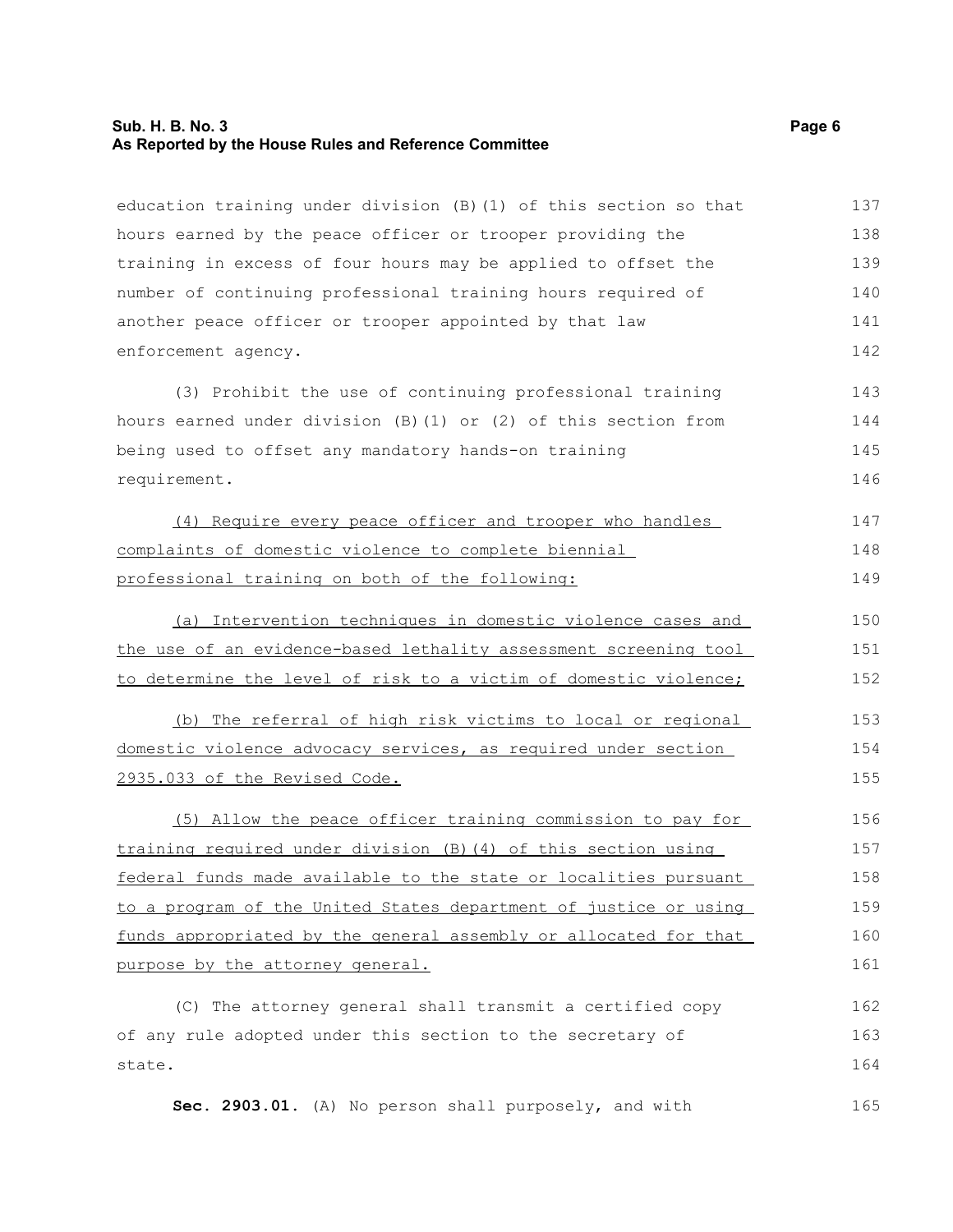education training under division (B)(1) of this section so that hours earned by the peace officer or trooper providing the training in excess of four hours may be applied to offset the number of continuing professional training hours required of another peace officer or trooper appointed by that law enforcement agency.

(3) Prohibit the use of continuing professional training hours earned under division (B)(1) or (2) of this section from being used to offset any mandatory hands-on training requirement.

(4) Require every peace officer and trooper who handles complaints of domestic violence to complete biennial professional training on both of the following:

(a) Intervention techniques in domestic violence cases and the use of an evidence-based lethality assessment screening tool to determine the level of risk to a victim of domestic violence;

(b) The referral of high risk victims to local or regional domestic violence advocacy services, as required under section 2935.033 of the Revised Code.

(5) Allow the peace officer training commission to pay for training required under division (B)(4) of this section using federal funds made available to the state or localities pursuant to a program of the United States department of justice or using funds appropriated by the general assembly or allocated for that purpose by the attorney general.

(C) The attorney general shall transmit a certified copy of any rule adopted under this section to the secretary of state.

**Sec. 2903.01.** (A) No person shall purposely, and with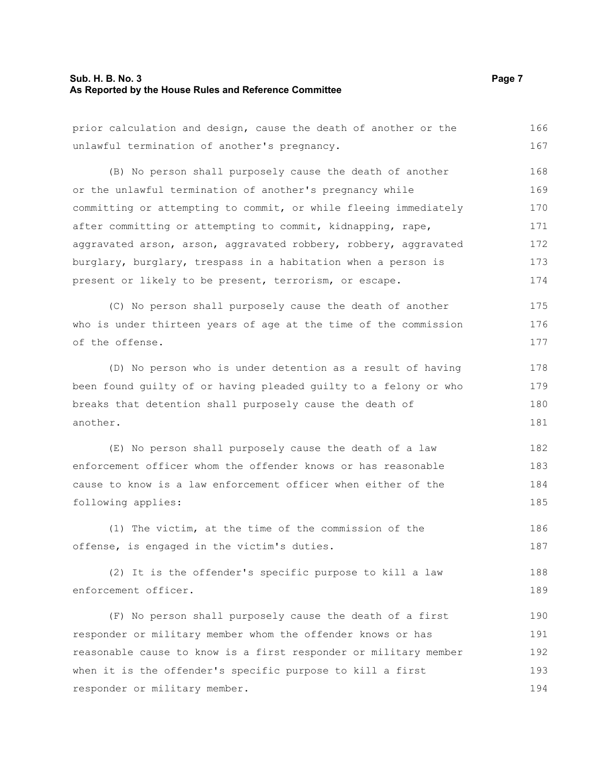prior calculation and design, cause the death of another or the unlawful termination of another's pregnancy.

(B) No person shall purposely cause the death of another or the unlawful termination of another's pregnancy while committing or attempting to commit, or while fleeing immediately after committing or attempting to commit, kidnapping, rape, aggravated arson, arson, aggravated robbery, robbery, aggravated burglary, burglary, trespass in a habitation when a person is present or likely to be present, terrorism, or escape.

(C) No person shall purposely cause the death of another who is under thirteen years of age at the time of the commission of the offense.

(D) No person who is under detention as a result of having been found guilty of or having pleaded guilty to a felony or who breaks that detention shall purposely cause the death of another.

(E) No person shall purposely cause the death of a law enforcement officer whom the offender knows or has reasonable cause to know is a law enforcement officer when either of the following applies:

(1) The victim, at the time of the commission of the offense, is engaged in the victim's duties.

(2) It is the offender's specific purpose to kill a law enforcement officer.

(F) No person shall purposely cause the death of a first responder or military member whom the offender knows or has reasonable cause to know is a first responder or military member when it is the offender's specific purpose to kill a first responder or military member.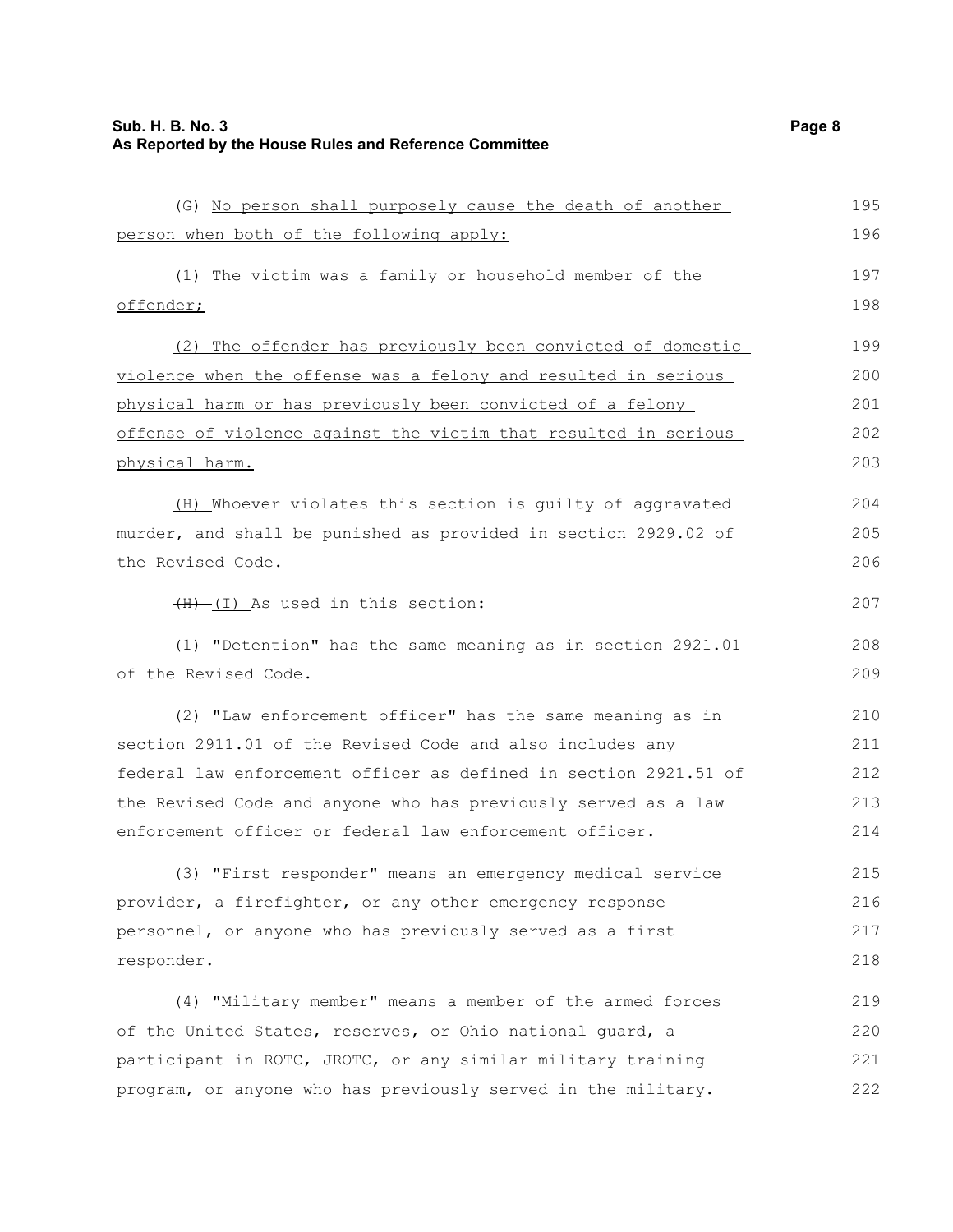(G) No person shall purposely cause the death of another person when both of the following apply:

(1) The victim was a family or household member of the offender;

(2) The offender has previously been convicted of domestic violence when the offense was a felony and resulted in serious physical harm or has previously been convicted of a felony offense of violence against the victim that resulted in serious physical harm.

(H) Whoever violates this section is guilty of aggravated murder, and shall be punished as provided in section 2929.02 of the Revised Code.

~~(H)~~ (I) As used in this section:

(1) "Detention" has the same meaning as in section 2921.01 of the Revised Code.

(2) "Law enforcement officer" has the same meaning as in section 2911.01 of the Revised Code and also includes any federal law enforcement officer as defined in section 2921.51 of the Revised Code and anyone who has previously served as a law enforcement officer or federal law enforcement officer.

(3) "First responder" means an emergency medical service provider, a firefighter, or any other emergency response personnel, or anyone who has previously served as a first responder.

(4) "Military member" means a member of the armed forces of the United States, reserves, or Ohio national guard, a participant in ROTC, JROTC, or any similar military training program, or anyone who has previously served in the military.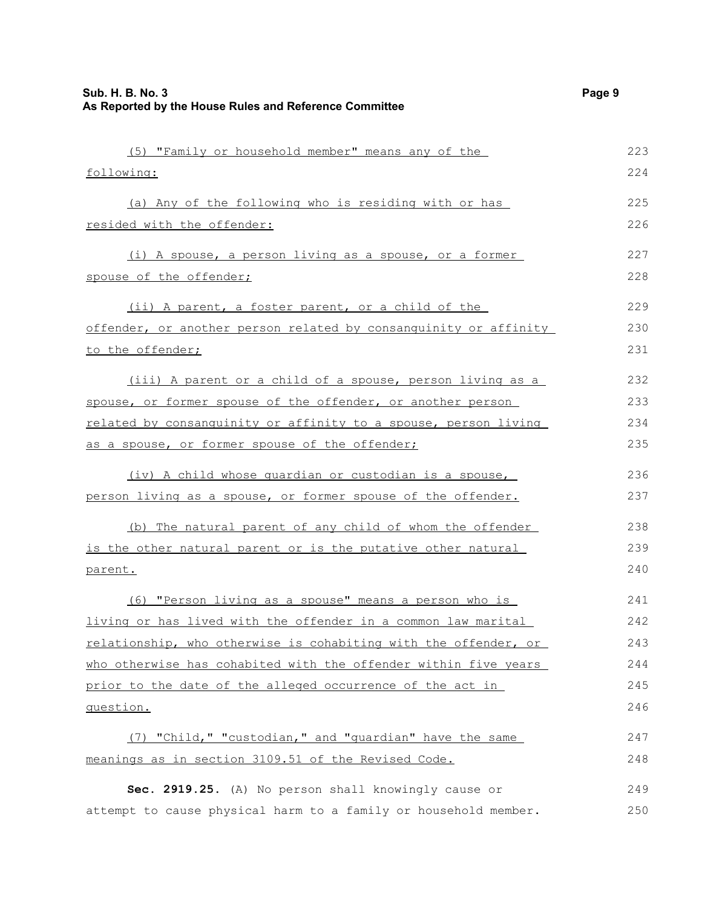(5) "Family or household member" means any of the following:

(a) Any of the following who is residing with or has resided with the offender:

(i) A spouse, a person living as a spouse, or a former spouse of the offender;

(ii) A parent, a foster parent, or a child of the offender, or another person related by consanguinity or affinity to the offender;

(iii) A parent or a child of a spouse, person living as a spouse, or former spouse of the offender, or another person related by consanguinity or affinity to a spouse, person living as a spouse, or former spouse of the offender;

(iv) A child whose guardian or custodian is a spouse, person living as a spouse, or former spouse of the offender.

(b) The natural parent of any child of whom the offender is the other natural parent or is the putative other natural parent.

(6) "Person living as a spouse" means a person who is living or has lived with the offender in a common law marital relationship, who otherwise is cohabiting with the offender, or who otherwise has cohabited with the offender within five years prior to the date of the alleged occurrence of the act in question.

(7) "Child," "custodian," and "guardian" have the same meanings as in section 3109.51 of the Revised Code.

**Sec. 2919.25.** (A) No person shall knowingly cause or attempt to cause physical harm to a family or household member.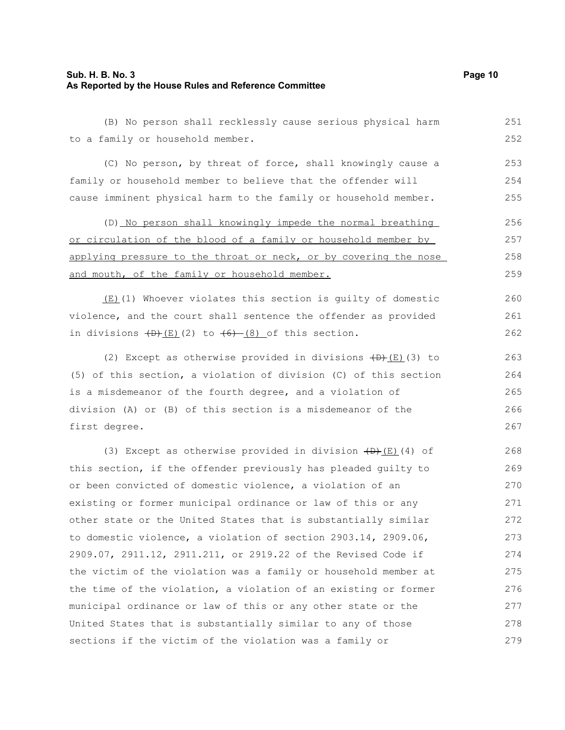(B) No person shall recklessly cause serious physical harm to a family or household member.

(C) No person, by threat of force, shall knowingly cause a family or household member to believe that the offender will cause imminent physical harm to the family or household member.

(D) No person shall knowingly impede the normal breathing or circulation of the blood of a family or household member by applying pressure to the throat or neck, or by covering the nose and mouth, of the family or household member.

(E)(1) Whoever violates this section is guilty of domestic violence, and the court shall sentence the offender as provided in divisions ~~(D)~~(E)(2) to ~~(6)~~ (8) of this section.

(2) Except as otherwise provided in divisions ~~(D)~~(E)(3) to (5) of this section, a violation of division (C) of this section is a misdemeanor of the fourth degree, and a violation of division (A) or (B) of this section is a misdemeanor of the first degree.

(3) Except as otherwise provided in division ~~(D)~~(E)(4) of this section, if the offender previously has pleaded guilty to or been convicted of domestic violence, a violation of an existing or former municipal ordinance or law of this or any other state or the United States that is substantially similar to domestic violence, a violation of section 2903.14, 2909.06, 2909.07, 2911.12, 2911.211, or 2919.22 of the Revised Code if the victim of the violation was a family or household member at the time of the violation, a violation of an existing or former municipal ordinance or law of this or any other state or the United States that is substantially similar to any of those sections if the victim of the violation was a family or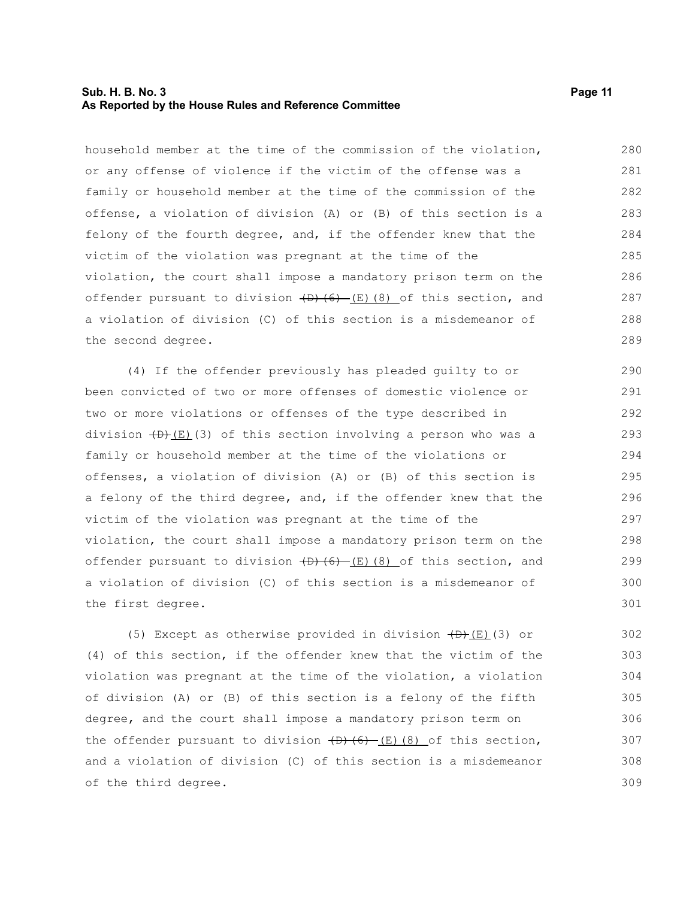household member at the time of the commission of the violation, or any offense of violence if the victim of the offense was a family or household member at the time of the commission of the offense, a violation of division (A) or (B) of this section is a felony of the fourth degree, and, if the offender knew that the victim of the violation was pregnant at the time of the violation, the court shall impose a mandatory prison term on the offender pursuant to division ~~(D)(6)~~ (E)(8) of this section, and a violation of division (C) of this section is a misdemeanor of the second degree.

(4) If the offender previously has pleaded guilty to or been convicted of two or more offenses of domestic violence or two or more violations or offenses of the type described in division ~~(D)~~(E)(3) of this section involving a person who was a family or household member at the time of the violations or offenses, a violation of division (A) or (B) of this section is a felony of the third degree, and, if the offender knew that the victim of the violation was pregnant at the time of the violation, the court shall impose a mandatory prison term on the offender pursuant to division ~~(D)(6)~~ (E)(8) of this section, and a violation of division (C) of this section is a misdemeanor of the first degree.

(5) Except as otherwise provided in division ~~(D)~~(E)(3) or (4) of this section, if the offender knew that the victim of the violation was pregnant at the time of the violation, a violation of division (A) or (B) of this section is a felony of the fifth degree, and the court shall impose a mandatory prison term on the offender pursuant to division ~~(D)(6)~~ (E)(8) of this section, and a violation of division (C) of this section is a misdemeanor of the third degree.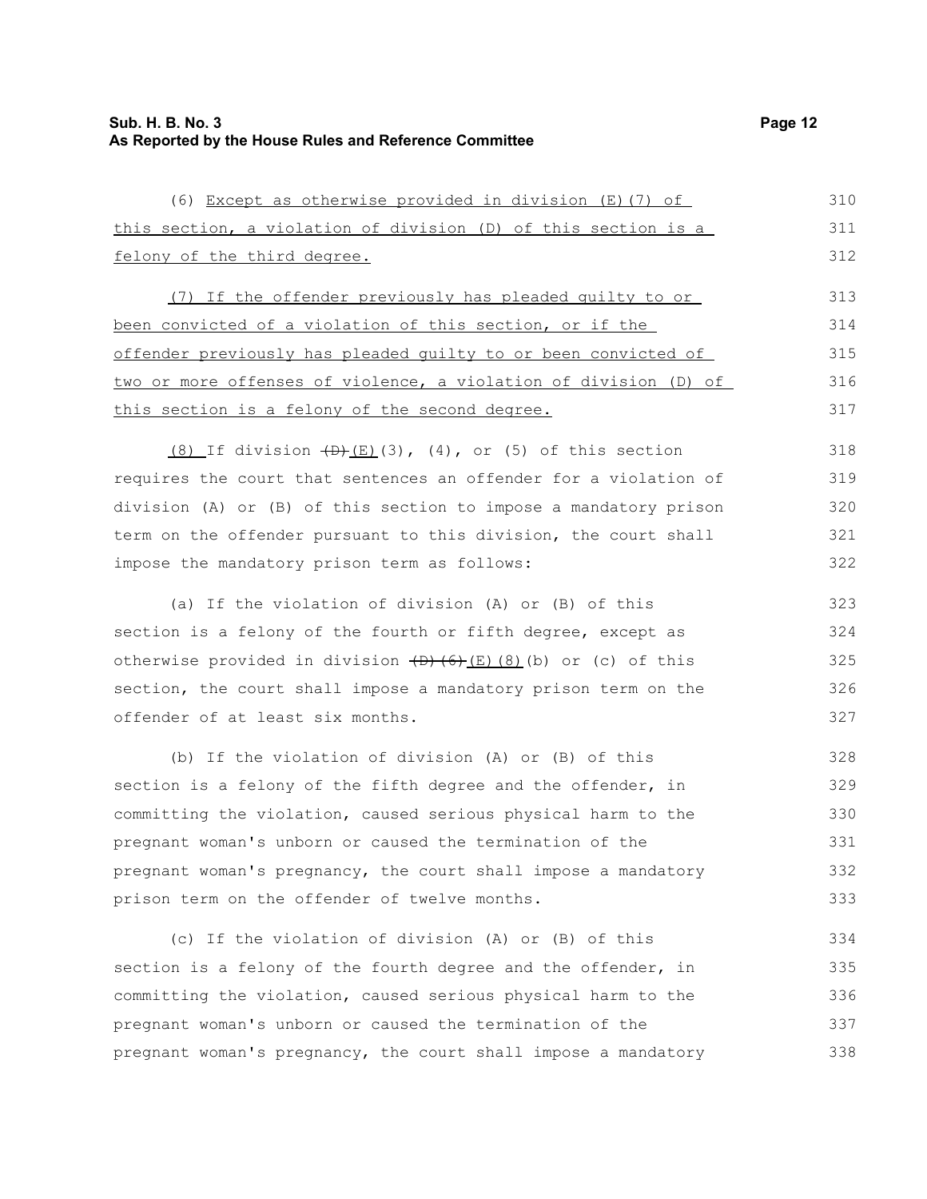(6) Except as otherwise provided in division (E)(7) of this section, a violation of division (D) of this section is a felony of the third degree.

(7) If the offender previously has pleaded guilty to or been convicted of a violation of this section, or if the offender previously has pleaded guilty to or been convicted of two or more offenses of violence, a violation of division (D) of this section is a felony of the second degree.

(8) If division ~~(D)~~(E)(3), (4), or (5) of this section requires the court that sentences an offender for a violation of division (A) or (B) of this section to impose a mandatory prison term on the offender pursuant to this division, the court shall impose the mandatory prison term as follows:

(a) If the violation of division (A) or (B) of this section is a felony of the fourth or fifth degree, except as otherwise provided in division ~~(D)(6)~~(E)(8)(b) or (c) of this section, the court shall impose a mandatory prison term on the offender of at least six months.

(b) If the violation of division (A) or (B) of this section is a felony of the fifth degree and the offender, in committing the violation, caused serious physical harm to the pregnant woman's unborn or caused the termination of the pregnant woman's pregnancy, the court shall impose a mandatory prison term on the offender of twelve months.

(c) If the violation of division (A) or (B) of this section is a felony of the fourth degree and the offender, in committing the violation, caused serious physical harm to the pregnant woman's unborn or caused the termination of the pregnant woman's pregnancy, the court shall impose a mandatory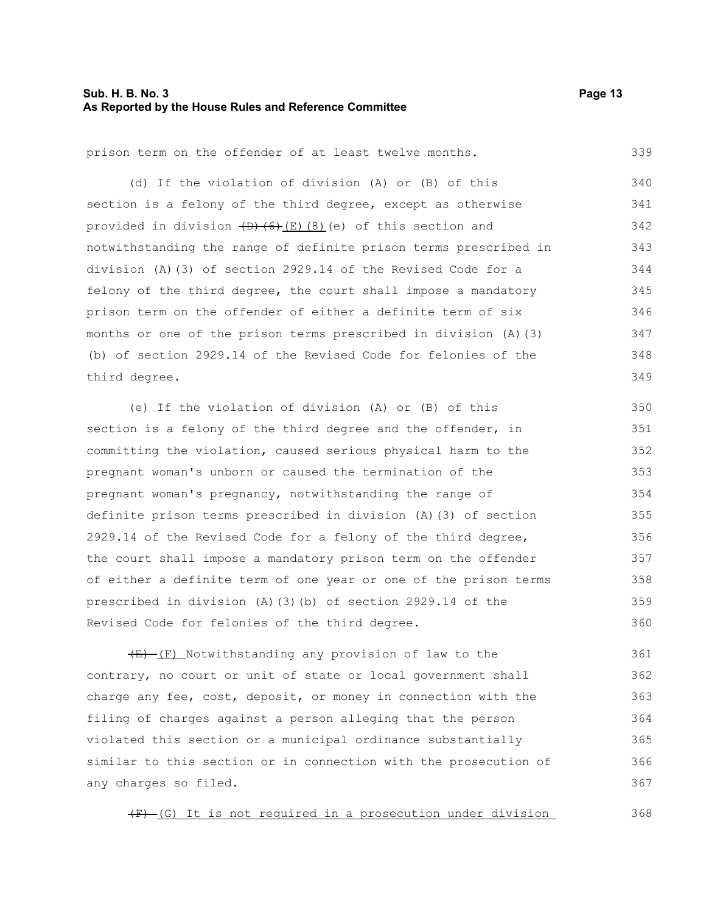prison term on the offender of at least twelve months.

(d) If the violation of division (A) or (B) of this section is a felony of the third degree, except as otherwise provided in division ~~(D)(6)~~ (E)(8)(e) of this section and notwithstanding the range of definite prison terms prescribed in division (A)(3) of section 2929.14 of the Revised Code for a felony of the third degree, the court shall impose a mandatory prison term on the offender of either a definite term of six months or one of the prison terms prescribed in division (A)(3)(b) of section 2929.14 of the Revised Code for felonies of the third degree.

(e) If the violation of division (A) or (B) of this section is a felony of the third degree and the offender, in committing the violation, caused serious physical harm to the pregnant woman's unborn or caused the termination of the pregnant woman's pregnancy, notwithstanding the range of definite prison terms prescribed in division (A)(3) of section 2929.14 of the Revised Code for a felony of the third degree, the court shall impose a mandatory prison term on the offender of either a definite term of one year or one of the prison terms prescribed in division (A)(3)(b) of section 2929.14 of the Revised Code for felonies of the third degree.

~~(E)~~ (F) Notwithstanding any provision of law to the contrary, no court or unit of state or local government shall charge any fee, cost, deposit, or money in connection with the filing of charges against a person alleging that the person violated this section or a municipal ordinance substantially similar to this section or in connection with the prosecution of any charges so filed.

~~(F)~~ (G) It is not required in a prosecution under division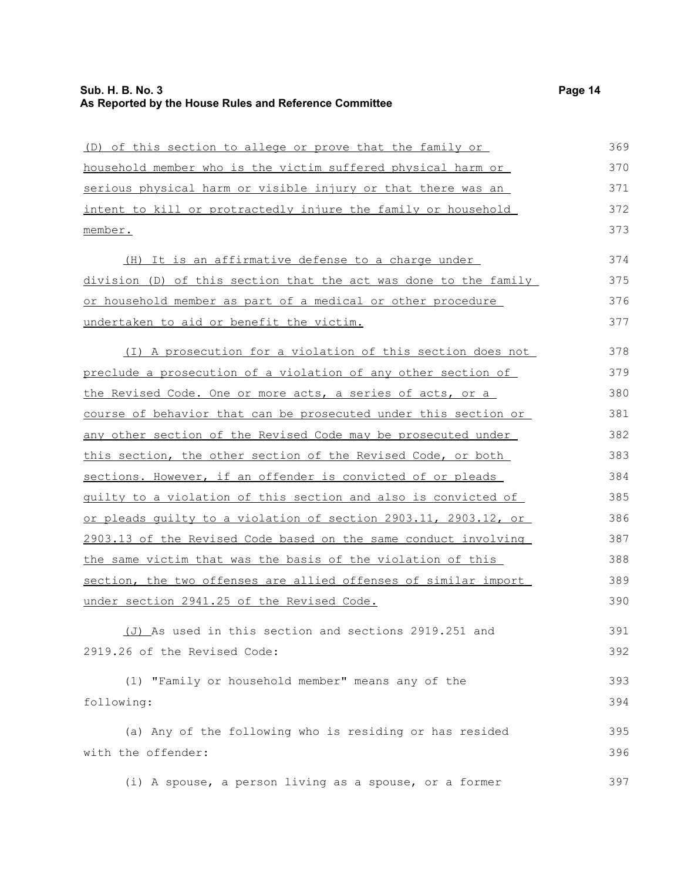(D) of this section to allege or prove that the family or household member who is the victim suffered physical harm or serious physical harm or visible injury or that there was an intent to kill or protractedly injure the family or household member.

(H) It is an affirmative defense to a charge under division (D) of this section that the act was done to the family or household member as part of a medical or other procedure undertaken to aid or benefit the victim.

(I) A prosecution for a violation of this section does not preclude a prosecution of a violation of any other section of the Revised Code. One or more acts, a series of acts, or a course of behavior that can be prosecuted under this section or any other section of the Revised Code may be prosecuted under this section, the other section of the Revised Code, or both sections. However, if an offender is convicted of or pleads guilty to a violation of this section and also is convicted of or pleads guilty to a violation of section 2903.11, 2903.12, or 2903.13 of the Revised Code based on the same conduct involving the same victim that was the basis of the violation of this section, the two offenses are allied offenses of similar import under section 2941.25 of the Revised Code.

(J) As used in this section and sections 2919.251 and 2919.26 of the Revised Code:

(1) "Family or household member" means any of the following:

(a) Any of the following who is residing or has resided with the offender:

(i) A spouse, a person living as a spouse, or a former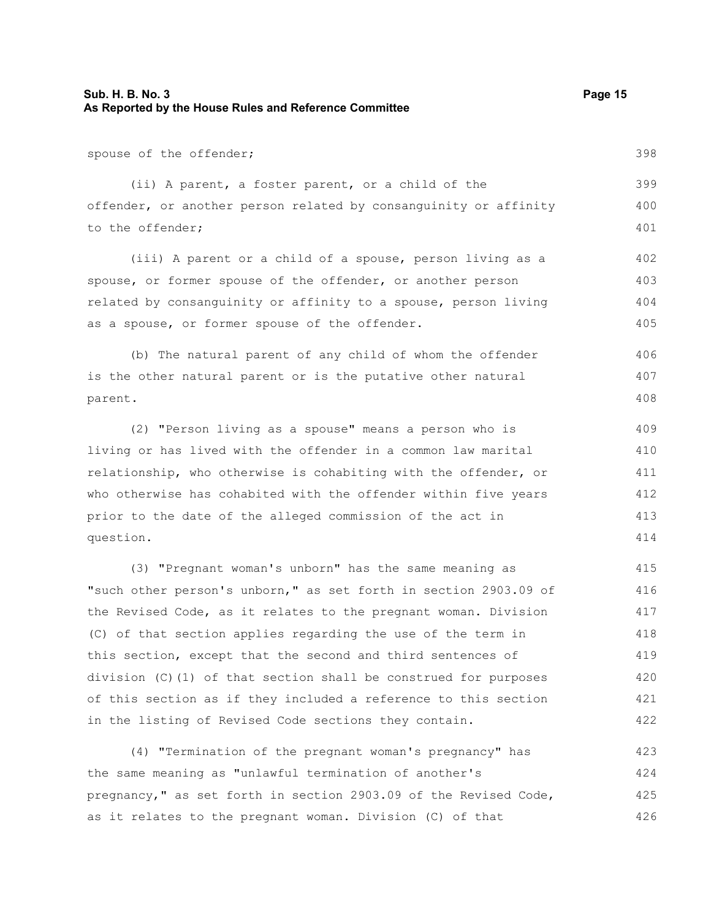spouse of the offender;

(ii) A parent, a foster parent, or a child of the offender, or another person related by consanguinity or affinity to the offender;

(iii) A parent or a child of a spouse, person living as a spouse, or former spouse of the offender, or another person related by consanguinity or affinity to a spouse, person living as a spouse, or former spouse of the offender.

(b) The natural parent of any child of whom the offender is the other natural parent or is the putative other natural parent.

(2) "Person living as a spouse" means a person who is living or has lived with the offender in a common law marital relationship, who otherwise is cohabiting with the offender, or who otherwise has cohabited with the offender within five years prior to the date of the alleged commission of the act in question.

(3) "Pregnant woman's unborn" has the same meaning as "such other person's unborn," as set forth in section 2903.09 of the Revised Code, as it relates to the pregnant woman. Division (C) of that section applies regarding the use of the term in this section, except that the second and third sentences of division (C)(1) of that section shall be construed for purposes of this section as if they included a reference to this section in the listing of Revised Code sections they contain.

(4) "Termination of the pregnant woman's pregnancy" has the same meaning as "unlawful termination of another's pregnancy," as set forth in section 2903.09 of the Revised Code, as it relates to the pregnant woman. Division (C) of that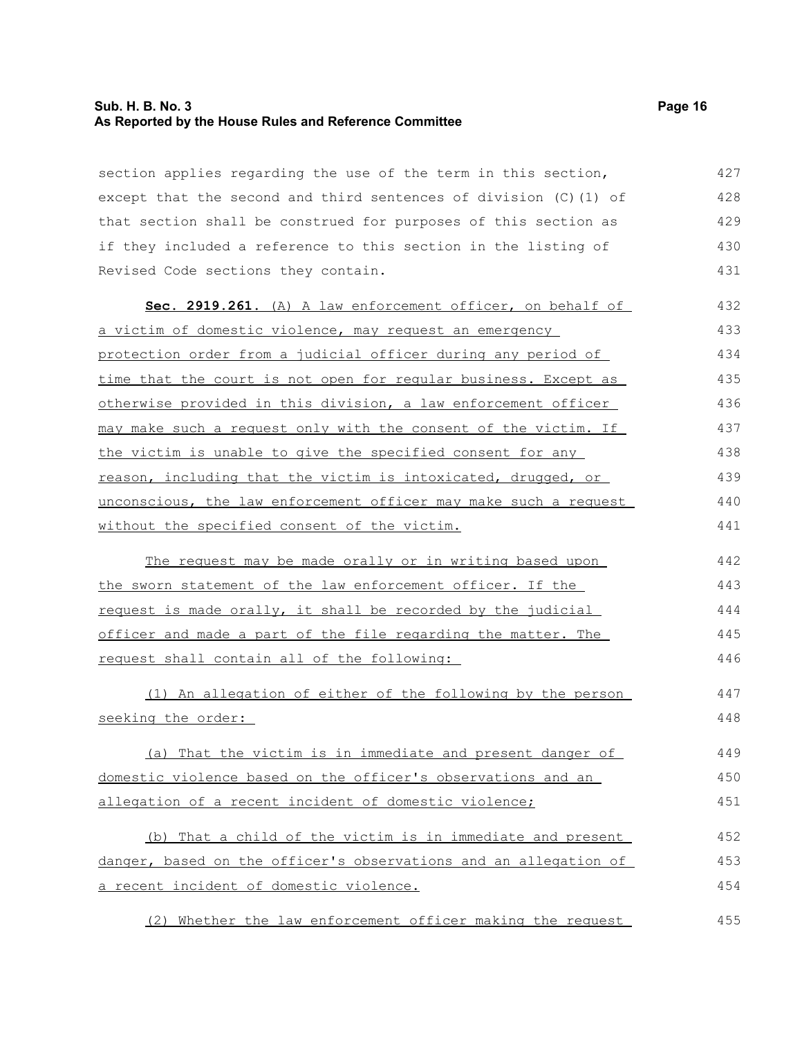section applies regarding the use of the term in this section, except that the second and third sentences of division (C)(1) of that section shall be construed for purposes of this section as if they included a reference to this section in the listing of Revised Code sections they contain.

**Sec. 2919.261.** (A) A law enforcement officer, on behalf of a victim of domestic violence, may request an emergency protection order from a judicial officer during any period of time that the court is not open for regular business. Except as otherwise provided in this division, a law enforcement officer may make such a request only with the consent of the victim. If the victim is unable to give the specified consent for any reason, including that the victim is intoxicated, drugged, or unconscious, the law enforcement officer may make such a request without the specified consent of the victim.

The request may be made orally or in writing based upon the sworn statement of the law enforcement officer. If the request is made orally, it shall be recorded by the judicial officer and made a part of the file regarding the matter. The request shall contain all of the following:

(1) An allegation of either of the following by the person seeking the order:

(a) That the victim is in immediate and present danger of domestic violence based on the officer's observations and an allegation of a recent incident of domestic violence;

(b) That a child of the victim is in immediate and present danger, based on the officer's observations and an allegation of a recent incident of domestic violence.

(2) Whether the law enforcement officer making the request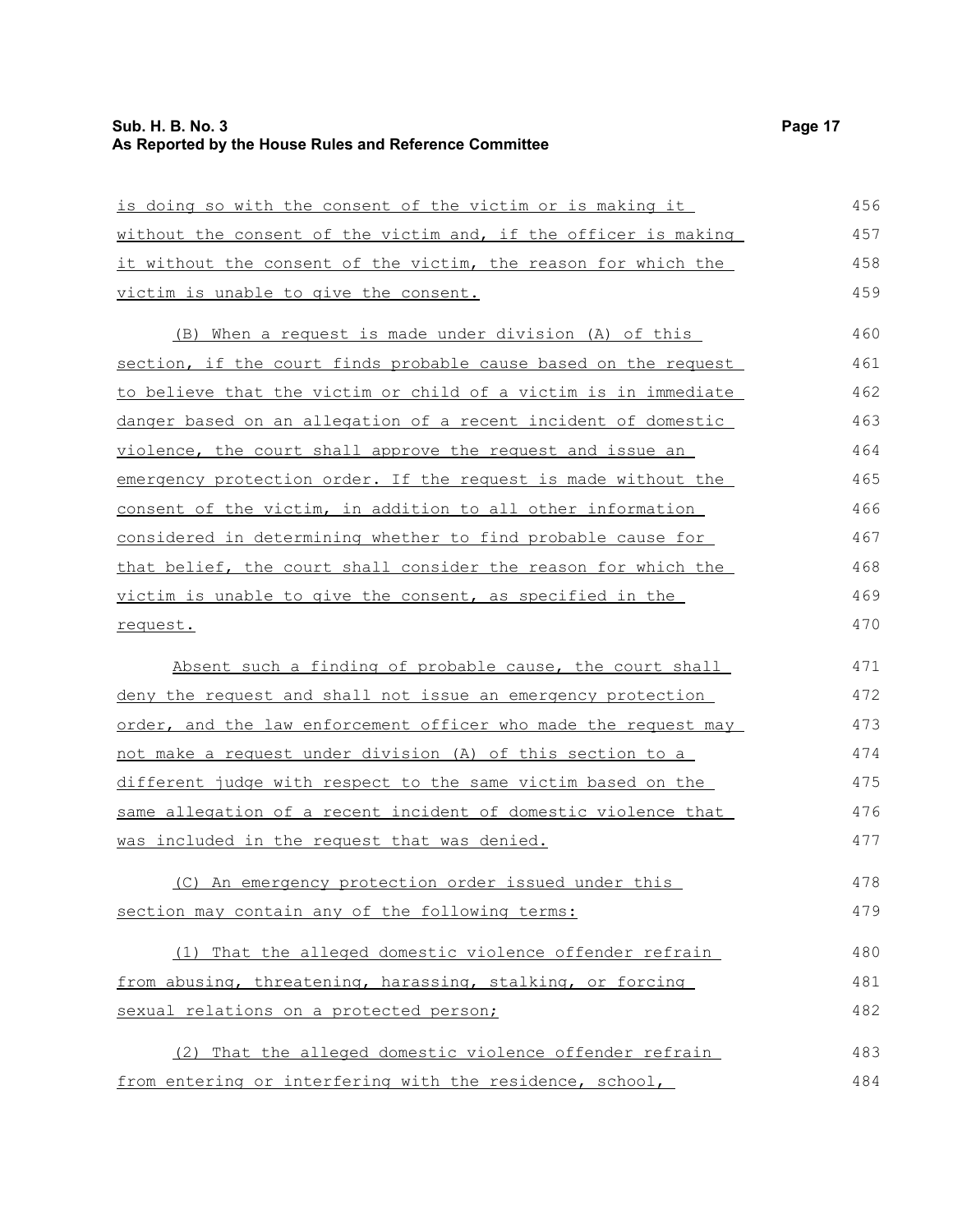is doing so with the consent of the victim or is making it without the consent of the victim and, if the officer is making it without the consent of the victim, the reason for which the victim is unable to give the consent.

(B) When a request is made under division (A) of this section, if the court finds probable cause based on the request to believe that the victim or child of a victim is in immediate danger based on an allegation of a recent incident of domestic violence, the court shall approve the request and issue an emergency protection order. If the request is made without the consent of the victim, in addition to all other information considered in determining whether to find probable cause for that belief, the court shall consider the reason for which the victim is unable to give the consent, as specified in the request.

Absent such a finding of probable cause, the court shall deny the request and shall not issue an emergency protection order, and the law enforcement officer who made the request may not make a request under division (A) of this section to a different judge with respect to the same victim based on the same allegation of a recent incident of domestic violence that was included in the request that was denied.

(C) An emergency protection order issued under this section may contain any of the following terms:

(1) That the alleged domestic violence offender refrain from abusing, threatening, harassing, stalking, or forcing sexual relations on a protected person;

(2) That the alleged domestic violence offender refrain from entering or interfering with the residence, school,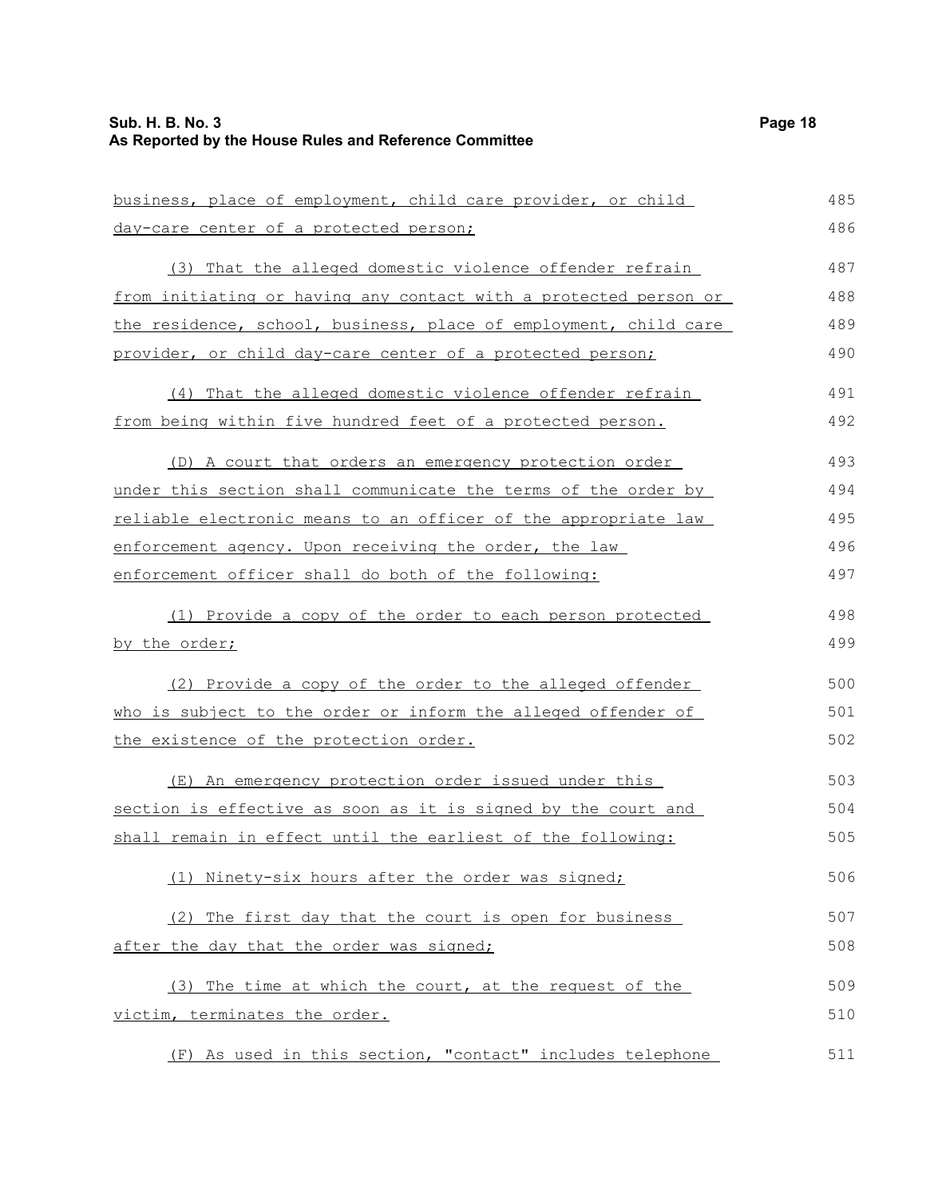business, place of employment, child care provider, or child day-care center of a protected person;

(3) That the alleged domestic violence offender refrain from initiating or having any contact with a protected person or the residence, school, business, place of employment, child care provider, or child day-care center of a protected person;

(4) That the alleged domestic violence offender refrain from being within five hundred feet of a protected person.

(D) A court that orders an emergency protection order under this section shall communicate the terms of the order by reliable electronic means to an officer of the appropriate law enforcement agency. Upon receiving the order, the law enforcement officer shall do both of the following:

(1) Provide a copy of the order to each person protected by the order;

(2) Provide a copy of the order to the alleged offender who is subject to the order or inform the alleged offender of the existence of the protection order.

(E) An emergency protection order issued under this section is effective as soon as it is signed by the court and shall remain in effect until the earliest of the following:

(1) Ninety-six hours after the order was signed;

(2) The first day that the court is open for business after the day that the order was signed;

(3) The time at which the court, at the request of the victim, terminates the order.

(F) As used in this section, "contact" includes telephone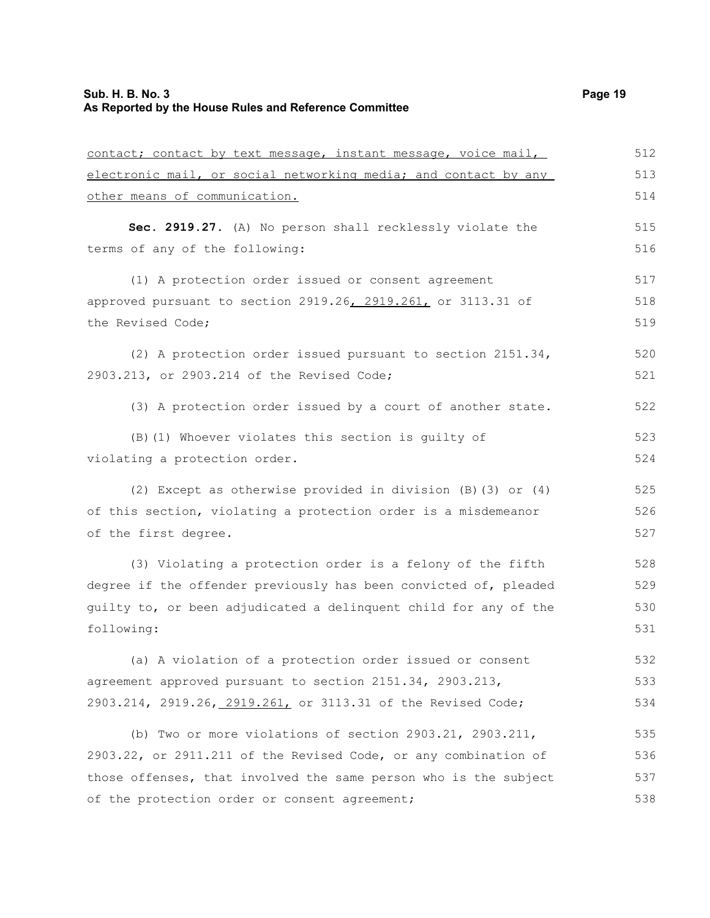contact; contact by text message, instant message, voice mail, electronic mail, or social networking media; and contact by any other means of communication.

**Sec. 2919.27.** (A) No person shall recklessly violate the terms of any of the following:

(1) A protection order issued or consent agreement approved pursuant to section 2919.26, 2919.261, or 3113.31 of the Revised Code;

(2) A protection order issued pursuant to section 2151.34, 2903.213, or 2903.214 of the Revised Code;

(3) A protection order issued by a court of another state.

(B)(1) Whoever violates this section is guilty of violating a protection order.

(2) Except as otherwise provided in division (B)(3) or (4) of this section, violating a protection order is a misdemeanor of the first degree.

(3) Violating a protection order is a felony of the fifth degree if the offender previously has been convicted of, pleaded guilty to, or been adjudicated a delinquent child for any of the following:

(a) A violation of a protection order issued or consent agreement approved pursuant to section 2151.34, 2903.213, 2903.214, 2919.26, 2919.261, or 3113.31 of the Revised Code;

(b) Two or more violations of section 2903.21, 2903.211, 2903.22, or 2911.211 of the Revised Code, or any combination of those offenses, that involved the same person who is the subject of the protection order or consent agreement;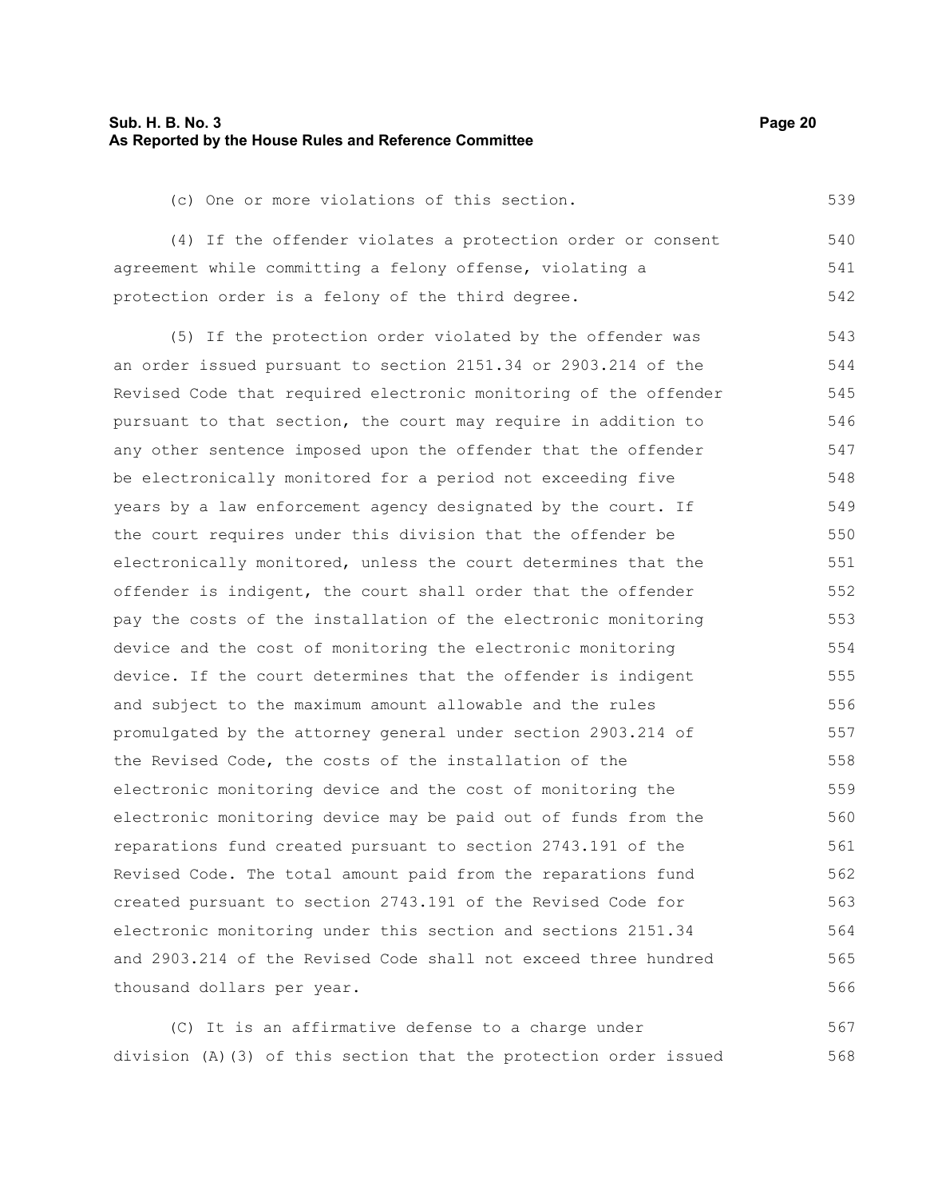(c) One or more violations of this section.

(4) If the offender violates a protection order or consent agreement while committing a felony offense, violating a protection order is a felony of the third degree.

(5) If the protection order violated by the offender was an order issued pursuant to section 2151.34 or 2903.214 of the Revised Code that required electronic monitoring of the offender pursuant to that section, the court may require in addition to any other sentence imposed upon the offender that the offender be electronically monitored for a period not exceeding five years by a law enforcement agency designated by the court. If the court requires under this division that the offender be electronically monitored, unless the court determines that the offender is indigent, the court shall order that the offender pay the costs of the installation of the electronic monitoring device and the cost of monitoring the electronic monitoring device. If the court determines that the offender is indigent and subject to the maximum amount allowable and the rules promulgated by the attorney general under section 2903.214 of the Revised Code, the costs of the installation of the electronic monitoring device and the cost of monitoring the electronic monitoring device may be paid out of funds from the reparations fund created pursuant to section 2743.191 of the Revised Code. The total amount paid from the reparations fund created pursuant to section 2743.191 of the Revised Code for electronic monitoring under this section and sections 2151.34 and 2903.214 of the Revised Code shall not exceed three hundred thousand dollars per year.

(C) It is an affirmative defense to a charge under division (A)(3) of this section that the protection order issued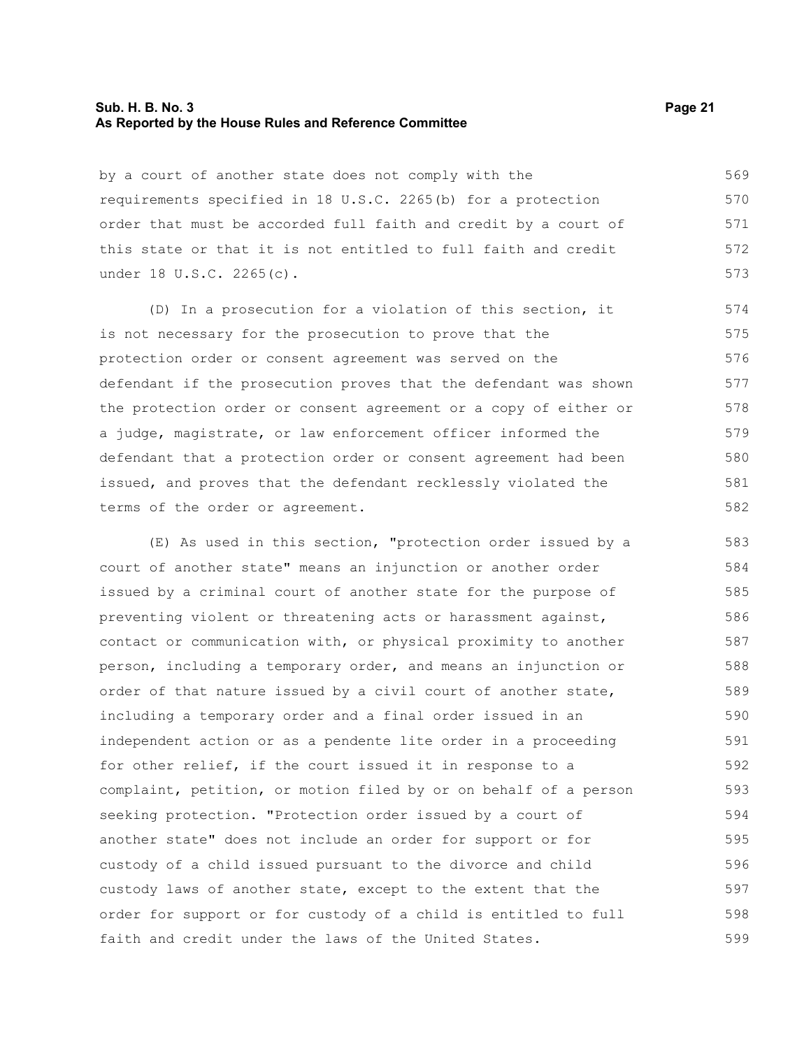by a court of another state does not comply with the requirements specified in 18 U.S.C. 2265(b) for a protection order that must be accorded full faith and credit by a court of this state or that it is not entitled to full faith and credit under 18 U.S.C. 2265(c).

(D) In a prosecution for a violation of this section, it is not necessary for the prosecution to prove that the protection order or consent agreement was served on the defendant if the prosecution proves that the defendant was shown the protection order or consent agreement or a copy of either or a judge, magistrate, or law enforcement officer informed the defendant that a protection order or consent agreement had been issued, and proves that the defendant recklessly violated the terms of the order or agreement.

(E) As used in this section, "protection order issued by a court of another state" means an injunction or another order issued by a criminal court of another state for the purpose of preventing violent or threatening acts or harassment against, contact or communication with, or physical proximity to another person, including a temporary order, and means an injunction or order of that nature issued by a civil court of another state, including a temporary order and a final order issued in an independent action or as a pendente lite order in a proceeding for other relief, if the court issued it in response to a complaint, petition, or motion filed by or on behalf of a person seeking protection. "Protection order issued by a court of another state" does not include an order for support or for custody of a child issued pursuant to the divorce and child custody laws of another state, except to the extent that the order for support or for custody of a child is entitled to full faith and credit under the laws of the United States.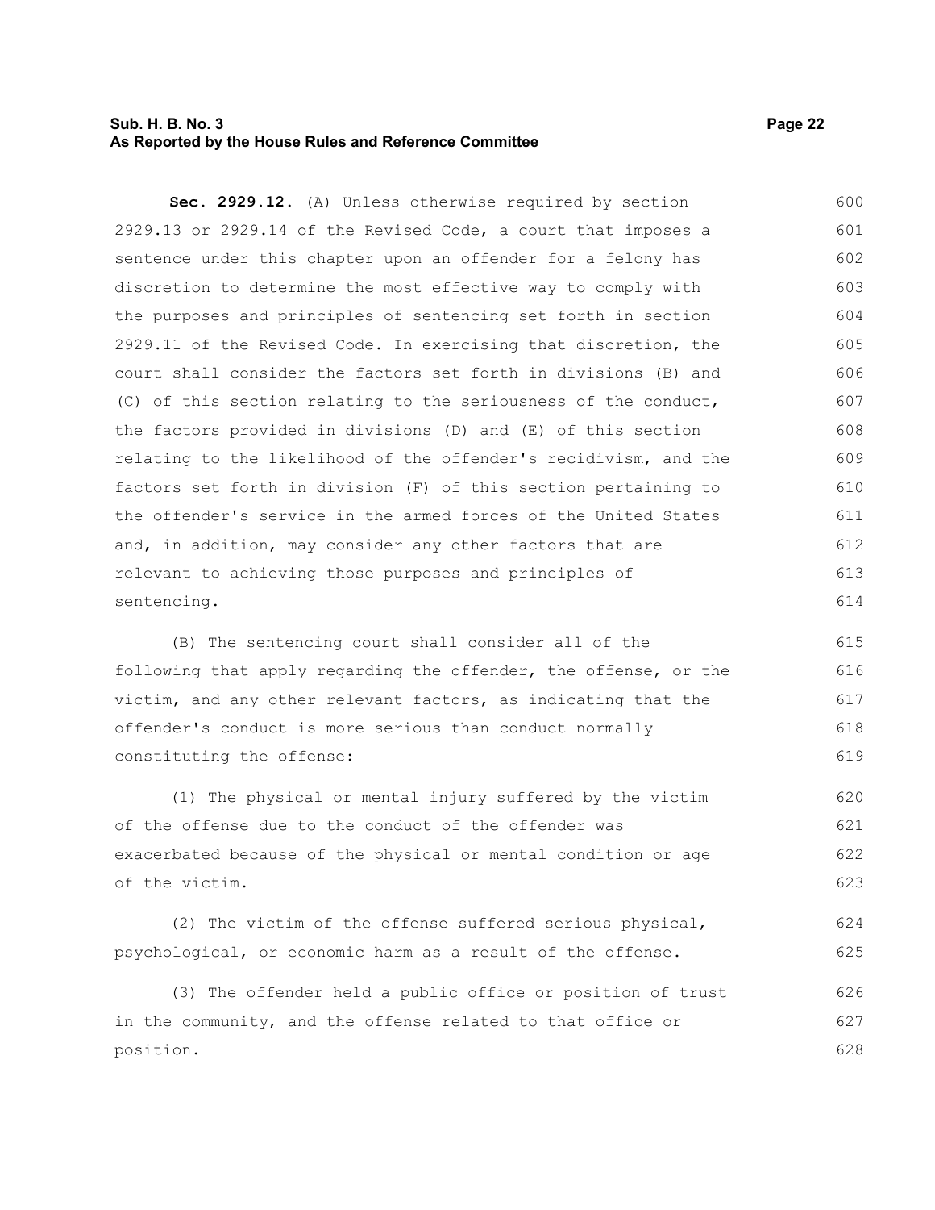**Sec. 2929.12.** (A) Unless otherwise required by section 2929.13 or 2929.14 of the Revised Code, a court that imposes a sentence under this chapter upon an offender for a felony has discretion to determine the most effective way to comply with the purposes and principles of sentencing set forth in section 2929.11 of the Revised Code. In exercising that discretion, the court shall consider the factors set forth in divisions (B) and (C) of this section relating to the seriousness of the conduct, the factors provided in divisions (D) and (E) of this section relating to the likelihood of the offender's recidivism, and the factors set forth in division (F) of this section pertaining to the offender's service in the armed forces of the United States and, in addition, may consider any other factors that are relevant to achieving those purposes and principles of sentencing.

(B) The sentencing court shall consider all of the following that apply regarding the offender, the offense, or the victim, and any other relevant factors, as indicating that the offender's conduct is more serious than conduct normally constituting the offense:

(1) The physical or mental injury suffered by the victim of the offense due to the conduct of the offender was exacerbated because of the physical or mental condition or age of the victim.

(2) The victim of the offense suffered serious physical, psychological, or economic harm as a result of the offense.

(3) The offender held a public office or position of trust in the community, and the offense related to that office or position.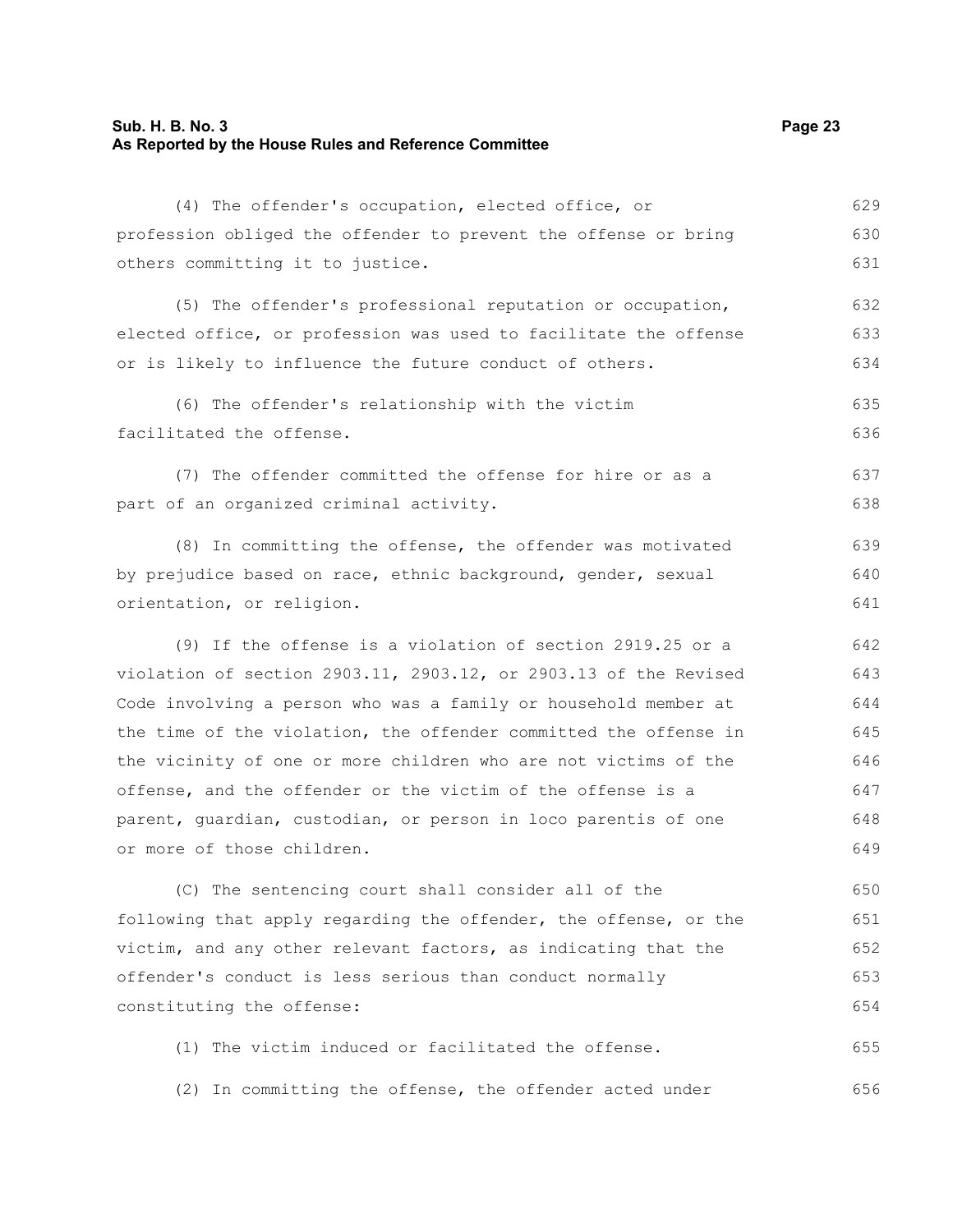(4) The offender's occupation, elected office, or profession obliged the offender to prevent the offense or bring others committing it to justice.

(5) The offender's professional reputation or occupation, elected office, or profession was used to facilitate the offense or is likely to influence the future conduct of others.

(6) The offender's relationship with the victim facilitated the offense.

(7) The offender committed the offense for hire or as a part of an organized criminal activity.

(8) In committing the offense, the offender was motivated by prejudice based on race, ethnic background, gender, sexual orientation, or religion.

(9) If the offense is a violation of section 2919.25 or a violation of section 2903.11, 2903.12, or 2903.13 of the Revised Code involving a person who was a family or household member at the time of the violation, the offender committed the offense in the vicinity of one or more children who are not victims of the offense, and the offender or the victim of the offense is a parent, guardian, custodian, or person in loco parentis of one or more of those children.

(C) The sentencing court shall consider all of the following that apply regarding the offender, the offense, or the victim, and any other relevant factors, as indicating that the offender's conduct is less serious than conduct normally constituting the offense:

(1) The victim induced or facilitated the offense.

(2) In committing the offense, the offender acted under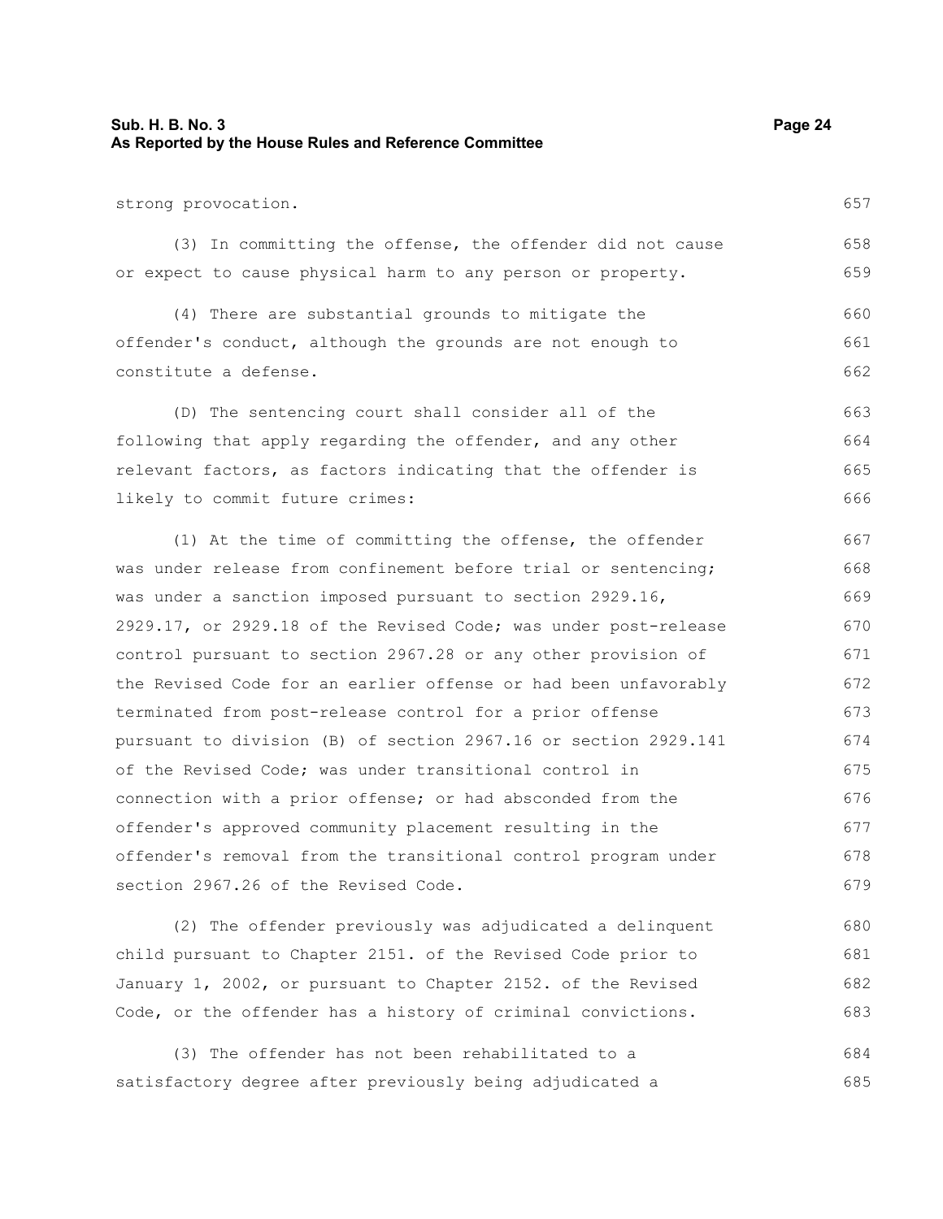strong provocation.

(3) In committing the offense, the offender did not cause or expect to cause physical harm to any person or property.

(4) There are substantial grounds to mitigate the offender's conduct, although the grounds are not enough to constitute a defense.

(D) The sentencing court shall consider all of the following that apply regarding the offender, and any other relevant factors, as factors indicating that the offender is likely to commit future crimes:

(1) At the time of committing the offense, the offender was under release from confinement before trial or sentencing; was under a sanction imposed pursuant to section 2929.16, 2929.17, or 2929.18 of the Revised Code; was under post-release control pursuant to section 2967.28 or any other provision of the Revised Code for an earlier offense or had been unfavorably terminated from post-release control for a prior offense pursuant to division (B) of section 2967.16 or section 2929.141 of the Revised Code; was under transitional control in connection with a prior offense; or had absconded from the offender's approved community placement resulting in the offender's removal from the transitional control program under section 2967.26 of the Revised Code.

(2) The offender previously was adjudicated a delinquent child pursuant to Chapter 2151. of the Revised Code prior to January 1, 2002, or pursuant to Chapter 2152. of the Revised Code, or the offender has a history of criminal convictions.

(3) The offender has not been rehabilitated to a satisfactory degree after previously being adjudicated a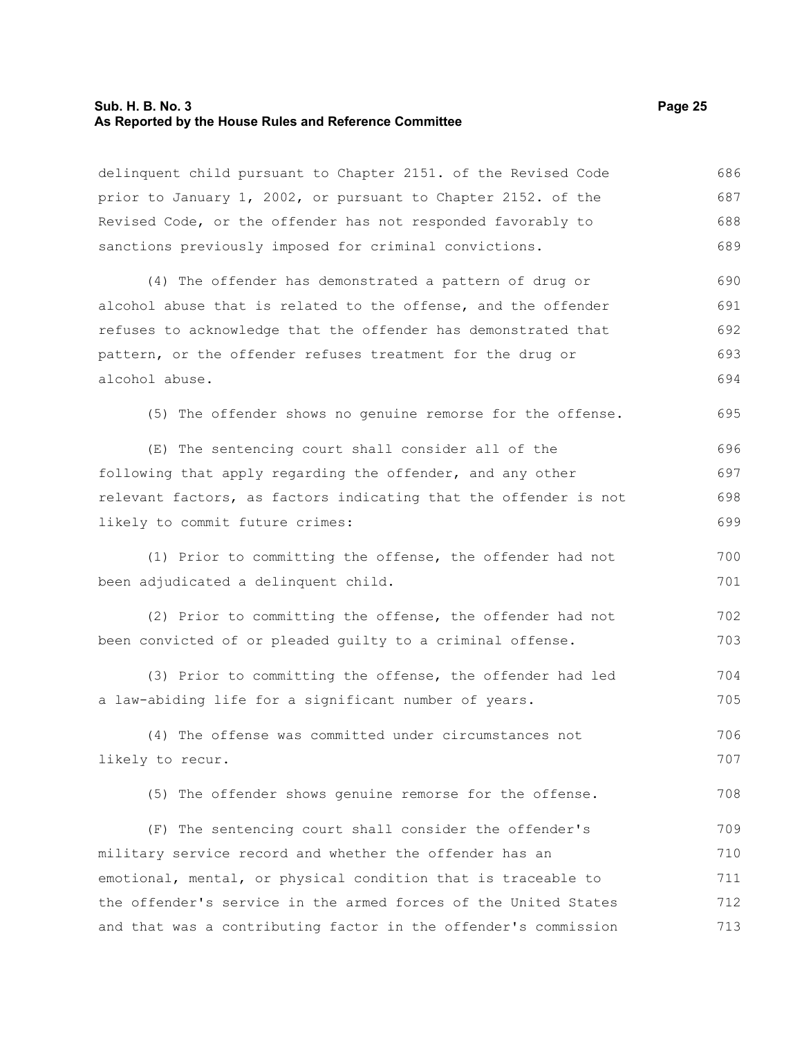delinquent child pursuant to Chapter 2151. of the Revised Code prior to January 1, 2002, or pursuant to Chapter 2152. of the Revised Code, or the offender has not responded favorably to sanctions previously imposed for criminal convictions.

(4) The offender has demonstrated a pattern of drug or alcohol abuse that is related to the offense, and the offender refuses to acknowledge that the offender has demonstrated that pattern, or the offender refuses treatment for the drug or alcohol abuse.

(5) The offender shows no genuine remorse for the offense.

(E) The sentencing court shall consider all of the following that apply regarding the offender, and any other relevant factors, as factors indicating that the offender is not likely to commit future crimes:

(1) Prior to committing the offense, the offender had not been adjudicated a delinquent child.

(2) Prior to committing the offense, the offender had not been convicted of or pleaded guilty to a criminal offense.

(3) Prior to committing the offense, the offender had led a law-abiding life for a significant number of years.

(4) The offense was committed under circumstances not likely to recur.

(5) The offender shows genuine remorse for the offense.

(F) The sentencing court shall consider the offender's military service record and whether the offender has an emotional, mental, or physical condition that is traceable to the offender's service in the armed forces of the United States and that was a contributing factor in the offender's commission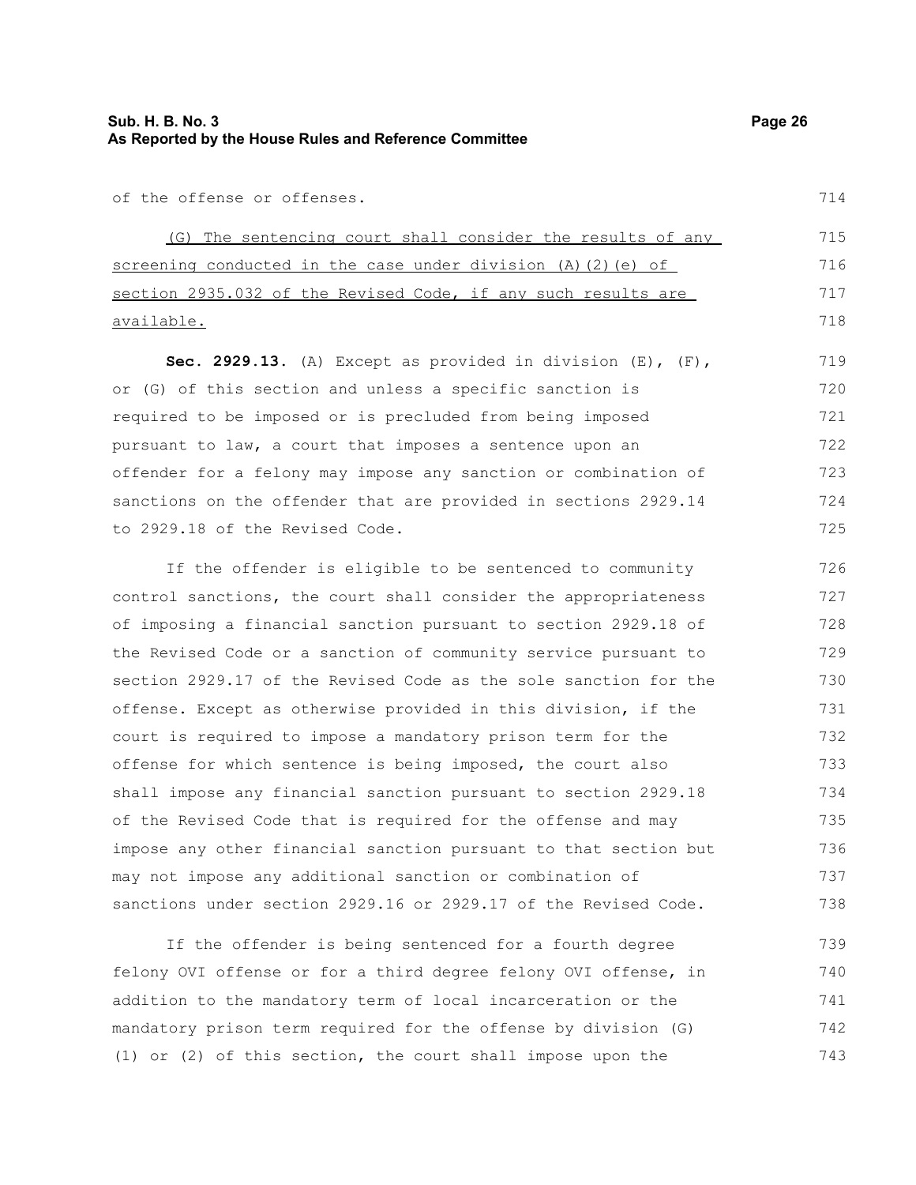of the offense or offenses.

<u>(G) The sentencing court shall consider the results of any screening conducted in the case under division (A)(2)(e) of section 2935.032 of the Revised Code, if any such results are available.</u>

**Sec. 2929.13.** (A) Except as provided in division (E), (F), or (G) of this section and unless a specific sanction is required to be imposed or is precluded from being imposed pursuant to law, a court that imposes a sentence upon an offender for a felony may impose any sanction or combination of sanctions on the offender that are provided in sections 2929.14 to 2929.18 of the Revised Code.

If the offender is eligible to be sentenced to community control sanctions, the court shall consider the appropriateness of imposing a financial sanction pursuant to section 2929.18 of the Revised Code or a sanction of community service pursuant to section 2929.17 of the Revised Code as the sole sanction for the offense. Except as otherwise provided in this division, if the court is required to impose a mandatory prison term for the offense for which sentence is being imposed, the court also shall impose any financial sanction pursuant to section 2929.18 of the Revised Code that is required for the offense and may impose any other financial sanction pursuant to that section but may not impose any additional sanction or combination of sanctions under section 2929.16 or 2929.17 of the Revised Code.

If the offender is being sentenced for a fourth degree felony OVI offense or for a third degree felony OVI offense, in addition to the mandatory term of local incarceration or the mandatory prison term required for the offense by division (G)(1) or (2) of this section, the court shall impose upon the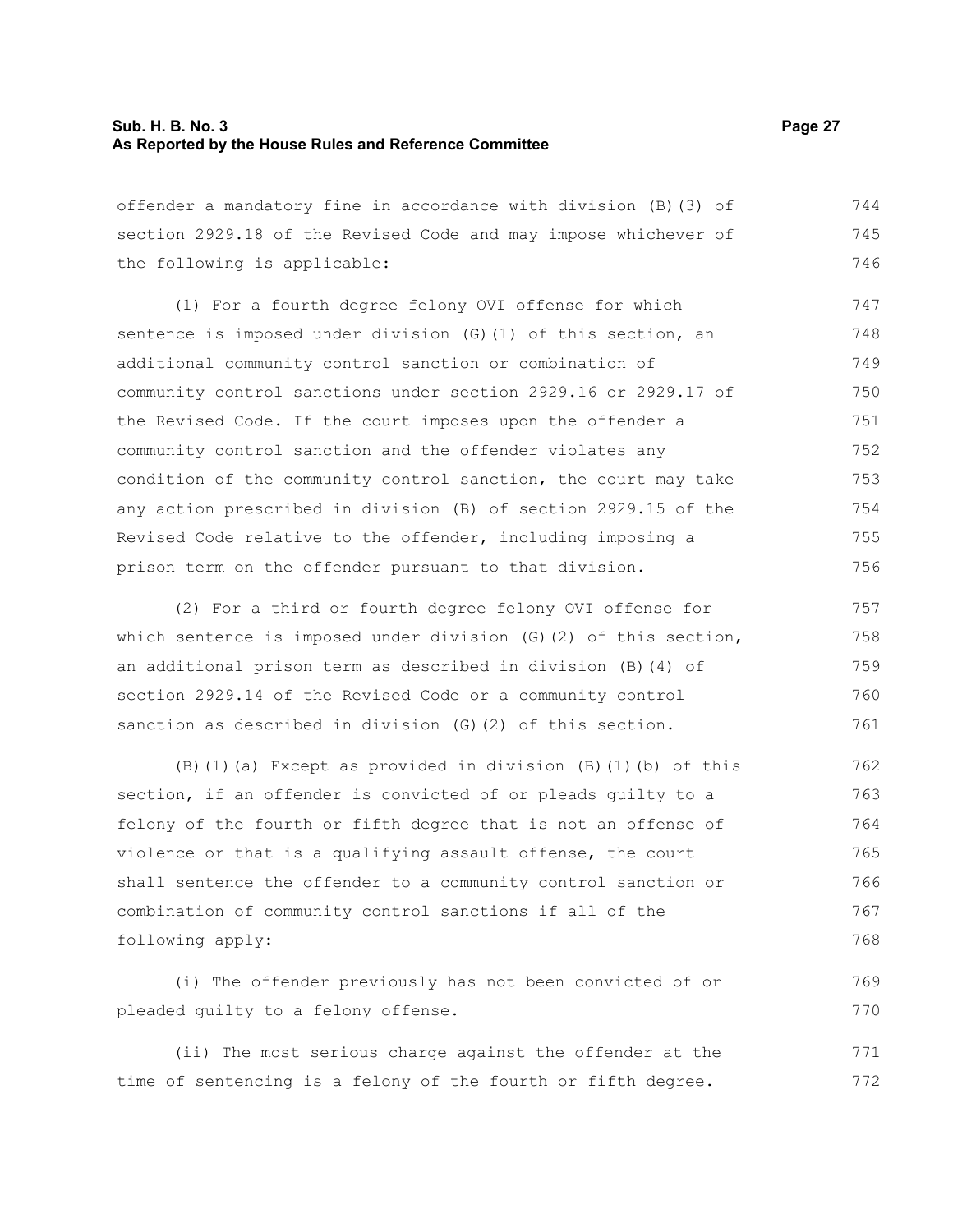offender a mandatory fine in accordance with division (B)(3) of section 2929.18 of the Revised Code and may impose whichever of the following is applicable:

(1) For a fourth degree felony OVI offense for which sentence is imposed under division (G)(1) of this section, an additional community control sanction or combination of community control sanctions under section 2929.16 or 2929.17 of the Revised Code. If the court imposes upon the offender a community control sanction and the offender violates any condition of the community control sanction, the court may take any action prescribed in division (B) of section 2929.15 of the Revised Code relative to the offender, including imposing a prison term on the offender pursuant to that division.

(2) For a third or fourth degree felony OVI offense for which sentence is imposed under division (G)(2) of this section, an additional prison term as described in division (B)(4) of section 2929.14 of the Revised Code or a community control sanction as described in division (G)(2) of this section.

(B)(1)(a) Except as provided in division (B)(1)(b) of this section, if an offender is convicted of or pleads guilty to a felony of the fourth or fifth degree that is not an offense of violence or that is a qualifying assault offense, the court shall sentence the offender to a community control sanction or combination of community control sanctions if all of the following apply:

(i) The offender previously has not been convicted of or pleaded guilty to a felony offense.

(ii) The most serious charge against the offender at the time of sentencing is a felony of the fourth or fifth degree.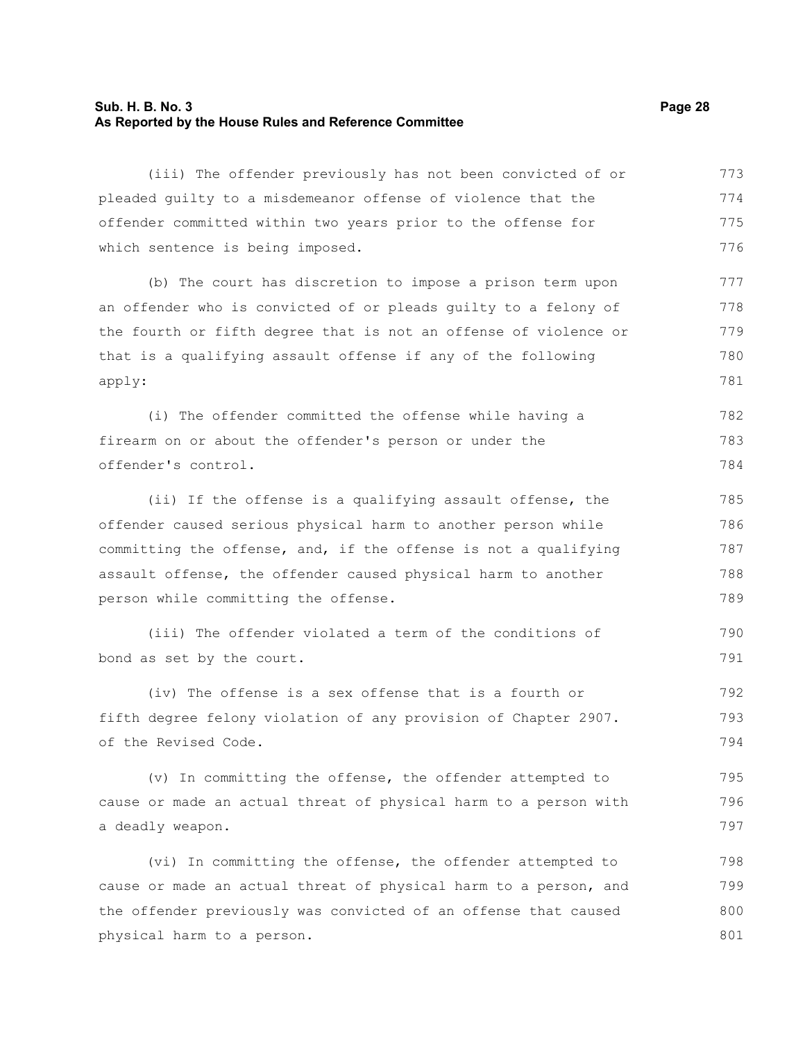(iii) The offender previously has not been convicted of or pleaded guilty to a misdemeanor offense of violence that the offender committed within two years prior to the offense for which sentence is being imposed.

(b) The court has discretion to impose a prison term upon an offender who is convicted of or pleads guilty to a felony of the fourth or fifth degree that is not an offense of violence or that is a qualifying assault offense if any of the following apply:

(i) The offender committed the offense while having a firearm on or about the offender's person or under the offender's control.

(ii) If the offense is a qualifying assault offense, the offender caused serious physical harm to another person while committing the offense, and, if the offense is not a qualifying assault offense, the offender caused physical harm to another person while committing the offense.

(iii) The offender violated a term of the conditions of bond as set by the court.

(iv) The offense is a sex offense that is a fourth or fifth degree felony violation of any provision of Chapter 2907. of the Revised Code.

(v) In committing the offense, the offender attempted to cause or made an actual threat of physical harm to a person with a deadly weapon.

(vi) In committing the offense, the offender attempted to cause or made an actual threat of physical harm to a person, and the offender previously was convicted of an offense that caused physical harm to a person.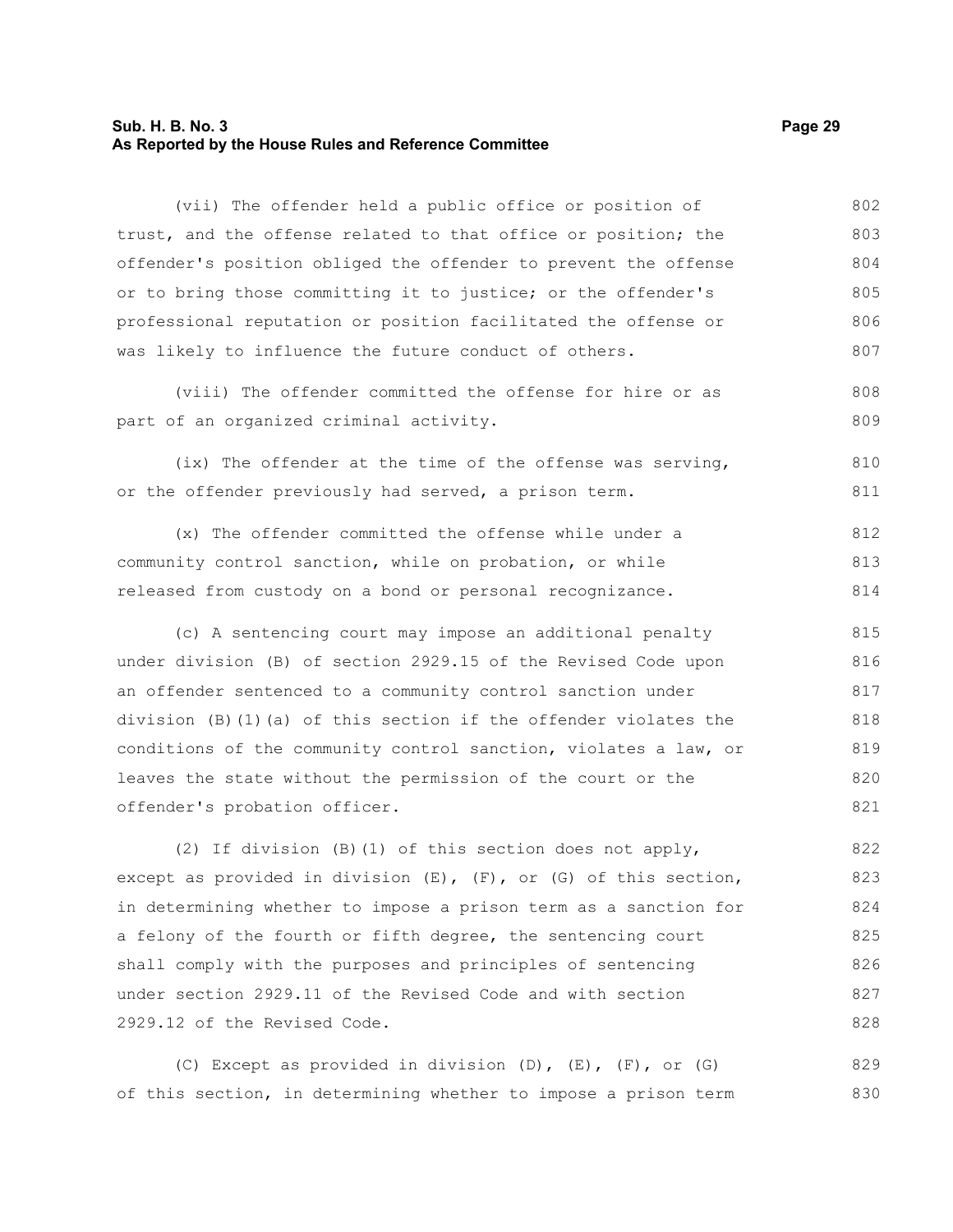(vii) The offender held a public office or position of trust, and the offense related to that office or position; the offender's position obliged the offender to prevent the offense or to bring those committing it to justice; or the offender's professional reputation or position facilitated the offense or was likely to influence the future conduct of others.

(viii) The offender committed the offense for hire or as part of an organized criminal activity.

(ix) The offender at the time of the offense was serving, or the offender previously had served, a prison term.

(x) The offender committed the offense while under a community control sanction, while on probation, or while released from custody on a bond or personal recognizance.

(c) A sentencing court may impose an additional penalty under division (B) of section 2929.15 of the Revised Code upon an offender sentenced to a community control sanction under division (B)(1)(a) of this section if the offender violates the conditions of the community control sanction, violates a law, or leaves the state without the permission of the court or the offender's probation officer.

(2) If division (B)(1) of this section does not apply, except as provided in division (E), (F), or (G) of this section, in determining whether to impose a prison term as a sanction for a felony of the fourth or fifth degree, the sentencing court shall comply with the purposes and principles of sentencing under section 2929.11 of the Revised Code and with section 2929.12 of the Revised Code.

(C) Except as provided in division (D), (E), (F), or (G) of this section, in determining whether to impose a prison term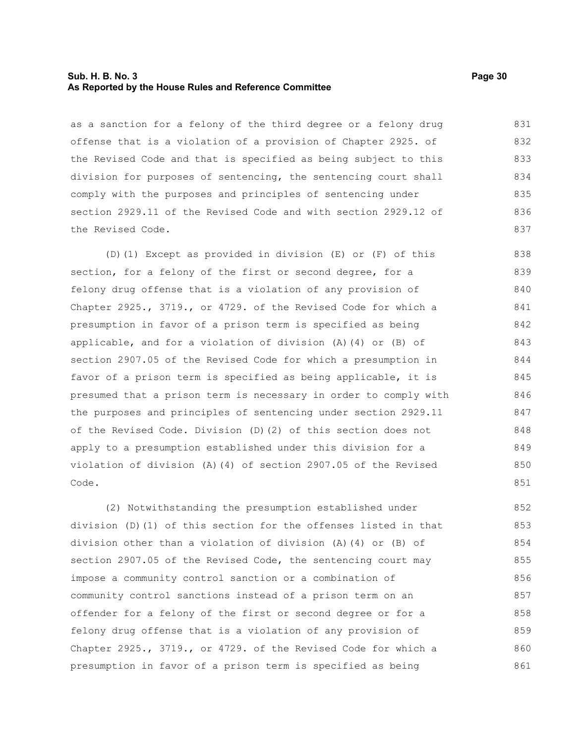as a sanction for a felony of the third degree or a felony drug offense that is a violation of a provision of Chapter 2925. of the Revised Code and that is specified as being subject to this division for purposes of sentencing, the sentencing court shall comply with the purposes and principles of sentencing under section 2929.11 of the Revised Code and with section 2929.12 of the Revised Code.

(D)(1) Except as provided in division (E) or (F) of this section, for a felony of the first or second degree, for a felony drug offense that is a violation of any provision of Chapter 2925., 3719., or 4729. of the Revised Code for which a presumption in favor of a prison term is specified as being applicable, and for a violation of division (A)(4) or (B) of section 2907.05 of the Revised Code for which a presumption in favor of a prison term is specified as being applicable, it is presumed that a prison term is necessary in order to comply with the purposes and principles of sentencing under section 2929.11 of the Revised Code. Division (D)(2) of this section does not apply to a presumption established under this division for a violation of division (A)(4) of section 2907.05 of the Revised Code.

(2) Notwithstanding the presumption established under division (D)(1) of this section for the offenses listed in that division other than a violation of division (A)(4) or (B) of section 2907.05 of the Revised Code, the sentencing court may impose a community control sanction or a combination of community control sanctions instead of a prison term on an offender for a felony of the first or second degree or for a felony drug offense that is a violation of any provision of Chapter 2925., 3719., or 4729. of the Revised Code for which a presumption in favor of a prison term is specified as being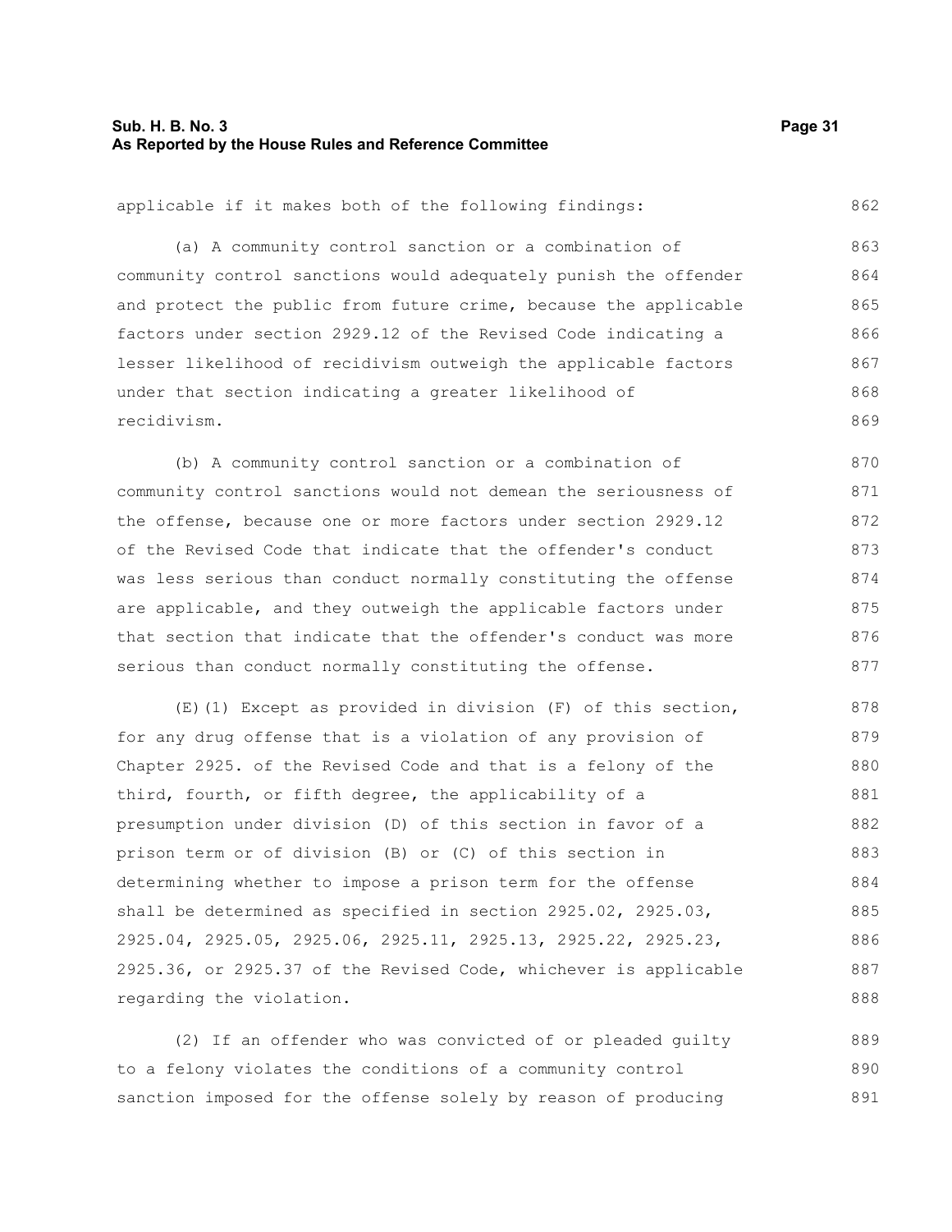applicable if it makes both of the following findings:

(a) A community control sanction or a combination of community control sanctions would adequately punish the offender and protect the public from future crime, because the applicable factors under section 2929.12 of the Revised Code indicating a lesser likelihood of recidivism outweigh the applicable factors under that section indicating a greater likelihood of recidivism.

(b) A community control sanction or a combination of community control sanctions would not demean the seriousness of the offense, because one or more factors under section 2929.12 of the Revised Code that indicate that the offender's conduct was less serious than conduct normally constituting the offense are applicable, and they outweigh the applicable factors under that section that indicate that the offender's conduct was more serious than conduct normally constituting the offense.

(E)(1) Except as provided in division (F) of this section, for any drug offense that is a violation of any provision of Chapter 2925. of the Revised Code and that is a felony of the third, fourth, or fifth degree, the applicability of a presumption under division (D) of this section in favor of a prison term or of division (B) or (C) of this section in determining whether to impose a prison term for the offense shall be determined as specified in section 2925.02, 2925.03, 2925.04, 2925.05, 2925.06, 2925.11, 2925.13, 2925.22, 2925.23, 2925.36, or 2925.37 of the Revised Code, whichever is applicable regarding the violation.

(2) If an offender who was convicted of or pleaded guilty to a felony violates the conditions of a community control sanction imposed for the offense solely by reason of producing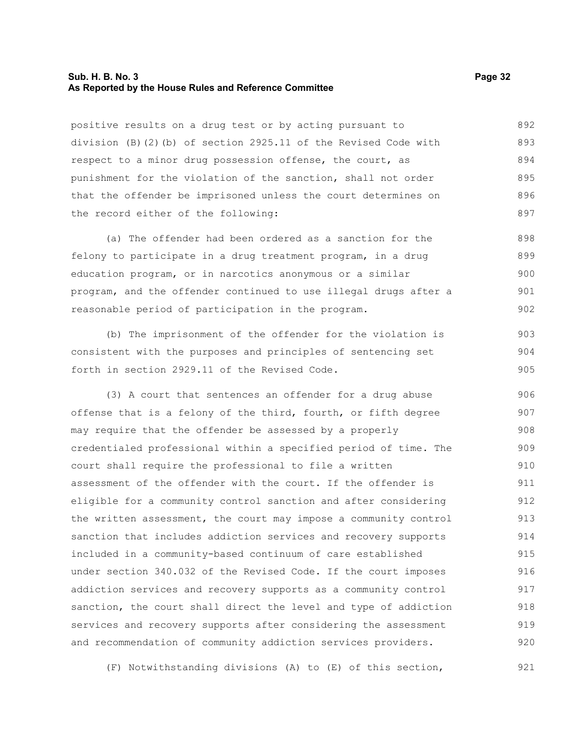positive results on a drug test or by acting pursuant to division (B)(2)(b) of section 2925.11 of the Revised Code with respect to a minor drug possession offense, the court, as punishment for the violation of the sanction, shall not order that the offender be imprisoned unless the court determines on the record either of the following:

(a) The offender had been ordered as a sanction for the felony to participate in a drug treatment program, in a drug education program, or in narcotics anonymous or a similar program, and the offender continued to use illegal drugs after a reasonable period of participation in the program.

(b) The imprisonment of the offender for the violation is consistent with the purposes and principles of sentencing set forth in section 2929.11 of the Revised Code.

(3) A court that sentences an offender for a drug abuse offense that is a felony of the third, fourth, or fifth degree may require that the offender be assessed by a properly credentialed professional within a specified period of time. The court shall require the professional to file a written assessment of the offender with the court. If the offender is eligible for a community control sanction and after considering the written assessment, the court may impose a community control sanction that includes addiction services and recovery supports included in a community-based continuum of care established under section 340.032 of the Revised Code. If the court imposes addiction services and recovery supports as a community control sanction, the court shall direct the level and type of addiction services and recovery supports after considering the assessment and recommendation of community addiction services providers.

(F) Notwithstanding divisions (A) to (E) of this section,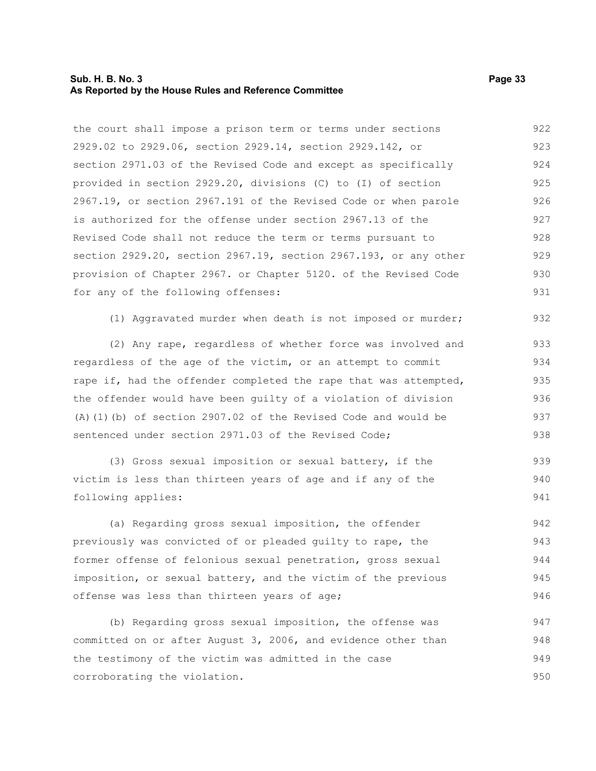the court shall impose a prison term or terms under sections 2929.02 to 2929.06, section 2929.14, section 2929.142, or section 2971.03 of the Revised Code and except as specifically provided in section 2929.20, divisions (C) to (I) of section 2967.19, or section 2967.191 of the Revised Code or when parole is authorized for the offense under section 2967.13 of the Revised Code shall not reduce the term or terms pursuant to section 2929.20, section 2967.19, section 2967.193, or any other provision of Chapter 2967. or Chapter 5120. of the Revised Code for any of the following offenses:

(1) Aggravated murder when death is not imposed or murder;

(2) Any rape, regardless of whether force was involved and regardless of the age of the victim, or an attempt to commit rape if, had the offender completed the rape that was attempted, the offender would have been guilty of a violation of division (A)(1)(b) of section 2907.02 of the Revised Code and would be sentenced under section 2971.03 of the Revised Code;

(3) Gross sexual imposition or sexual battery, if the victim is less than thirteen years of age and if any of the following applies:

(a) Regarding gross sexual imposition, the offender previously was convicted of or pleaded guilty to rape, the former offense of felonious sexual penetration, gross sexual imposition, or sexual battery, and the victim of the previous offense was less than thirteen years of age;

(b) Regarding gross sexual imposition, the offense was committed on or after August 3, 2006, and evidence other than the testimony of the victim was admitted in the case corroborating the violation.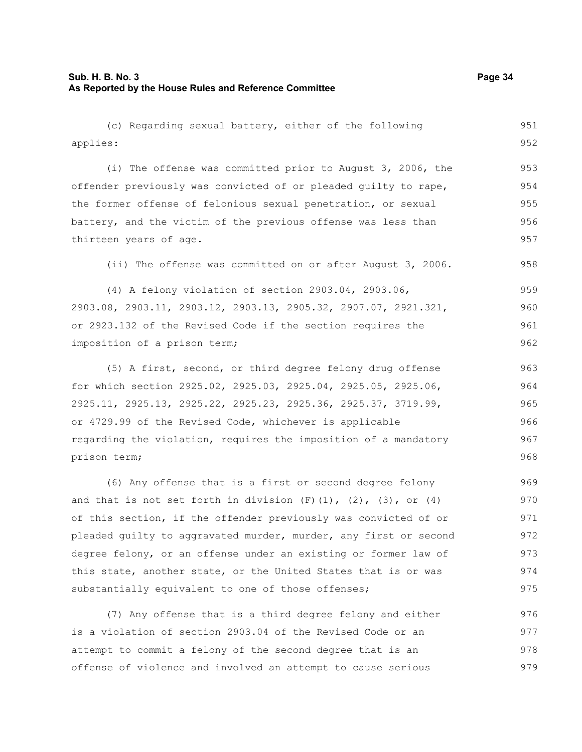(c) Regarding sexual battery, either of the following applies:

(i) The offense was committed prior to August 3, 2006, the offender previously was convicted of or pleaded guilty to rape, the former offense of felonious sexual penetration, or sexual battery, and the victim of the previous offense was less than thirteen years of age.

(ii) The offense was committed on or after August 3, 2006.

(4) A felony violation of section 2903.04, 2903.06, 2903.08, 2903.11, 2903.12, 2903.13, 2905.32, 2907.07, 2921.321, or 2923.132 of the Revised Code if the section requires the imposition of a prison term;

(5) A first, second, or third degree felony drug offense for which section 2925.02, 2925.03, 2925.04, 2925.05, 2925.06, 2925.11, 2925.13, 2925.22, 2925.23, 2925.36, 2925.37, 3719.99, or 4729.99 of the Revised Code, whichever is applicable regarding the violation, requires the imposition of a mandatory prison term;

(6) Any offense that is a first or second degree felony and that is not set forth in division (F)(1), (2), (3), or (4) of this section, if the offender previously was convicted of or pleaded guilty to aggravated murder, murder, any first or second degree felony, or an offense under an existing or former law of this state, another state, or the United States that is or was substantially equivalent to one of those offenses;

(7) Any offense that is a third degree felony and either is a violation of section 2903.04 of the Revised Code or an attempt to commit a felony of the second degree that is an offense of violence and involved an attempt to cause serious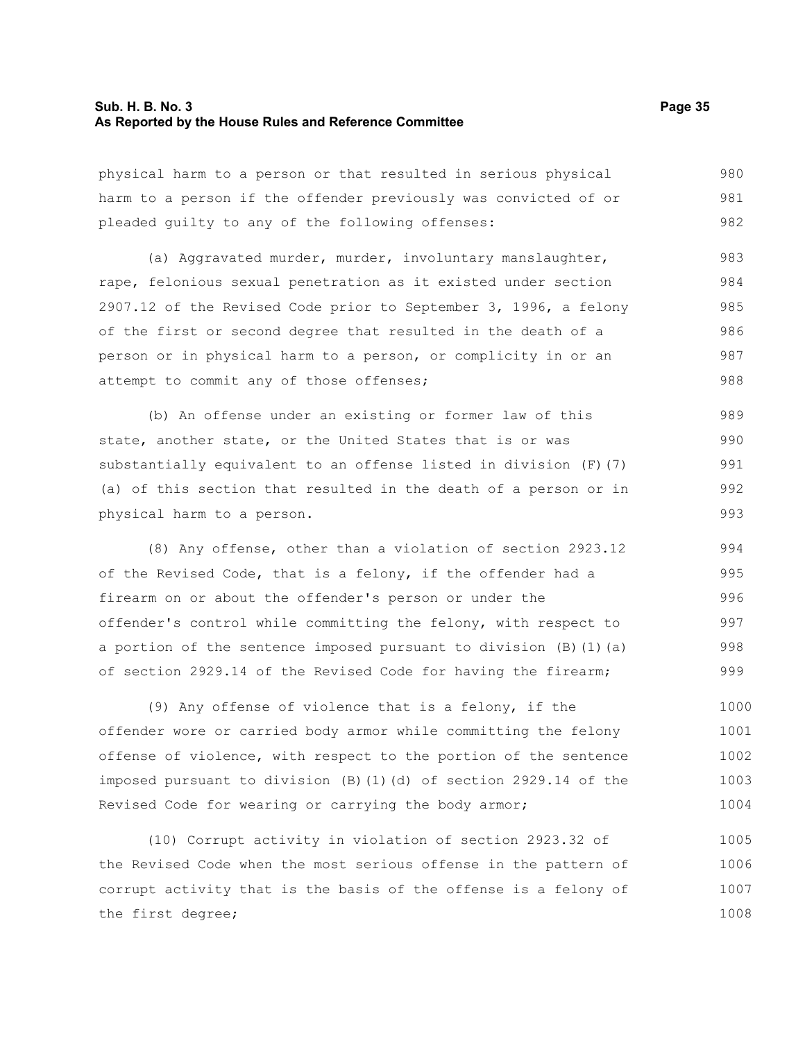physical harm to a person or that resulted in serious physical harm to a person if the offender previously was convicted of or pleaded guilty to any of the following offenses:

(a) Aggravated murder, murder, involuntary manslaughter, rape, felonious sexual penetration as it existed under section 2907.12 of the Revised Code prior to September 3, 1996, a felony of the first or second degree that resulted in the death of a person or in physical harm to a person, or complicity in or an attempt to commit any of those offenses;

(b) An offense under an existing or former law of this state, another state, or the United States that is or was substantially equivalent to an offense listed in division (F)(7)(a) of this section that resulted in the death of a person or in physical harm to a person.

(8) Any offense, other than a violation of section 2923.12 of the Revised Code, that is a felony, if the offender had a firearm on or about the offender's person or under the offender's control while committing the felony, with respect to a portion of the sentence imposed pursuant to division (B)(1)(a) of section 2929.14 of the Revised Code for having the firearm;

(9) Any offense of violence that is a felony, if the offender wore or carried body armor while committing the felony offense of violence, with respect to the portion of the sentence imposed pursuant to division (B)(1)(d) of section 2929.14 of the Revised Code for wearing or carrying the body armor;

(10) Corrupt activity in violation of section 2923.32 of the Revised Code when the most serious offense in the pattern of corrupt activity that is the basis of the offense is a felony of the first degree;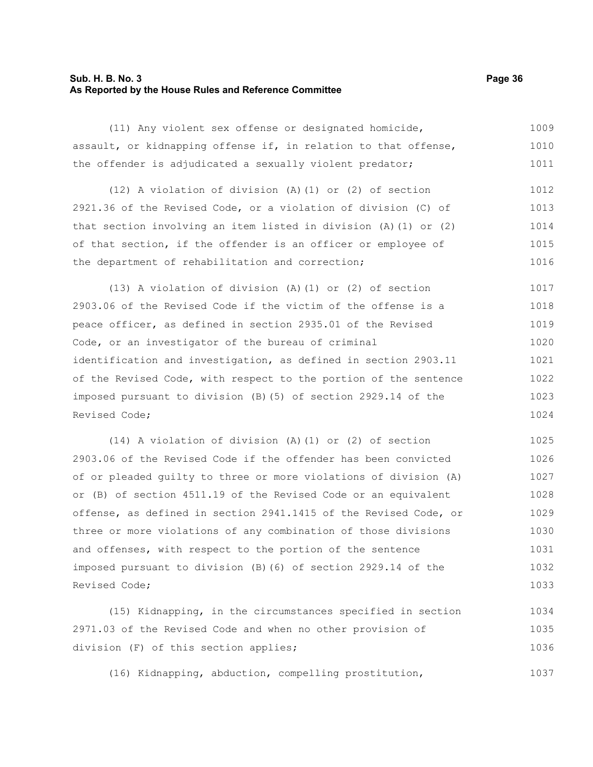(11) Any violent sex offense or designated homicide, assault, or kidnapping offense if, in relation to that offense, the offender is adjudicated a sexually violent predator;

(12) A violation of division (A)(1) or (2) of section 2921.36 of the Revised Code, or a violation of division (C) of that section involving an item listed in division (A)(1) or (2) of that section, if the offender is an officer or employee of the department of rehabilitation and correction;

(13) A violation of division (A)(1) or (2) of section 2903.06 of the Revised Code if the victim of the offense is a peace officer, as defined in section 2935.01 of the Revised Code, or an investigator of the bureau of criminal identification and investigation, as defined in section 2903.11 of the Revised Code, with respect to the portion of the sentence imposed pursuant to division (B)(5) of section 2929.14 of the Revised Code;

(14) A violation of division (A)(1) or (2) of section 2903.06 of the Revised Code if the offender has been convicted of or pleaded guilty to three or more violations of division (A) or (B) of section 4511.19 of the Revised Code or an equivalent offense, as defined in section 2941.1415 of the Revised Code, or three or more violations of any combination of those divisions and offenses, with respect to the portion of the sentence imposed pursuant to division (B)(6) of section 2929.14 of the Revised Code;

(15) Kidnapping, in the circumstances specified in section 2971.03 of the Revised Code and when no other provision of division (F) of this section applies;

(16) Kidnapping, abduction, compelling prostitution,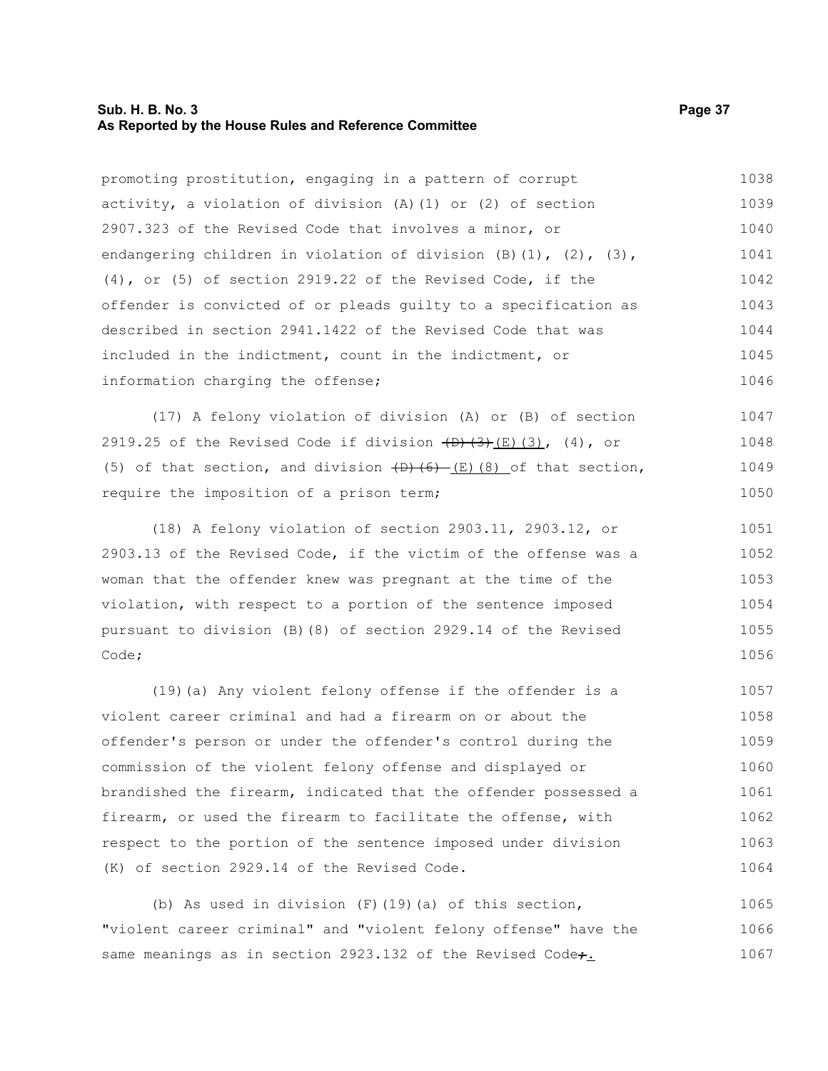promoting prostitution, engaging in a pattern of corrupt activity, a violation of division (A)(1) or (2) of section 2907.323 of the Revised Code that involves a minor, or endangering children in violation of division (B)(1), (2), (3), (4), or (5) of section 2919.22 of the Revised Code, if the offender is convicted of or pleads guilty to a specification as described in section 2941.1422 of the Revised Code that was included in the indictment, count in the indictment, or information charging the offense;

(17) A felony violation of division (A) or (B) of section 2919.25 of the Revised Code if division ~~(D)(3)~~ (E)(3), (4), or (5) of that section, and division ~~(D)(6)~~ (E)(8) of that section, require the imposition of a prison term;

(18) A felony violation of section 2903.11, 2903.12, or 2903.13 of the Revised Code, if the victim of the offense was a woman that the offender knew was pregnant at the time of the violation, with respect to a portion of the sentence imposed pursuant to division (B)(8) of section 2929.14 of the Revised Code;

(19)(a) Any violent felony offense if the offender is a violent career criminal and had a firearm on or about the offender's person or under the offender's control during the commission of the violent felony offense and displayed or brandished the firearm, indicated that the offender possessed a firearm, or used the firearm to facilitate the offense, with respect to the portion of the sentence imposed under division (K) of section 2929.14 of the Revised Code.

(b) As used in division (F)(19)(a) of this section, "violent career criminal" and "violent felony offense" have the same meanings as in section 2923.132 of the Revised Code~~;~~.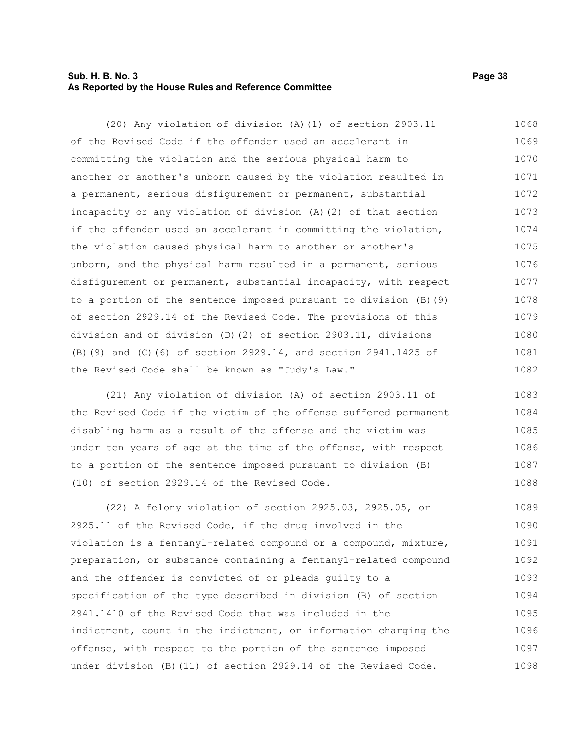(20) Any violation of division (A)(1) of section 2903.11 of the Revised Code if the offender used an accelerant in committing the violation and the serious physical harm to another or another's unborn caused by the violation resulted in a permanent, serious disfigurement or permanent, substantial incapacity or any violation of division (A)(2) of that section if the offender used an accelerant in committing the violation, the violation caused physical harm to another or another's unborn, and the physical harm resulted in a permanent, serious disfigurement or permanent, substantial incapacity, with respect to a portion of the sentence imposed pursuant to division (B)(9) of section 2929.14 of the Revised Code. The provisions of this division and of division (D)(2) of section 2903.11, divisions (B)(9) and (C)(6) of section 2929.14, and section 2941.1425 of the Revised Code shall be known as "Judy's Law."

(21) Any violation of division (A) of section 2903.11 of the Revised Code if the victim of the offense suffered permanent disabling harm as a result of the offense and the victim was under ten years of age at the time of the offense, with respect to a portion of the sentence imposed pursuant to division (B)(10) of section 2929.14 of the Revised Code.

(22) A felony violation of section 2925.03, 2925.05, or 2925.11 of the Revised Code, if the drug involved in the violation is a fentanyl-related compound or a compound, mixture, preparation, or substance containing a fentanyl-related compound and the offender is convicted of or pleads guilty to a specification of the type described in division (B) of section 2941.1410 of the Revised Code that was included in the indictment, count in the indictment, or information charging the offense, with respect to the portion of the sentence imposed under division (B)(11) of section 2929.14 of the Revised Code.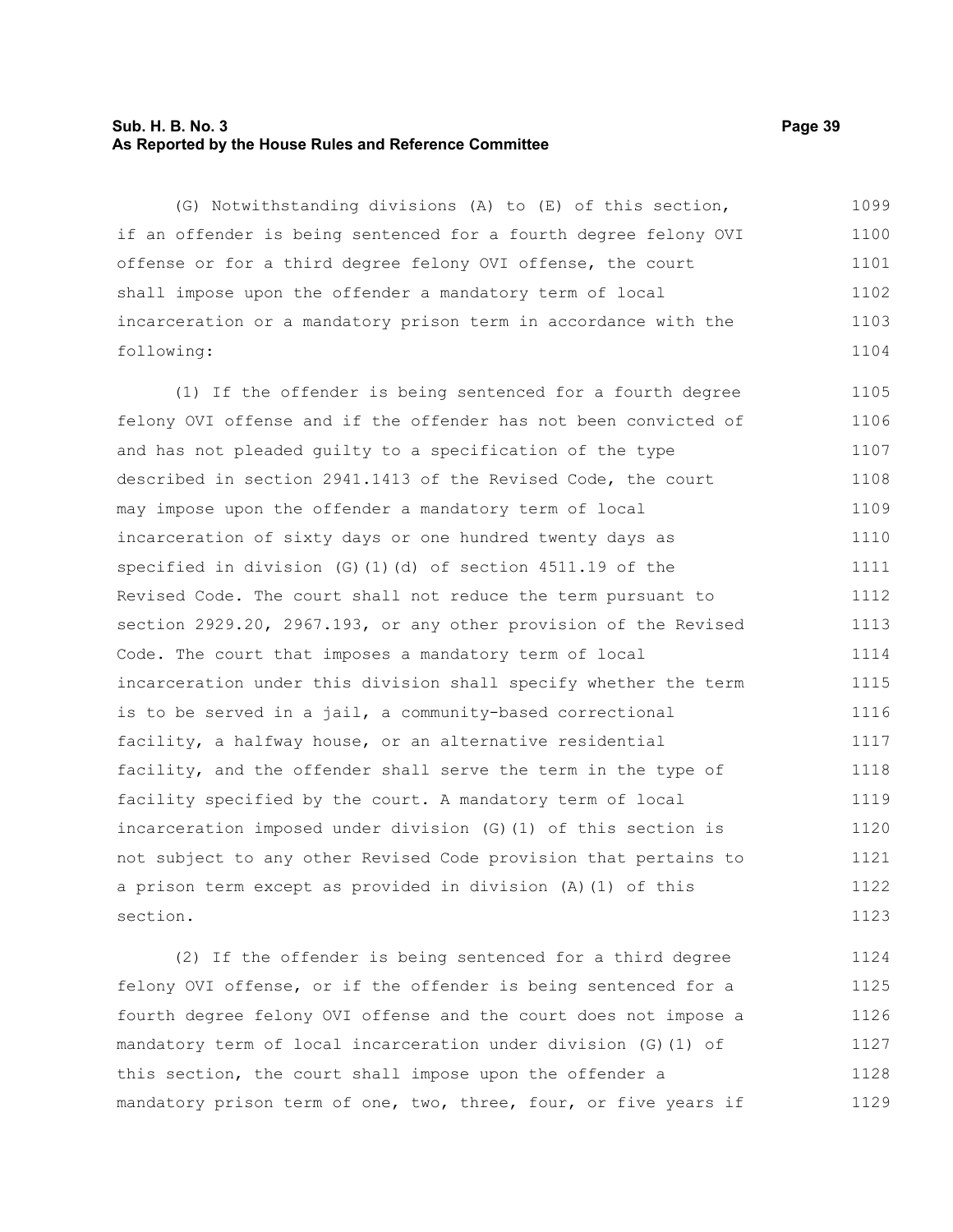(G) Notwithstanding divisions (A) to (E) of this section, if an offender is being sentenced for a fourth degree felony OVI offense or for a third degree felony OVI offense, the court shall impose upon the offender a mandatory term of local incarceration or a mandatory prison term in accordance with the following:

(1) If the offender is being sentenced for a fourth degree felony OVI offense and if the offender has not been convicted of and has not pleaded guilty to a specification of the type described in section 2941.1413 of the Revised Code, the court may impose upon the offender a mandatory term of local incarceration of sixty days or one hundred twenty days as specified in division (G)(1)(d) of section 4511.19 of the Revised Code. The court shall not reduce the term pursuant to section 2929.20, 2967.193, or any other provision of the Revised Code. The court that imposes a mandatory term of local incarceration under this division shall specify whether the term is to be served in a jail, a community-based correctional facility, a halfway house, or an alternative residential facility, and the offender shall serve the term in the type of facility specified by the court. A mandatory term of local incarceration imposed under division (G)(1) of this section is not subject to any other Revised Code provision that pertains to a prison term except as provided in division (A)(1) of this section.

(2) If the offender is being sentenced for a third degree felony OVI offense, or if the offender is being sentenced for a fourth degree felony OVI offense and the court does not impose a mandatory term of local incarceration under division (G)(1) of this section, the court shall impose upon the offender a mandatory prison term of one, two, three, four, or five years if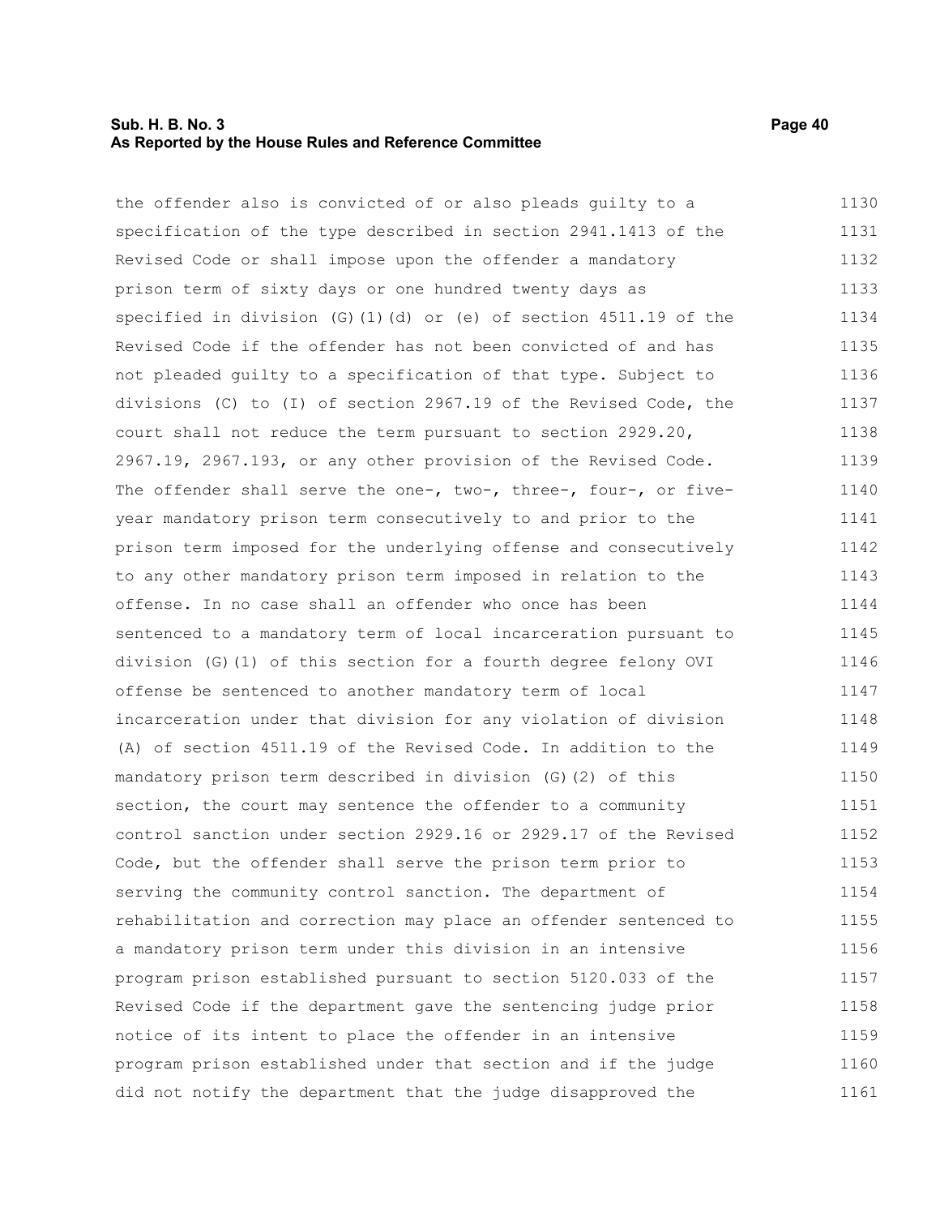the offender also is convicted of or also pleads guilty to a specification of the type described in section 2941.1413 of the Revised Code or shall impose upon the offender a mandatory prison term of sixty days or one hundred twenty days as specified in division (G)(1)(d) or (e) of section 4511.19 of the Revised Code if the offender has not been convicted of and has not pleaded guilty to a specification of that type. Subject to divisions (C) to (I) of section 2967.19 of the Revised Code, the court shall not reduce the term pursuant to section 2929.20, 2967.19, 2967.193, or any other provision of the Revised Code. The offender shall serve the one-, two-, three-, four-, or five-year mandatory prison term consecutively to and prior to the prison term imposed for the underlying offense and consecutively to any other mandatory prison term imposed in relation to the offense. In no case shall an offender who once has been sentenced to a mandatory term of local incarceration pursuant to division (G)(1) of this section for a fourth degree felony OVI offense be sentenced to another mandatory term of local incarceration under that division for any violation of division (A) of section 4511.19 of the Revised Code. In addition to the mandatory prison term described in division (G)(2) of this section, the court may sentence the offender to a community control sanction under section 2929.16 or 2929.17 of the Revised Code, but the offender shall serve the prison term prior to serving the community control sanction. The department of rehabilitation and correction may place an offender sentenced to a mandatory prison term under this division in an intensive program prison established pursuant to section 5120.033 of the Revised Code if the department gave the sentencing judge prior notice of its intent to place the offender in an intensive program prison established under that section and if the judge did not notify the department that the judge disapproved the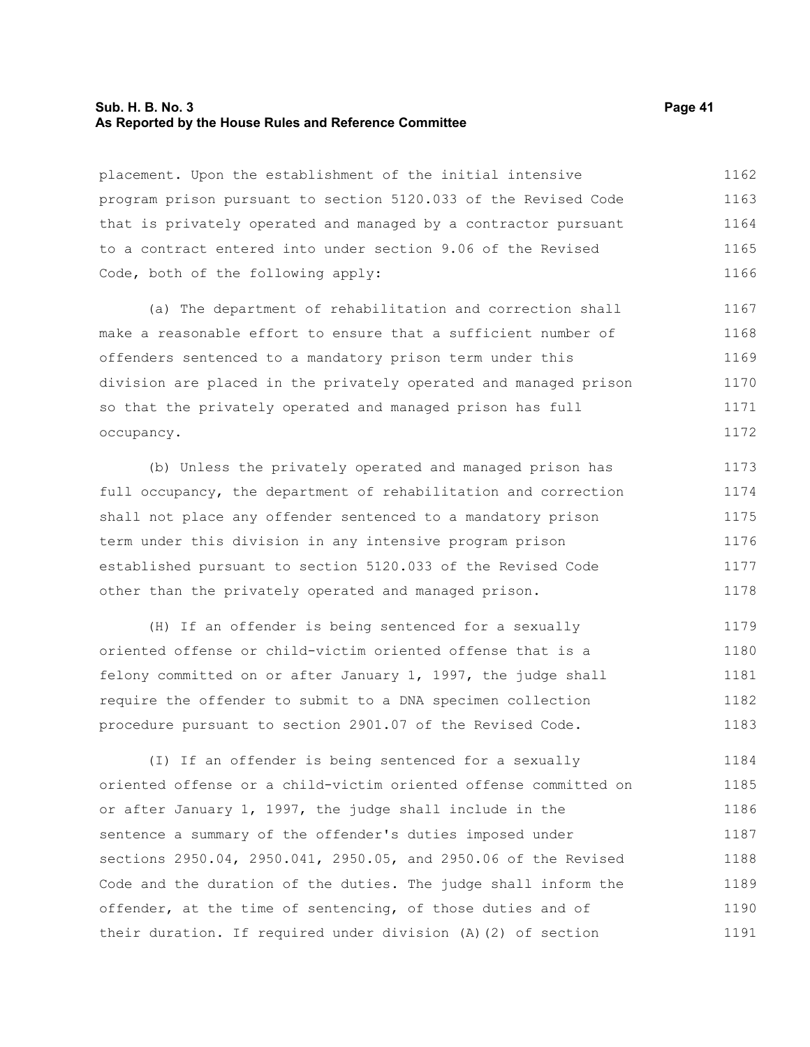placement. Upon the establishment of the initial intensive program prison pursuant to section 5120.033 of the Revised Code that is privately operated and managed by a contractor pursuant to a contract entered into under section 9.06 of the Revised Code, both of the following apply:

(a) The department of rehabilitation and correction shall make a reasonable effort to ensure that a sufficient number of offenders sentenced to a mandatory prison term under this division are placed in the privately operated and managed prison so that the privately operated and managed prison has full occupancy.

(b) Unless the privately operated and managed prison has full occupancy, the department of rehabilitation and correction shall not place any offender sentenced to a mandatory prison term under this division in any intensive program prison established pursuant to section 5120.033 of the Revised Code other than the privately operated and managed prison.

(H) If an offender is being sentenced for a sexually oriented offense or child-victim oriented offense that is a felony committed on or after January 1, 1997, the judge shall require the offender to submit to a DNA specimen collection procedure pursuant to section 2901.07 of the Revised Code.

(I) If an offender is being sentenced for a sexually oriented offense or a child-victim oriented offense committed on or after January 1, 1997, the judge shall include in the sentence a summary of the offender's duties imposed under sections 2950.04, 2950.041, 2950.05, and 2950.06 of the Revised Code and the duration of the duties. The judge shall inform the offender, at the time of sentencing, of those duties and of their duration. If required under division (A)(2) of section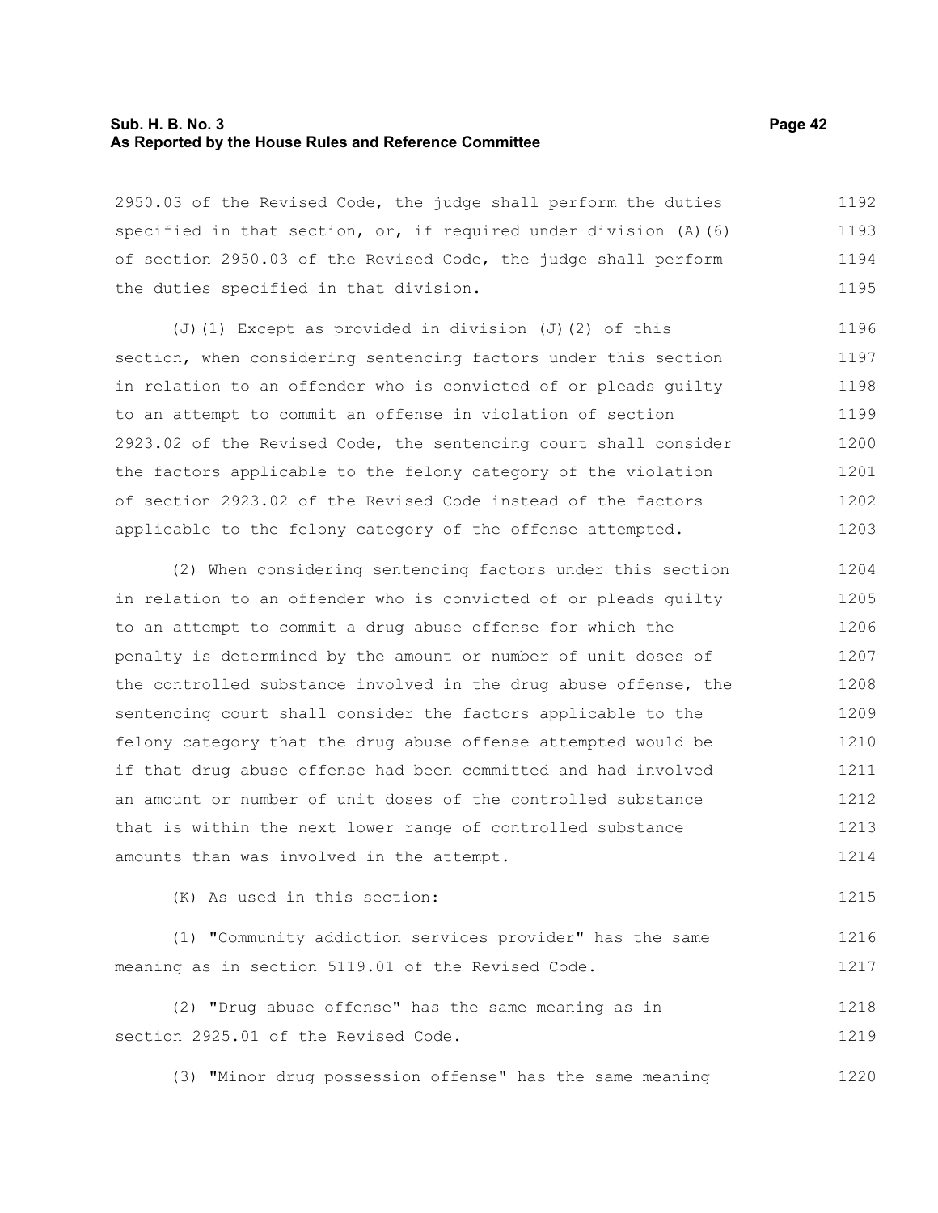2950.03 of the Revised Code, the judge shall perform the duties specified in that section, or, if required under division (A)(6) of section 2950.03 of the Revised Code, the judge shall perform the duties specified in that division.

(J)(1) Except as provided in division (J)(2) of this section, when considering sentencing factors under this section in relation to an offender who is convicted of or pleads guilty to an attempt to commit an offense in violation of section 2923.02 of the Revised Code, the sentencing court shall consider the factors applicable to the felony category of the violation of section 2923.02 of the Revised Code instead of the factors applicable to the felony category of the offense attempted.

(2) When considering sentencing factors under this section in relation to an offender who is convicted of or pleads guilty to an attempt to commit a drug abuse offense for which the penalty is determined by the amount or number of unit doses of the controlled substance involved in the drug abuse offense, the sentencing court shall consider the factors applicable to the felony category that the drug abuse offense attempted would be if that drug abuse offense had been committed and had involved an amount or number of unit doses of the controlled substance that is within the next lower range of controlled substance amounts than was involved in the attempt.

(K) As used in this section:

(1) "Community addiction services provider" has the same meaning as in section 5119.01 of the Revised Code.

(2) "Drug abuse offense" has the same meaning as in section 2925.01 of the Revised Code.

(3) "Minor drug possession offense" has the same meaning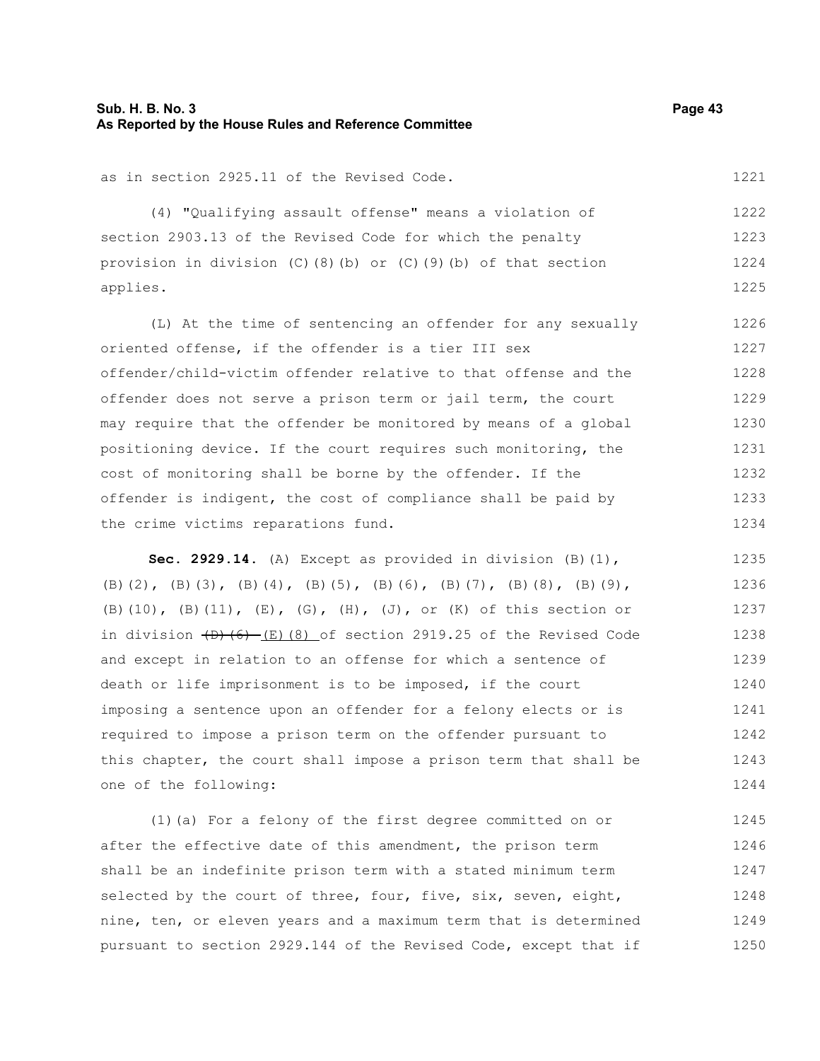as in section 2925.11 of the Revised Code.

(4) "Qualifying assault offense" means a violation of section 2903.13 of the Revised Code for which the penalty provision in division (C)(8)(b) or (C)(9)(b) of that section applies.

(L) At the time of sentencing an offender for any sexually oriented offense, if the offender is a tier III sex offender/child-victim offender relative to that offense and the offender does not serve a prison term or jail term, the court may require that the offender be monitored by means of a global positioning device. If the court requires such monitoring, the cost of monitoring shall be borne by the offender. If the offender is indigent, the cost of compliance shall be paid by the crime victims reparations fund.

**Sec. 2929.14.** (A) Except as provided in division (B)(1), (B)(2), (B)(3), (B)(4), (B)(5), (B)(6), (B)(7), (B)(8), (B)(9), (B)(10), (B)(11), (E), (G), (H), (J), or (K) of this section or in division ~~(D)(6)~~ (E)(8) of section 2919.25 of the Revised Code and except in relation to an offense for which a sentence of death or life imprisonment is to be imposed, if the court imposing a sentence upon an offender for a felony elects or is required to impose a prison term on the offender pursuant to this chapter, the court shall impose a prison term that shall be one of the following:

(1)(a) For a felony of the first degree committed on or after the effective date of this amendment, the prison term shall be an indefinite prison term with a stated minimum term selected by the court of three, four, five, six, seven, eight, nine, ten, or eleven years and a maximum term that is determined pursuant to section 2929.144 of the Revised Code, except that if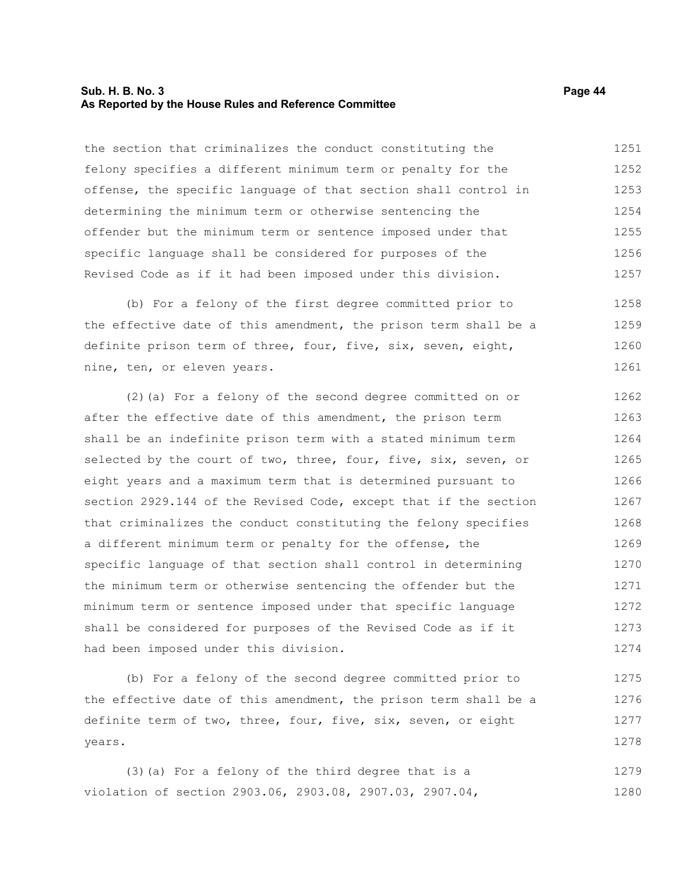the section that criminalizes the conduct constituting the felony specifies a different minimum term or penalty for the offense, the specific language of that section shall control in determining the minimum term or otherwise sentencing the offender but the minimum term or sentence imposed under that specific language shall be considered for purposes of the Revised Code as if it had been imposed under this division.

(b) For a felony of the first degree committed prior to the effective date of this amendment, the prison term shall be a definite prison term of three, four, five, six, seven, eight, nine, ten, or eleven years.

(2)(a) For a felony of the second degree committed on or after the effective date of this amendment, the prison term shall be an indefinite prison term with a stated minimum term selected by the court of two, three, four, five, six, seven, or eight years and a maximum term that is determined pursuant to section 2929.144 of the Revised Code, except that if the section that criminalizes the conduct constituting the felony specifies a different minimum term or penalty for the offense, the specific language of that section shall control in determining the minimum term or otherwise sentencing the offender but the minimum term or sentence imposed under that specific language shall be considered for purposes of the Revised Code as if it had been imposed under this division.

(b) For a felony of the second degree committed prior to the effective date of this amendment, the prison term shall be a definite term of two, three, four, five, six, seven, or eight years.

(3)(a) For a felony of the third degree that is a violation of section 2903.06, 2903.08, 2907.03, 2907.04,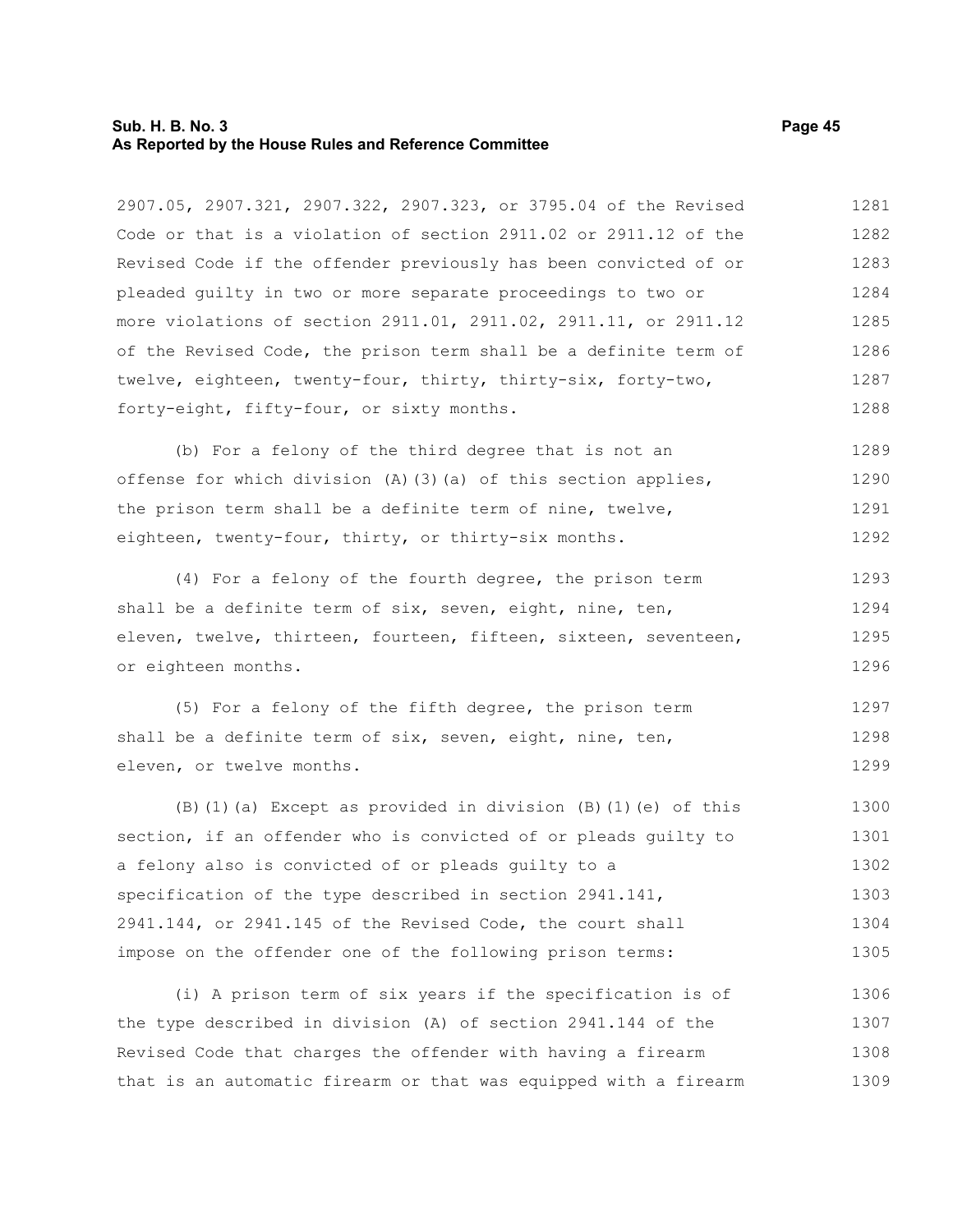2907.05, 2907.321, 2907.322, 2907.323, or 3795.04 of the Revised Code or that is a violation of section 2911.02 or 2911.12 of the Revised Code if the offender previously has been convicted of or pleaded guilty in two or more separate proceedings to two or more violations of section 2911.01, 2911.02, 2911.11, or 2911.12 of the Revised Code, the prison term shall be a definite term of twelve, eighteen, twenty-four, thirty, thirty-six, forty-two, forty-eight, fifty-four, or sixty months.

(b) For a felony of the third degree that is not an offense for which division (A)(3)(a) of this section applies, the prison term shall be a definite term of nine, twelve, eighteen, twenty-four, thirty, or thirty-six months.

(4) For a felony of the fourth degree, the prison term shall be a definite term of six, seven, eight, nine, ten, eleven, twelve, thirteen, fourteen, fifteen, sixteen, seventeen, or eighteen months.

(5) For a felony of the fifth degree, the prison term shall be a definite term of six, seven, eight, nine, ten, eleven, or twelve months.

(B)(1)(a) Except as provided in division (B)(1)(e) of this section, if an offender who is convicted of or pleads guilty to a felony also is convicted of or pleads guilty to a specification of the type described in section 2941.141, 2941.144, or 2941.145 of the Revised Code, the court shall impose on the offender one of the following prison terms:

(i) A prison term of six years if the specification is of the type described in division (A) of section 2941.144 of the Revised Code that charges the offender with having a firearm that is an automatic firearm or that was equipped with a firearm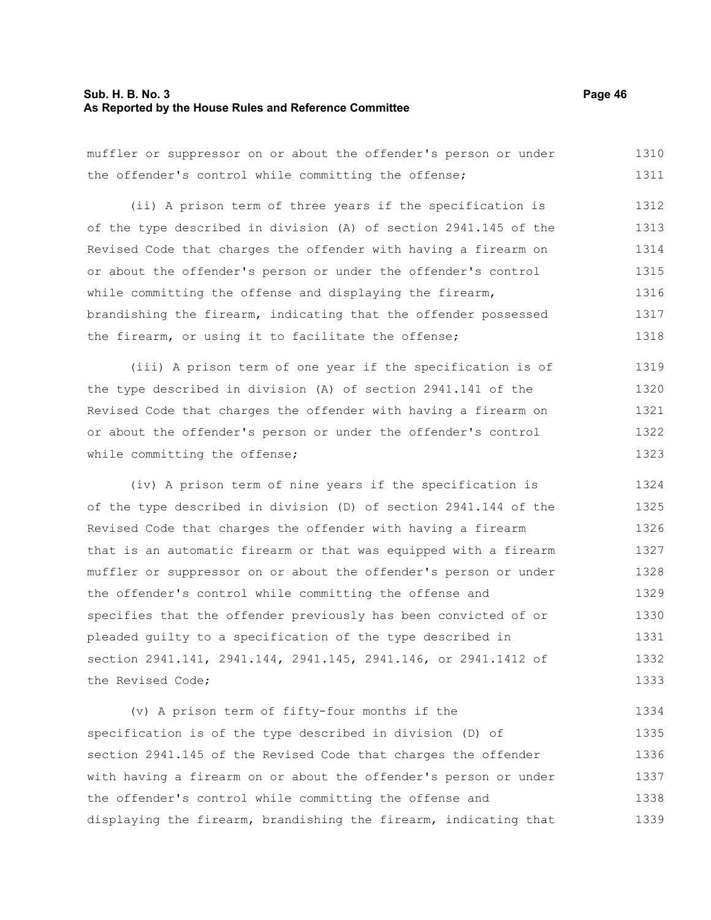muffler or suppressor on or about the offender's person or under the offender's control while committing the offense;

(ii) A prison term of three years if the specification is of the type described in division (A) of section 2941.145 of the Revised Code that charges the offender with having a firearm on or about the offender's person or under the offender's control while committing the offense and displaying the firearm, brandishing the firearm, indicating that the offender possessed the firearm, or using it to facilitate the offense;

(iii) A prison term of one year if the specification is of the type described in division (A) of section 2941.141 of the Revised Code that charges the offender with having a firearm on or about the offender's person or under the offender's control while committing the offense;

(iv) A prison term of nine years if the specification is of the type described in division (D) of section 2941.144 of the Revised Code that charges the offender with having a firearm that is an automatic firearm or that was equipped with a firearm muffler or suppressor on or about the offender's person or under the offender's control while committing the offense and specifies that the offender previously has been convicted of or pleaded guilty to a specification of the type described in section 2941.141, 2941.144, 2941.145, 2941.146, or 2941.1412 of the Revised Code;

(v) A prison term of fifty-four months if the specification is of the type described in division (D) of section 2941.145 of the Revised Code that charges the offender with having a firearm on or about the offender's person or under the offender's control while committing the offense and displaying the firearm, brandishing the firearm, indicating that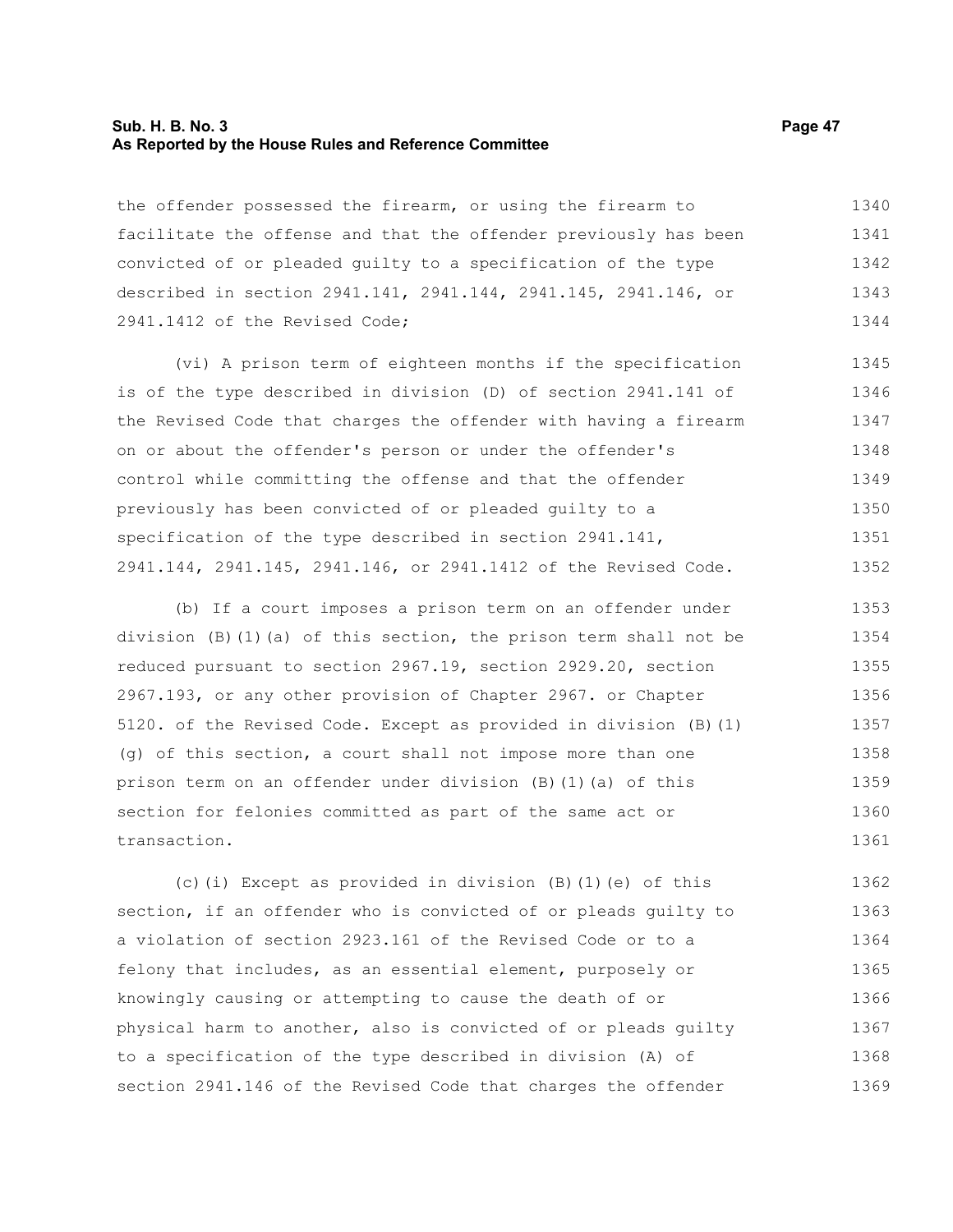the offender possessed the firearm, or using the firearm to facilitate the offense and that the offender previously has been convicted of or pleaded guilty to a specification of the type described in section 2941.141, 2941.144, 2941.145, 2941.146, or 2941.1412 of the Revised Code;

(vi) A prison term of eighteen months if the specification is of the type described in division (D) of section 2941.141 of the Revised Code that charges the offender with having a firearm on or about the offender's person or under the offender's control while committing the offense and that the offender previously has been convicted of or pleaded guilty to a specification of the type described in section 2941.141, 2941.144, 2941.145, 2941.146, or 2941.1412 of the Revised Code.

(b) If a court imposes a prison term on an offender under division (B)(1)(a) of this section, the prison term shall not be reduced pursuant to section 2967.19, section 2929.20, section 2967.193, or any other provision of Chapter 2967. or Chapter 5120. of the Revised Code. Except as provided in division (B)(1)(g) of this section, a court shall not impose more than one prison term on an offender under division (B)(1)(a) of this section for felonies committed as part of the same act or transaction.

(c)(i) Except as provided in division (B)(1)(e) of this section, if an offender who is convicted of or pleads guilty to a violation of section 2923.161 of the Revised Code or to a felony that includes, as an essential element, purposely or knowingly causing or attempting to cause the death of or physical harm to another, also is convicted of or pleads guilty to a specification of the type described in division (A) of section 2941.146 of the Revised Code that charges the offender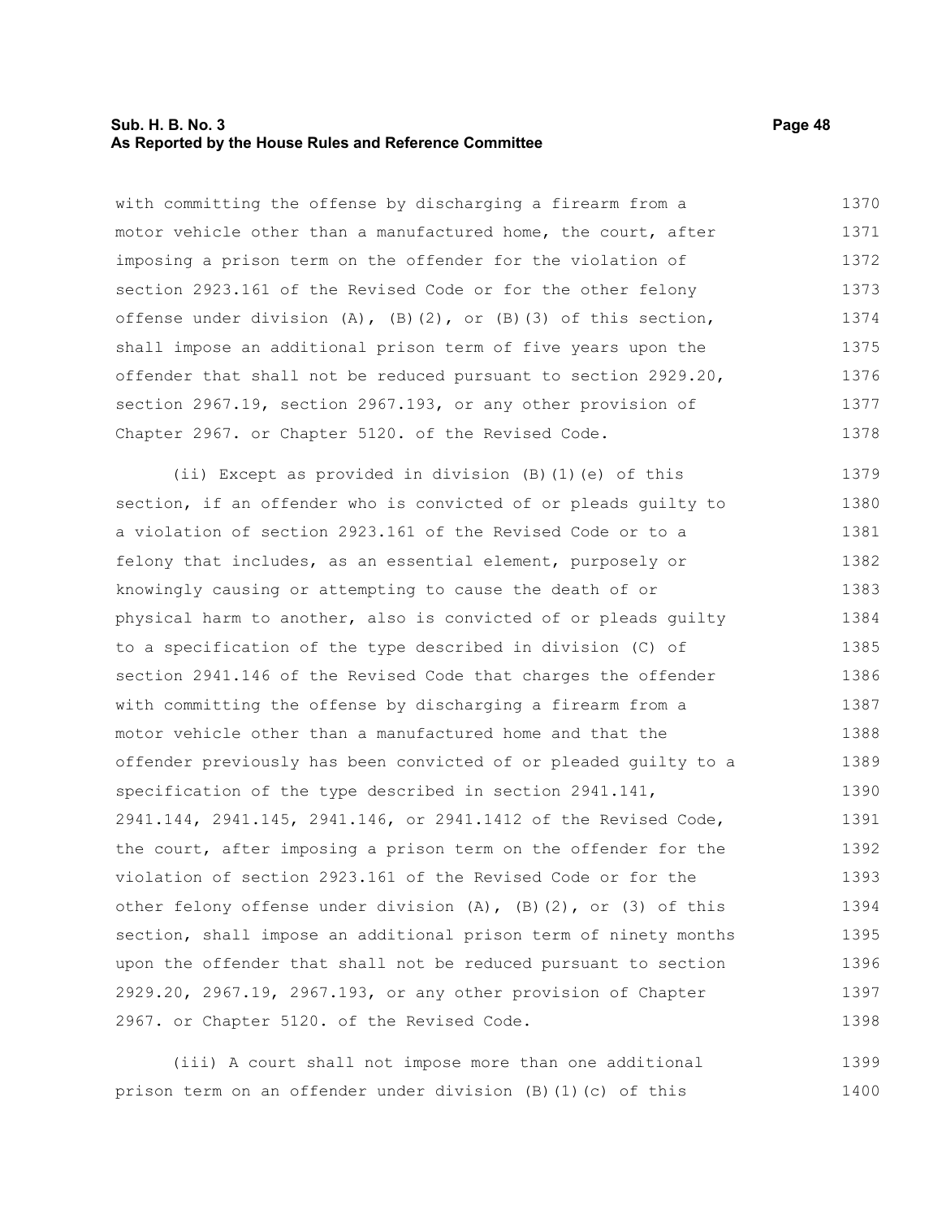with committing the offense by discharging a firearm from a motor vehicle other than a manufactured home, the court, after imposing a prison term on the offender for the violation of section 2923.161 of the Revised Code or for the other felony offense under division (A), (B)(2), or (B)(3) of this section, shall impose an additional prison term of five years upon the offender that shall not be reduced pursuant to section 2929.20, section 2967.19, section 2967.193, or any other provision of Chapter 2967. or Chapter 5120. of the Revised Code.

(ii) Except as provided in division (B)(1)(e) of this section, if an offender who is convicted of or pleads guilty to a violation of section 2923.161 of the Revised Code or to a felony that includes, as an essential element, purposely or knowingly causing or attempting to cause the death of or physical harm to another, also is convicted of or pleads guilty to a specification of the type described in division (C) of section 2941.146 of the Revised Code that charges the offender with committing the offense by discharging a firearm from a motor vehicle other than a manufactured home and that the offender previously has been convicted of or pleaded guilty to a specification of the type described in section 2941.141, 2941.144, 2941.145, 2941.146, or 2941.1412 of the Revised Code, the court, after imposing a prison term on the offender for the violation of section 2923.161 of the Revised Code or for the other felony offense under division (A), (B)(2), or (3) of this section, shall impose an additional prison term of ninety months upon the offender that shall not be reduced pursuant to section 2929.20, 2967.19, 2967.193, or any other provision of Chapter 2967. or Chapter 5120. of the Revised Code.

(iii) A court shall not impose more than one additional prison term on an offender under division (B)(1)(c) of this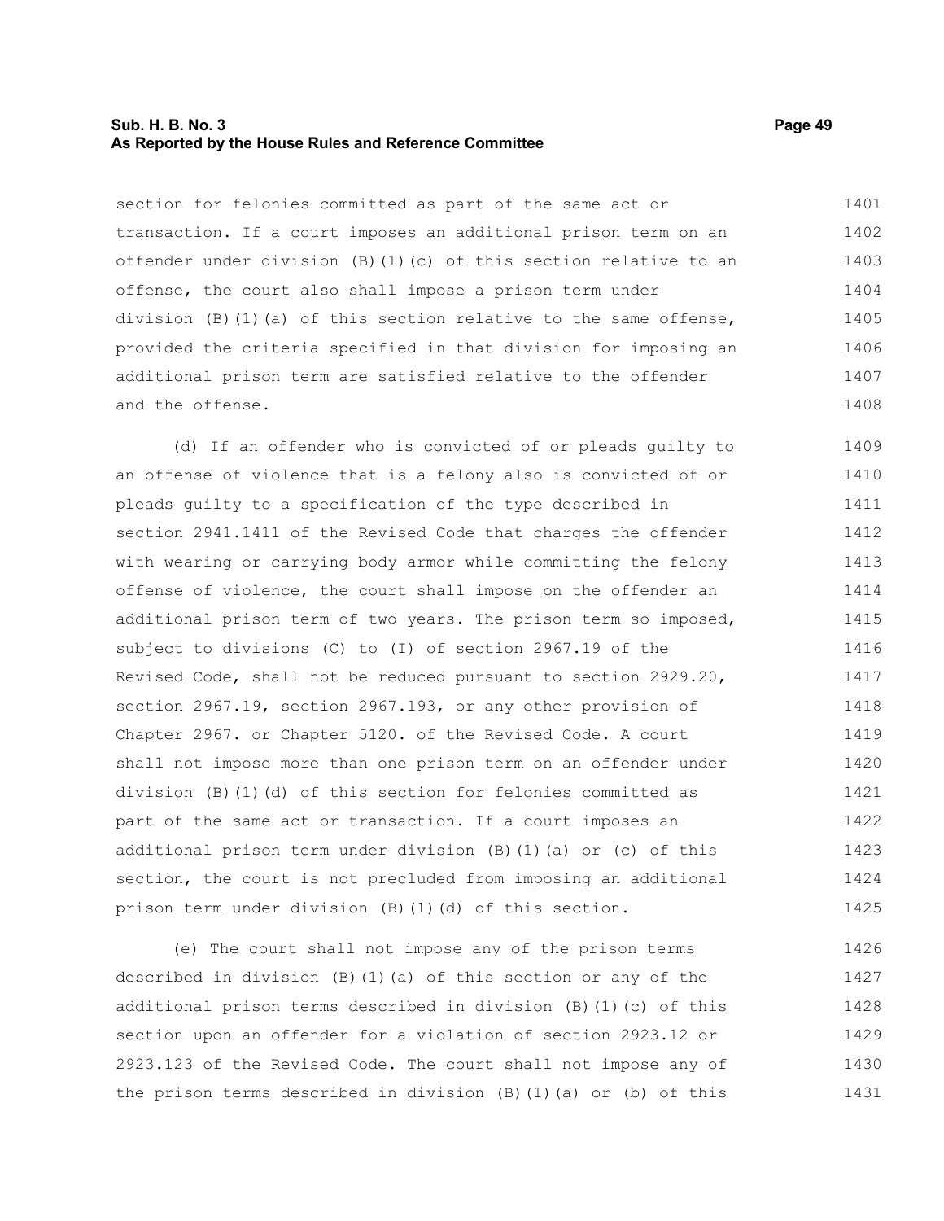section for felonies committed as part of the same act or transaction. If a court imposes an additional prison term on an offender under division (B)(1)(c) of this section relative to an offense, the court also shall impose a prison term under division (B)(1)(a) of this section relative to the same offense, provided the criteria specified in that division for imposing an additional prison term are satisfied relative to the offender and the offense.

(d) If an offender who is convicted of or pleads guilty to an offense of violence that is a felony also is convicted of or pleads guilty to a specification of the type described in section 2941.1411 of the Revised Code that charges the offender with wearing or carrying body armor while committing the felony offense of violence, the court shall impose on the offender an additional prison term of two years. The prison term so imposed, subject to divisions (C) to (I) of section 2967.19 of the Revised Code, shall not be reduced pursuant to section 2929.20, section 2967.19, section 2967.193, or any other provision of Chapter 2967. or Chapter 5120. of the Revised Code. A court shall not impose more than one prison term on an offender under division (B)(1)(d) of this section for felonies committed as part of the same act or transaction. If a court imposes an additional prison term under division (B)(1)(a) or (c) of this section, the court is not precluded from imposing an additional prison term under division (B)(1)(d) of this section.

(e) The court shall not impose any of the prison terms described in division (B)(1)(a) of this section or any of the additional prison terms described in division (B)(1)(c) of this section upon an offender for a violation of section 2923.12 or 2923.123 of the Revised Code. The court shall not impose any of the prison terms described in division (B)(1)(a) or (b) of this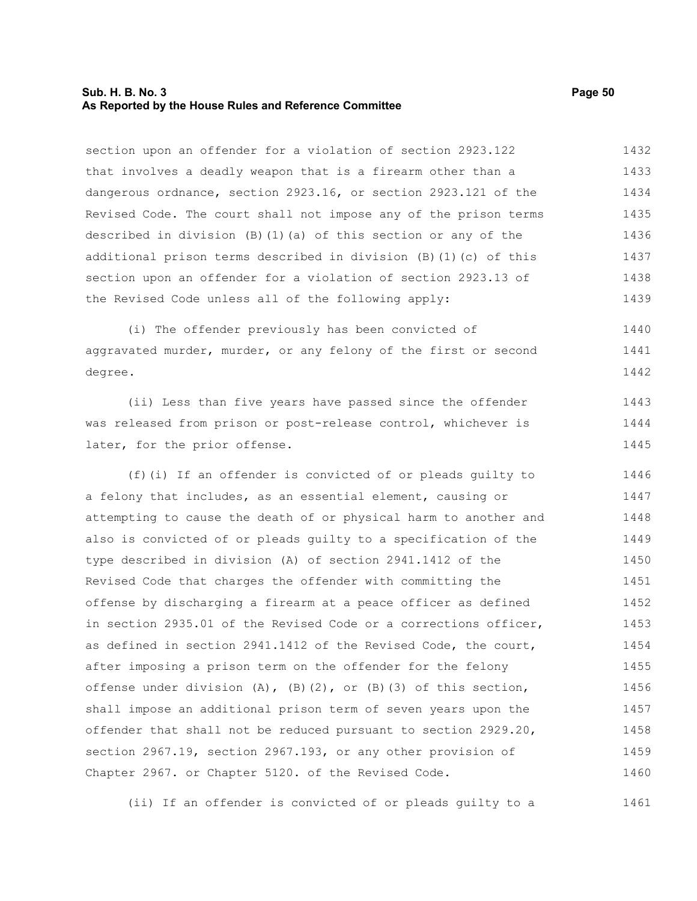section upon an offender for a violation of section 2923.122 that involves a deadly weapon that is a firearm other than a dangerous ordnance, section 2923.16, or section 2923.121 of the Revised Code. The court shall not impose any of the prison terms described in division (B)(1)(a) of this section or any of the additional prison terms described in division (B)(1)(c) of this section upon an offender for a violation of section 2923.13 of the Revised Code unless all of the following apply:

(i) The offender previously has been convicted of aggravated murder, murder, or any felony of the first or second degree.

(ii) Less than five years have passed since the offender was released from prison or post-release control, whichever is later, for the prior offense.

(f)(i) If an offender is convicted of or pleads guilty to a felony that includes, as an essential element, causing or attempting to cause the death of or physical harm to another and also is convicted of or pleads guilty to a specification of the type described in division (A) of section 2941.1412 of the Revised Code that charges the offender with committing the offense by discharging a firearm at a peace officer as defined in section 2935.01 of the Revised Code or a corrections officer, as defined in section 2941.1412 of the Revised Code, the court, after imposing a prison term on the offender for the felony offense under division (A), (B)(2), or (B)(3) of this section, shall impose an additional prison term of seven years upon the offender that shall not be reduced pursuant to section 2929.20, section 2967.19, section 2967.193, or any other provision of Chapter 2967. or Chapter 5120. of the Revised Code.

(ii) If an offender is convicted of or pleads guilty to a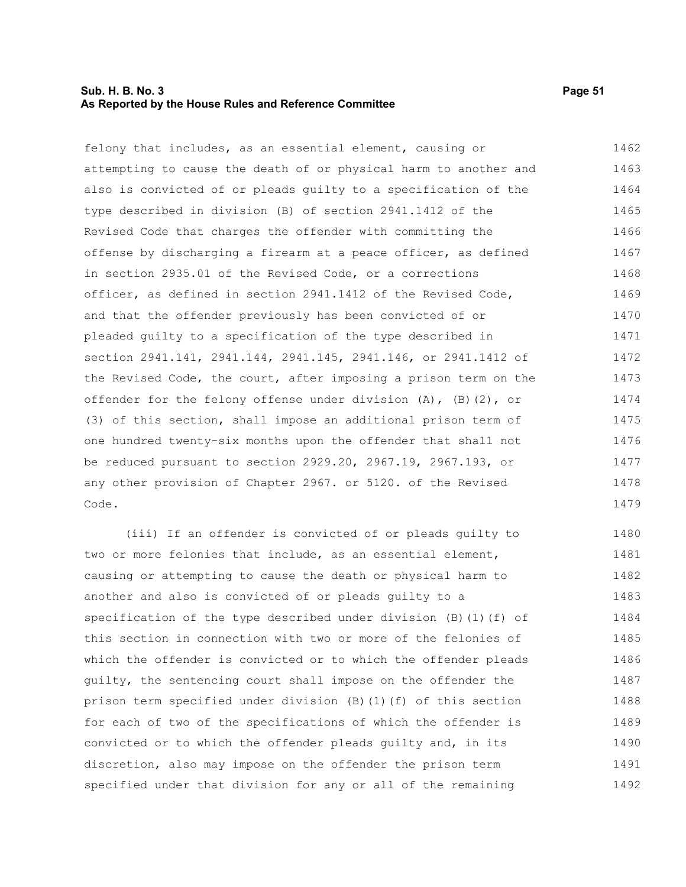felony that includes, as an essential element, causing or attempting to cause the death of or physical harm to another and also is convicted of or pleads guilty to a specification of the type described in division (B) of section 2941.1412 of the Revised Code that charges the offender with committing the offense by discharging a firearm at a peace officer, as defined in section 2935.01 of the Revised Code, or a corrections officer, as defined in section 2941.1412 of the Revised Code, and that the offender previously has been convicted of or pleaded guilty to a specification of the type described in section 2941.141, 2941.144, 2941.145, 2941.146, or 2941.1412 of the Revised Code, the court, after imposing a prison term on the offender for the felony offense under division (A), (B)(2), or (3) of this section, shall impose an additional prison term of one hundred twenty-six months upon the offender that shall not be reduced pursuant to section 2929.20, 2967.19, 2967.193, or any other provision of Chapter 2967. or 5120. of the Revised Code.

(iii) If an offender is convicted of or pleads guilty to two or more felonies that include, as an essential element, causing or attempting to cause the death or physical harm to another and also is convicted of or pleads guilty to a specification of the type described under division (B)(1)(f) of this section in connection with two or more of the felonies of which the offender is convicted or to which the offender pleads guilty, the sentencing court shall impose on the offender the prison term specified under division (B)(1)(f) of this section for each of two of the specifications of which the offender is convicted or to which the offender pleads guilty and, in its discretion, also may impose on the offender the prison term specified under that division for any or all of the remaining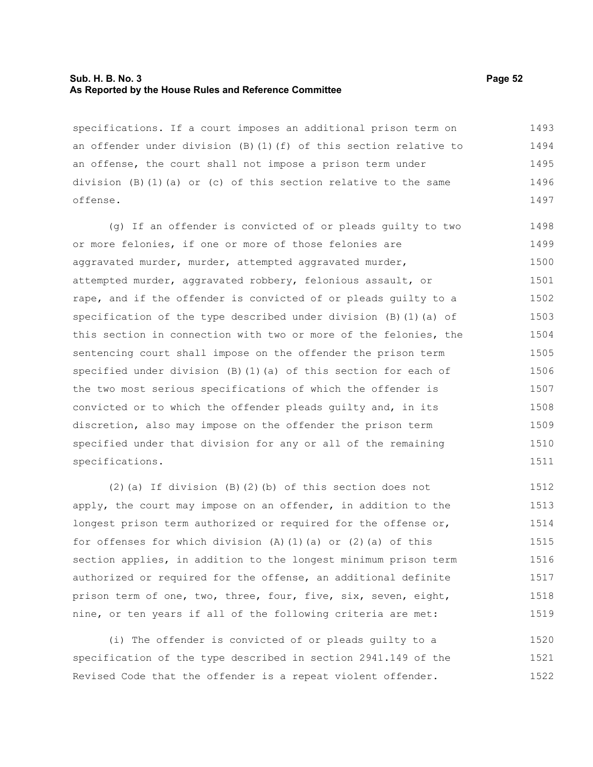specifications. If a court imposes an additional prison term on an offender under division (B)(1)(f) of this section relative to an offense, the court shall not impose a prison term under division (B)(1)(a) or (c) of this section relative to the same offense.

(g) If an offender is convicted of or pleads guilty to two or more felonies, if one or more of those felonies are aggravated murder, murder, attempted aggravated murder, attempted murder, aggravated robbery, felonious assault, or rape, and if the offender is convicted of or pleads guilty to a specification of the type described under division (B)(1)(a) of this section in connection with two or more of the felonies, the sentencing court shall impose on the offender the prison term specified under division (B)(1)(a) of this section for each of the two most serious specifications of which the offender is convicted or to which the offender pleads guilty and, in its discretion, also may impose on the offender the prison term specified under that division for any or all of the remaining specifications.

(2)(a) If division (B)(2)(b) of this section does not apply, the court may impose on an offender, in addition to the longest prison term authorized or required for the offense or, for offenses for which division (A)(1)(a) or (2)(a) of this section applies, in addition to the longest minimum prison term authorized or required for the offense, an additional definite prison term of one, two, three, four, five, six, seven, eight, nine, or ten years if all of the following criteria are met:

(i) The offender is convicted of or pleads guilty to a specification of the type described in section 2941.149 of the Revised Code that the offender is a repeat violent offender.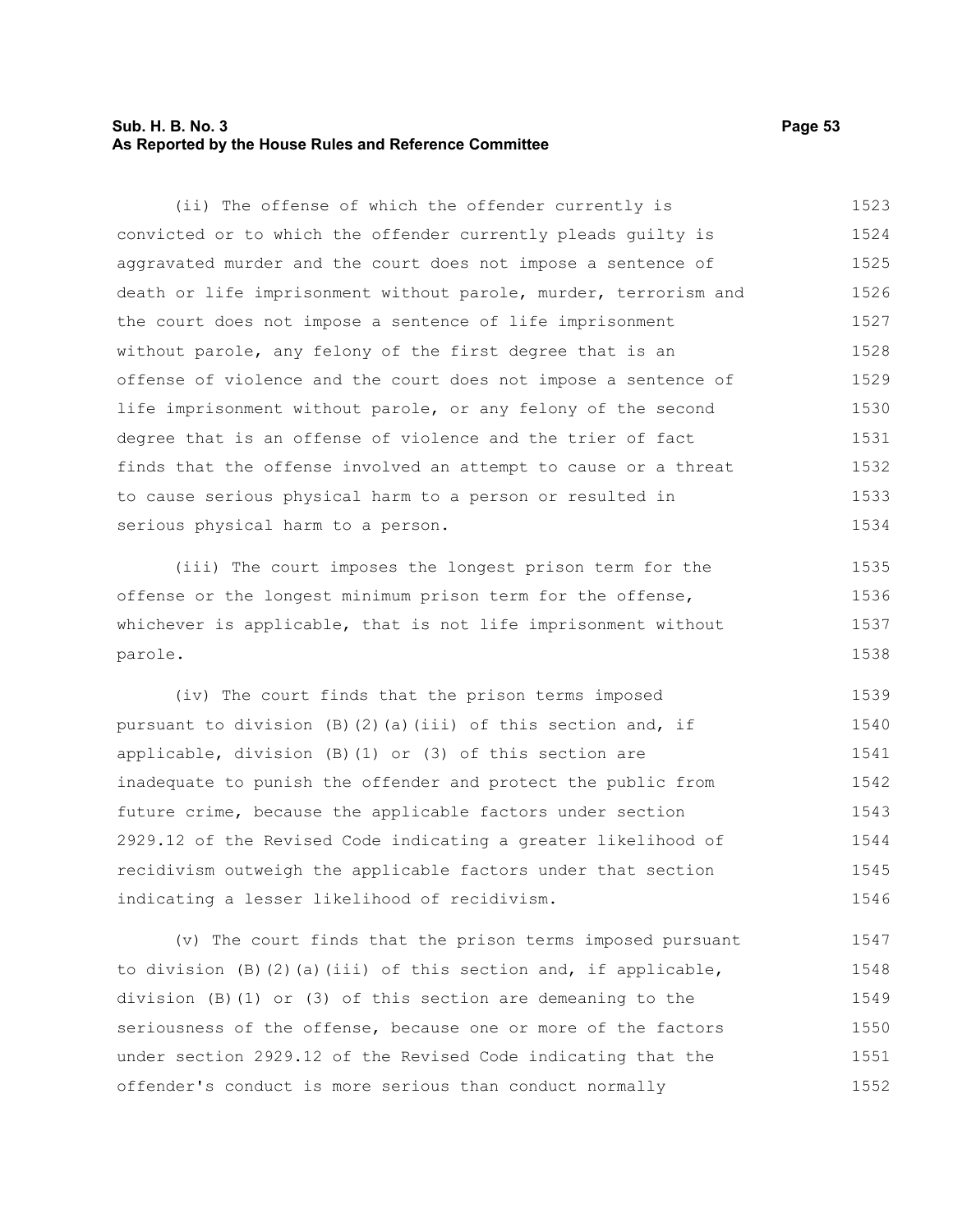(ii) The offense of which the offender currently is convicted or to which the offender currently pleads guilty is aggravated murder and the court does not impose a sentence of death or life imprisonment without parole, murder, terrorism and the court does not impose a sentence of life imprisonment without parole, any felony of the first degree that is an offense of violence and the court does not impose a sentence of life imprisonment without parole, or any felony of the second degree that is an offense of violence and the trier of fact finds that the offense involved an attempt to cause or a threat to cause serious physical harm to a person or resulted in serious physical harm to a person.

(iii) The court imposes the longest prison term for the offense or the longest minimum prison term for the offense, whichever is applicable, that is not life imprisonment without parole.

(iv) The court finds that the prison terms imposed pursuant to division (B)(2)(a)(iii) of this section and, if applicable, division (B)(1) or (3) of this section are inadequate to punish the offender and protect the public from future crime, because the applicable factors under section 2929.12 of the Revised Code indicating a greater likelihood of recidivism outweigh the applicable factors under that section indicating a lesser likelihood of recidivism.

(v) The court finds that the prison terms imposed pursuant to division (B)(2)(a)(iii) of this section and, if applicable, division (B)(1) or (3) of this section are demeaning to the seriousness of the offense, because one or more of the factors under section 2929.12 of the Revised Code indicating that the offender's conduct is more serious than conduct normally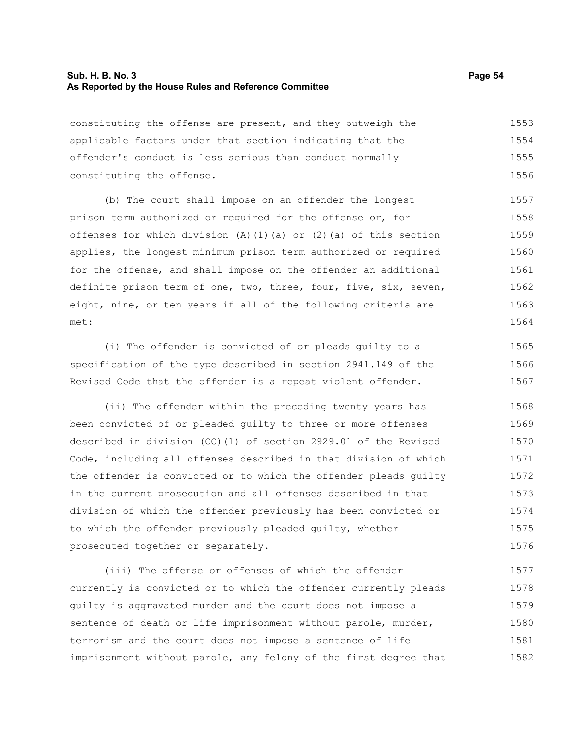constituting the offense are present, and they outweigh the applicable factors under that section indicating that the offender's conduct is less serious than conduct normally constituting the offense.

(b) The court shall impose on an offender the longest prison term authorized or required for the offense or, for offenses for which division (A)(1)(a) or (2)(a) of this section applies, the longest minimum prison term authorized or required for the offense, and shall impose on the offender an additional definite prison term of one, two, three, four, five, six, seven, eight, nine, or ten years if all of the following criteria are met:

(i) The offender is convicted of or pleads guilty to a specification of the type described in section 2941.149 of the Revised Code that the offender is a repeat violent offender.

(ii) The offender within the preceding twenty years has been convicted of or pleaded guilty to three or more offenses described in division (CC)(1) of section 2929.01 of the Revised Code, including all offenses described in that division of which the offender is convicted or to which the offender pleads guilty in the current prosecution and all offenses described in that division of which the offender previously has been convicted or to which the offender previously pleaded guilty, whether prosecuted together or separately.

(iii) The offense or offenses of which the offender currently is convicted or to which the offender currently pleads guilty is aggravated murder and the court does not impose a sentence of death or life imprisonment without parole, murder, terrorism and the court does not impose a sentence of life imprisonment without parole, any felony of the first degree that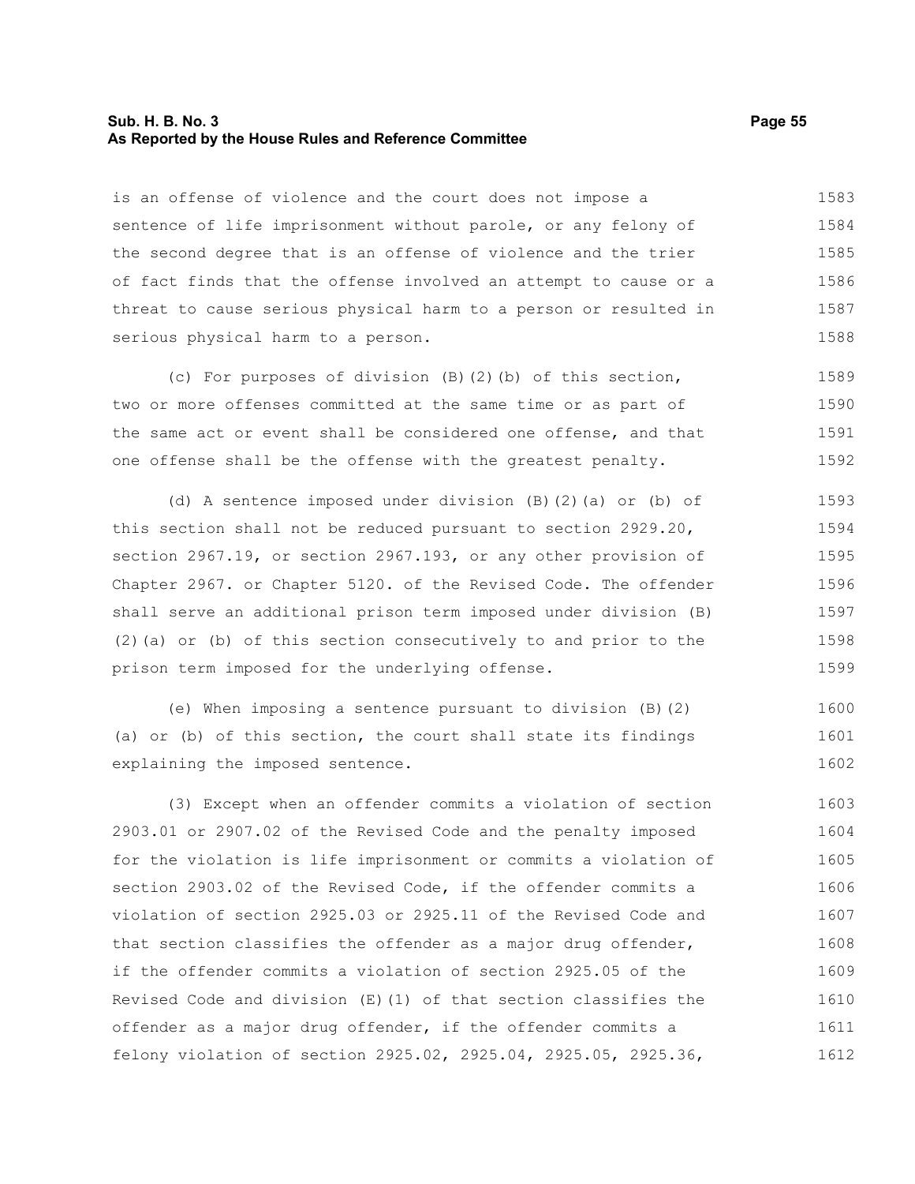is an offense of violence and the court does not impose a sentence of life imprisonment without parole, or any felony of the second degree that is an offense of violence and the trier of fact finds that the offense involved an attempt to cause or a threat to cause serious physical harm to a person or resulted in serious physical harm to a person.

(c) For purposes of division (B)(2)(b) of this section, two or more offenses committed at the same time or as part of the same act or event shall be considered one offense, and that one offense shall be the offense with the greatest penalty.

(d) A sentence imposed under division (B)(2)(a) or (b) of this section shall not be reduced pursuant to section 2929.20, section 2967.19, or section 2967.193, or any other provision of Chapter 2967. or Chapter 5120. of the Revised Code. The offender shall serve an additional prison term imposed under division (B)(2)(a) or (b) of this section consecutively to and prior to the prison term imposed for the underlying offense.

(e) When imposing a sentence pursuant to division (B)(2)(a) or (b) of this section, the court shall state its findings explaining the imposed sentence.

(3) Except when an offender commits a violation of section 2903.01 or 2907.02 of the Revised Code and the penalty imposed for the violation is life imprisonment or commits a violation of section 2903.02 of the Revised Code, if the offender commits a violation of section 2925.03 or 2925.11 of the Revised Code and that section classifies the offender as a major drug offender, if the offender commits a violation of section 2925.05 of the Revised Code and division (E)(1) of that section classifies the offender as a major drug offender, if the offender commits a felony violation of section 2925.02, 2925.04, 2925.05, 2925.36,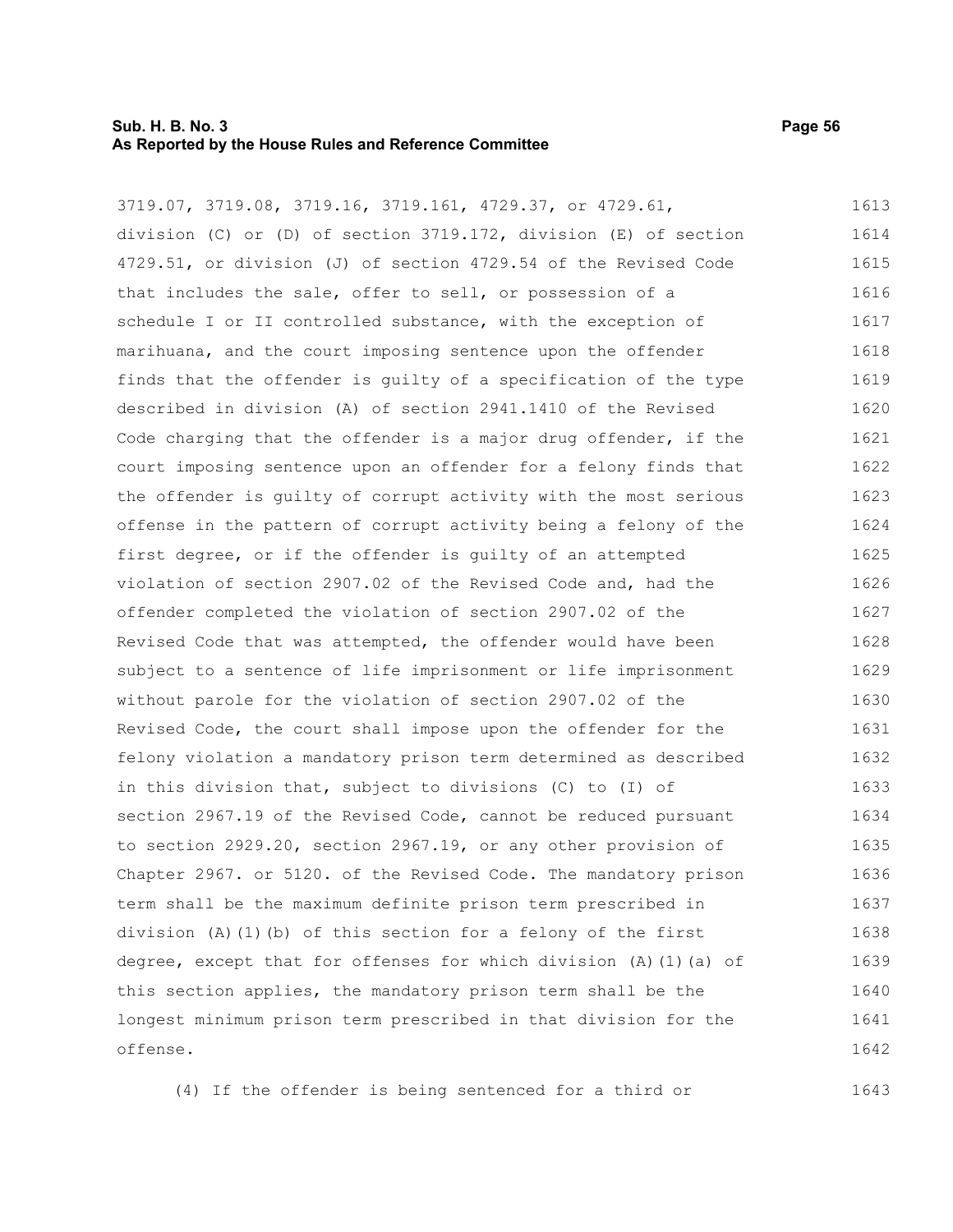3719.07, 3719.08, 3719.16, 3719.161, 4729.37, or 4729.61, division (C) or (D) of section 3719.172, division (E) of section 4729.51, or division (J) of section 4729.54 of the Revised Code that includes the sale, offer to sell, or possession of a schedule I or II controlled substance, with the exception of marihuana, and the court imposing sentence upon the offender finds that the offender is guilty of a specification of the type described in division (A) of section 2941.1410 of the Revised Code charging that the offender is a major drug offender, if the court imposing sentence upon an offender for a felony finds that the offender is guilty of corrupt activity with the most serious offense in the pattern of corrupt activity being a felony of the first degree, or if the offender is guilty of an attempted violation of section 2907.02 of the Revised Code and, had the offender completed the violation of section 2907.02 of the Revised Code that was attempted, the offender would have been subject to a sentence of life imprisonment or life imprisonment without parole for the violation of section 2907.02 of the Revised Code, the court shall impose upon the offender for the felony violation a mandatory prison term determined as described in this division that, subject to divisions (C) to (I) of section 2967.19 of the Revised Code, cannot be reduced pursuant to section 2929.20, section 2967.19, or any other provision of Chapter 2967. or 5120. of the Revised Code. The mandatory prison term shall be the maximum definite prison term prescribed in division (A)(1)(b) of this section for a felony of the first degree, except that for offenses for which division (A)(1)(a) of this section applies, the mandatory prison term shall be the longest minimum prison term prescribed in that division for the offense.

(4) If the offender is being sentenced for a third or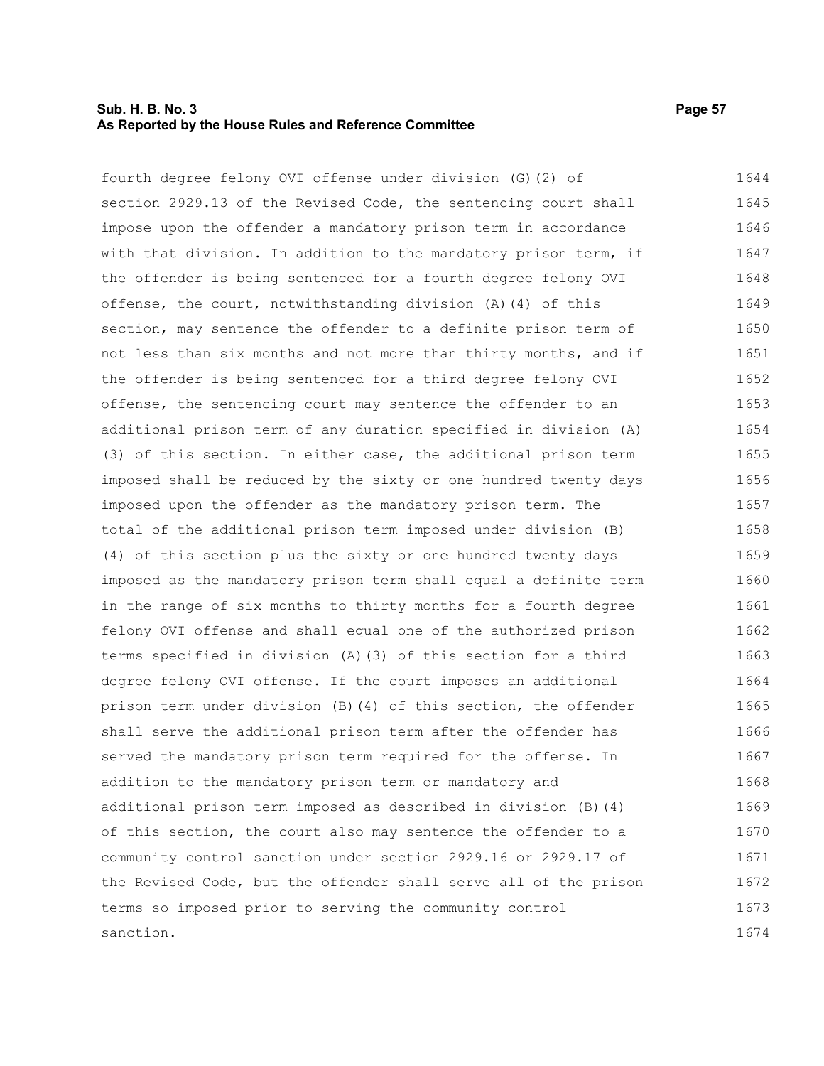fourth degree felony OVI offense under division (G)(2) of section 2929.13 of the Revised Code, the sentencing court shall impose upon the offender a mandatory prison term in accordance with that division. In addition to the mandatory prison term, if the offender is being sentenced for a fourth degree felony OVI offense, the court, notwithstanding division (A)(4) of this section, may sentence the offender to a definite prison term of not less than six months and not more than thirty months, and if the offender is being sentenced for a third degree felony OVI offense, the sentencing court may sentence the offender to an additional prison term of any duration specified in division (A)(3) of this section. In either case, the additional prison term imposed shall be reduced by the sixty or one hundred twenty days imposed upon the offender as the mandatory prison term. The total of the additional prison term imposed under division (B)(4) of this section plus the sixty or one hundred twenty days imposed as the mandatory prison term shall equal a definite term in the range of six months to thirty months for a fourth degree felony OVI offense and shall equal one of the authorized prison terms specified in division (A)(3) of this section for a third degree felony OVI offense. If the court imposes an additional prison term under division (B)(4) of this section, the offender shall serve the additional prison term after the offender has served the mandatory prison term required for the offense. In addition to the mandatory prison term or mandatory and additional prison term imposed as described in division (B)(4) of this section, the court also may sentence the offender to a community control sanction under section 2929.16 or 2929.17 of the Revised Code, but the offender shall serve all of the prison terms so imposed prior to serving the community control sanction.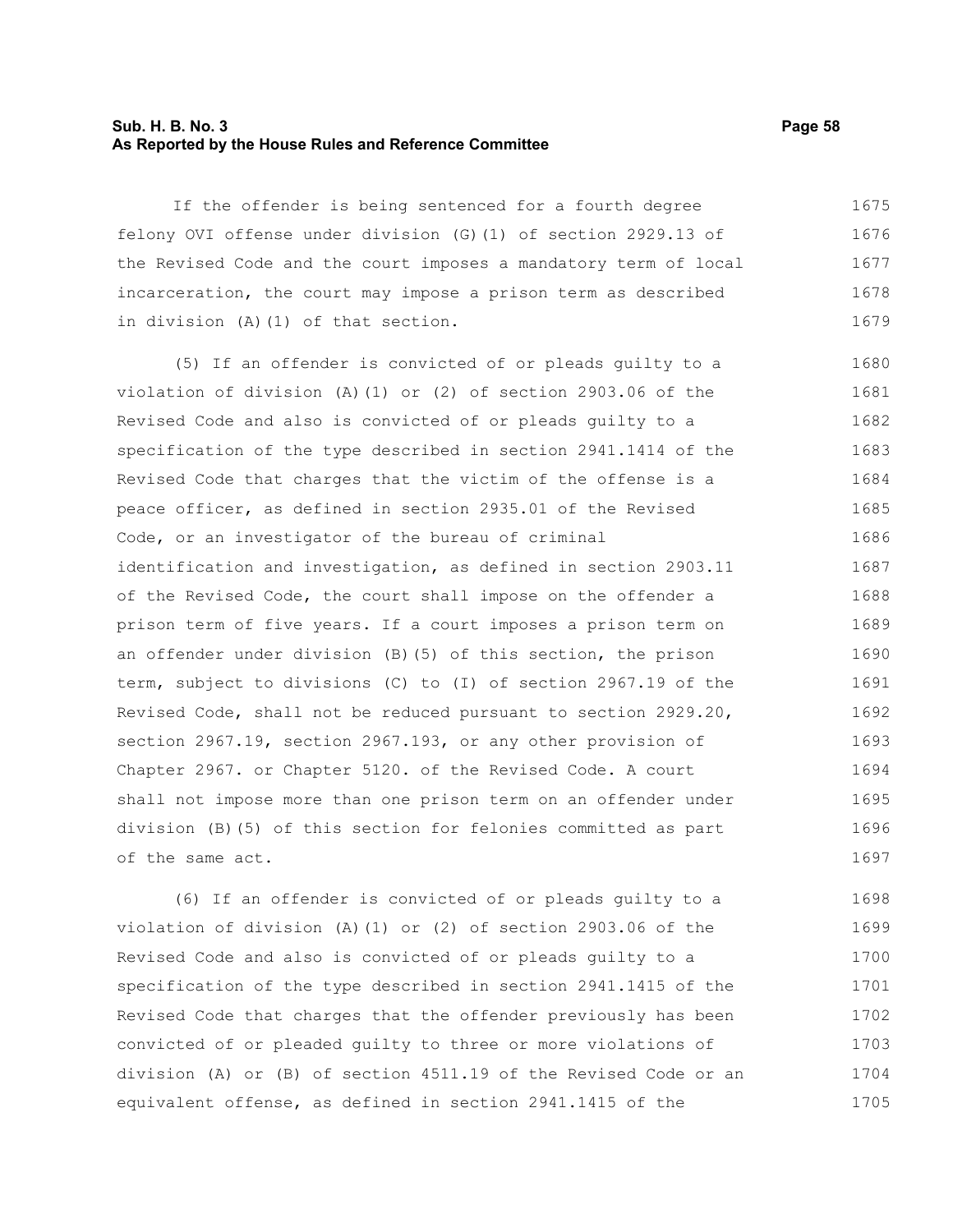If the offender is being sentenced for a fourth degree felony OVI offense under division (G)(1) of section 2929.13 of the Revised Code and the court imposes a mandatory term of local incarceration, the court may impose a prison term as described in division (A)(1) of that section.

(5) If an offender is convicted of or pleads guilty to a violation of division (A)(1) or (2) of section 2903.06 of the Revised Code and also is convicted of or pleads guilty to a specification of the type described in section 2941.1414 of the Revised Code that charges that the victim of the offense is a peace officer, as defined in section 2935.01 of the Revised Code, or an investigator of the bureau of criminal identification and investigation, as defined in section 2903.11 of the Revised Code, the court shall impose on the offender a prison term of five years. If a court imposes a prison term on an offender under division (B)(5) of this section, the prison term, subject to divisions (C) to (I) of section 2967.19 of the Revised Code, shall not be reduced pursuant to section 2929.20, section 2967.19, section 2967.193, or any other provision of Chapter 2967. or Chapter 5120. of the Revised Code. A court shall not impose more than one prison term on an offender under division (B)(5) of this section for felonies committed as part of the same act.

(6) If an offender is convicted of or pleads guilty to a violation of division (A)(1) or (2) of section 2903.06 of the Revised Code and also is convicted of or pleads guilty to a specification of the type described in section 2941.1415 of the Revised Code that charges that the offender previously has been convicted of or pleaded guilty to three or more violations of division (A) or (B) of section 4511.19 of the Revised Code or an equivalent offense, as defined in section 2941.1415 of the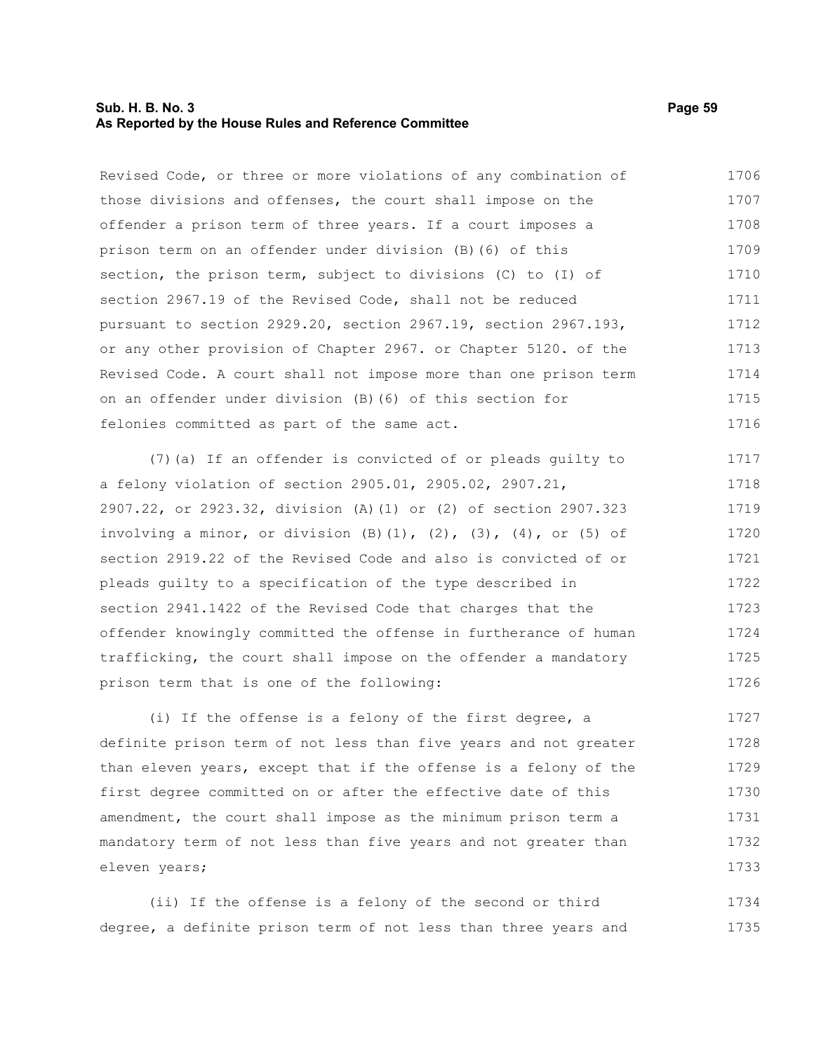Revised Code, or three or more violations of any combination of those divisions and offenses, the court shall impose on the offender a prison term of three years. If a court imposes a prison term on an offender under division (B)(6) of this section, the prison term, subject to divisions (C) to (I) of section 2967.19 of the Revised Code, shall not be reduced pursuant to section 2929.20, section 2967.19, section 2967.193, or any other provision of Chapter 2967. or Chapter 5120. of the Revised Code. A court shall not impose more than one prison term on an offender under division (B)(6) of this section for felonies committed as part of the same act.

(7)(a) If an offender is convicted of or pleads guilty to a felony violation of section 2905.01, 2905.02, 2907.21, 2907.22, or 2923.32, division (A)(1) or (2) of section 2907.323 involving a minor, or division (B)(1), (2), (3), (4), or (5) of section 2919.22 of the Revised Code and also is convicted of or pleads guilty to a specification of the type described in section 2941.1422 of the Revised Code that charges that the offender knowingly committed the offense in furtherance of human trafficking, the court shall impose on the offender a mandatory prison term that is one of the following:

(i) If the offense is a felony of the first degree, a definite prison term of not less than five years and not greater than eleven years, except that if the offense is a felony of the first degree committed on or after the effective date of this amendment, the court shall impose as the minimum prison term a mandatory term of not less than five years and not greater than eleven years;

(ii) If the offense is a felony of the second or third degree, a definite prison term of not less than three years and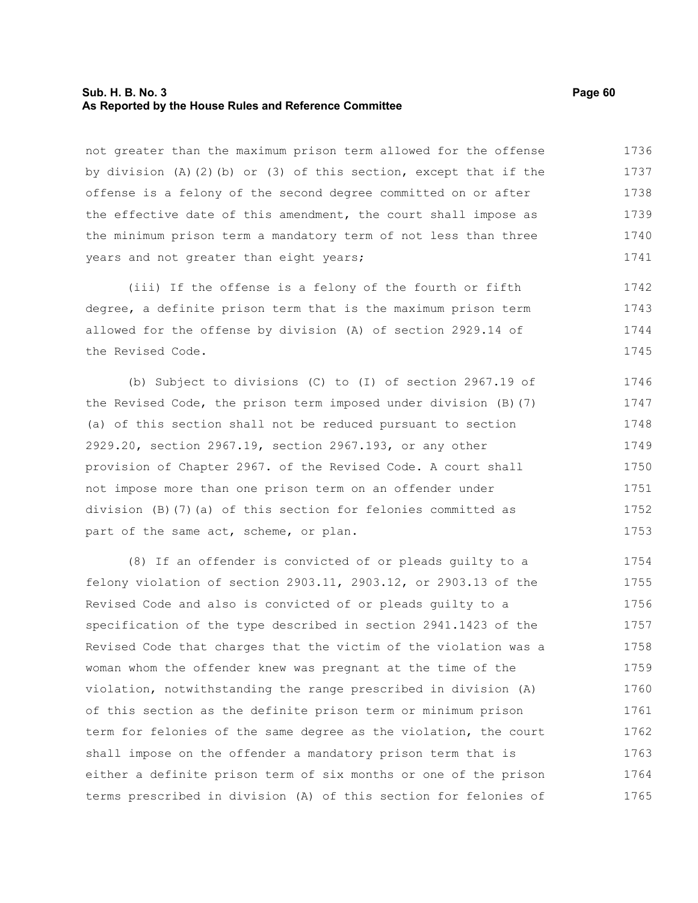not greater than the maximum prison term allowed for the offense by division (A)(2)(b) or (3) of this section, except that if the offense is a felony of the second degree committed on or after the effective date of this amendment, the court shall impose as the minimum prison term a mandatory term of not less than three years and not greater than eight years;

(iii) If the offense is a felony of the fourth or fifth degree, a definite prison term that is the maximum prison term allowed for the offense by division (A) of section 2929.14 of the Revised Code.

(b) Subject to divisions (C) to (I) of section 2967.19 of the Revised Code, the prison term imposed under division (B)(7)(a) of this section shall not be reduced pursuant to section 2929.20, section 2967.19, section 2967.193, or any other provision of Chapter 2967. of the Revised Code. A court shall not impose more than one prison term on an offender under division (B)(7)(a) of this section for felonies committed as part of the same act, scheme, or plan.

(8) If an offender is convicted of or pleads guilty to a felony violation of section 2903.11, 2903.12, or 2903.13 of the Revised Code and also is convicted of or pleads guilty to a specification of the type described in section 2941.1423 of the Revised Code that charges that the victim of the violation was a woman whom the offender knew was pregnant at the time of the violation, notwithstanding the range prescribed in division (A) of this section as the definite prison term or minimum prison term for felonies of the same degree as the violation, the court shall impose on the offender a mandatory prison term that is either a definite prison term of six months or one of the prison terms prescribed in division (A) of this section for felonies of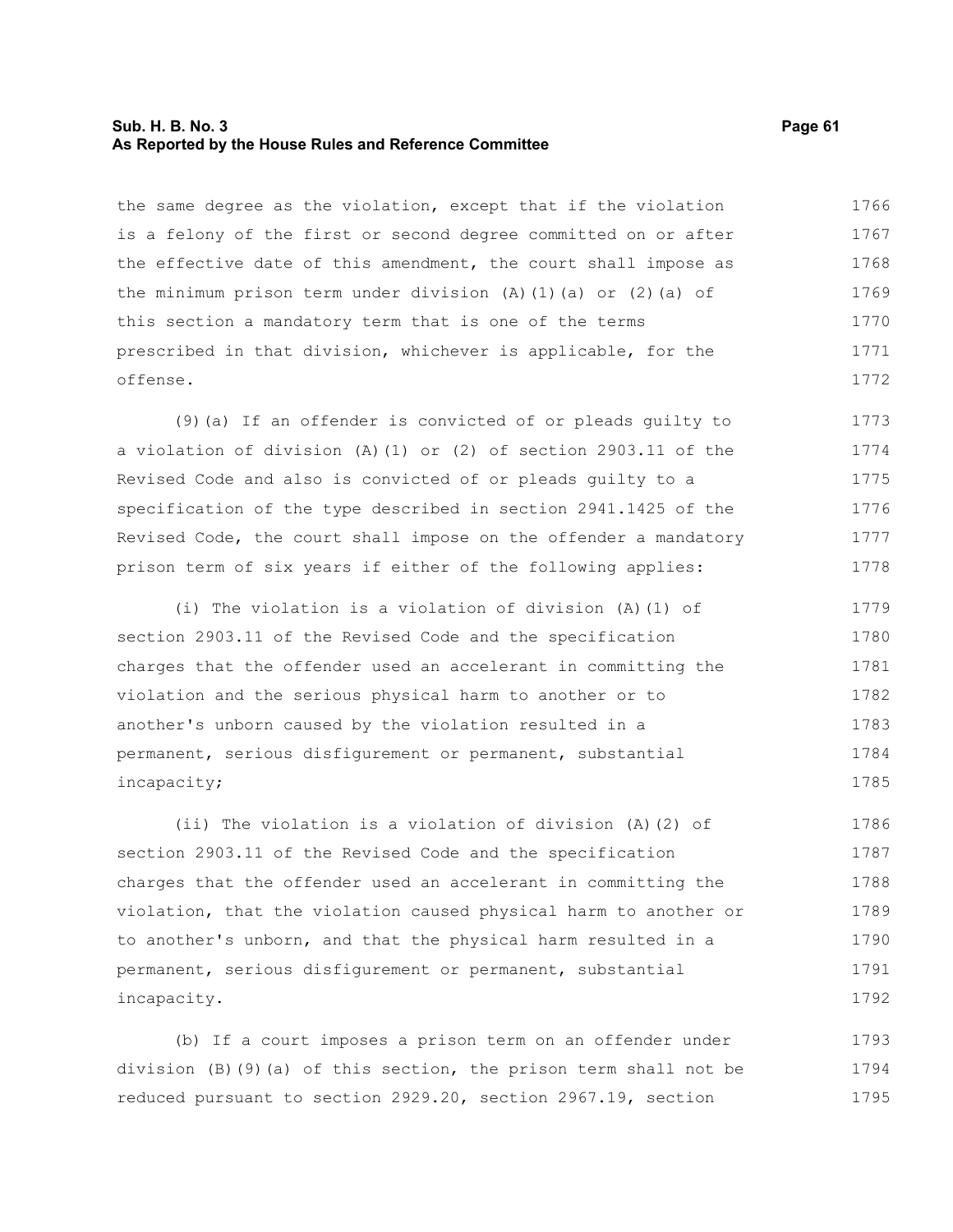the same degree as the violation, except that if the violation is a felony of the first or second degree committed on or after the effective date of this amendment, the court shall impose as the minimum prison term under division (A)(1)(a) or (2)(a) of this section a mandatory term that is one of the terms prescribed in that division, whichever is applicable, for the offense.

(9)(a) If an offender is convicted of or pleads guilty to a violation of division (A)(1) or (2) of section 2903.11 of the Revised Code and also is convicted of or pleads guilty to a specification of the type described in section 2941.1425 of the Revised Code, the court shall impose on the offender a mandatory prison term of six years if either of the following applies:

(i) The violation is a violation of division (A)(1) of section 2903.11 of the Revised Code and the specification charges that the offender used an accelerant in committing the violation and the serious physical harm to another or to another's unborn caused by the violation resulted in a permanent, serious disfigurement or permanent, substantial incapacity;

(ii) The violation is a violation of division (A)(2) of section 2903.11 of the Revised Code and the specification charges that the offender used an accelerant in committing the violation, that the violation caused physical harm to another or to another's unborn, and that the physical harm resulted in a permanent, serious disfigurement or permanent, substantial incapacity.

(b) If a court imposes a prison term on an offender under division (B)(9)(a) of this section, the prison term shall not be reduced pursuant to section 2929.20, section 2967.19, section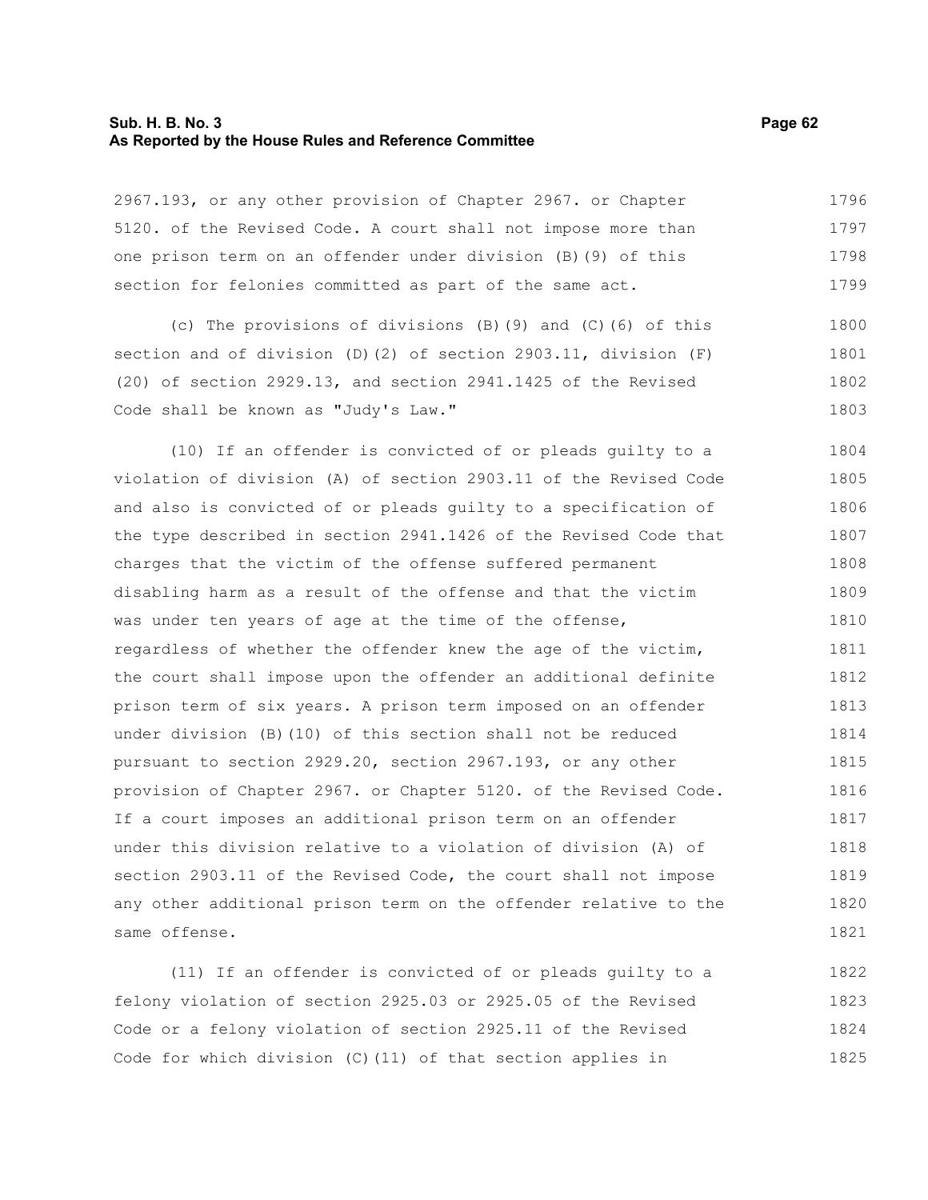2967.193, or any other provision of Chapter 2967. or Chapter 5120. of the Revised Code. A court shall not impose more than one prison term on an offender under division (B)(9) of this section for felonies committed as part of the same act.

(c) The provisions of divisions (B)(9) and (C)(6) of this section and of division (D)(2) of section 2903.11, division (F)(20) of section 2929.13, and section 2941.1425 of the Revised Code shall be known as "Judy's Law."

(10) If an offender is convicted of or pleads guilty to a violation of division (A) of section 2903.11 of the Revised Code and also is convicted of or pleads guilty to a specification of the type described in section 2941.1426 of the Revised Code that charges that the victim of the offense suffered permanent disabling harm as a result of the offense and that the victim was under ten years of age at the time of the offense, regardless of whether the offender knew the age of the victim, the court shall impose upon the offender an additional definite prison term of six years. A prison term imposed on an offender under division (B)(10) of this section shall not be reduced pursuant to section 2929.20, section 2967.193, or any other provision of Chapter 2967. or Chapter 5120. of the Revised Code. If a court imposes an additional prison term on an offender under this division relative to a violation of division (A) of section 2903.11 of the Revised Code, the court shall not impose any other additional prison term on the offender relative to the same offense.

(11) If an offender is convicted of or pleads guilty to a felony violation of section 2925.03 or 2925.05 of the Revised Code or a felony violation of section 2925.11 of the Revised Code for which division (C)(11) of that section applies in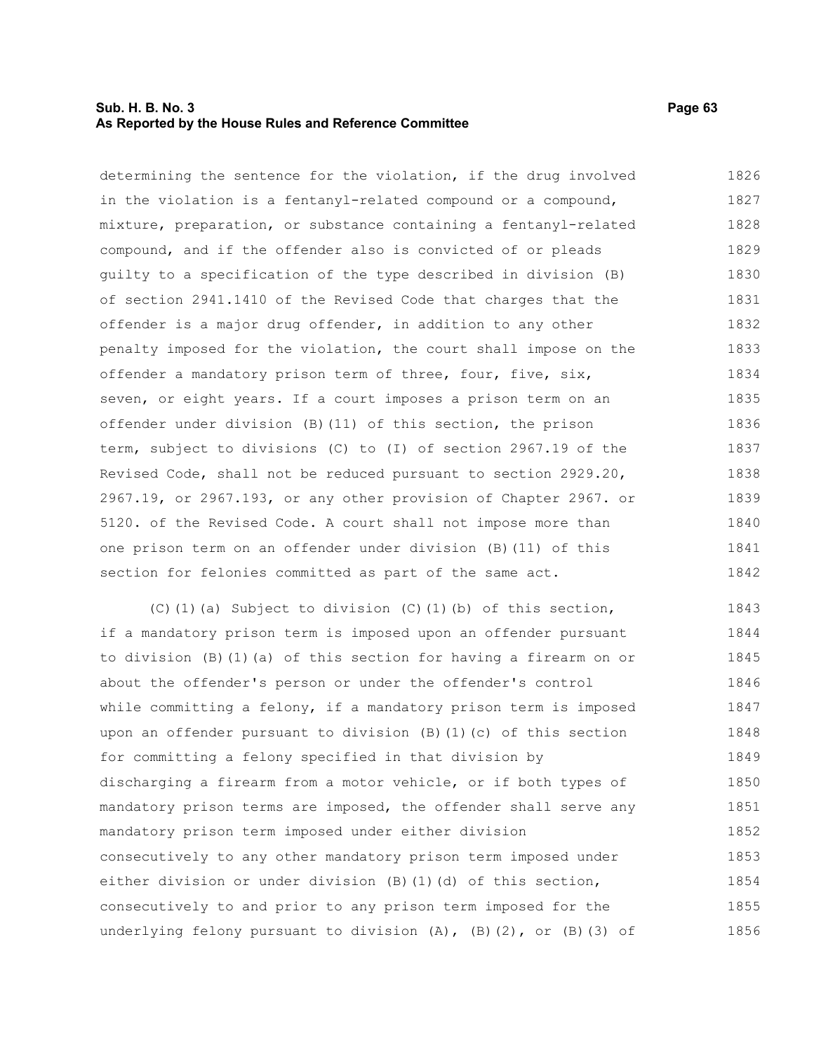determining the sentence for the violation, if the drug involved in the violation is a fentanyl-related compound or a compound, mixture, preparation, or substance containing a fentanyl-related compound, and if the offender also is convicted of or pleads guilty to a specification of the type described in division (B) of section 2941.1410 of the Revised Code that charges that the offender is a major drug offender, in addition to any other penalty imposed for the violation, the court shall impose on the offender a mandatory prison term of three, four, five, six, seven, or eight years. If a court imposes a prison term on an offender under division (B)(11) of this section, the prison term, subject to divisions (C) to (I) of section 2967.19 of the Revised Code, shall not be reduced pursuant to section 2929.20, 2967.19, or 2967.193, or any other provision of Chapter 2967. or 5120. of the Revised Code. A court shall not impose more than one prison term on an offender under division (B)(11) of this section for felonies committed as part of the same act.

(C)(1)(a) Subject to division (C)(1)(b) of this section, if a mandatory prison term is imposed upon an offender pursuant to division (B)(1)(a) of this section for having a firearm on or about the offender's person or under the offender's control while committing a felony, if a mandatory prison term is imposed upon an offender pursuant to division (B)(1)(c) of this section for committing a felony specified in that division by discharging a firearm from a motor vehicle, or if both types of mandatory prison terms are imposed, the offender shall serve any mandatory prison term imposed under either division consecutively to any other mandatory prison term imposed under either division or under division (B)(1)(d) of this section, consecutively to and prior to any prison term imposed for the underlying felony pursuant to division (A), (B)(2), or (B)(3) of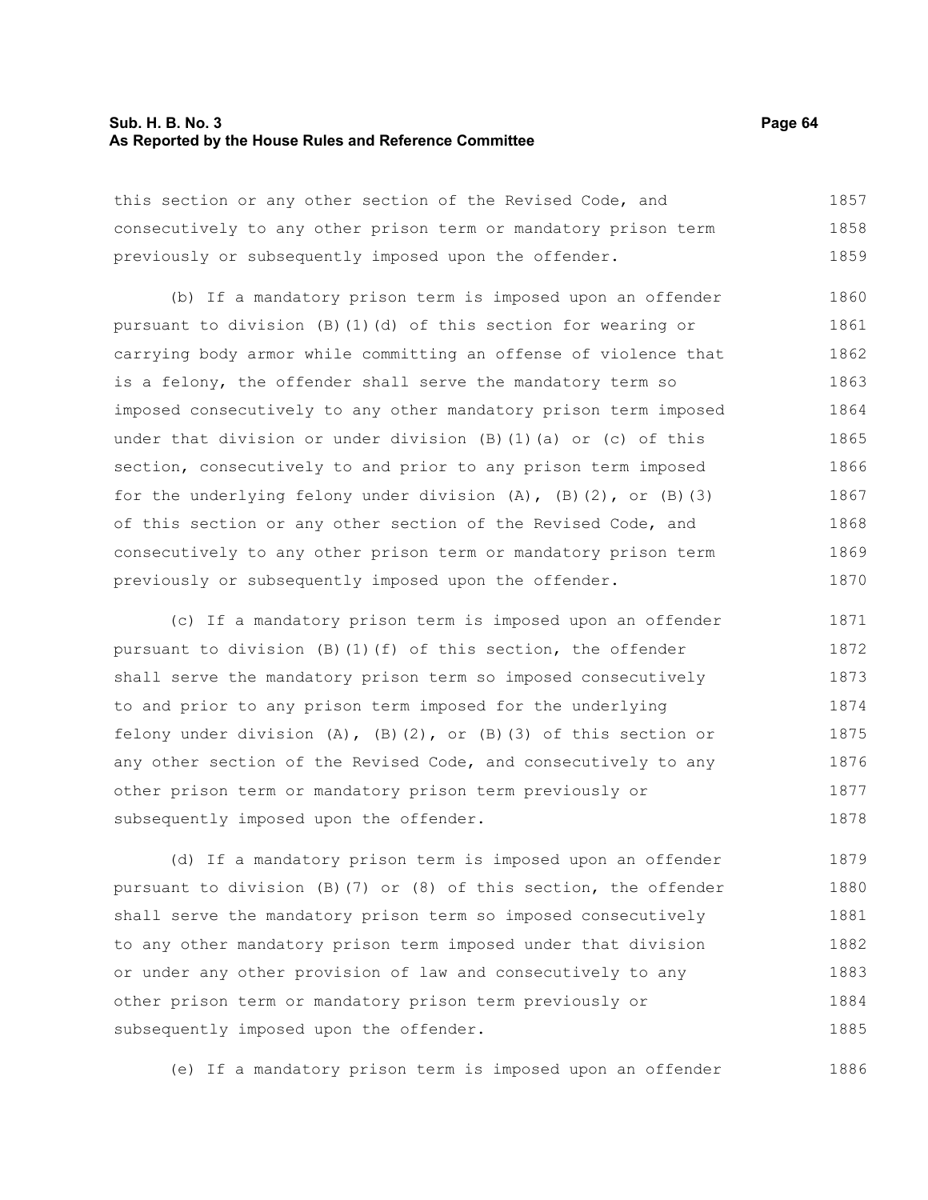this section or any other section of the Revised Code, and consecutively to any other prison term or mandatory prison term previously or subsequently imposed upon the offender.

(b) If a mandatory prison term is imposed upon an offender pursuant to division (B)(1)(d) of this section for wearing or carrying body armor while committing an offense of violence that is a felony, the offender shall serve the mandatory term so imposed consecutively to any other mandatory prison term imposed under that division or under division (B)(1)(a) or (c) of this section, consecutively to and prior to any prison term imposed for the underlying felony under division (A), (B)(2), or (B)(3) of this section or any other section of the Revised Code, and consecutively to any other prison term or mandatory prison term previously or subsequently imposed upon the offender.

(c) If a mandatory prison term is imposed upon an offender pursuant to division (B)(1)(f) of this section, the offender shall serve the mandatory prison term so imposed consecutively to and prior to any prison term imposed for the underlying felony under division (A), (B)(2), or (B)(3) of this section or any other section of the Revised Code, and consecutively to any other prison term or mandatory prison term previously or subsequently imposed upon the offender.

(d) If a mandatory prison term is imposed upon an offender pursuant to division (B)(7) or (8) of this section, the offender shall serve the mandatory prison term so imposed consecutively to any other mandatory prison term imposed under that division or under any other provision of law and consecutively to any other prison term or mandatory prison term previously or subsequently imposed upon the offender.

(e) If a mandatory prison term is imposed upon an offender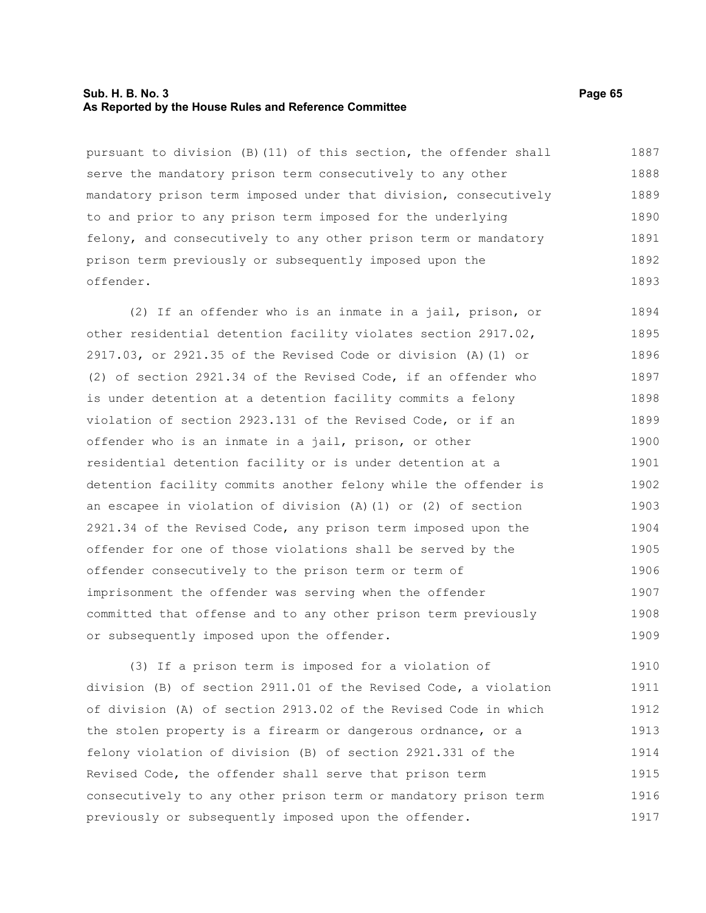pursuant to division (B)(11) of this section, the offender shall serve the mandatory prison term consecutively to any other mandatory prison term imposed under that division, consecutively to and prior to any prison term imposed for the underlying felony, and consecutively to any other prison term or mandatory prison term previously or subsequently imposed upon the offender.

(2) If an offender who is an inmate in a jail, prison, or other residential detention facility violates section 2917.02, 2917.03, or 2921.35 of the Revised Code or division (A)(1) or (2) of section 2921.34 of the Revised Code, if an offender who is under detention at a detention facility commits a felony violation of section 2923.131 of the Revised Code, or if an offender who is an inmate in a jail, prison, or other residential detention facility or is under detention at a detention facility commits another felony while the offender is an escapee in violation of division (A)(1) or (2) of section 2921.34 of the Revised Code, any prison term imposed upon the offender for one of those violations shall be served by the offender consecutively to the prison term or term of imprisonment the offender was serving when the offender committed that offense and to any other prison term previously or subsequently imposed upon the offender.

(3) If a prison term is imposed for a violation of division (B) of section 2911.01 of the Revised Code, a violation of division (A) of section 2913.02 of the Revised Code in which the stolen property is a firearm or dangerous ordnance, or a felony violation of division (B) of section 2921.331 of the Revised Code, the offender shall serve that prison term consecutively to any other prison term or mandatory prison term previously or subsequently imposed upon the offender.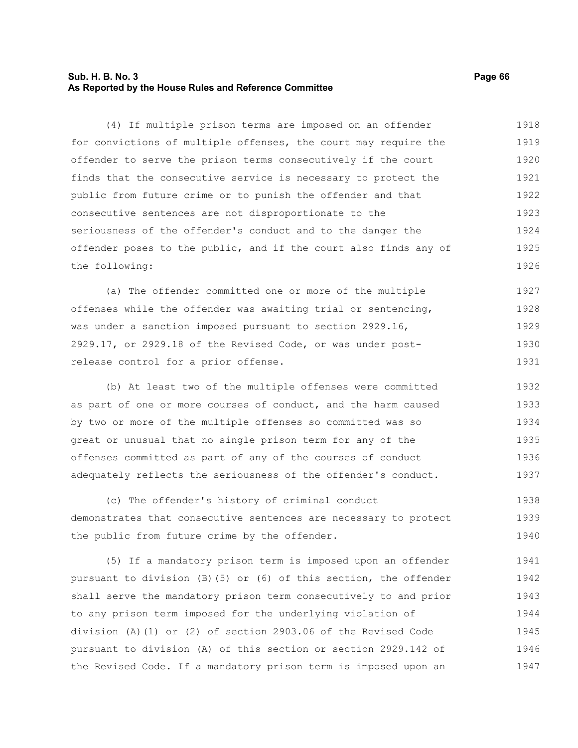(4) If multiple prison terms are imposed on an offender for convictions of multiple offenses, the court may require the offender to serve the prison terms consecutively if the court finds that the consecutive service is necessary to protect the public from future crime or to punish the offender and that consecutive sentences are not disproportionate to the seriousness of the offender's conduct and to the danger the offender poses to the public, and if the court also finds any of the following:

(a) The offender committed one or more of the multiple offenses while the offender was awaiting trial or sentencing, was under a sanction imposed pursuant to section 2929.16, 2929.17, or 2929.18 of the Revised Code, or was under post-release control for a prior offense.

(b) At least two of the multiple offenses were committed as part of one or more courses of conduct, and the harm caused by two or more of the multiple offenses so committed was so great or unusual that no single prison term for any of the offenses committed as part of any of the courses of conduct adequately reflects the seriousness of the offender's conduct.

(c) The offender's history of criminal conduct demonstrates that consecutive sentences are necessary to protect the public from future crime by the offender.

(5) If a mandatory prison term is imposed upon an offender pursuant to division (B)(5) or (6) of this section, the offender shall serve the mandatory prison term consecutively to and prior to any prison term imposed for the underlying violation of division (A)(1) or (2) of section 2903.06 of the Revised Code pursuant to division (A) of this section or section 2929.142 of the Revised Code. If a mandatory prison term is imposed upon an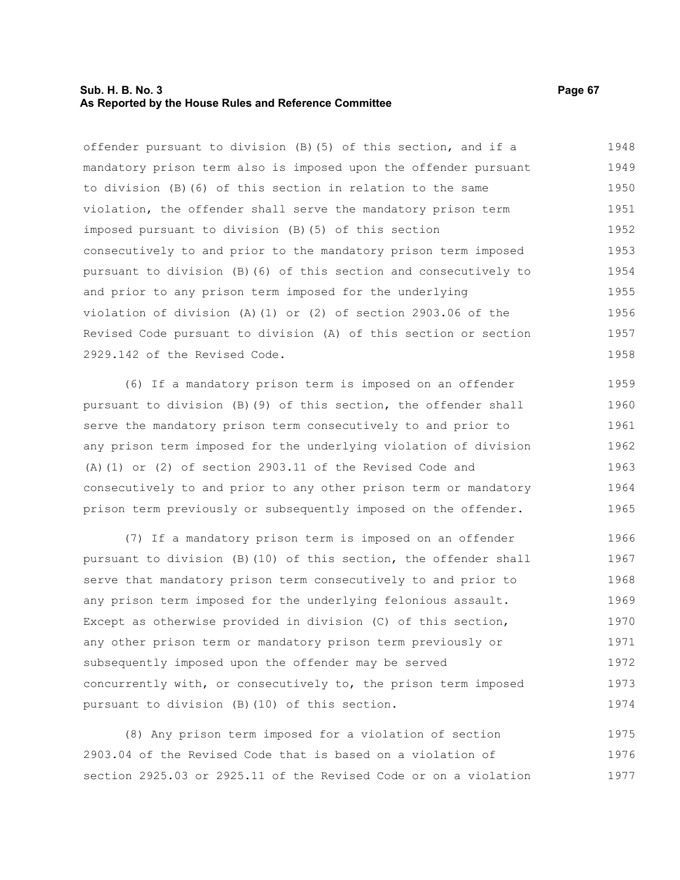offender pursuant to division (B)(5) of this section, and if a mandatory prison term also is imposed upon the offender pursuant to division (B)(6) of this section in relation to the same violation, the offender shall serve the mandatory prison term imposed pursuant to division (B)(5) of this section consecutively to and prior to the mandatory prison term imposed pursuant to division (B)(6) of this section and consecutively to and prior to any prison term imposed for the underlying violation of division (A)(1) or (2) of section 2903.06 of the Revised Code pursuant to division (A) of this section or section 2929.142 of the Revised Code.

(6) If a mandatory prison term is imposed on an offender pursuant to division (B)(9) of this section, the offender shall serve the mandatory prison term consecutively to and prior to any prison term imposed for the underlying violation of division (A)(1) or (2) of section 2903.11 of the Revised Code and consecutively to and prior to any other prison term or mandatory prison term previously or subsequently imposed on the offender.

(7) If a mandatory prison term is imposed on an offender pursuant to division (B)(10) of this section, the offender shall serve that mandatory prison term consecutively to and prior to any prison term imposed for the underlying felonious assault. Except as otherwise provided in division (C) of this section, any other prison term or mandatory prison term previously or subsequently imposed upon the offender may be served concurrently with, or consecutively to, the prison term imposed pursuant to division (B)(10) of this section.

(8) Any prison term imposed for a violation of section 2903.04 of the Revised Code that is based on a violation of section 2925.03 or 2925.11 of the Revised Code or on a violation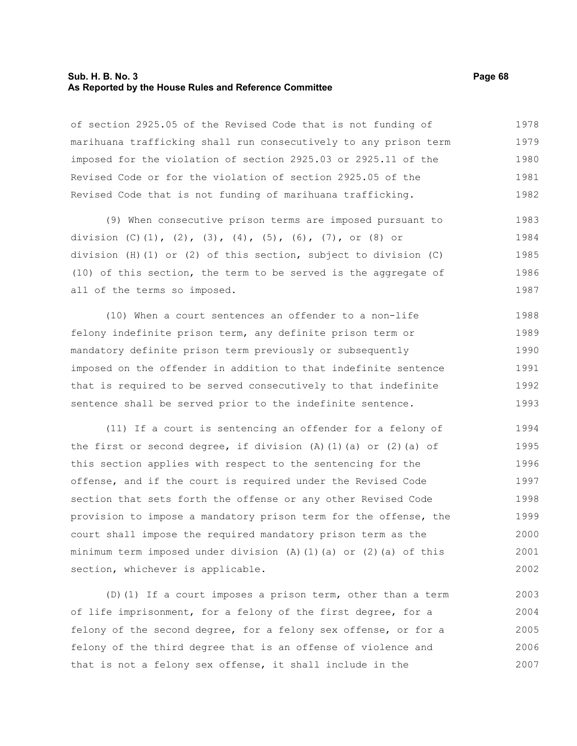of section 2925.05 of the Revised Code that is not funding of marihuana trafficking shall run consecutively to any prison term imposed for the violation of section 2925.03 or 2925.11 of the Revised Code or for the violation of section 2925.05 of the Revised Code that is not funding of marihuana trafficking.

(9) When consecutive prison terms are imposed pursuant to division (C)(1), (2), (3), (4), (5), (6), (7), or (8) or division (H)(1) or (2) of this section, subject to division (C)(10) of this section, the term to be served is the aggregate of all of the terms so imposed.

(10) When a court sentences an offender to a non-life felony indefinite prison term, any definite prison term or mandatory definite prison term previously or subsequently imposed on the offender in addition to that indefinite sentence that is required to be served consecutively to that indefinite sentence shall be served prior to the indefinite sentence.

(11) If a court is sentencing an offender for a felony of the first or second degree, if division (A)(1)(a) or (2)(a) of this section applies with respect to the sentencing for the offense, and if the court is required under the Revised Code section that sets forth the offense or any other Revised Code provision to impose a mandatory prison term for the offense, the court shall impose the required mandatory prison term as the minimum term imposed under division (A)(1)(a) or (2)(a) of this section, whichever is applicable.

(D)(1) If a court imposes a prison term, other than a term of life imprisonment, for a felony of the first degree, for a felony of the second degree, for a felony sex offense, or for a felony of the third degree that is an offense of violence and that is not a felony sex offense, it shall include in the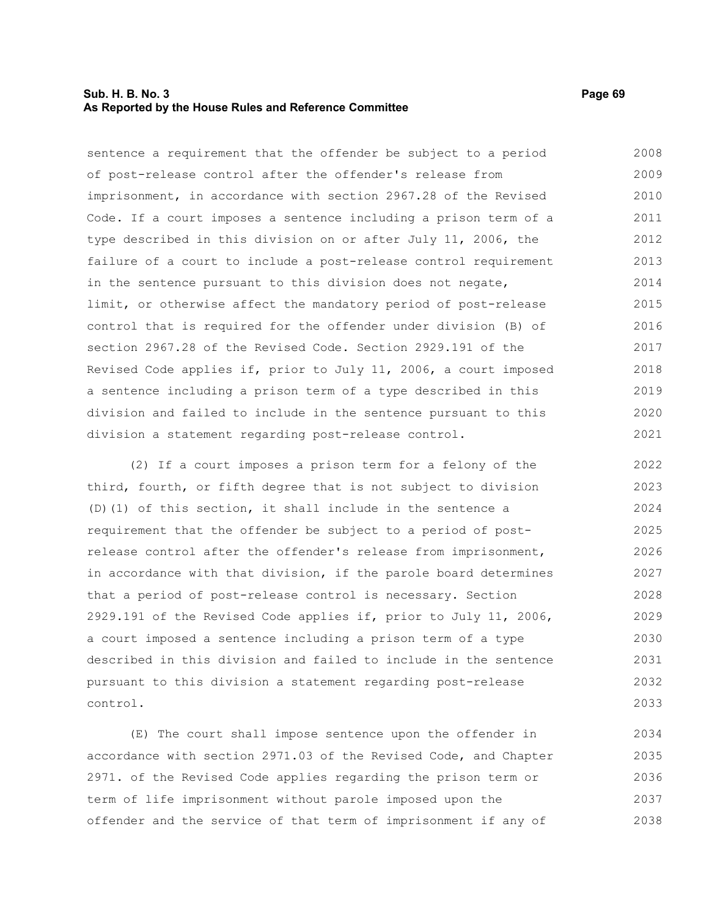sentence a requirement that the offender be subject to a period of post-release control after the offender's release from imprisonment, in accordance with section 2967.28 of the Revised Code. If a court imposes a sentence including a prison term of a type described in this division on or after July 11, 2006, the failure of a court to include a post-release control requirement in the sentence pursuant to this division does not negate, limit, or otherwise affect the mandatory period of post-release control that is required for the offender under division (B) of section 2967.28 of the Revised Code. Section 2929.191 of the Revised Code applies if, prior to July 11, 2006, a court imposed a sentence including a prison term of a type described in this division and failed to include in the sentence pursuant to this division a statement regarding post-release control.

(2) If a court imposes a prison term for a felony of the third, fourth, or fifth degree that is not subject to division (D)(1) of this section, it shall include in the sentence a requirement that the offender be subject to a period of post-release control after the offender's release from imprisonment, in accordance with that division, if the parole board determines that a period of post-release control is necessary. Section 2929.191 of the Revised Code applies if, prior to July 11, 2006, a court imposed a sentence including a prison term of a type described in this division and failed to include in the sentence pursuant to this division a statement regarding post-release control.

(E) The court shall impose sentence upon the offender in accordance with section 2971.03 of the Revised Code, and Chapter 2971. of the Revised Code applies regarding the prison term or term of life imprisonment without parole imposed upon the offender and the service of that term of imprisonment if any of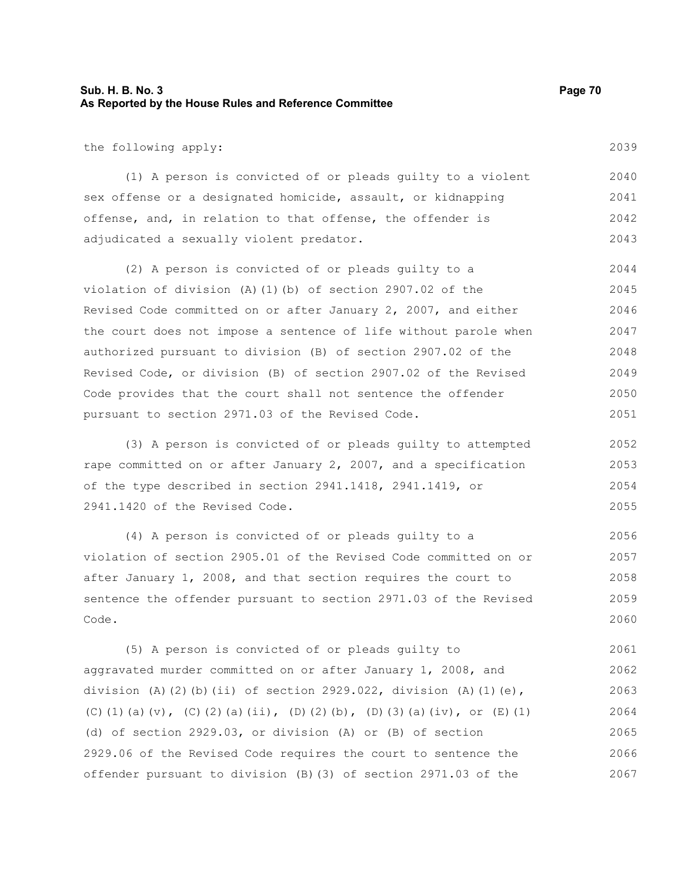the following apply:

(1) A person is convicted of or pleads guilty to a violent sex offense or a designated homicide, assault, or kidnapping offense, and, in relation to that offense, the offender is adjudicated a sexually violent predator.

(2) A person is convicted of or pleads guilty to a violation of division (A)(1)(b) of section 2907.02 of the Revised Code committed on or after January 2, 2007, and either the court does not impose a sentence of life without parole when authorized pursuant to division (B) of section 2907.02 of the Revised Code, or division (B) of section 2907.02 of the Revised Code provides that the court shall not sentence the offender pursuant to section 2971.03 of the Revised Code.

(3) A person is convicted of or pleads guilty to attempted rape committed on or after January 2, 2007, and a specification of the type described in section 2941.1418, 2941.1419, or 2941.1420 of the Revised Code.

(4) A person is convicted of or pleads guilty to a violation of section 2905.01 of the Revised Code committed on or after January 1, 2008, and that section requires the court to sentence the offender pursuant to section 2971.03 of the Revised Code.

(5) A person is convicted of or pleads guilty to aggravated murder committed on or after January 1, 2008, and division (A)(2)(b)(ii) of section 2929.022, division (A)(1)(e), (C)(1)(a)(v), (C)(2)(a)(ii), (D)(2)(b), (D)(3)(a)(iv), or (E)(1)(d) of section 2929.03, or division (A) or (B) of section 2929.06 of the Revised Code requires the court to sentence the offender pursuant to division (B)(3) of section 2971.03 of the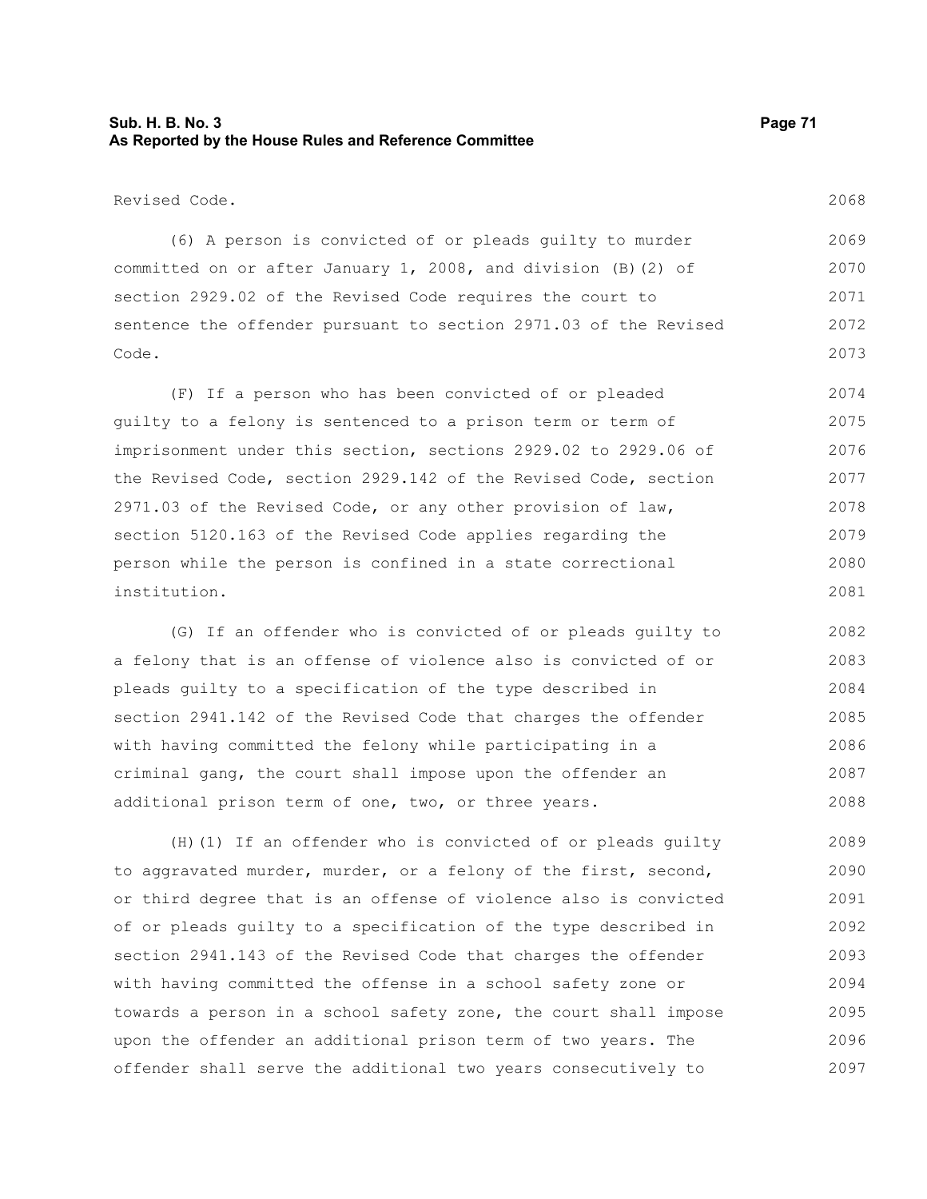Revised Code.

(6) A person is convicted of or pleads guilty to murder committed on or after January 1, 2008, and division (B)(2) of section 2929.02 of the Revised Code requires the court to sentence the offender pursuant to section 2971.03 of the Revised Code.

(F) If a person who has been convicted of or pleaded guilty to a felony is sentenced to a prison term or term of imprisonment under this section, sections 2929.02 to 2929.06 of the Revised Code, section 2929.142 of the Revised Code, section 2971.03 of the Revised Code, or any other provision of law, section 5120.163 of the Revised Code applies regarding the person while the person is confined in a state correctional institution.

(G) If an offender who is convicted of or pleads guilty to a felony that is an offense of violence also is convicted of or pleads guilty to a specification of the type described in section 2941.142 of the Revised Code that charges the offender with having committed the felony while participating in a criminal gang, the court shall impose upon the offender an additional prison term of one, two, or three years.

(H)(1) If an offender who is convicted of or pleads guilty to aggravated murder, murder, or a felony of the first, second, or third degree that is an offense of violence also is convicted of or pleads guilty to a specification of the type described in section 2941.143 of the Revised Code that charges the offender with having committed the offense in a school safety zone or towards a person in a school safety zone, the court shall impose upon the offender an additional prison term of two years. The offender shall serve the additional two years consecutively to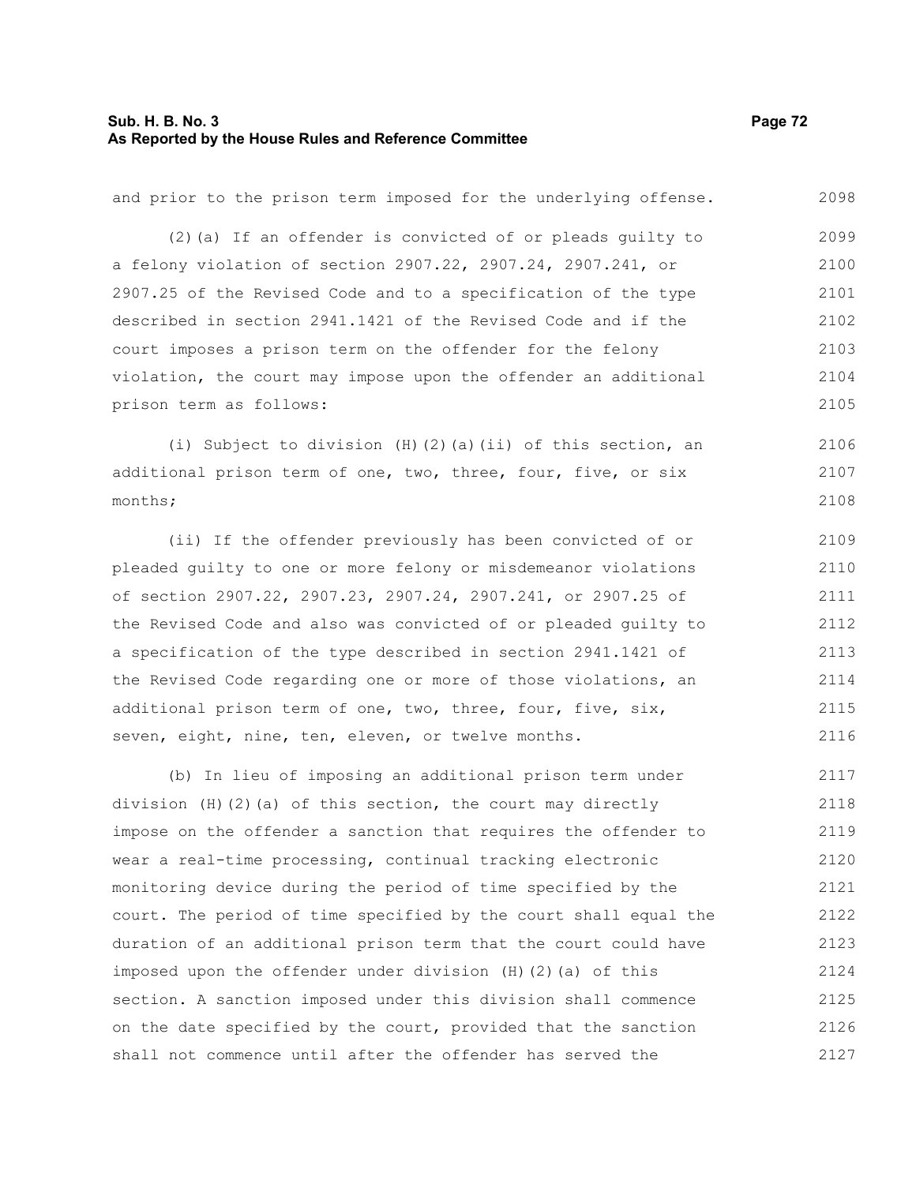and prior to the prison term imposed for the underlying offense.

(2)(a) If an offender is convicted of or pleads guilty to a felony violation of section 2907.22, 2907.24, 2907.241, or 2907.25 of the Revised Code and to a specification of the type described in section 2941.1421 of the Revised Code and if the court imposes a prison term on the offender for the felony violation, the court may impose upon the offender an additional prison term as follows:

(i) Subject to division (H)(2)(a)(ii) of this section, an additional prison term of one, two, three, four, five, or six months;

(ii) If the offender previously has been convicted of or pleaded guilty to one or more felony or misdemeanor violations of section 2907.22, 2907.23, 2907.24, 2907.241, or 2907.25 of the Revised Code and also was convicted of or pleaded guilty to a specification of the type described in section 2941.1421 of the Revised Code regarding one or more of those violations, an additional prison term of one, two, three, four, five, six, seven, eight, nine, ten, eleven, or twelve months.

(b) In lieu of imposing an additional prison term under division (H)(2)(a) of this section, the court may directly impose on the offender a sanction that requires the offender to wear a real-time processing, continual tracking electronic monitoring device during the period of time specified by the court. The period of time specified by the court shall equal the duration of an additional prison term that the court could have imposed upon the offender under division (H)(2)(a) of this section. A sanction imposed under this division shall commence on the date specified by the court, provided that the sanction shall not commence until after the offender has served the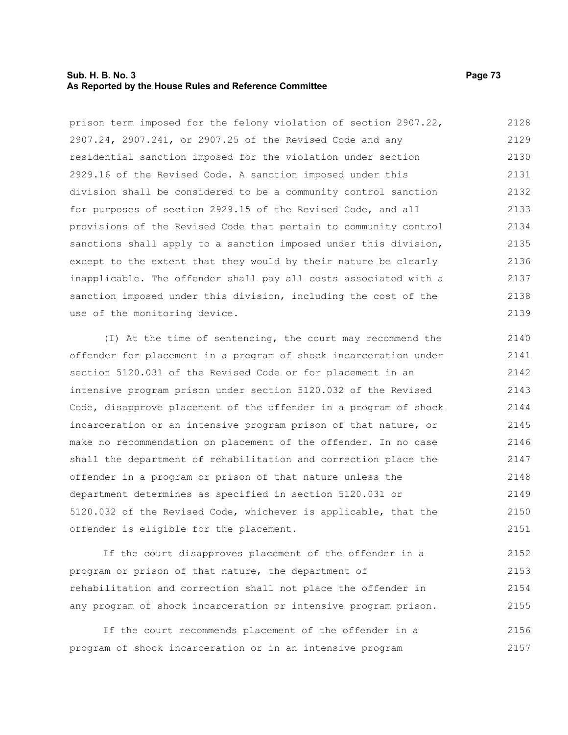prison term imposed for the felony violation of section 2907.22, 2907.24, 2907.241, or 2907.25 of the Revised Code and any residential sanction imposed for the violation under section 2929.16 of the Revised Code. A sanction imposed under this division shall be considered to be a community control sanction for purposes of section 2929.15 of the Revised Code, and all provisions of the Revised Code that pertain to community control sanctions shall apply to a sanction imposed under this division, except to the extent that they would by their nature be clearly inapplicable. The offender shall pay all costs associated with a sanction imposed under this division, including the cost of the use of the monitoring device.

(I) At the time of sentencing, the court may recommend the offender for placement in a program of shock incarceration under section 5120.031 of the Revised Code or for placement in an intensive program prison under section 5120.032 of the Revised Code, disapprove placement of the offender in a program of shock incarceration or an intensive program prison of that nature, or make no recommendation on placement of the offender. In no case shall the department of rehabilitation and correction place the offender in a program or prison of that nature unless the department determines as specified in section 5120.031 or 5120.032 of the Revised Code, whichever is applicable, that the offender is eligible for the placement.

If the court disapproves placement of the offender in a program or prison of that nature, the department of rehabilitation and correction shall not place the offender in any program of shock incarceration or intensive program prison.

If the court recommends placement of the offender in a program of shock incarceration or in an intensive program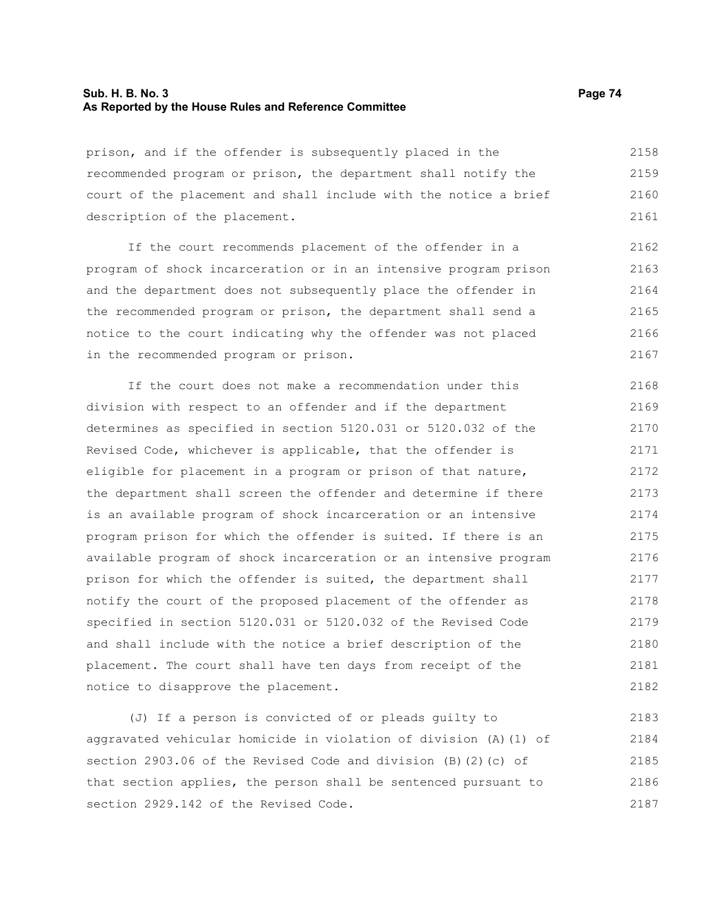prison, and if the offender is subsequently placed in the recommended program or prison, the department shall notify the court of the placement and shall include with the notice a brief description of the placement.

If the court recommends placement of the offender in a program of shock incarceration or in an intensive program prison and the department does not subsequently place the offender in the recommended program or prison, the department shall send a notice to the court indicating why the offender was not placed in the recommended program or prison.

If the court does not make a recommendation under this division with respect to an offender and if the department determines as specified in section 5120.031 or 5120.032 of the Revised Code, whichever is applicable, that the offender is eligible for placement in a program or prison of that nature, the department shall screen the offender and determine if there is an available program of shock incarceration or an intensive program prison for which the offender is suited. If there is an available program of shock incarceration or an intensive program prison for which the offender is suited, the department shall notify the court of the proposed placement of the offender as specified in section 5120.031 or 5120.032 of the Revised Code and shall include with the notice a brief description of the placement. The court shall have ten days from receipt of the notice to disapprove the placement.

(J) If a person is convicted of or pleads guilty to aggravated vehicular homicide in violation of division (A)(1) of section 2903.06 of the Revised Code and division (B)(2)(c) of that section applies, the person shall be sentenced pursuant to section 2929.142 of the Revised Code.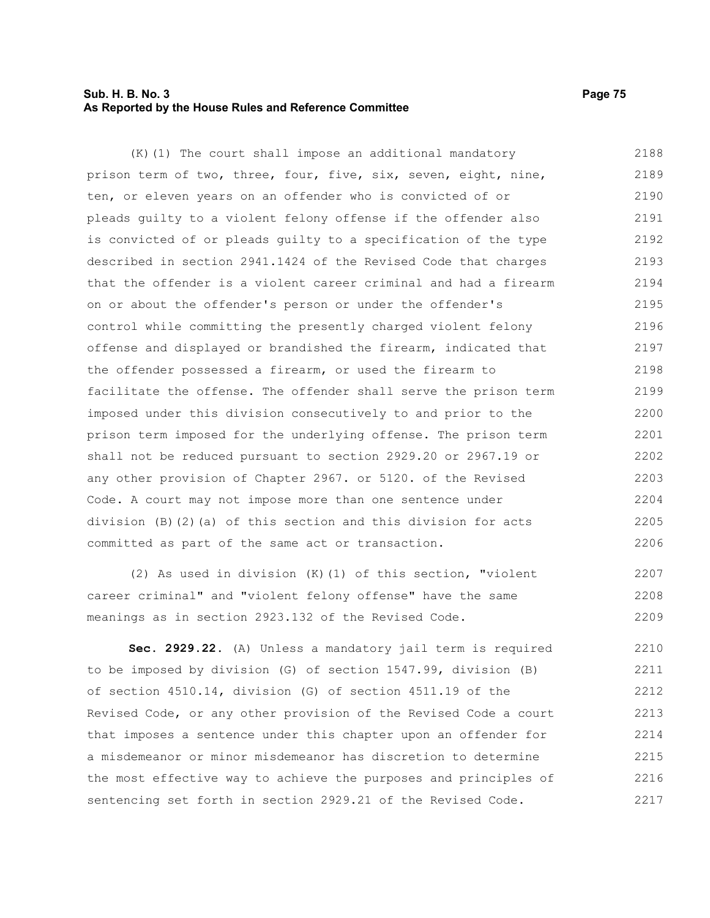(K)(1) The court shall impose an additional mandatory prison term of two, three, four, five, six, seven, eight, nine, ten, or eleven years on an offender who is convicted of or pleads guilty to a violent felony offense if the offender also is convicted of or pleads guilty to a specification of the type described in section 2941.1424 of the Revised Code that charges that the offender is a violent career criminal and had a firearm on or about the offender's person or under the offender's control while committing the presently charged violent felony offense and displayed or brandished the firearm, indicated that the offender possessed a firearm, or used the firearm to facilitate the offense. The offender shall serve the prison term imposed under this division consecutively to and prior to the prison term imposed for the underlying offense. The prison term shall not be reduced pursuant to section 2929.20 or 2967.19 or any other provision of Chapter 2967. or 5120. of the Revised Code. A court may not impose more than one sentence under division (B)(2)(a) of this section and this division for acts committed as part of the same act or transaction.

(2) As used in division (K)(1) of this section, "violent career criminal" and "violent felony offense" have the same meanings as in section 2923.132 of the Revised Code.

**Sec. 2929.22.** (A) Unless a mandatory jail term is required to be imposed by division (G) of section 1547.99, division (B) of section 4510.14, division (G) of section 4511.19 of the Revised Code, or any other provision of the Revised Code a court that imposes a sentence under this chapter upon an offender for a misdemeanor or minor misdemeanor has discretion to determine the most effective way to achieve the purposes and principles of sentencing set forth in section 2929.21 of the Revised Code.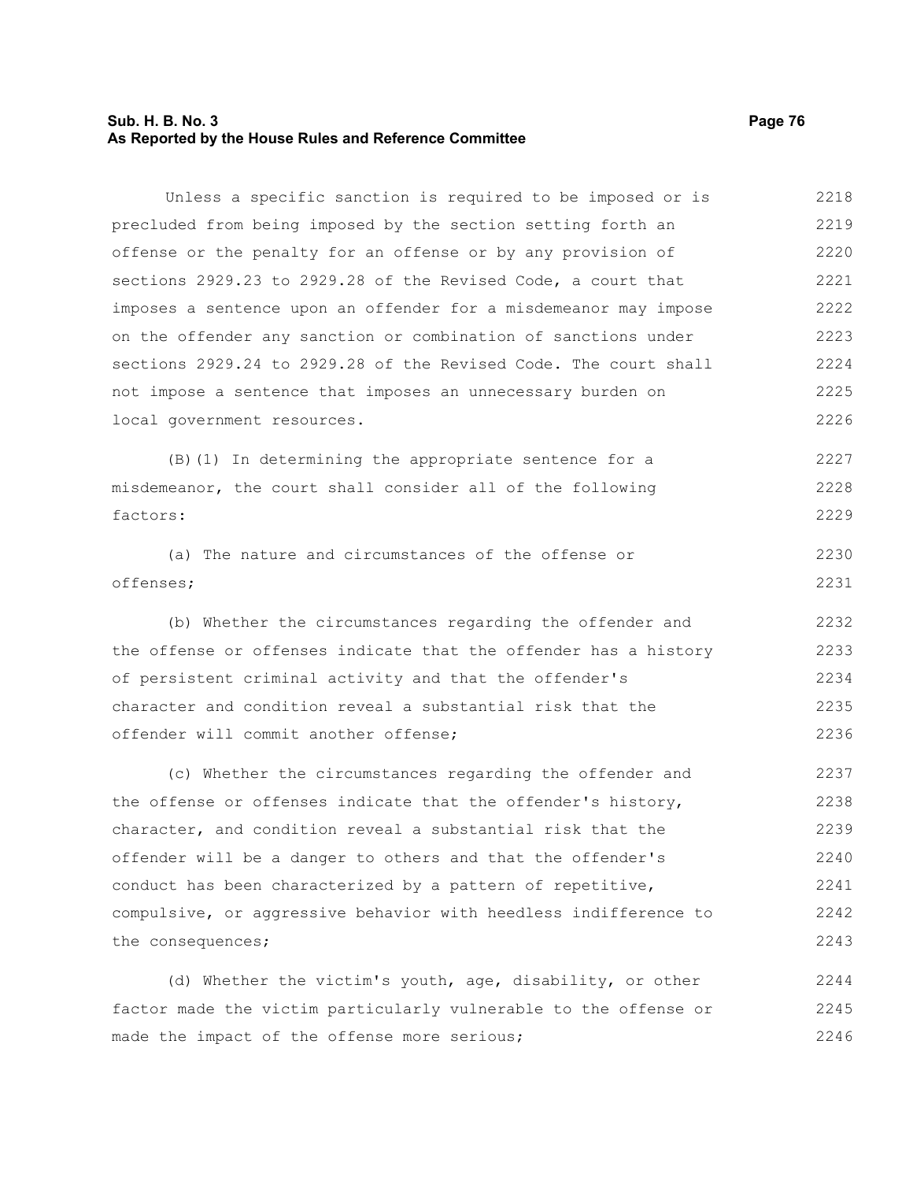Unless a specific sanction is required to be imposed or is precluded from being imposed by the section setting forth an offense or the penalty for an offense or by any provision of sections 2929.23 to 2929.28 of the Revised Code, a court that imposes a sentence upon an offender for a misdemeanor may impose on the offender any sanction or combination of sanctions under sections 2929.24 to 2929.28 of the Revised Code. The court shall not impose a sentence that imposes an unnecessary burden on local government resources.

(B)(1) In determining the appropriate sentence for a misdemeanor, the court shall consider all of the following factors:

(a) The nature and circumstances of the offense or offenses;

(b) Whether the circumstances regarding the offender and the offense or offenses indicate that the offender has a history of persistent criminal activity and that the offender's character and condition reveal a substantial risk that the offender will commit another offense;

(c) Whether the circumstances regarding the offender and the offense or offenses indicate that the offender's history, character, and condition reveal a substantial risk that the offender will be a danger to others and that the offender's conduct has been characterized by a pattern of repetitive, compulsive, or aggressive behavior with heedless indifference to the consequences;

(d) Whether the victim's youth, age, disability, or other factor made the victim particularly vulnerable to the offense or made the impact of the offense more serious;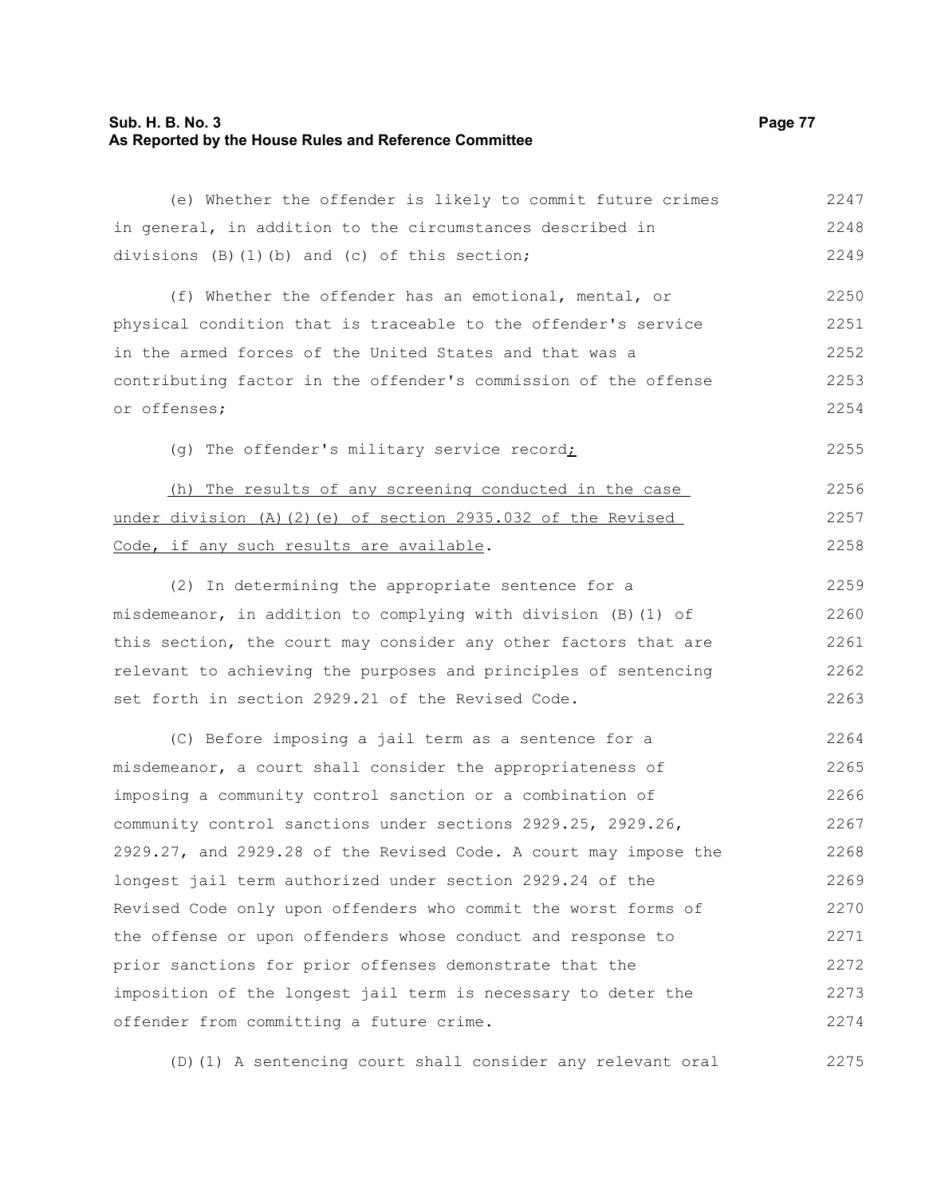(e) Whether the offender is likely to commit future crimes in general, in addition to the circumstances described in divisions (B)(1)(b) and (c) of this section;

(f) Whether the offender has an emotional, mental, or physical condition that is traceable to the offender's service in the armed forces of the United States and that was a contributing factor in the offender's commission of the offense or offenses;

(g) The offender's military service record;

(h) The results of any screening conducted in the case under division (A)(2)(e) of section 2935.032 of the Revised Code, if any such results are available.

(2) In determining the appropriate sentence for a misdemeanor, in addition to complying with division (B)(1) of this section, the court may consider any other factors that are relevant to achieving the purposes and principles of sentencing set forth in section 2929.21 of the Revised Code.

(C) Before imposing a jail term as a sentence for a misdemeanor, a court shall consider the appropriateness of imposing a community control sanction or a combination of community control sanctions under sections 2929.25, 2929.26, 2929.27, and 2929.28 of the Revised Code. A court may impose the longest jail term authorized under section 2929.24 of the Revised Code only upon offenders who commit the worst forms of the offense or upon offenders whose conduct and response to prior sanctions for prior offenses demonstrate that the imposition of the longest jail term is necessary to deter the offender from committing a future crime.

(D)(1) A sentencing court shall consider any relevant oral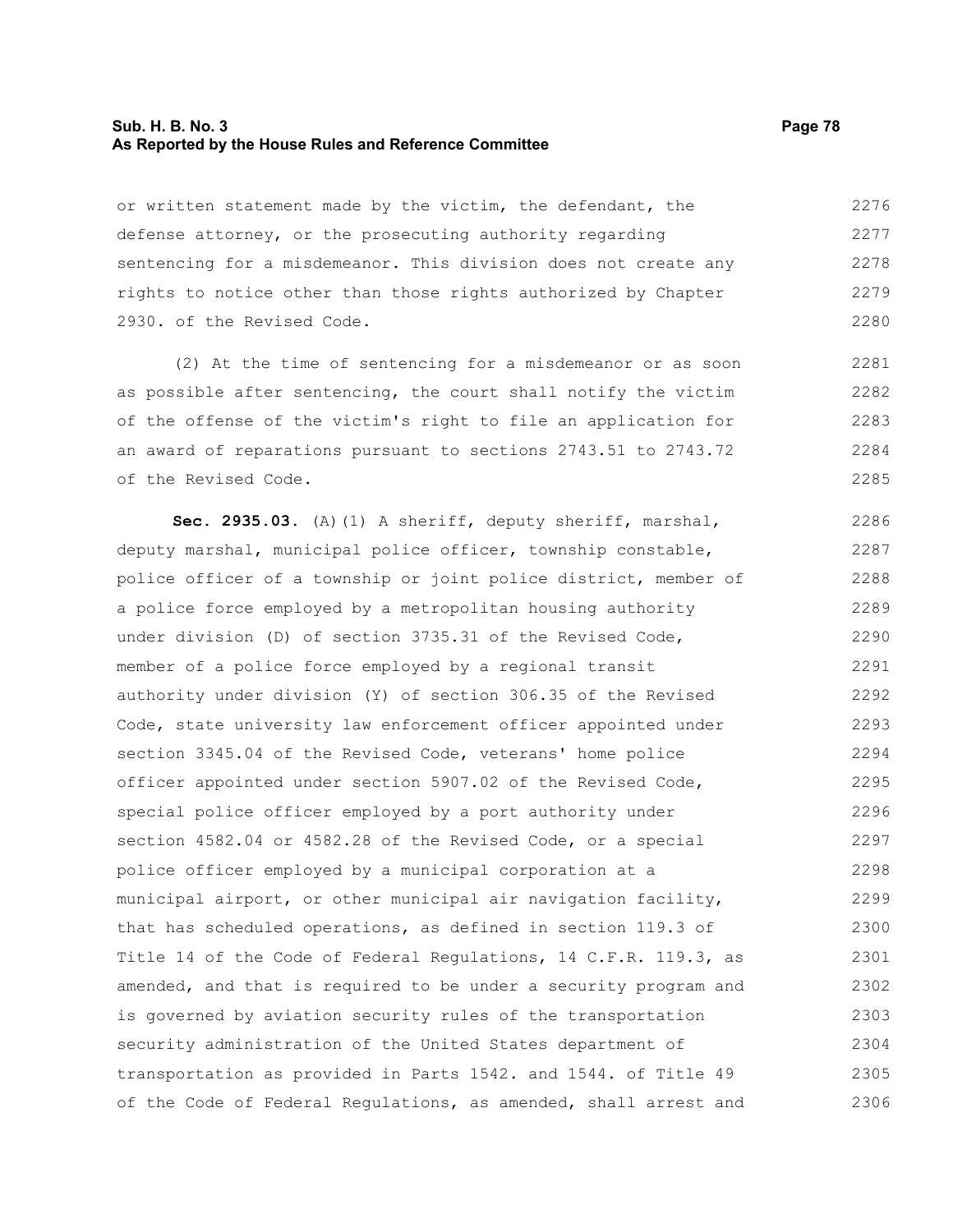or written statement made by the victim, the defendant, the defense attorney, or the prosecuting authority regarding sentencing for a misdemeanor. This division does not create any rights to notice other than those rights authorized by Chapter 2930. of the Revised Code.

(2) At the time of sentencing for a misdemeanor or as soon as possible after sentencing, the court shall notify the victim of the offense of the victim's right to file an application for an award of reparations pursuant to sections 2743.51 to 2743.72 of the Revised Code.

**Sec. 2935.03.** (A)(1) A sheriff, deputy sheriff, marshal, deputy marshal, municipal police officer, township constable, police officer of a township or joint police district, member of a police force employed by a metropolitan housing authority under division (D) of section 3735.31 of the Revised Code, member of a police force employed by a regional transit authority under division (Y) of section 306.35 of the Revised Code, state university law enforcement officer appointed under section 3345.04 of the Revised Code, veterans' home police officer appointed under section 5907.02 of the Revised Code, special police officer employed by a port authority under section 4582.04 or 4582.28 of the Revised Code, or a special police officer employed by a municipal corporation at a municipal airport, or other municipal air navigation facility, that has scheduled operations, as defined in section 119.3 of Title 14 of the Code of Federal Regulations, 14 C.F.R. 119.3, as amended, and that is required to be under a security program and is governed by aviation security rules of the transportation security administration of the United States department of transportation as provided in Parts 1542. and 1544. of Title 49 of the Code of Federal Regulations, as amended, shall arrest and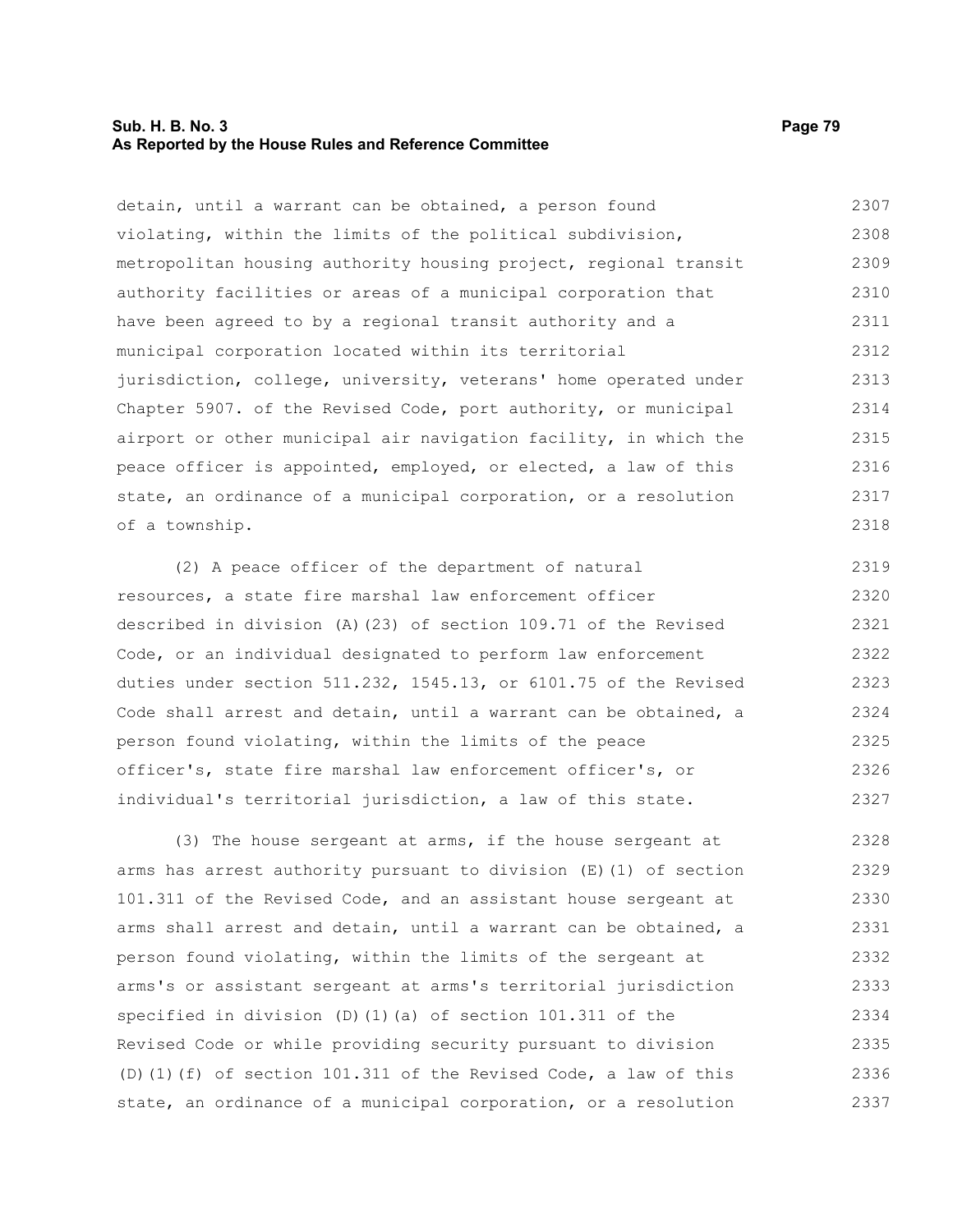detain, until a warrant can be obtained, a person found violating, within the limits of the political subdivision, metropolitan housing authority housing project, regional transit authority facilities or areas of a municipal corporation that have been agreed to by a regional transit authority and a municipal corporation located within its territorial jurisdiction, college, university, veterans' home operated under Chapter 5907. of the Revised Code, port authority, or municipal airport or other municipal air navigation facility, in which the peace officer is appointed, employed, or elected, a law of this state, an ordinance of a municipal corporation, or a resolution of a township.

(2) A peace officer of the department of natural resources, a state fire marshal law enforcement officer described in division (A)(23) of section 109.71 of the Revised Code, or an individual designated to perform law enforcement duties under section 511.232, 1545.13, or 6101.75 of the Revised Code shall arrest and detain, until a warrant can be obtained, a person found violating, within the limits of the peace officer's, state fire marshal law enforcement officer's, or individual's territorial jurisdiction, a law of this state.

(3) The house sergeant at arms, if the house sergeant at arms has arrest authority pursuant to division (E)(1) of section 101.311 of the Revised Code, and an assistant house sergeant at arms shall arrest and detain, until a warrant can be obtained, a person found violating, within the limits of the sergeant at arms's or assistant sergeant at arms's territorial jurisdiction specified in division (D)(1)(a) of section 101.311 of the Revised Code or while providing security pursuant to division (D)(1)(f) of section 101.311 of the Revised Code, a law of this state, an ordinance of a municipal corporation, or a resolution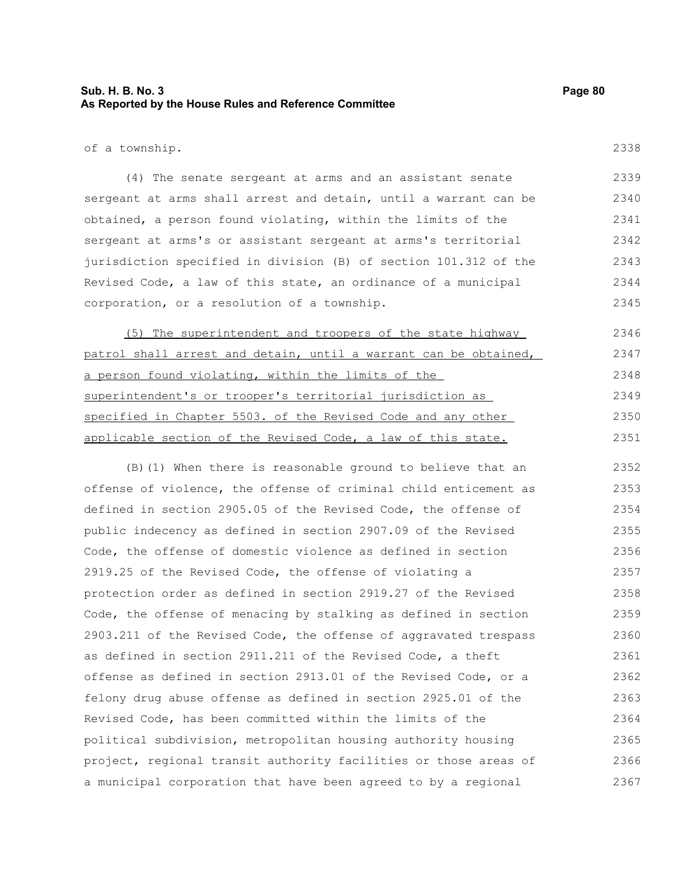of a township.

(4) The senate sergeant at arms and an assistant senate sergeant at arms shall arrest and detain, until a warrant can be obtained, a person found violating, within the limits of the sergeant at arms's or assistant sergeant at arms's territorial jurisdiction specified in division (B) of section 101.312 of the Revised Code, a law of this state, an ordinance of a municipal corporation, or a resolution of a township.

<u>(5) The superintendent and troopers of the state highway patrol shall arrest and detain, until a warrant can be obtained, a person found violating, within the limits of the superintendent's or trooper's territorial jurisdiction as specified in Chapter 5503. of the Revised Code and any other applicable section of the Revised Code, a law of this state.</u>

(B)(1) When there is reasonable ground to believe that an offense of violence, the offense of criminal child enticement as defined in section 2905.05 of the Revised Code, the offense of public indecency as defined in section 2907.09 of the Revised Code, the offense of domestic violence as defined in section 2919.25 of the Revised Code, the offense of violating a protection order as defined in section 2919.27 of the Revised Code, the offense of menacing by stalking as defined in section 2903.211 of the Revised Code, the offense of aggravated trespass as defined in section 2911.211 of the Revised Code, a theft offense as defined in section 2913.01 of the Revised Code, or a felony drug abuse offense as defined in section 2925.01 of the Revised Code, has been committed within the limits of the political subdivision, metropolitan housing authority housing project, regional transit authority facilities or those areas of a municipal corporation that have been agreed to by a regional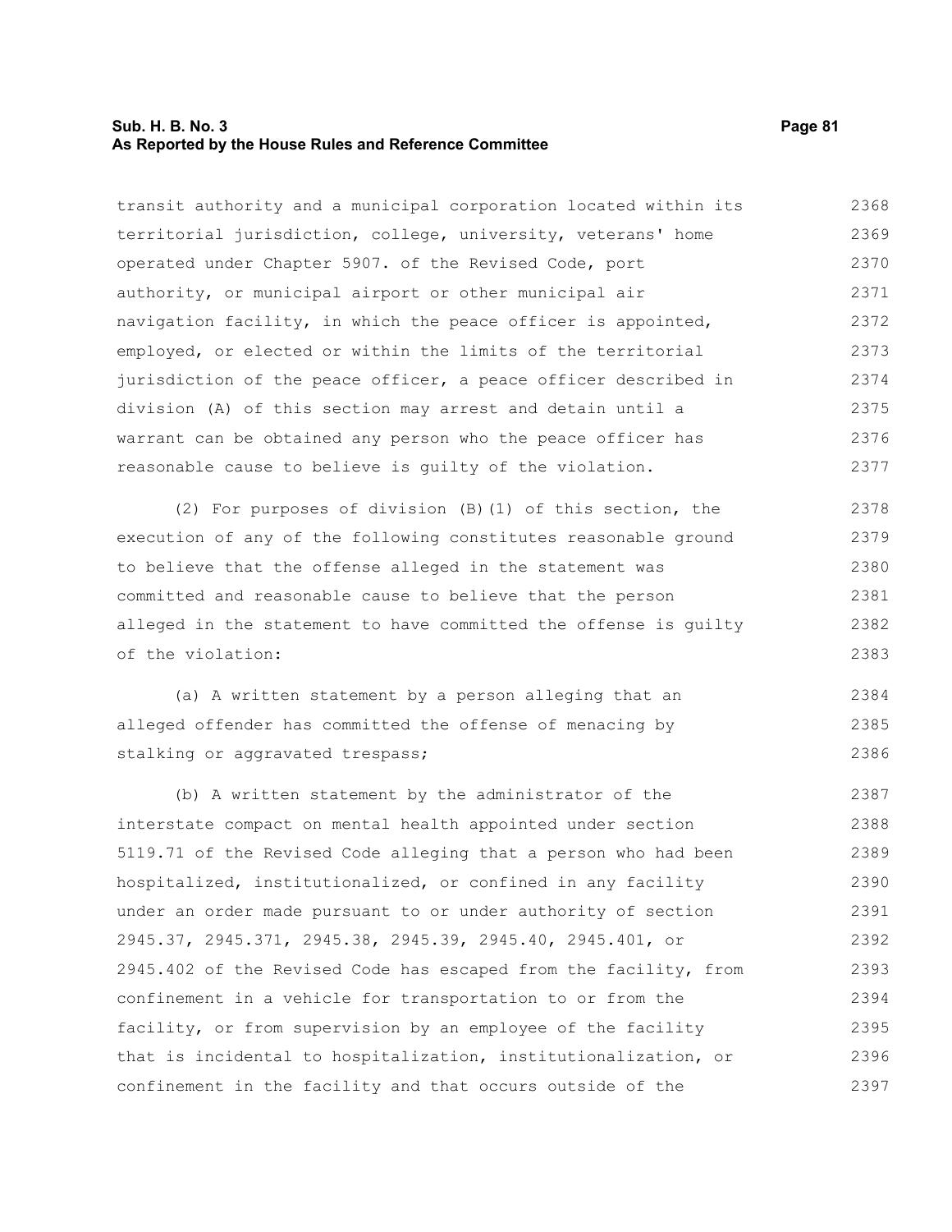transit authority and a municipal corporation located within its territorial jurisdiction, college, university, veterans' home operated under Chapter 5907. of the Revised Code, port authority, or municipal airport or other municipal air navigation facility, in which the peace officer is appointed, employed, or elected or within the limits of the territorial jurisdiction of the peace officer, a peace officer described in division (A) of this section may arrest and detain until a warrant can be obtained any person who the peace officer has reasonable cause to believe is guilty of the violation.

(2) For purposes of division (B)(1) of this section, the execution of any of the following constitutes reasonable ground to believe that the offense alleged in the statement was committed and reasonable cause to believe that the person alleged in the statement to have committed the offense is guilty of the violation:

(a) A written statement by a person alleging that an alleged offender has committed the offense of menacing by stalking or aggravated trespass;

(b) A written statement by the administrator of the interstate compact on mental health appointed under section 5119.71 of the Revised Code alleging that a person who had been hospitalized, institutionalized, or confined in any facility under an order made pursuant to or under authority of section 2945.37, 2945.371, 2945.38, 2945.39, 2945.40, 2945.401, or 2945.402 of the Revised Code has escaped from the facility, from confinement in a vehicle for transportation to or from the facility, or from supervision by an employee of the facility that is incidental to hospitalization, institutionalization, or confinement in the facility and that occurs outside of the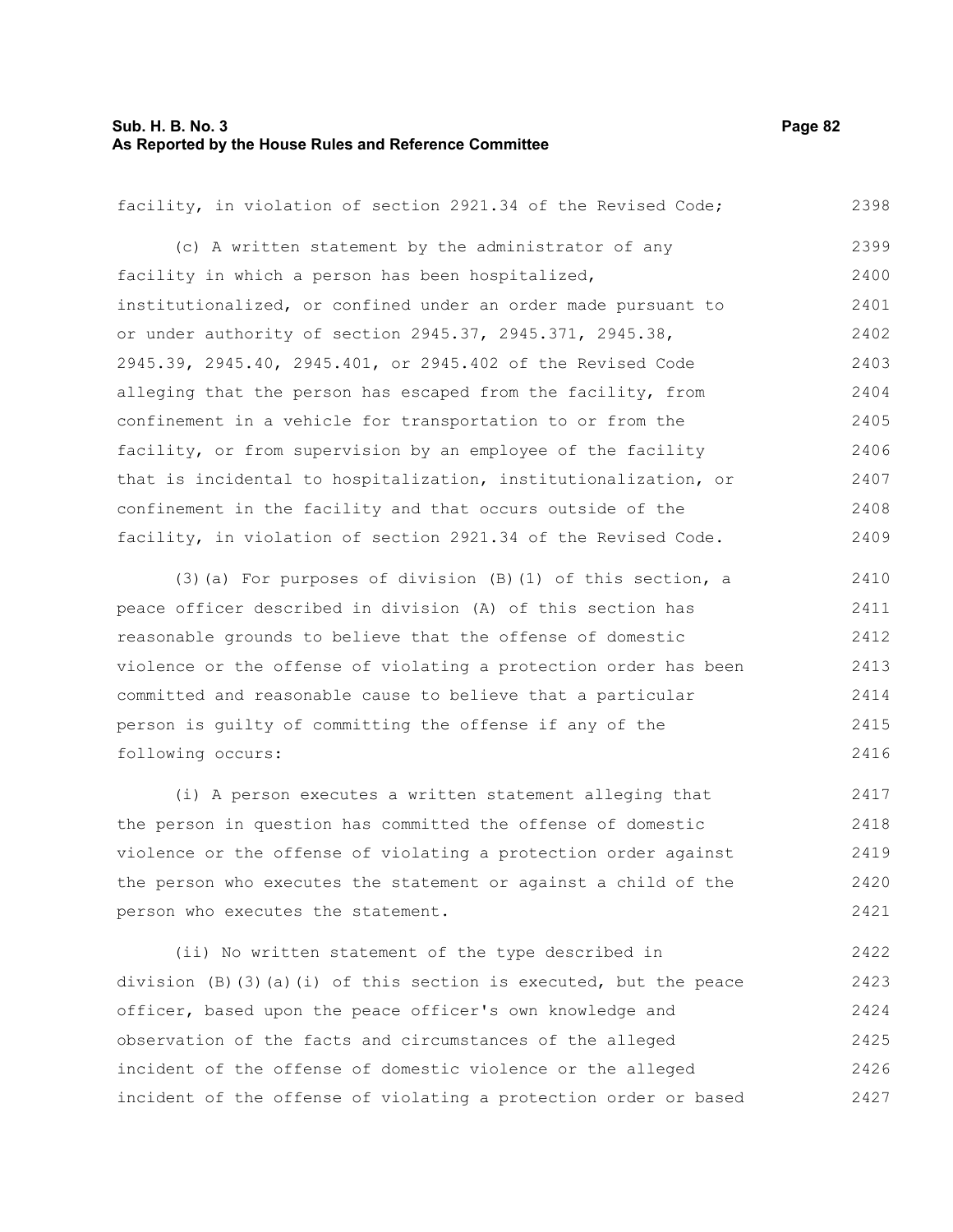facility, in violation of section 2921.34 of the Revised Code;

(c) A written statement by the administrator of any facility in which a person has been hospitalized, institutionalized, or confined under an order made pursuant to or under authority of section 2945.37, 2945.371, 2945.38, 2945.39, 2945.40, 2945.401, or 2945.402 of the Revised Code alleging that the person has escaped from the facility, from confinement in a vehicle for transportation to or from the facility, or from supervision by an employee of the facility that is incidental to hospitalization, institutionalization, or confinement in the facility and that occurs outside of the facility, in violation of section 2921.34 of the Revised Code.

(3)(a) For purposes of division (B)(1) of this section, a peace officer described in division (A) of this section has reasonable grounds to believe that the offense of domestic violence or the offense of violating a protection order has been committed and reasonable cause to believe that a particular person is guilty of committing the offense if any of the following occurs:

(i) A person executes a written statement alleging that the person in question has committed the offense of domestic violence or the offense of violating a protection order against the person who executes the statement or against a child of the person who executes the statement.

(ii) No written statement of the type described in division (B)(3)(a)(i) of this section is executed, but the peace officer, based upon the peace officer's own knowledge and observation of the facts and circumstances of the alleged incident of the offense of domestic violence or the alleged incident of the offense of violating a protection order or based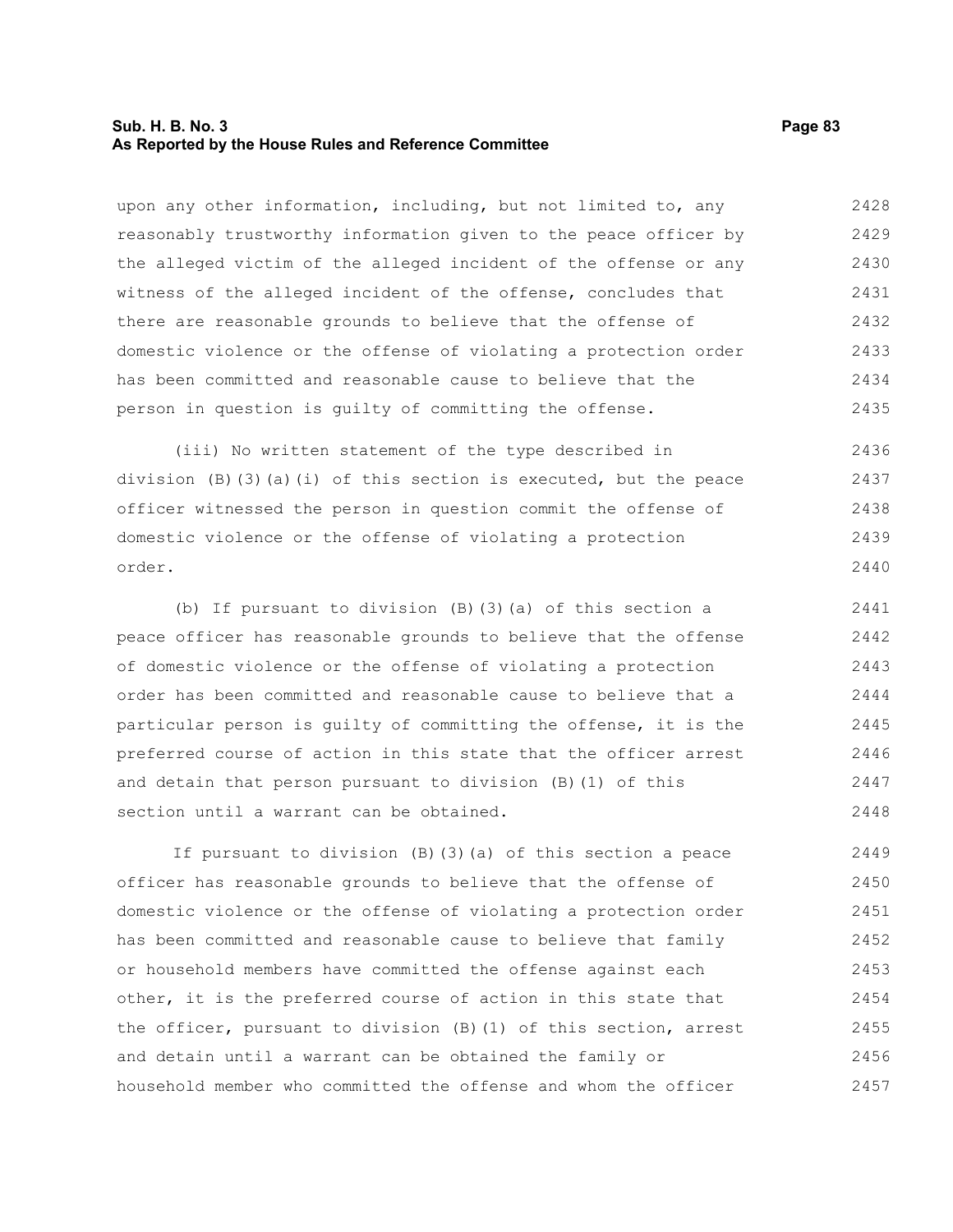upon any other information, including, but not limited to, any reasonably trustworthy information given to the peace officer by the alleged victim of the alleged incident of the offense or any witness of the alleged incident of the offense, concludes that there are reasonable grounds to believe that the offense of domestic violence or the offense of violating a protection order has been committed and reasonable cause to believe that the person in question is guilty of committing the offense.

(iii) No written statement of the type described in division (B)(3)(a)(i) of this section is executed, but the peace officer witnessed the person in question commit the offense of domestic violence or the offense of violating a protection order.

(b) If pursuant to division (B)(3)(a) of this section a peace officer has reasonable grounds to believe that the offense of domestic violence or the offense of violating a protection order has been committed and reasonable cause to believe that a particular person is guilty of committing the offense, it is the preferred course of action in this state that the officer arrest and detain that person pursuant to division (B)(1) of this section until a warrant can be obtained.

If pursuant to division (B)(3)(a) of this section a peace officer has reasonable grounds to believe that the offense of domestic violence or the offense of violating a protection order has been committed and reasonable cause to believe that family or household members have committed the offense against each other, it is the preferred course of action in this state that the officer, pursuant to division (B)(1) of this section, arrest and detain until a warrant can be obtained the family or household member who committed the offense and whom the officer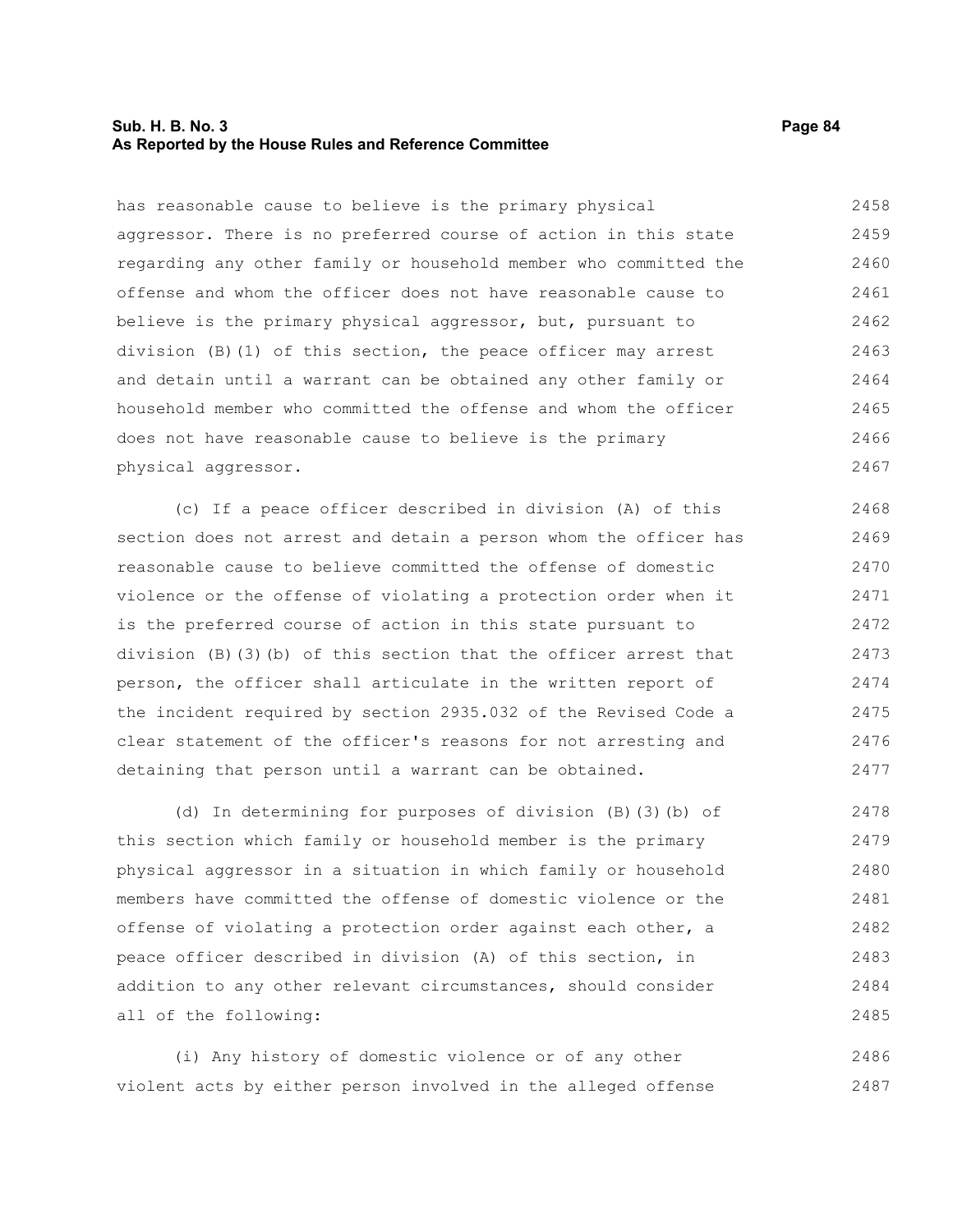has reasonable cause to believe is the primary physical aggressor. There is no preferred course of action in this state regarding any other family or household member who committed the offense and whom the officer does not have reasonable cause to believe is the primary physical aggressor, but, pursuant to division (B)(1) of this section, the peace officer may arrest and detain until a warrant can be obtained any other family or household member who committed the offense and whom the officer does not have reasonable cause to believe is the primary physical aggressor.

(c) If a peace officer described in division (A) of this section does not arrest and detain a person whom the officer has reasonable cause to believe committed the offense of domestic violence or the offense of violating a protection order when it is the preferred course of action in this state pursuant to division (B)(3)(b) of this section that the officer arrest that person, the officer shall articulate in the written report of the incident required by section 2935.032 of the Revised Code a clear statement of the officer's reasons for not arresting and detaining that person until a warrant can be obtained.

(d) In determining for purposes of division (B)(3)(b) of this section which family or household member is the primary physical aggressor in a situation in which family or household members have committed the offense of domestic violence or the offense of violating a protection order against each other, a peace officer described in division (A) of this section, in addition to any other relevant circumstances, should consider all of the following:

(i) Any history of domestic violence or of any other violent acts by either person involved in the alleged offense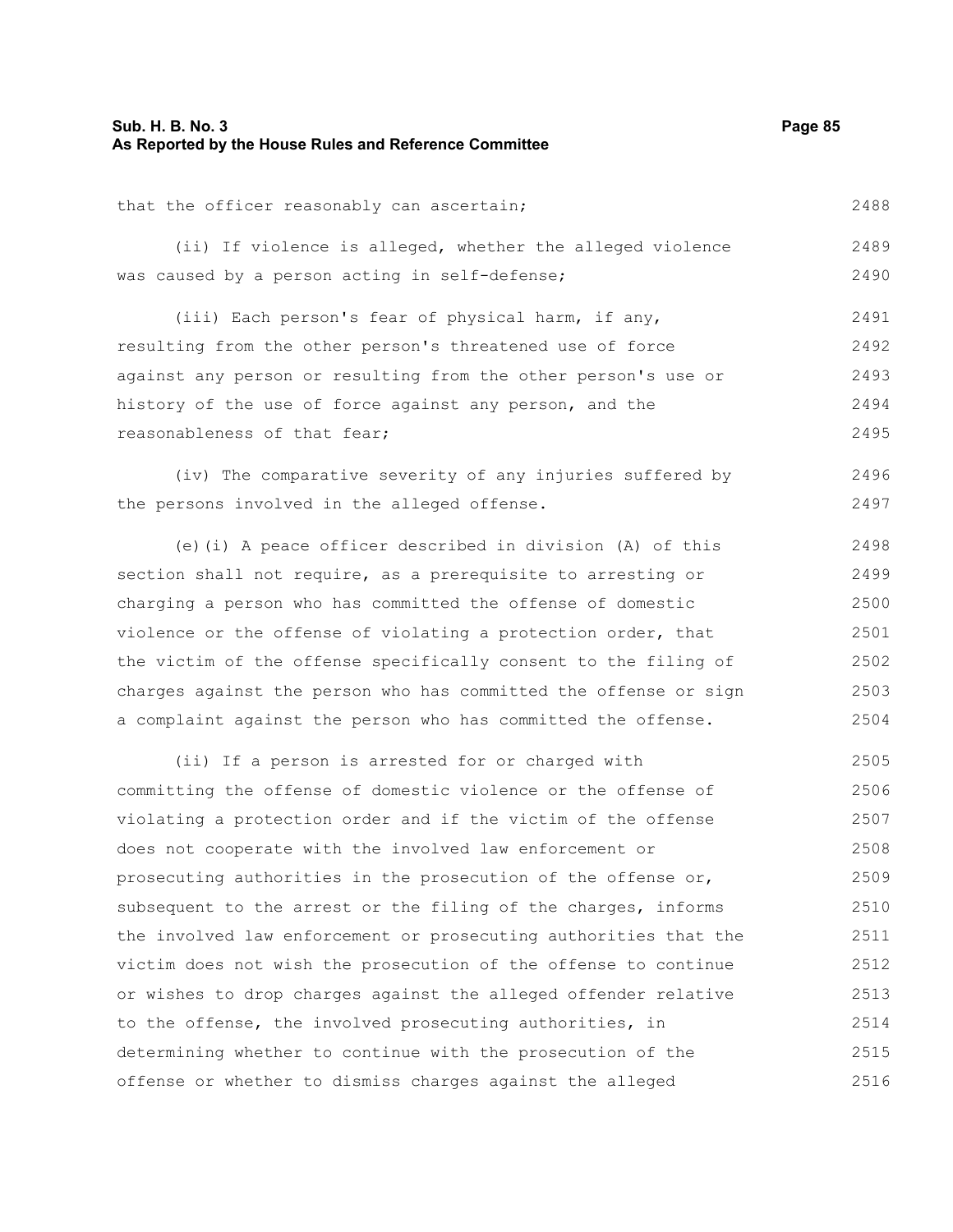that the officer reasonably can ascertain;

(ii) If violence is alleged, whether the alleged violence was caused by a person acting in self-defense;

(iii) Each person's fear of physical harm, if any, resulting from the other person's threatened use of force against any person or resulting from the other person's use or history of the use of force against any person, and the reasonableness of that fear;

(iv) The comparative severity of any injuries suffered by the persons involved in the alleged offense.

(e)(i) A peace officer described in division (A) of this section shall not require, as a prerequisite to arresting or charging a person who has committed the offense of domestic violence or the offense of violating a protection order, that the victim of the offense specifically consent to the filing of charges against the person who has committed the offense or sign a complaint against the person who has committed the offense.

(ii) If a person is arrested for or charged with committing the offense of domestic violence or the offense of violating a protection order and if the victim of the offense does not cooperate with the involved law enforcement or prosecuting authorities in the prosecution of the offense or, subsequent to the arrest or the filing of the charges, informs the involved law enforcement or prosecuting authorities that the victim does not wish the prosecution of the offense to continue or wishes to drop charges against the alleged offender relative to the offense, the involved prosecuting authorities, in determining whether to continue with the prosecution of the offense or whether to dismiss charges against the alleged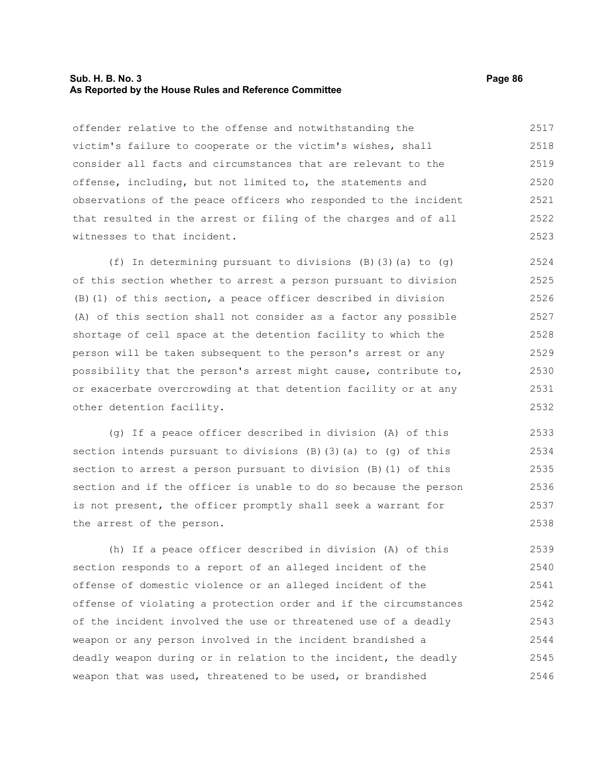offender relative to the offense and notwithstanding the victim's failure to cooperate or the victim's wishes, shall consider all facts and circumstances that are relevant to the offense, including, but not limited to, the statements and observations of the peace officers who responded to the incident that resulted in the arrest or filing of the charges and of all witnesses to that incident.

(f) In determining pursuant to divisions (B)(3)(a) to (g) of this section whether to arrest a person pursuant to division (B)(1) of this section, a peace officer described in division (A) of this section shall not consider as a factor any possible shortage of cell space at the detention facility to which the person will be taken subsequent to the person's arrest or any possibility that the person's arrest might cause, contribute to, or exacerbate overcrowding at that detention facility or at any other detention facility.

(g) If a peace officer described in division (A) of this section intends pursuant to divisions (B)(3)(a) to (g) of this section to arrest a person pursuant to division (B)(1) of this section and if the officer is unable to do so because the person is not present, the officer promptly shall seek a warrant for the arrest of the person.

(h) If a peace officer described in division (A) of this section responds to a report of an alleged incident of the offense of domestic violence or an alleged incident of the offense of violating a protection order and if the circumstances of the incident involved the use or threatened use of a deadly weapon or any person involved in the incident brandished a deadly weapon during or in relation to the incident, the deadly weapon that was used, threatened to be used, or brandished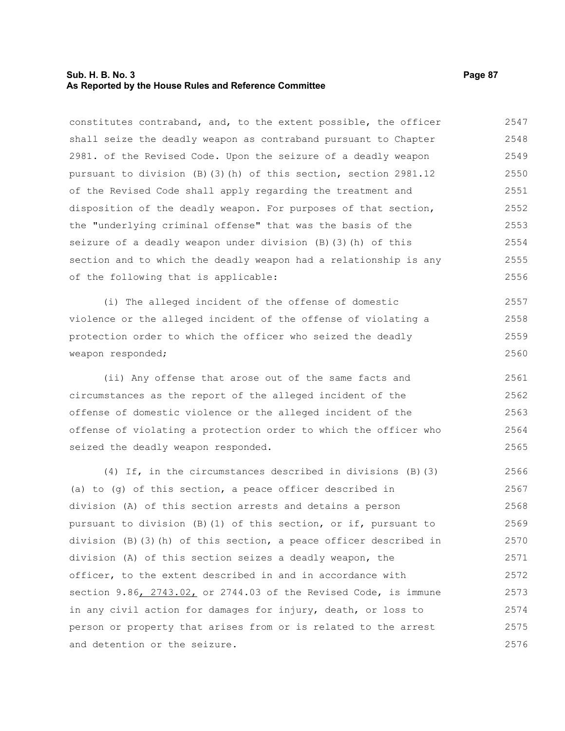constitutes contraband, and, to the extent possible, the officer shall seize the deadly weapon as contraband pursuant to Chapter 2981. of the Revised Code. Upon the seizure of a deadly weapon pursuant to division (B)(3)(h) of this section, section 2981.12 of the Revised Code shall apply regarding the treatment and disposition of the deadly weapon. For purposes of that section, the "underlying criminal offense" that was the basis of the seizure of a deadly weapon under division (B)(3)(h) of this section and to which the deadly weapon had a relationship is any of the following that is applicable:

(i) The alleged incident of the offense of domestic violence or the alleged incident of the offense of violating a protection order to which the officer who seized the deadly weapon responded;

(ii) Any offense that arose out of the same facts and circumstances as the report of the alleged incident of the offense of domestic violence or the alleged incident of the offense of violating a protection order to which the officer who seized the deadly weapon responded.

(4) If, in the circumstances described in divisions (B)(3)(a) to (g) of this section, a peace officer described in division (A) of this section arrests and detains a person pursuant to division (B)(1) of this section, or if, pursuant to division (B)(3)(h) of this section, a peace officer described in division (A) of this section seizes a deadly weapon, the officer, to the extent described in and in accordance with section 9.86, 2743.02, or 2744.03 of the Revised Code, is immune in any civil action for damages for injury, death, or loss to person or property that arises from or is related to the arrest and detention or the seizure.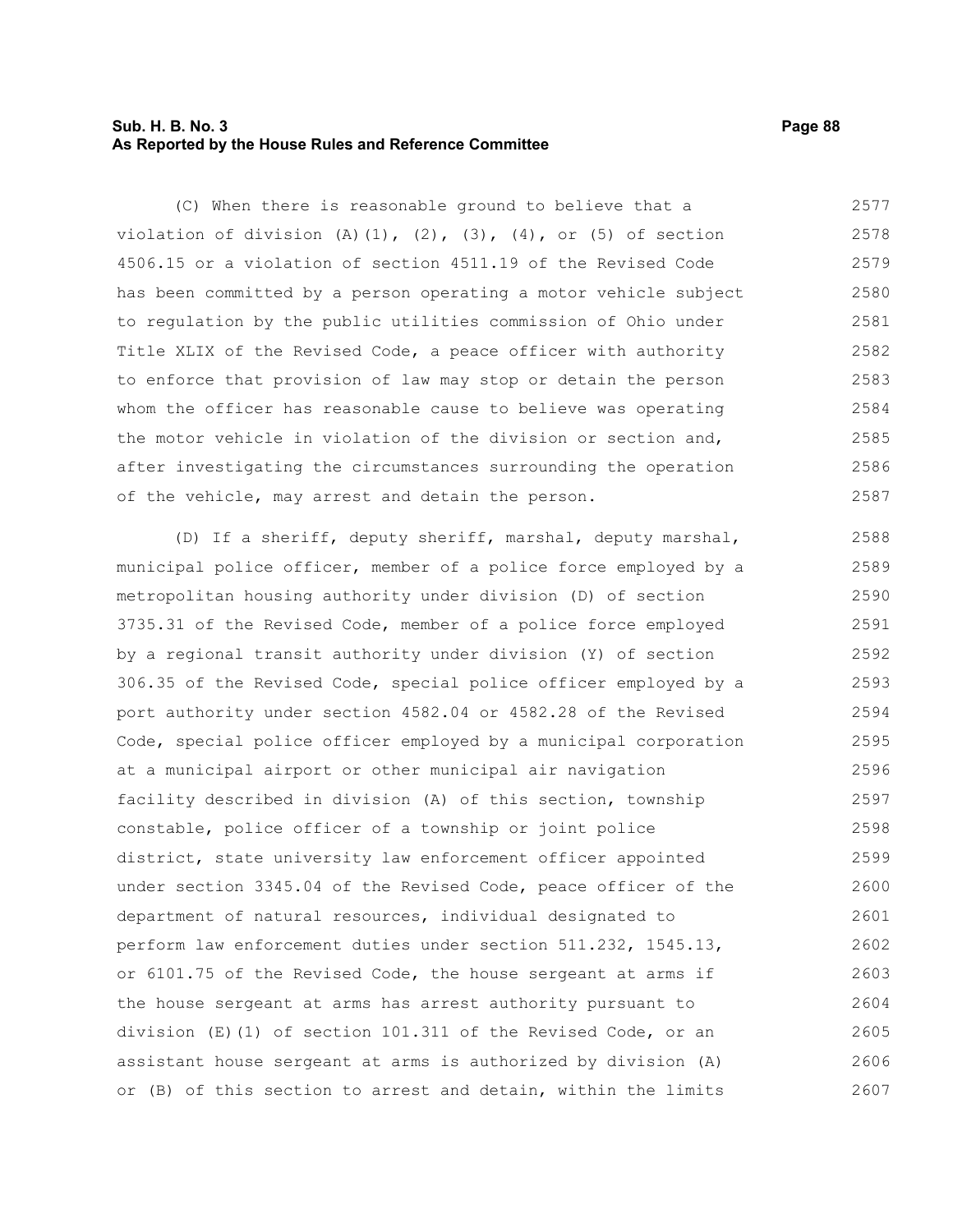(C) When there is reasonable ground to believe that a violation of division (A)(1), (2), (3), (4), or (5) of section 4506.15 or a violation of section 4511.19 of the Revised Code has been committed by a person operating a motor vehicle subject to regulation by the public utilities commission of Ohio under Title XLIX of the Revised Code, a peace officer with authority to enforce that provision of law may stop or detain the person whom the officer has reasonable cause to believe was operating the motor vehicle in violation of the division or section and, after investigating the circumstances surrounding the operation of the vehicle, may arrest and detain the person.

(D) If a sheriff, deputy sheriff, marshal, deputy marshal, municipal police officer, member of a police force employed by a metropolitan housing authority under division (D) of section 3735.31 of the Revised Code, member of a police force employed by a regional transit authority under division (Y) of section 306.35 of the Revised Code, special police officer employed by a port authority under section 4582.04 or 4582.28 of the Revised Code, special police officer employed by a municipal corporation at a municipal airport or other municipal air navigation facility described in division (A) of this section, township constable, police officer of a township or joint police district, state university law enforcement officer appointed under section 3345.04 of the Revised Code, peace officer of the department of natural resources, individual designated to perform law enforcement duties under section 511.232, 1545.13, or 6101.75 of the Revised Code, the house sergeant at arms if the house sergeant at arms has arrest authority pursuant to division (E)(1) of section 101.311 of the Revised Code, or an assistant house sergeant at arms is authorized by division (A) or (B) of this section to arrest and detain, within the limits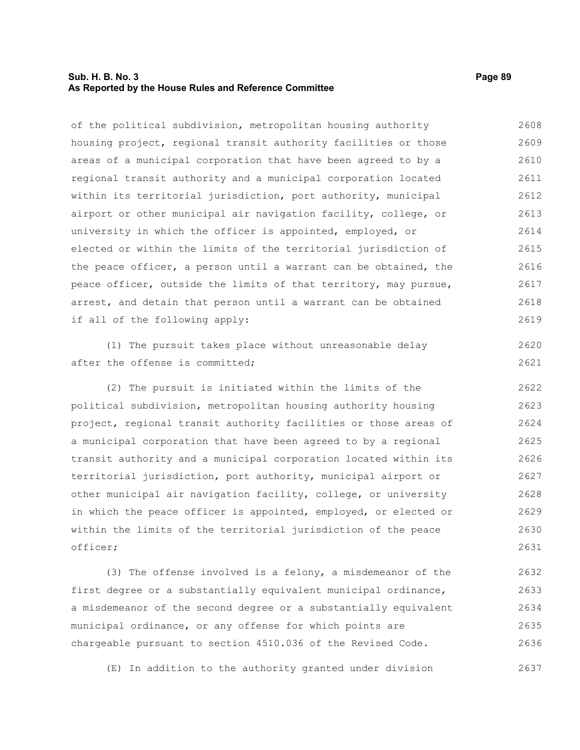of the political subdivision, metropolitan housing authority housing project, regional transit authority facilities or those areas of a municipal corporation that have been agreed to by a regional transit authority and a municipal corporation located within its territorial jurisdiction, port authority, municipal airport or other municipal air navigation facility, college, or university in which the officer is appointed, employed, or elected or within the limits of the territorial jurisdiction of the peace officer, a person until a warrant can be obtained, the peace officer, outside the limits of that territory, may pursue, arrest, and detain that person until a warrant can be obtained if all of the following apply:

(1) The pursuit takes place without unreasonable delay after the offense is committed;

(2) The pursuit is initiated within the limits of the political subdivision, metropolitan housing authority housing project, regional transit authority facilities or those areas of a municipal corporation that have been agreed to by a regional transit authority and a municipal corporation located within its territorial jurisdiction, port authority, municipal airport or other municipal air navigation facility, college, or university in which the peace officer is appointed, employed, or elected or within the limits of the territorial jurisdiction of the peace officer;

(3) The offense involved is a felony, a misdemeanor of the first degree or a substantially equivalent municipal ordinance, a misdemeanor of the second degree or a substantially equivalent municipal ordinance, or any offense for which points are chargeable pursuant to section 4510.036 of the Revised Code.

(E) In addition to the authority granted under division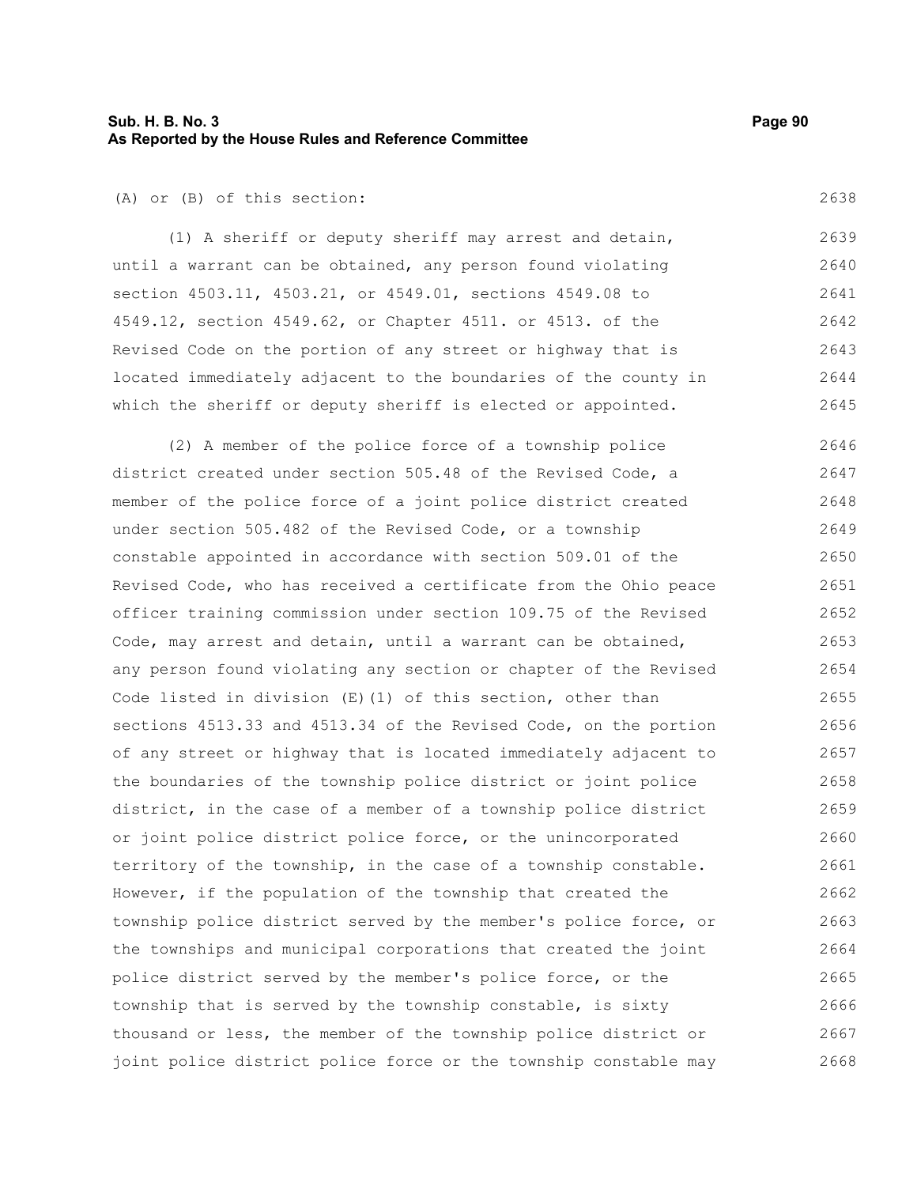(A) or (B) of this section:

(1) A sheriff or deputy sheriff may arrest and detain, until a warrant can be obtained, any person found violating section 4503.11, 4503.21, or 4549.01, sections 4549.08 to 4549.12, section 4549.62, or Chapter 4511. or 4513. of the Revised Code on the portion of any street or highway that is located immediately adjacent to the boundaries of the county in which the sheriff or deputy sheriff is elected or appointed.

(2) A member of the police force of a township police district created under section 505.48 of the Revised Code, a member of the police force of a joint police district created under section 505.482 of the Revised Code, or a township constable appointed in accordance with section 509.01 of the Revised Code, who has received a certificate from the Ohio peace officer training commission under section 109.75 of the Revised Code, may arrest and detain, until a warrant can be obtained, any person found violating any section or chapter of the Revised Code listed in division (E)(1) of this section, other than sections 4513.33 and 4513.34 of the Revised Code, on the portion of any street or highway that is located immediately adjacent to the boundaries of the township police district or joint police district, in the case of a member of a township police district or joint police district police force, or the unincorporated territory of the township, in the case of a township constable. However, if the population of the township that created the township police district served by the member's police force, or the townships and municipal corporations that created the joint police district served by the member's police force, or the township that is served by the township constable, is sixty thousand or less, the member of the township police district or joint police district police force or the township constable may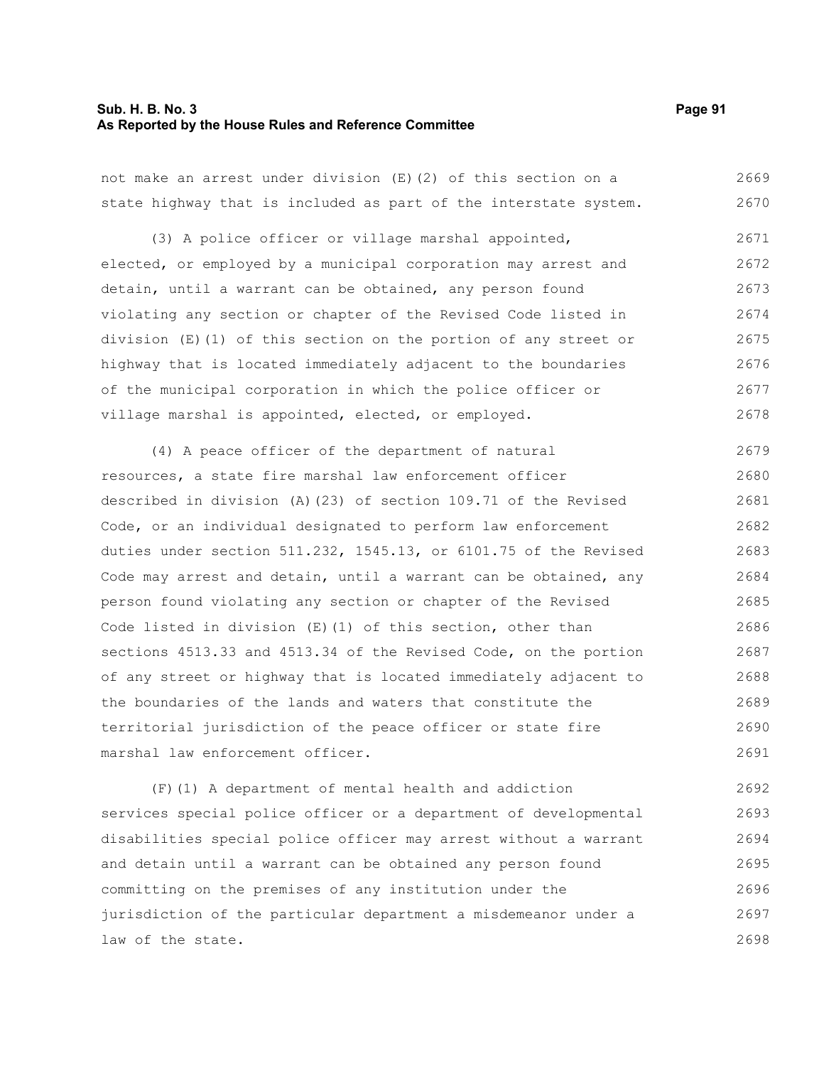not make an arrest under division (E)(2) of this section on a state highway that is included as part of the interstate system.

(3) A police officer or village marshal appointed, elected, or employed by a municipal corporation may arrest and detain, until a warrant can be obtained, any person found violating any section or chapter of the Revised Code listed in division (E)(1) of this section on the portion of any street or highway that is located immediately adjacent to the boundaries of the municipal corporation in which the police officer or village marshal is appointed, elected, or employed.

(4) A peace officer of the department of natural resources, a state fire marshal law enforcement officer described in division (A)(23) of section 109.71 of the Revised Code, or an individual designated to perform law enforcement duties under section 511.232, 1545.13, or 6101.75 of the Revised Code may arrest and detain, until a warrant can be obtained, any person found violating any section or chapter of the Revised Code listed in division (E)(1) of this section, other than sections 4513.33 and 4513.34 of the Revised Code, on the portion of any street or highway that is located immediately adjacent to the boundaries of the lands and waters that constitute the territorial jurisdiction of the peace officer or state fire marshal law enforcement officer.

(F)(1) A department of mental health and addiction services special police officer or a department of developmental disabilities special police officer may arrest without a warrant and detain until a warrant can be obtained any person found committing on the premises of any institution under the jurisdiction of the particular department a misdemeanor under a law of the state.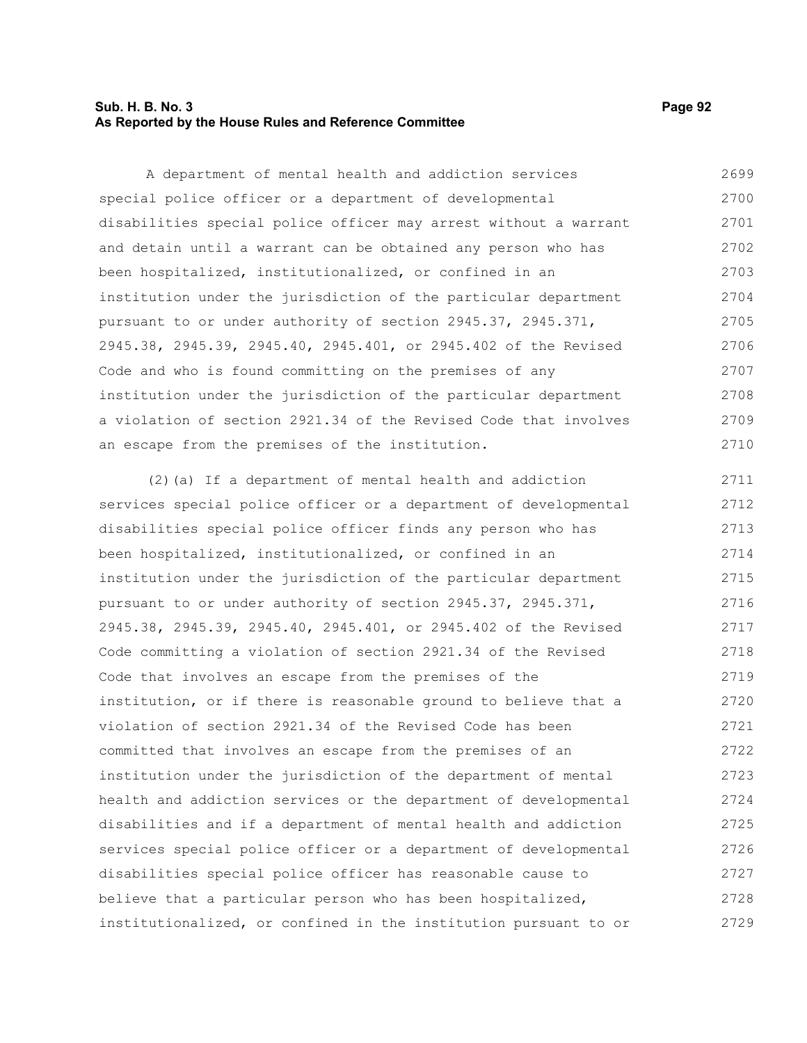A department of mental health and addiction services special police officer or a department of developmental disabilities special police officer may arrest without a warrant and detain until a warrant can be obtained any person who has been hospitalized, institutionalized, or confined in an institution under the jurisdiction of the particular department pursuant to or under authority of section 2945.37, 2945.371, 2945.38, 2945.39, 2945.40, 2945.401, or 2945.402 of the Revised Code and who is found committing on the premises of any institution under the jurisdiction of the particular department a violation of section 2921.34 of the Revised Code that involves an escape from the premises of the institution.

(2)(a) If a department of mental health and addiction services special police officer or a department of developmental disabilities special police officer finds any person who has been hospitalized, institutionalized, or confined in an institution under the jurisdiction of the particular department pursuant to or under authority of section 2945.37, 2945.371, 2945.38, 2945.39, 2945.40, 2945.401, or 2945.402 of the Revised Code committing a violation of section 2921.34 of the Revised Code that involves an escape from the premises of the institution, or if there is reasonable ground to believe that a violation of section 2921.34 of the Revised Code has been committed that involves an escape from the premises of an institution under the jurisdiction of the department of mental health and addiction services or the department of developmental disabilities and if a department of mental health and addiction services special police officer or a department of developmental disabilities special police officer has reasonable cause to believe that a particular person who has been hospitalized, institutionalized, or confined in the institution pursuant to or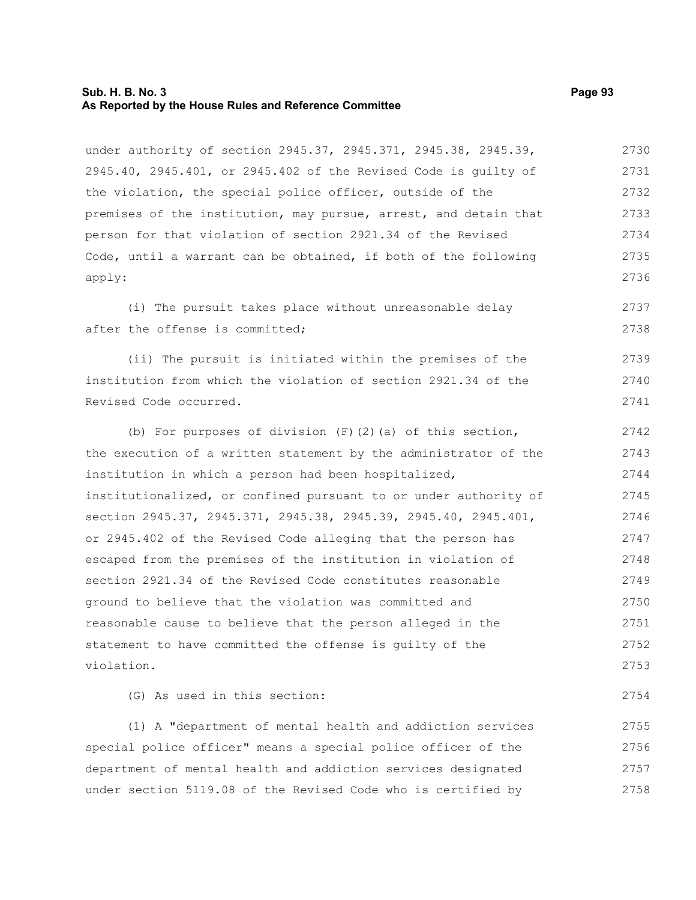under authority of section 2945.37, 2945.371, 2945.38, 2945.39, 2945.40, 2945.401, or 2945.402 of the Revised Code is guilty of the violation, the special police officer, outside of the premises of the institution, may pursue, arrest, and detain that person for that violation of section 2921.34 of the Revised Code, until a warrant can be obtained, if both of the following apply:

(i) The pursuit takes place without unreasonable delay after the offense is committed;

(ii) The pursuit is initiated within the premises of the institution from which the violation of section 2921.34 of the Revised Code occurred.

(b) For purposes of division (F)(2)(a) of this section, the execution of a written statement by the administrator of the institution in which a person had been hospitalized, institutionalized, or confined pursuant to or under authority of section 2945.37, 2945.371, 2945.38, 2945.39, 2945.40, 2945.401, or 2945.402 of the Revised Code alleging that the person has escaped from the premises of the institution in violation of section 2921.34 of the Revised Code constitutes reasonable ground to believe that the violation was committed and reasonable cause to believe that the person alleged in the statement to have committed the offense is guilty of the violation.

(G) As used in this section:

(1) A "department of mental health and addiction services special police officer" means a special police officer of the department of mental health and addiction services designated under section 5119.08 of the Revised Code who is certified by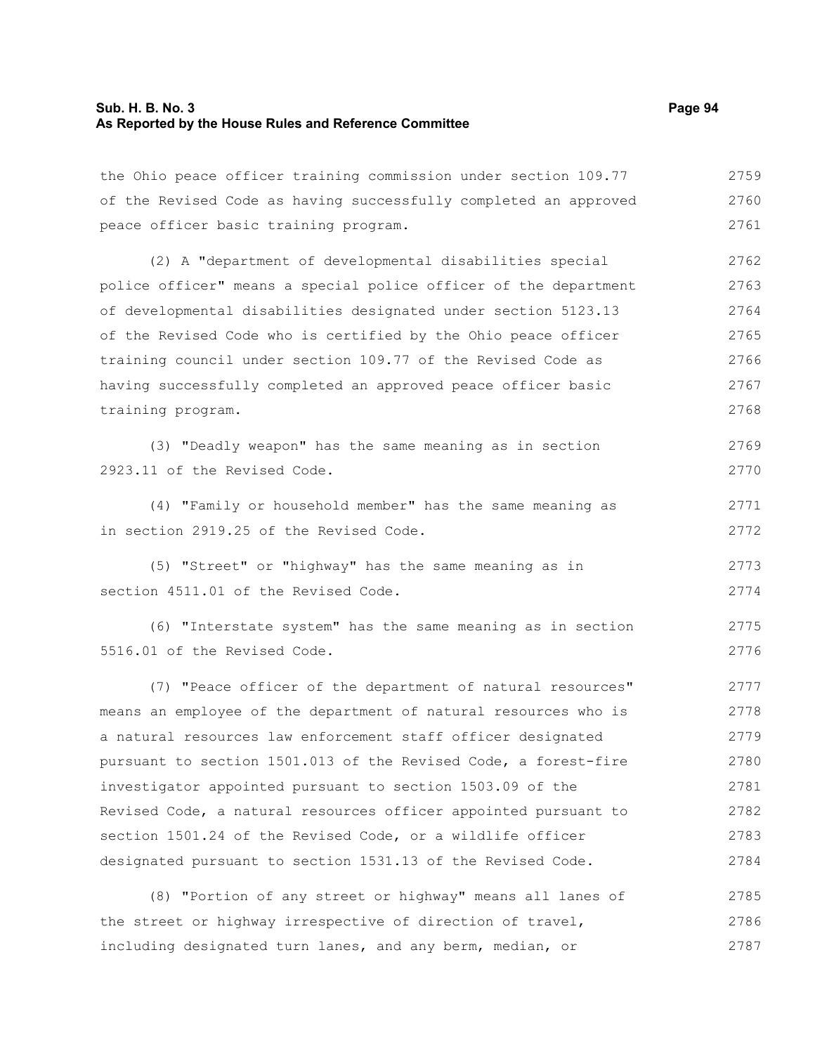the Ohio peace officer training commission under section 109.77 of the Revised Code as having successfully completed an approved peace officer basic training program.

(2) A "department of developmental disabilities special police officer" means a special police officer of the department of developmental disabilities designated under section 5123.13 of the Revised Code who is certified by the Ohio peace officer training council under section 109.77 of the Revised Code as having successfully completed an approved peace officer basic training program.

(3) "Deadly weapon" has the same meaning as in section 2923.11 of the Revised Code.

(4) "Family or household member" has the same meaning as in section 2919.25 of the Revised Code.

(5) "Street" or "highway" has the same meaning as in section 4511.01 of the Revised Code.

(6) "Interstate system" has the same meaning as in section 5516.01 of the Revised Code.

(7) "Peace officer of the department of natural resources" means an employee of the department of natural resources who is a natural resources law enforcement staff officer designated pursuant to section 1501.013 of the Revised Code, a forest-fire investigator appointed pursuant to section 1503.09 of the Revised Code, a natural resources officer appointed pursuant to section 1501.24 of the Revised Code, or a wildlife officer designated pursuant to section 1531.13 of the Revised Code.

(8) "Portion of any street or highway" means all lanes of the street or highway irrespective of direction of travel, including designated turn lanes, and any berm, median, or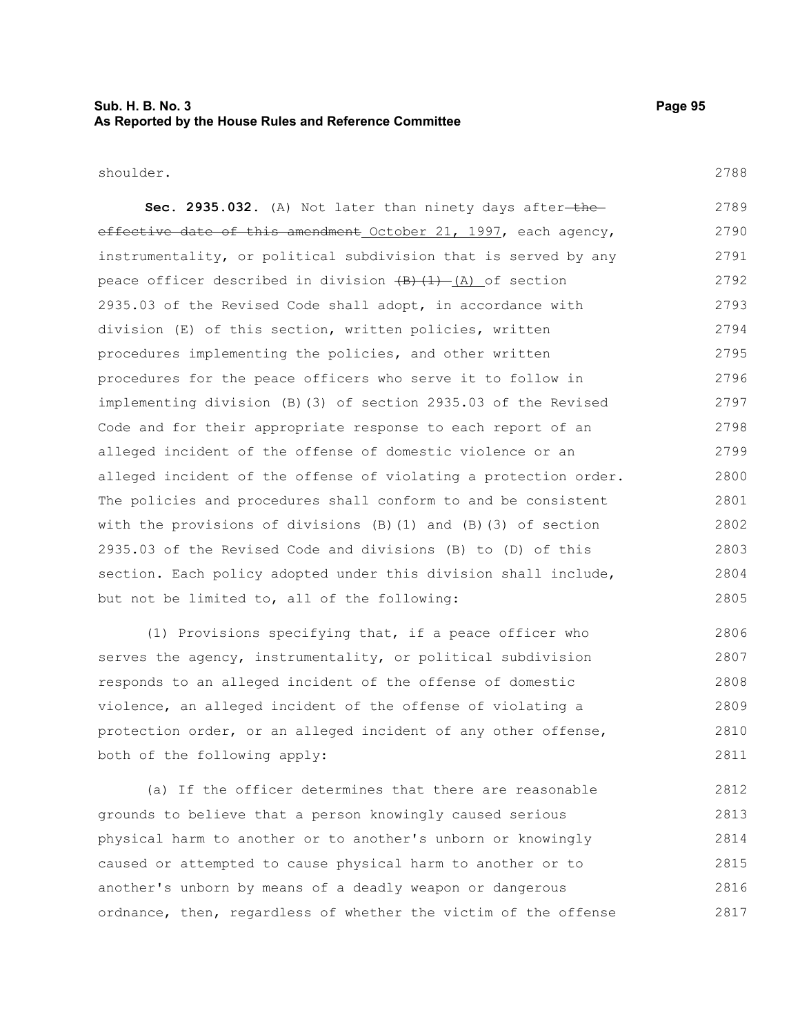shoulder.

**Sec. 2935.032.** (A) Not later than ninety days after ~~the effective date of this amendment~~ October 21, 1997, each agency, instrumentality, or political subdivision that is served by any peace officer described in division ~~(B)(1)~~ (A) of section 2935.03 of the Revised Code shall adopt, in accordance with division (E) of this section, written policies, written procedures implementing the policies, and other written procedures for the peace officers who serve it to follow in implementing division (B)(3) of section 2935.03 of the Revised Code and for their appropriate response to each report of an alleged incident of the offense of domestic violence or an alleged incident of the offense of violating a protection order. The policies and procedures shall conform to and be consistent with the provisions of divisions (B)(1) and (B)(3) of section 2935.03 of the Revised Code and divisions (B) to (D) of this section. Each policy adopted under this division shall include, but not be limited to, all of the following:

(1) Provisions specifying that, if a peace officer who serves the agency, instrumentality, or political subdivision responds to an alleged incident of the offense of domestic violence, an alleged incident of the offense of violating a protection order, or an alleged incident of any other offense, both of the following apply:

(a) If the officer determines that there are reasonable grounds to believe that a person knowingly caused serious physical harm to another or to another's unborn or knowingly caused or attempted to cause physical harm to another or to another's unborn by means of a deadly weapon or dangerous ordnance, then, regardless of whether the victim of the offense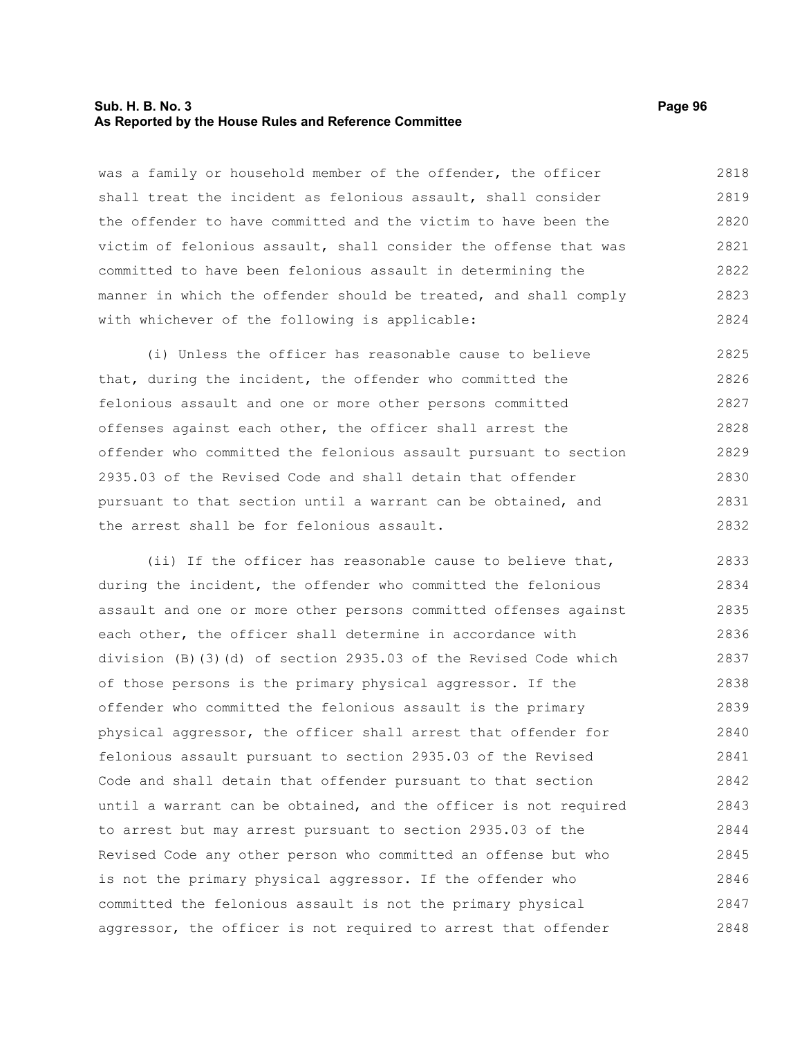was a family or household member of the offender, the officer shall treat the incident as felonious assault, shall consider the offender to have committed and the victim to have been the victim of felonious assault, shall consider the offense that was committed to have been felonious assault in determining the manner in which the offender should be treated, and shall comply with whichever of the following is applicable:

(i) Unless the officer has reasonable cause to believe that, during the incident, the offender who committed the felonious assault and one or more other persons committed offenses against each other, the officer shall arrest the offender who committed the felonious assault pursuant to section 2935.03 of the Revised Code and shall detain that offender pursuant to that section until a warrant can be obtained, and the arrest shall be for felonious assault.

(ii) If the officer has reasonable cause to believe that, during the incident, the offender who committed the felonious assault and one or more other persons committed offenses against each other, the officer shall determine in accordance with division (B)(3)(d) of section 2935.03 of the Revised Code which of those persons is the primary physical aggressor. If the offender who committed the felonious assault is the primary physical aggressor, the officer shall arrest that offender for felonious assault pursuant to section 2935.03 of the Revised Code and shall detain that offender pursuant to that section until a warrant can be obtained, and the officer is not required to arrest but may arrest pursuant to section 2935.03 of the Revised Code any other person who committed an offense but who is not the primary physical aggressor. If the offender who committed the felonious assault is not the primary physical aggressor, the officer is not required to arrest that offender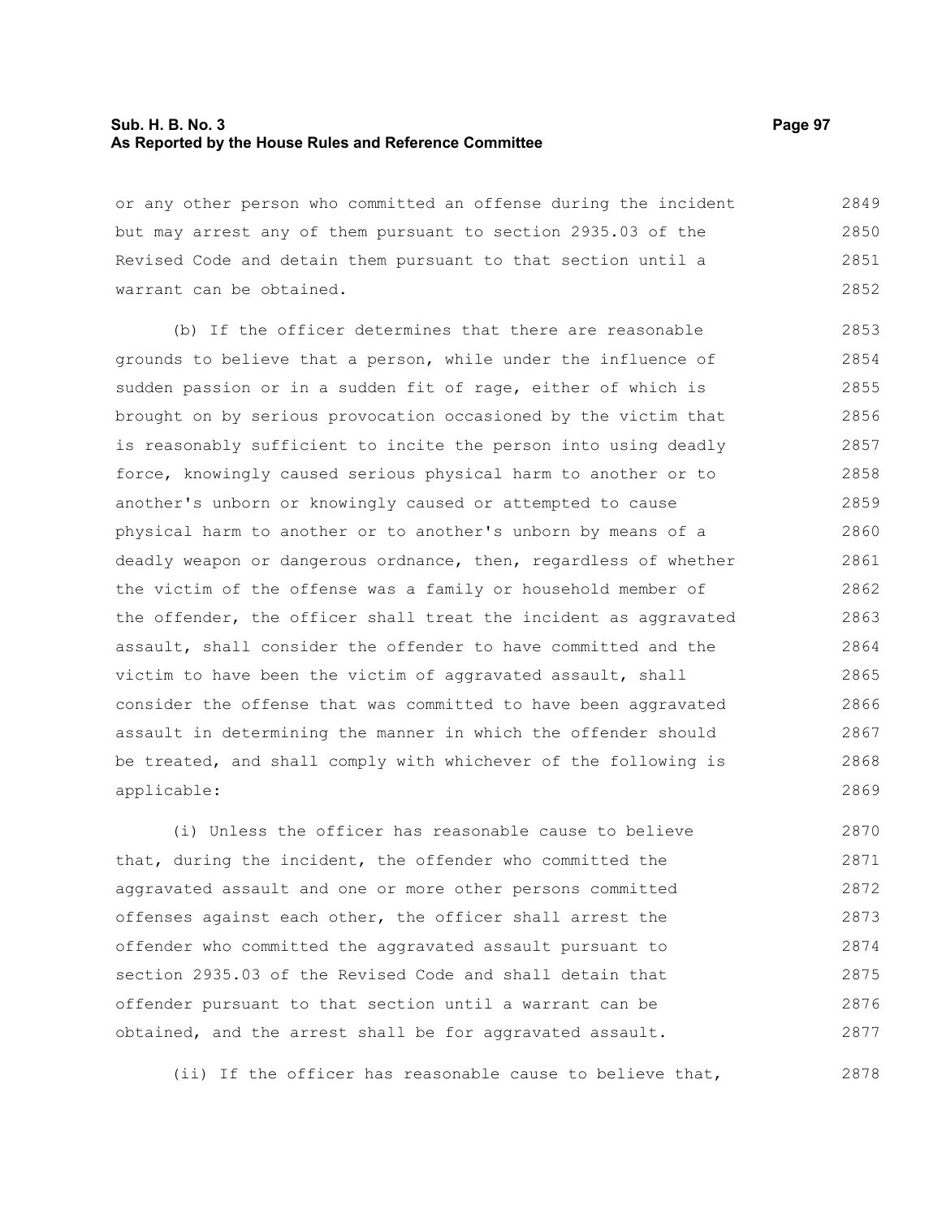or any other person who committed an offense during the incident but may arrest any of them pursuant to section 2935.03 of the Revised Code and detain them pursuant to that section until a warrant can be obtained.

(b) If the officer determines that there are reasonable grounds to believe that a person, while under the influence of sudden passion or in a sudden fit of rage, either of which is brought on by serious provocation occasioned by the victim that is reasonably sufficient to incite the person into using deadly force, knowingly caused serious physical harm to another or to another's unborn or knowingly caused or attempted to cause physical harm to another or to another's unborn by means of a deadly weapon or dangerous ordnance, then, regardless of whether the victim of the offense was a family or household member of the offender, the officer shall treat the incident as aggravated assault, shall consider the offender to have committed and the victim to have been the victim of aggravated assault, shall consider the offense that was committed to have been aggravated assault in determining the manner in which the offender should be treated, and shall comply with whichever of the following is applicable:

(i) Unless the officer has reasonable cause to believe that, during the incident, the offender who committed the aggravated assault and one or more other persons committed offenses against each other, the officer shall arrest the offender who committed the aggravated assault pursuant to section 2935.03 of the Revised Code and shall detain that offender pursuant to that section until a warrant can be obtained, and the arrest shall be for aggravated assault.

(ii) If the officer has reasonable cause to believe that,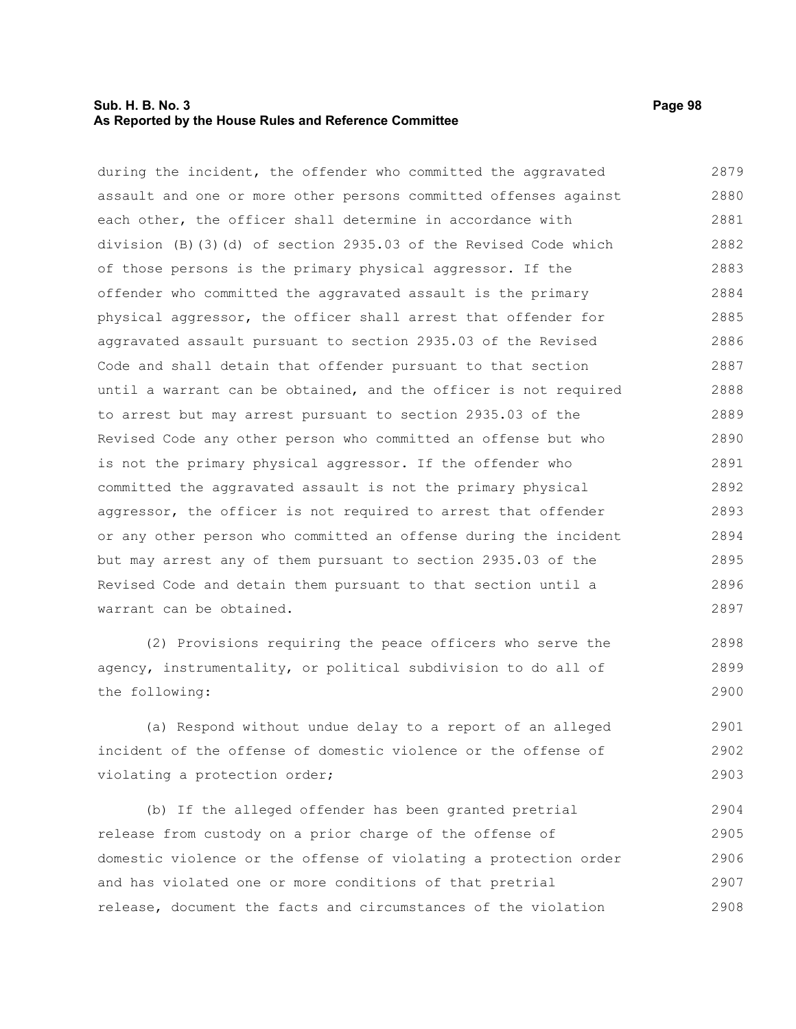during the incident, the offender who committed the aggravated assault and one or more other persons committed offenses against each other, the officer shall determine in accordance with division (B)(3)(d) of section 2935.03 of the Revised Code which of those persons is the primary physical aggressor. If the offender who committed the aggravated assault is the primary physical aggressor, the officer shall arrest that offender for aggravated assault pursuant to section 2935.03 of the Revised Code and shall detain that offender pursuant to that section until a warrant can be obtained, and the officer is not required to arrest but may arrest pursuant to section 2935.03 of the Revised Code any other person who committed an offense but who is not the primary physical aggressor. If the offender who committed the aggravated assault is not the primary physical aggressor, the officer is not required to arrest that offender or any other person who committed an offense during the incident but may arrest any of them pursuant to section 2935.03 of the Revised Code and detain them pursuant to that section until a warrant can be obtained.

(2) Provisions requiring the peace officers who serve the agency, instrumentality, or political subdivision to do all of the following:

(a) Respond without undue delay to a report of an alleged incident of the offense of domestic violence or the offense of violating a protection order;

(b) If the alleged offender has been granted pretrial release from custody on a prior charge of the offense of domestic violence or the offense of violating a protection order and has violated one or more conditions of that pretrial release, document the facts and circumstances of the violation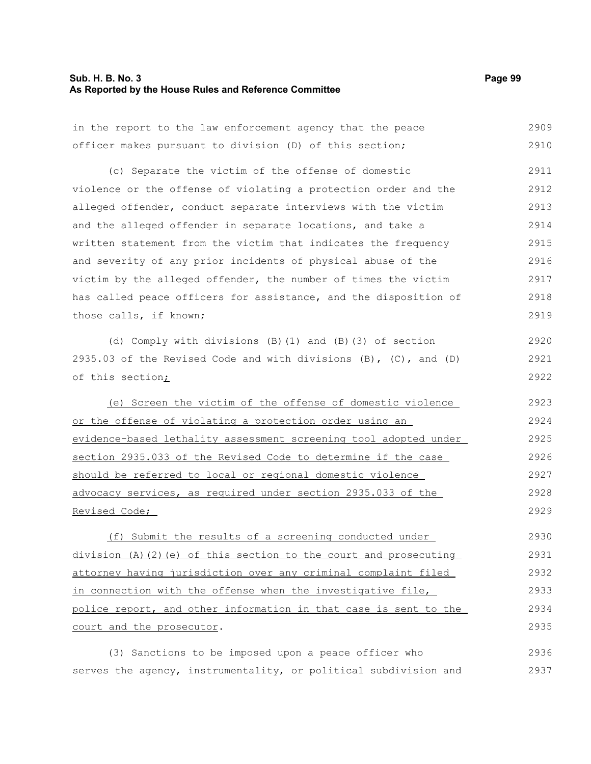in the report to the law enforcement agency that the peace officer makes pursuant to division (D) of this section;

(c) Separate the victim of the offense of domestic violence or the offense of violating a protection order and the alleged offender, conduct separate interviews with the victim and the alleged offender in separate locations, and take a written statement from the victim that indicates the frequency and severity of any prior incidents of physical abuse of the victim by the alleged offender, the number of times the victim has called peace officers for assistance, and the disposition of those calls, if known;

(d) Comply with divisions (B)(1) and (B)(3) of section 2935.03 of the Revised Code and with divisions (B), (C), and (D) of this section;

(e) Screen the victim of the offense of domestic violence or the offense of violating a protection order using an evidence-based lethality assessment screening tool adopted under section 2935.033 of the Revised Code to determine if the case should be referred to local or regional domestic violence advocacy services, as required under section 2935.033 of the Revised Code;

(f) Submit the results of a screening conducted under division (A)(2)(e) of this section to the court and prosecuting attorney having jurisdiction over any criminal complaint filed in connection with the offense when the investigative file, police report, and other information in that case is sent to the court and the prosecutor.

(3) Sanctions to be imposed upon a peace officer who serves the agency, instrumentality, or political subdivision and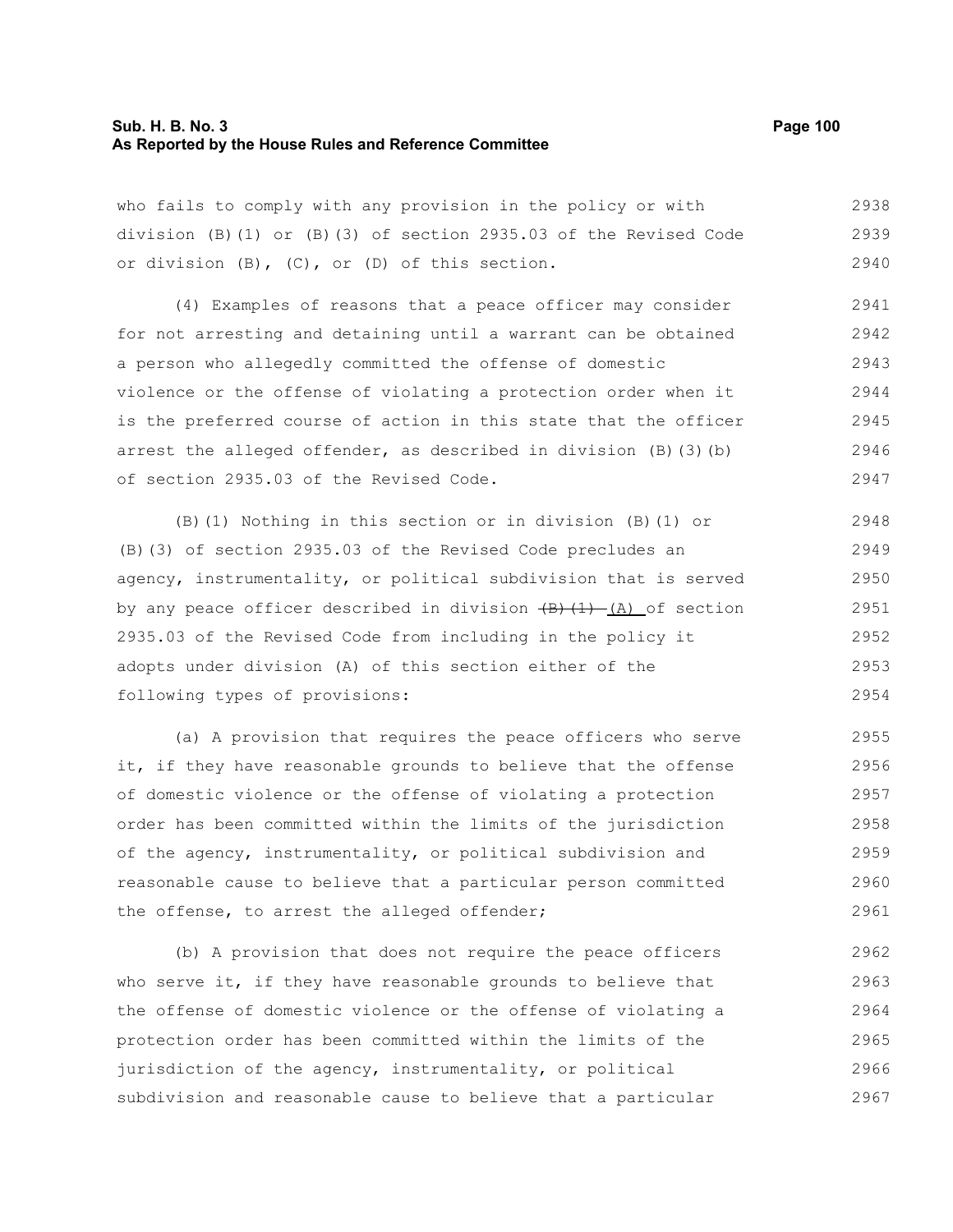who fails to comply with any provision in the policy or with division (B)(1) or (B)(3) of section 2935.03 of the Revised Code or division (B), (C), or (D) of this section.

(4) Examples of reasons that a peace officer may consider for not arresting and detaining until a warrant can be obtained a person who allegedly committed the offense of domestic violence or the offense of violating a protection order when it is the preferred course of action in this state that the officer arrest the alleged offender, as described in division (B)(3)(b) of section 2935.03 of the Revised Code.

(B)(1) Nothing in this section or in division (B)(1) or (B)(3) of section 2935.03 of the Revised Code precludes an agency, instrumentality, or political subdivision that is served by any peace officer described in division ~~(B)(1)~~ (A) of section 2935.03 of the Revised Code from including in the policy it adopts under division (A) of this section either of the following types of provisions:

(a) A provision that requires the peace officers who serve it, if they have reasonable grounds to believe that the offense of domestic violence or the offense of violating a protection order has been committed within the limits of the jurisdiction of the agency, instrumentality, or political subdivision and reasonable cause to believe that a particular person committed the offense, to arrest the alleged offender;

(b) A provision that does not require the peace officers who serve it, if they have reasonable grounds to believe that the offense of domestic violence or the offense of violating a protection order has been committed within the limits of the jurisdiction of the agency, instrumentality, or political subdivision and reasonable cause to believe that a particular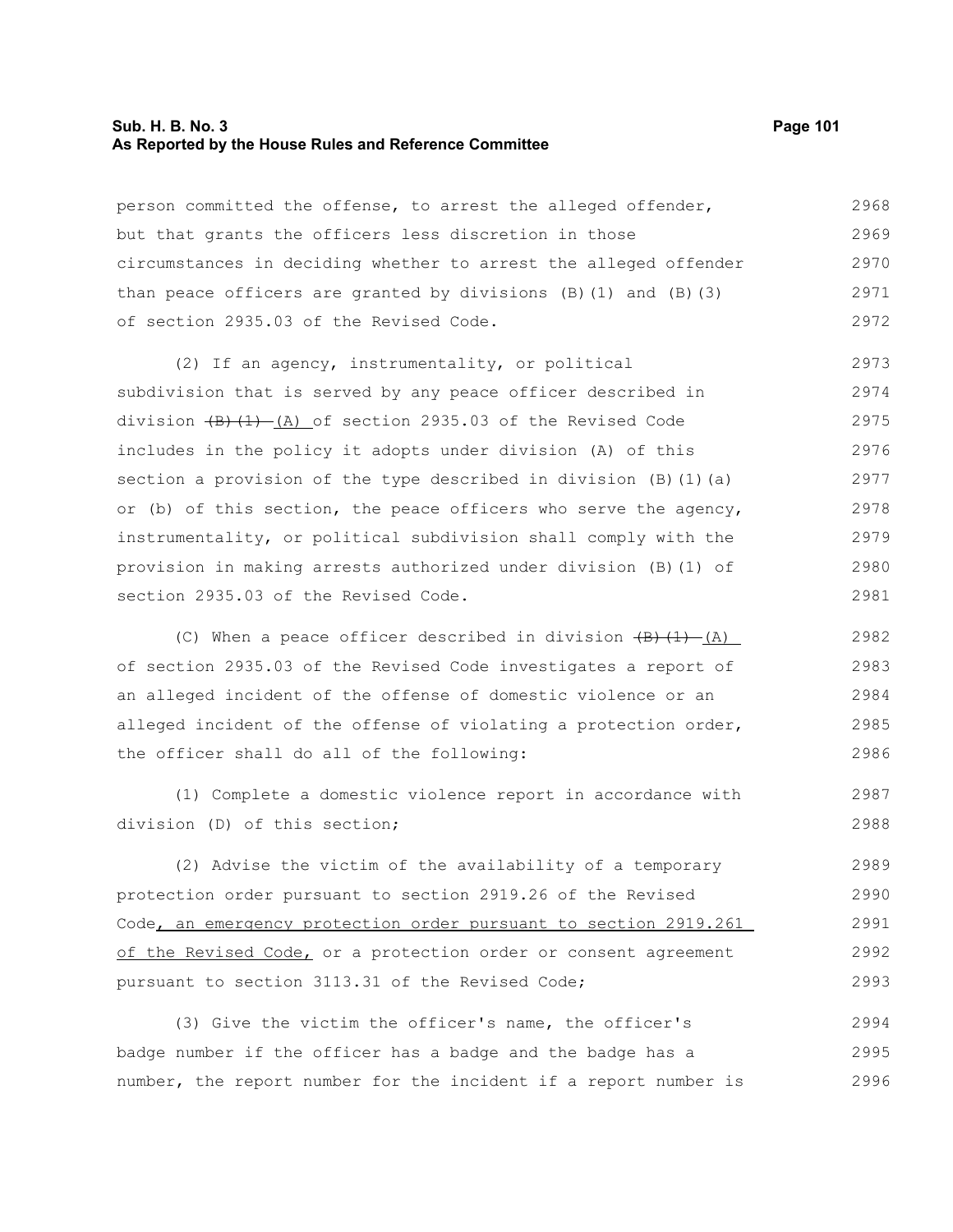person committed the offense, to arrest the alleged offender, but that grants the officers less discretion in those circumstances in deciding whether to arrest the alleged offender than peace officers are granted by divisions (B)(1) and (B)(3) of section 2935.03 of the Revised Code.

(2) If an agency, instrumentality, or political subdivision that is served by any peace officer described in division ~~(B)(1)~~ (A) of section 2935.03 of the Revised Code includes in the policy it adopts under division (A) of this section a provision of the type described in division (B)(1)(a) or (b) of this section, the peace officers who serve the agency, instrumentality, or political subdivision shall comply with the provision in making arrests authorized under division (B)(1) of section 2935.03 of the Revised Code.

(C) When a peace officer described in division ~~(B)(1)~~ (A) of section 2935.03 of the Revised Code investigates a report of an alleged incident of the offense of domestic violence or an alleged incident of the offense of violating a protection order, the officer shall do all of the following:

(1) Complete a domestic violence report in accordance with division (D) of this section;

(2) Advise the victim of the availability of a temporary protection order pursuant to section 2919.26 of the Revised Code, an emergency protection order pursuant to section 2919.261 of the Revised Code, or a protection order or consent agreement pursuant to section 3113.31 of the Revised Code;

(3) Give the victim the officer's name, the officer's badge number if the officer has a badge and the badge has a number, the report number for the incident if a report number is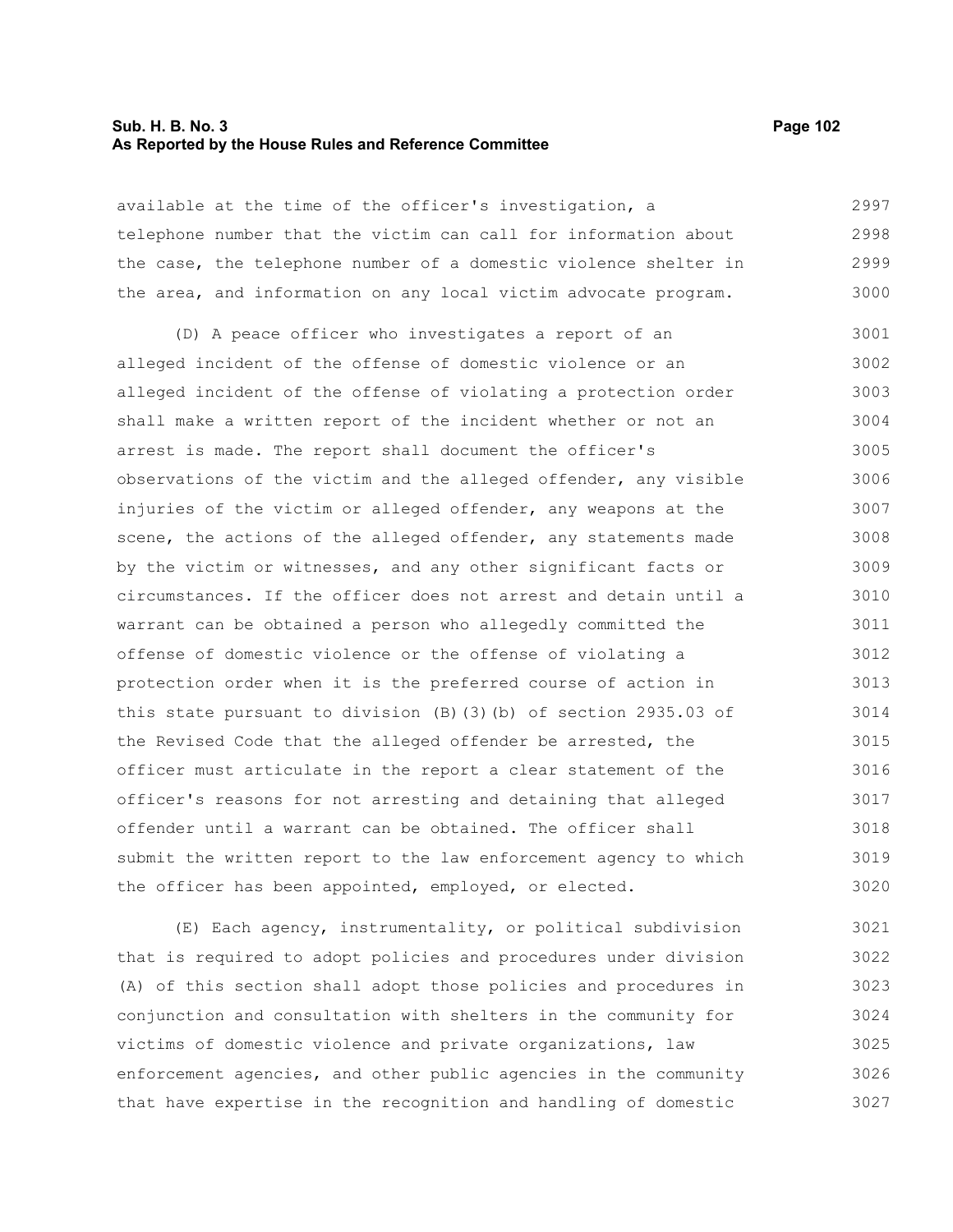available at the time of the officer's investigation, a telephone number that the victim can call for information about the case, the telephone number of a domestic violence shelter in the area, and information on any local victim advocate program.

(D) A peace officer who investigates a report of an alleged incident of the offense of domestic violence or an alleged incident of the offense of violating a protection order shall make a written report of the incident whether or not an arrest is made. The report shall document the officer's observations of the victim and the alleged offender, any visible injuries of the victim or alleged offender, any weapons at the scene, the actions of the alleged offender, any statements made by the victim or witnesses, and any other significant facts or circumstances. If the officer does not arrest and detain until a warrant can be obtained a person who allegedly committed the offense of domestic violence or the offense of violating a protection order when it is the preferred course of action in this state pursuant to division (B)(3)(b) of section 2935.03 of the Revised Code that the alleged offender be arrested, the officer must articulate in the report a clear statement of the officer's reasons for not arresting and detaining that alleged offender until a warrant can be obtained. The officer shall submit the written report to the law enforcement agency to which the officer has been appointed, employed, or elected.

(E) Each agency, instrumentality, or political subdivision that is required to adopt policies and procedures under division (A) of this section shall adopt those policies and procedures in conjunction and consultation with shelters in the community for victims of domestic violence and private organizations, law enforcement agencies, and other public agencies in the community that have expertise in the recognition and handling of domestic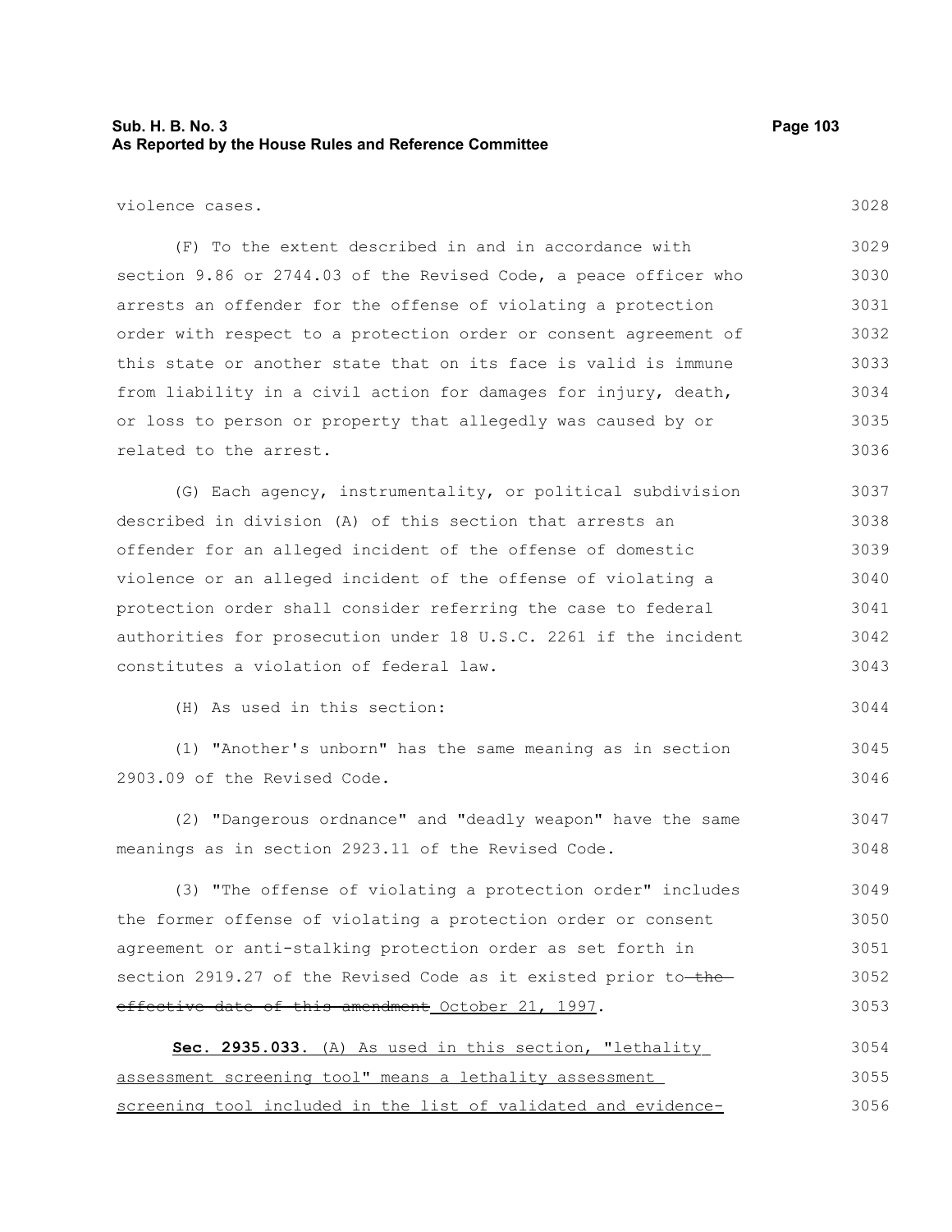violence cases.

(F) To the extent described in and in accordance with section 9.86 or 2744.03 of the Revised Code, a peace officer who arrests an offender for the offense of violating a protection order with respect to a protection order or consent agreement of this state or another state that on its face is valid is immune from liability in a civil action for damages for injury, death, or loss to person or property that allegedly was caused by or related to the arrest.

(G) Each agency, instrumentality, or political subdivision described in division (A) of this section that arrests an offender for an alleged incident of the offense of domestic violence or an alleged incident of the offense of violating a protection order shall consider referring the case to federal authorities for prosecution under 18 U.S.C. 2261 if the incident constitutes a violation of federal law.

(H) As used in this section:

(1) "Another's unborn" has the same meaning as in section 2903.09 of the Revised Code.

(2) "Dangerous ordnance" and "deadly weapon" have the same meanings as in section 2923.11 of the Revised Code.

(3) "The offense of violating a protection order" includes the former offense of violating a protection order or consent agreement or anti-stalking protection order as set forth in section 2919.27 of the Revised Code as it existed prior to ~~the effective date of this amendment~~ October 21, 1997.

**Sec. 2935.033.** (A) As used in this section, "lethality assessment screening tool" means a lethality assessment screening tool included in the list of validated and evidence-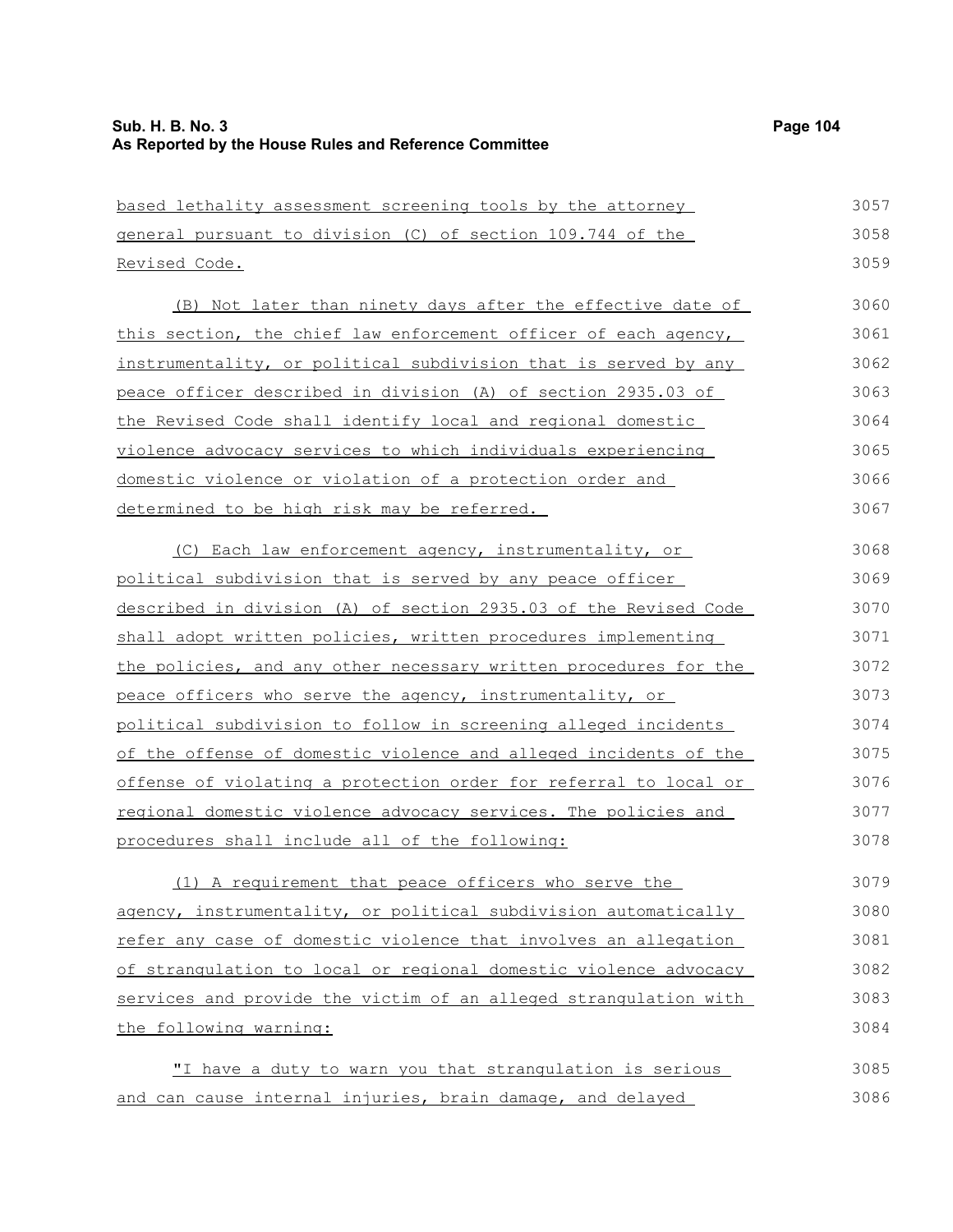based lethality assessment screening tools by the attorney general pursuant to division (C) of section 109.744 of the Revised Code.

(B) Not later than ninety days after the effective date of this section, the chief law enforcement officer of each agency, instrumentality, or political subdivision that is served by any peace officer described in division (A) of section 2935.03 of the Revised Code shall identify local and regional domestic violence advocacy services to which individuals experiencing domestic violence or violation of a protection order and determined to be high risk may be referred.

(C) Each law enforcement agency, instrumentality, or political subdivision that is served by any peace officer described in division (A) of section 2935.03 of the Revised Code shall adopt written policies, written procedures implementing the policies, and any other necessary written procedures for the peace officers who serve the agency, instrumentality, or political subdivision to follow in screening alleged incidents of the offense of domestic violence and alleged incidents of the offense of violating a protection order for referral to local or regional domestic violence advocacy services. The policies and procedures shall include all of the following:

(1) A requirement that peace officers who serve the agency, instrumentality, or political subdivision automatically refer any case of domestic violence that involves an allegation of strangulation to local or regional domestic violence advocacy services and provide the victim of an alleged strangulation with the following warning:

"I have a duty to warn you that strangulation is serious and can cause internal injuries, brain damage, and delayed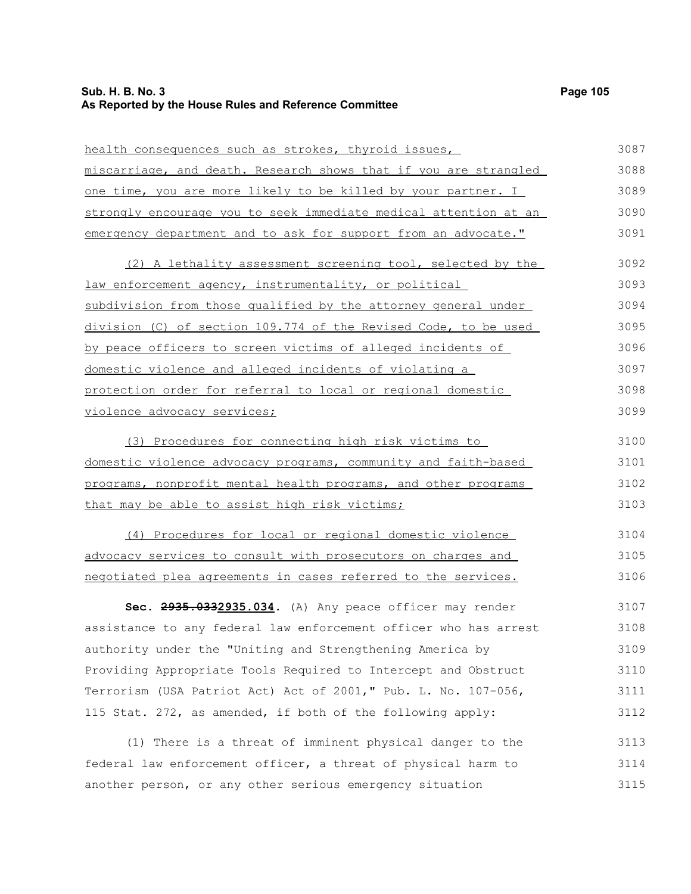health consequences such as strokes, thyroid issues, miscarriage, and death. Research shows that if you are strangled one time, you are more likely to be killed by your partner. I strongly encourage you to seek immediate medical attention at an emergency department and to ask for support from an advocate."

(2) A lethality assessment screening tool, selected by the law enforcement agency, instrumentality, or political subdivision from those qualified by the attorney general under division (C) of section 109.774 of the Revised Code, to be used by peace officers to screen victims of alleged incidents of domestic violence and alleged incidents of violating a protection order for referral to local or regional domestic violence advocacy services;

(3) Procedures for connecting high risk victims to domestic violence advocacy programs, community and faith-based programs, nonprofit mental health programs, and other programs that may be able to assist high risk victims;

(4) Procedures for local or regional domestic violence advocacy services to consult with prosecutors on charges and negotiated plea agreements in cases referred to the services.

**Sec. ~~2935.033~~2935.034.** (A) Any peace officer may render assistance to any federal law enforcement officer who has arrest authority under the "Uniting and Strengthening America by Providing Appropriate Tools Required to Intercept and Obstruct Terrorism (USA Patriot Act) Act of 2001," Pub. L. No. 107-056, 115 Stat. 272, as amended, if both of the following apply:

(1) There is a threat of imminent physical danger to the federal law enforcement officer, a threat of physical harm to another person, or any other serious emergency situation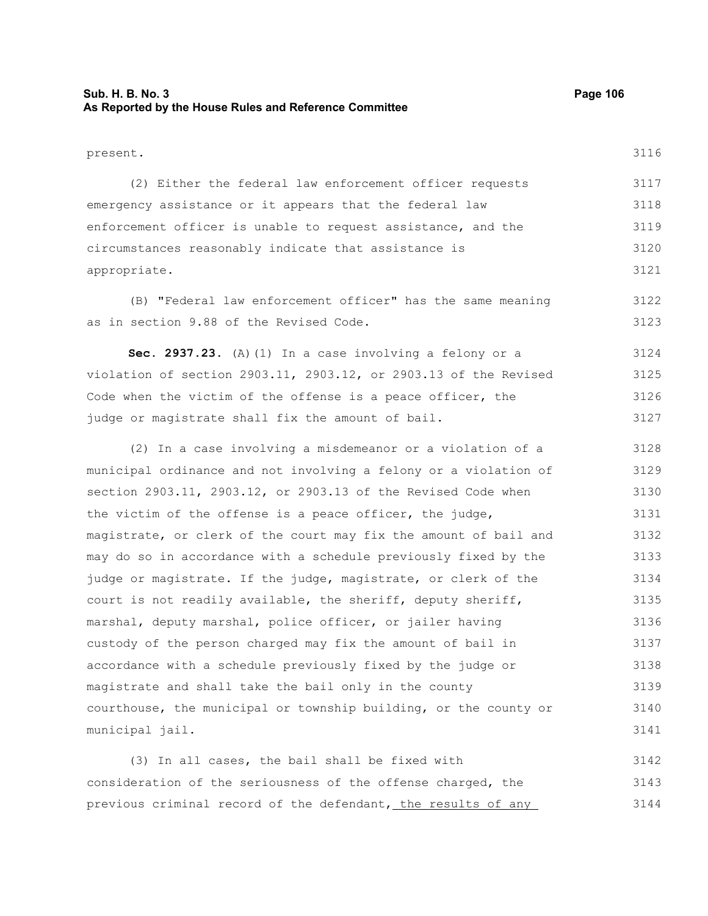present.

(2) Either the federal law enforcement officer requests emergency assistance or it appears that the federal law enforcement officer is unable to request assistance, and the circumstances reasonably indicate that assistance is appropriate.

(B) "Federal law enforcement officer" has the same meaning as in section 9.88 of the Revised Code.

**Sec. 2937.23.** (A)(1) In a case involving a felony or a violation of section 2903.11, 2903.12, or 2903.13 of the Revised Code when the victim of the offense is a peace officer, the judge or magistrate shall fix the amount of bail.

(2) In a case involving a misdemeanor or a violation of a municipal ordinance and not involving a felony or a violation of section 2903.11, 2903.12, or 2903.13 of the Revised Code when the victim of the offense is a peace officer, the judge, magistrate, or clerk of the court may fix the amount of bail and may do so in accordance with a schedule previously fixed by the judge or magistrate. If the judge, magistrate, or clerk of the court is not readily available, the sheriff, deputy sheriff, marshal, deputy marshal, police officer, or jailer having custody of the person charged may fix the amount of bail in accordance with a schedule previously fixed by the judge or magistrate and shall take the bail only in the county courthouse, the municipal or township building, or the county or municipal jail.

(3) In all cases, the bail shall be fixed with consideration of the seriousness of the offense charged, the previous criminal record of the defendant, the results of any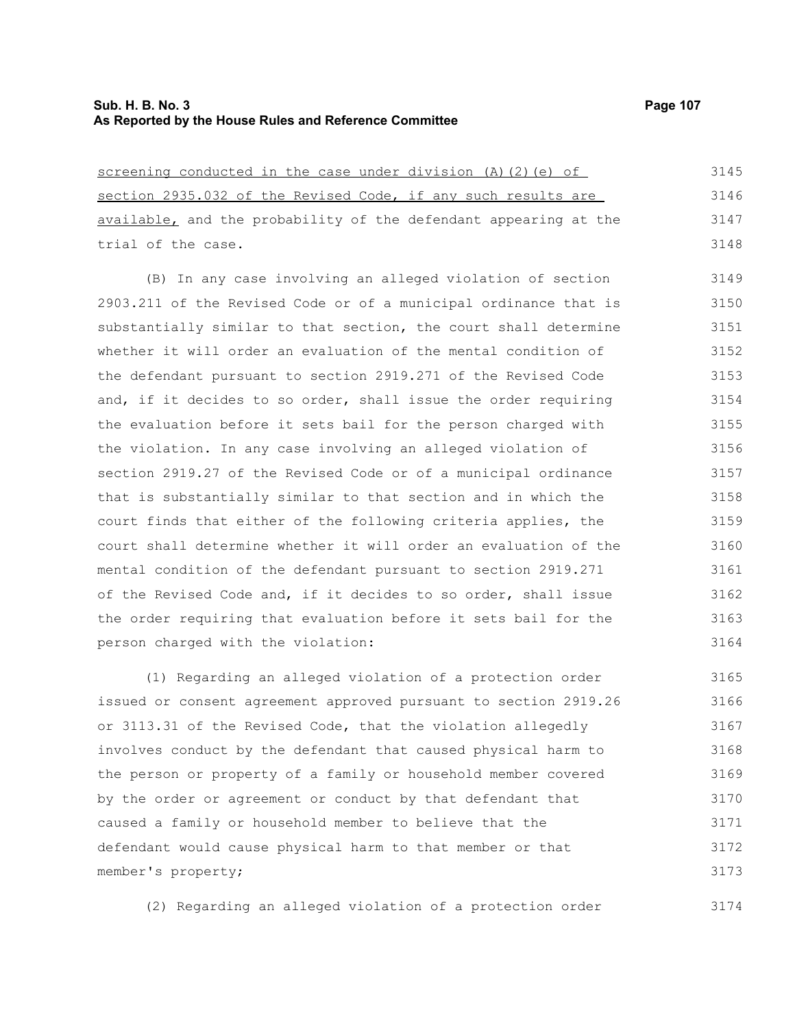screening conducted in the case under division (A)(2)(e) of section 2935.032 of the Revised Code, if any such results are available, and the probability of the defendant appearing at the trial of the case.

(B) In any case involving an alleged violation of section 2903.211 of the Revised Code or of a municipal ordinance that is substantially similar to that section, the court shall determine whether it will order an evaluation of the mental condition of the defendant pursuant to section 2919.271 of the Revised Code and, if it decides to so order, shall issue the order requiring the evaluation before it sets bail for the person charged with the violation. In any case involving an alleged violation of section 2919.27 of the Revised Code or of a municipal ordinance that is substantially similar to that section and in which the court finds that either of the following criteria applies, the court shall determine whether it will order an evaluation of the mental condition of the defendant pursuant to section 2919.271 of the Revised Code and, if it decides to so order, shall issue the order requiring that evaluation before it sets bail for the person charged with the violation:

(1) Regarding an alleged violation of a protection order issued or consent agreement approved pursuant to section 2919.26 or 3113.31 of the Revised Code, that the violation allegedly involves conduct by the defendant that caused physical harm to the person or property of a family or household member covered by the order or agreement or conduct by that defendant that caused a family or household member to believe that the defendant would cause physical harm to that member or that member's property;

(2) Regarding an alleged violation of a protection order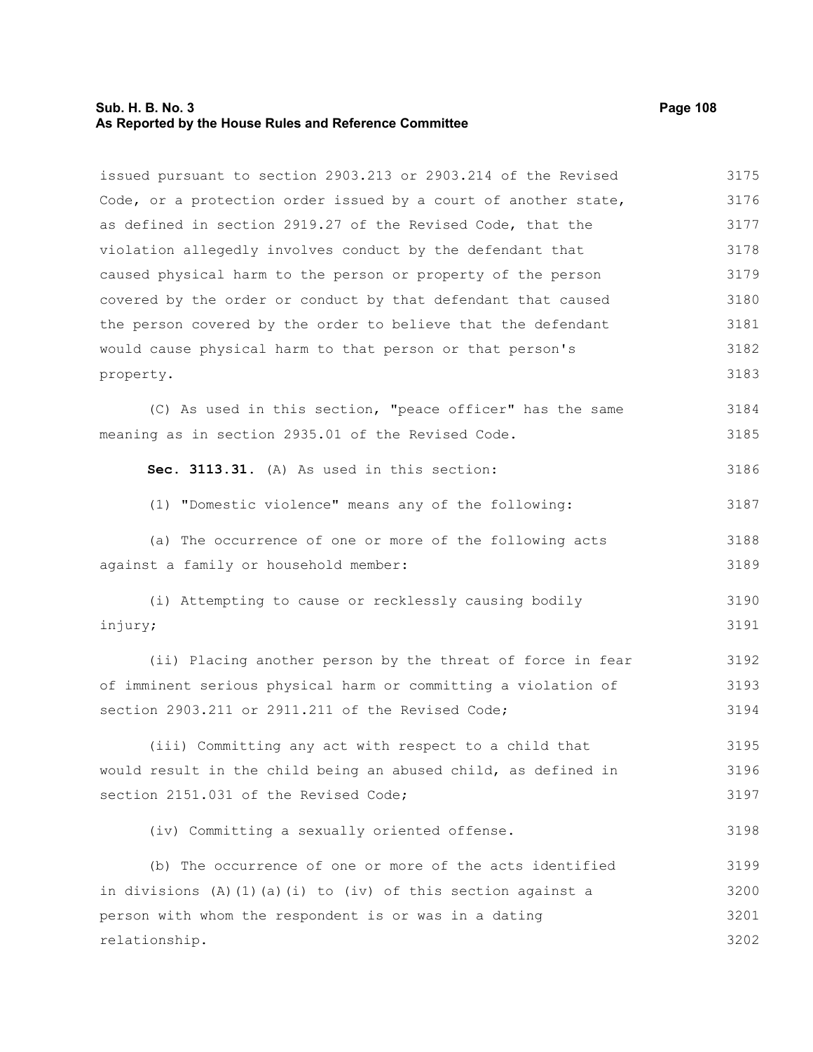issued pursuant to section 2903.213 or 2903.214 of the Revised Code, or a protection order issued by a court of another state, as defined in section 2919.27 of the Revised Code, that the violation allegedly involves conduct by the defendant that caused physical harm to the person or property of the person covered by the order or conduct by that defendant that caused the person covered by the order to believe that the defendant would cause physical harm to that person or that person's property.

(C) As used in this section, "peace officer" has the same meaning as in section 2935.01 of the Revised Code.

**Sec. 3113.31.** (A) As used in this section:

(1) "Domestic violence" means any of the following:

(a) The occurrence of one or more of the following acts against a family or household member:

(i) Attempting to cause or recklessly causing bodily injury;

(ii) Placing another person by the threat of force in fear of imminent serious physical harm or committing a violation of section 2903.211 or 2911.211 of the Revised Code;

(iii) Committing any act with respect to a child that would result in the child being an abused child, as defined in section 2151.031 of the Revised Code;

(iv) Committing a sexually oriented offense.

(b) The occurrence of one or more of the acts identified in divisions (A)(1)(a)(i) to (iv) of this section against a person with whom the respondent is or was in a dating relationship.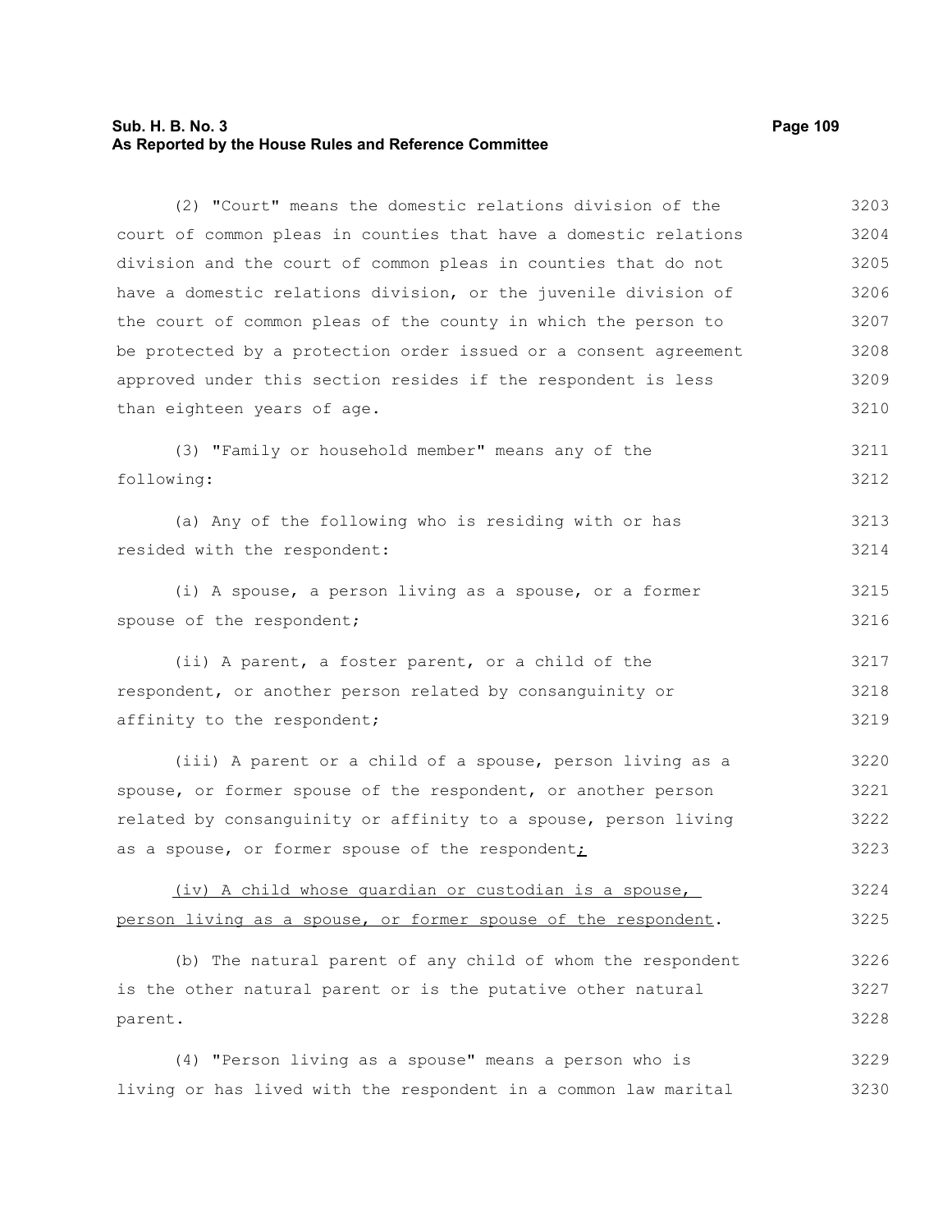(2) "Court" means the domestic relations division of the court of common pleas in counties that have a domestic relations division and the court of common pleas in counties that do not have a domestic relations division, or the juvenile division of the court of common pleas of the county in which the person to be protected by a protection order issued or a consent agreement approved under this section resides if the respondent is less than eighteen years of age.

(3) "Family or household member" means any of the following:

(a) Any of the following who is residing with or has resided with the respondent:

(i) A spouse, a person living as a spouse, or a former spouse of the respondent;

(ii) A parent, a foster parent, or a child of the respondent, or another person related by consanguinity or affinity to the respondent;

(iii) A parent or a child of a spouse, person living as a spouse, or former spouse of the respondent, or another person related by consanguinity or affinity to a spouse, person living as a spouse, or former spouse of the respondent;

(iv) A child whose guardian or custodian is a spouse, person living as a spouse, or former spouse of the respondent.

(b) The natural parent of any child of whom the respondent is the other natural parent or is the putative other natural parent.

(4) "Person living as a spouse" means a person who is living or has lived with the respondent in a common law marital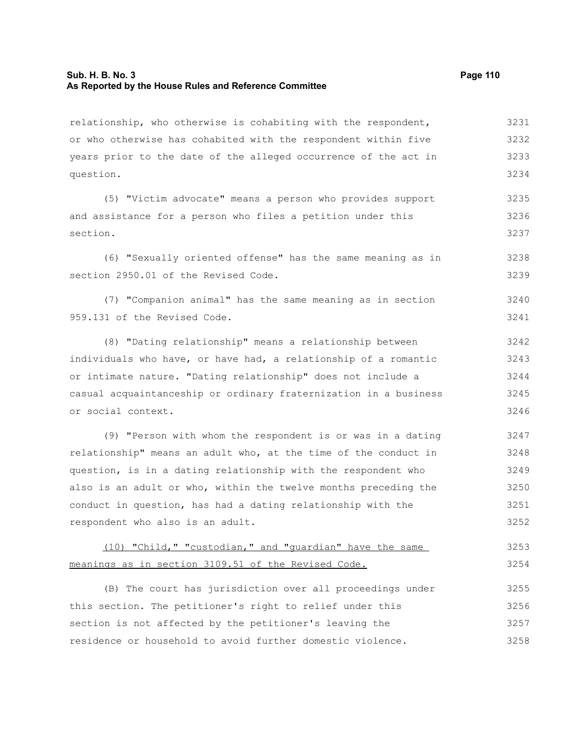relationship, who otherwise is cohabiting with the respondent, or who otherwise has cohabited with the respondent within five years prior to the date of the alleged occurrence of the act in question.

(5) "Victim advocate" means a person who provides support and assistance for a person who files a petition under this section.

(6) "Sexually oriented offense" has the same meaning as in section 2950.01 of the Revised Code.

(7) "Companion animal" has the same meaning as in section 959.131 of the Revised Code.

(8) "Dating relationship" means a relationship between individuals who have, or have had, a relationship of a romantic or intimate nature. "Dating relationship" does not include a casual acquaintanceship or ordinary fraternization in a business or social context.

(9) "Person with whom the respondent is or was in a dating relationship" means an adult who, at the time of the conduct in question, is in a dating relationship with the respondent who also is an adult or who, within the twelve months preceding the conduct in question, has had a dating relationship with the respondent who also is an adult.

<u>(10) "Child," "custodian," and "guardian" have the same meanings as in section 3109.51 of the Revised Code.</u>

(B) The court has jurisdiction over all proceedings under this section. The petitioner's right to relief under this section is not affected by the petitioner's leaving the residence or household to avoid further domestic violence.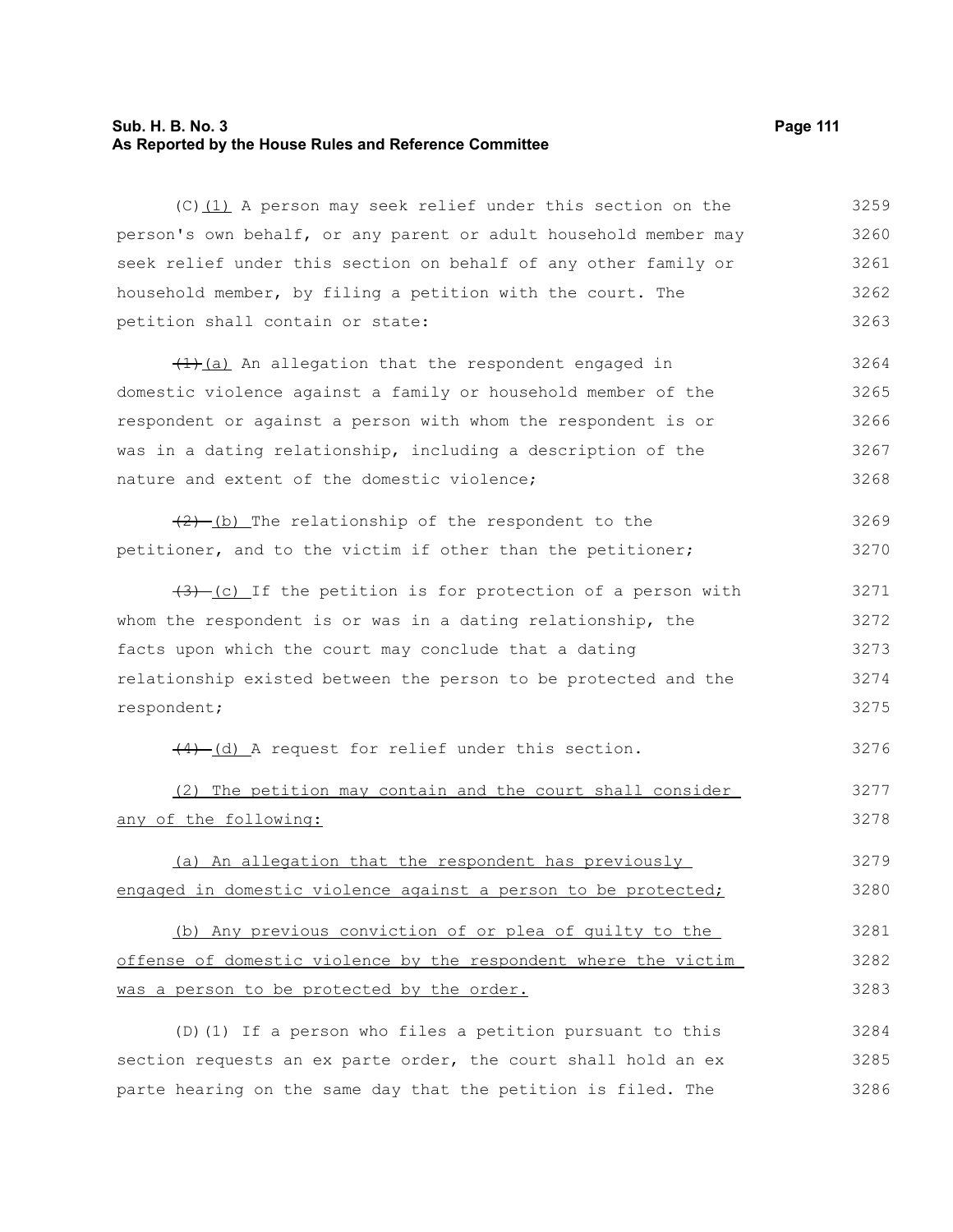(C)(1) A person may seek relief under this section on the person's own behalf, or any parent or adult household member may seek relief under this section on behalf of any other family or household member, by filing a petition with the court. The petition shall contain or state:

~~(1)~~(a) An allegation that the respondent engaged in domestic violence against a family or household member of the respondent or against a person with whom the respondent is or was in a dating relationship, including a description of the nature and extent of the domestic violence;

~~(2)~~ (b) The relationship of the respondent to the petitioner, and to the victim if other than the petitioner;

~~(3)~~ (c) If the petition is for protection of a person with whom the respondent is or was in a dating relationship, the facts upon which the court may conclude that a dating relationship existed between the person to be protected and the respondent;

~~(4)~~ (d) A request for relief under this section.

(2) The petition may contain and the court shall consider any of the following:

(a) An allegation that the respondent has previously engaged in domestic violence against a person to be protected;

(b) Any previous conviction of or plea of guilty to the offense of domestic violence by the respondent where the victim was a person to be protected by the order.

(D)(1) If a person who files a petition pursuant to this section requests an ex parte order, the court shall hold an ex parte hearing on the same day that the petition is filed. The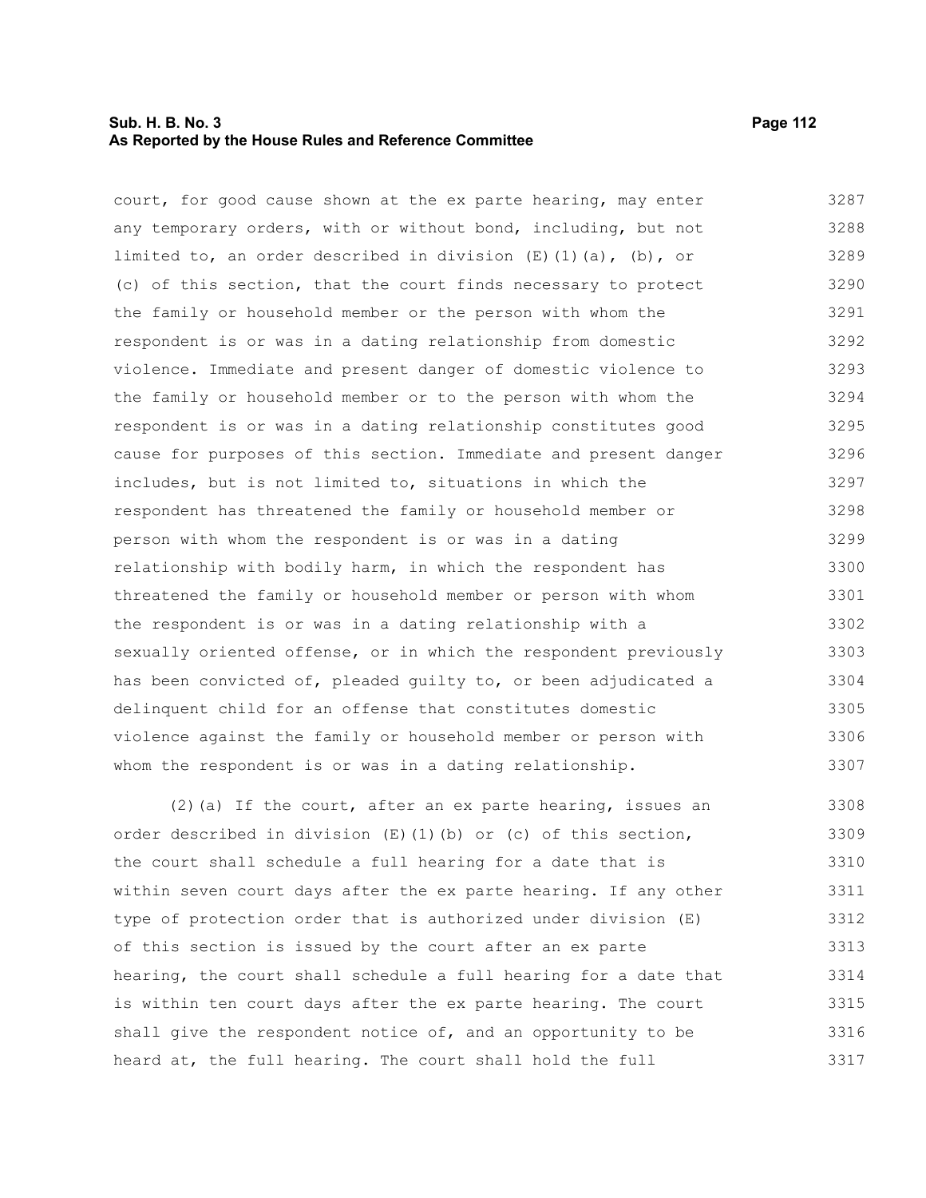court, for good cause shown at the ex parte hearing, may enter any temporary orders, with or without bond, including, but not limited to, an order described in division (E)(1)(a), (b), or (c) of this section, that the court finds necessary to protect the family or household member or the person with whom the respondent is or was in a dating relationship from domestic violence. Immediate and present danger of domestic violence to the family or household member or to the person with whom the respondent is or was in a dating relationship constitutes good cause for purposes of this section. Immediate and present danger includes, but is not limited to, situations in which the respondent has threatened the family or household member or person with whom the respondent is or was in a dating relationship with bodily harm, in which the respondent has threatened the family or household member or person with whom the respondent is or was in a dating relationship with a sexually oriented offense, or in which the respondent previously has been convicted of, pleaded guilty to, or been adjudicated a delinquent child for an offense that constitutes domestic violence against the family or household member or person with whom the respondent is or was in a dating relationship.

(2)(a) If the court, after an ex parte hearing, issues an order described in division (E)(1)(b) or (c) of this section, the court shall schedule a full hearing for a date that is within seven court days after the ex parte hearing. If any other type of protection order that is authorized under division (E) of this section is issued by the court after an ex parte hearing, the court shall schedule a full hearing for a date that is within ten court days after the ex parte hearing. The court shall give the respondent notice of, and an opportunity to be heard at, the full hearing. The court shall hold the full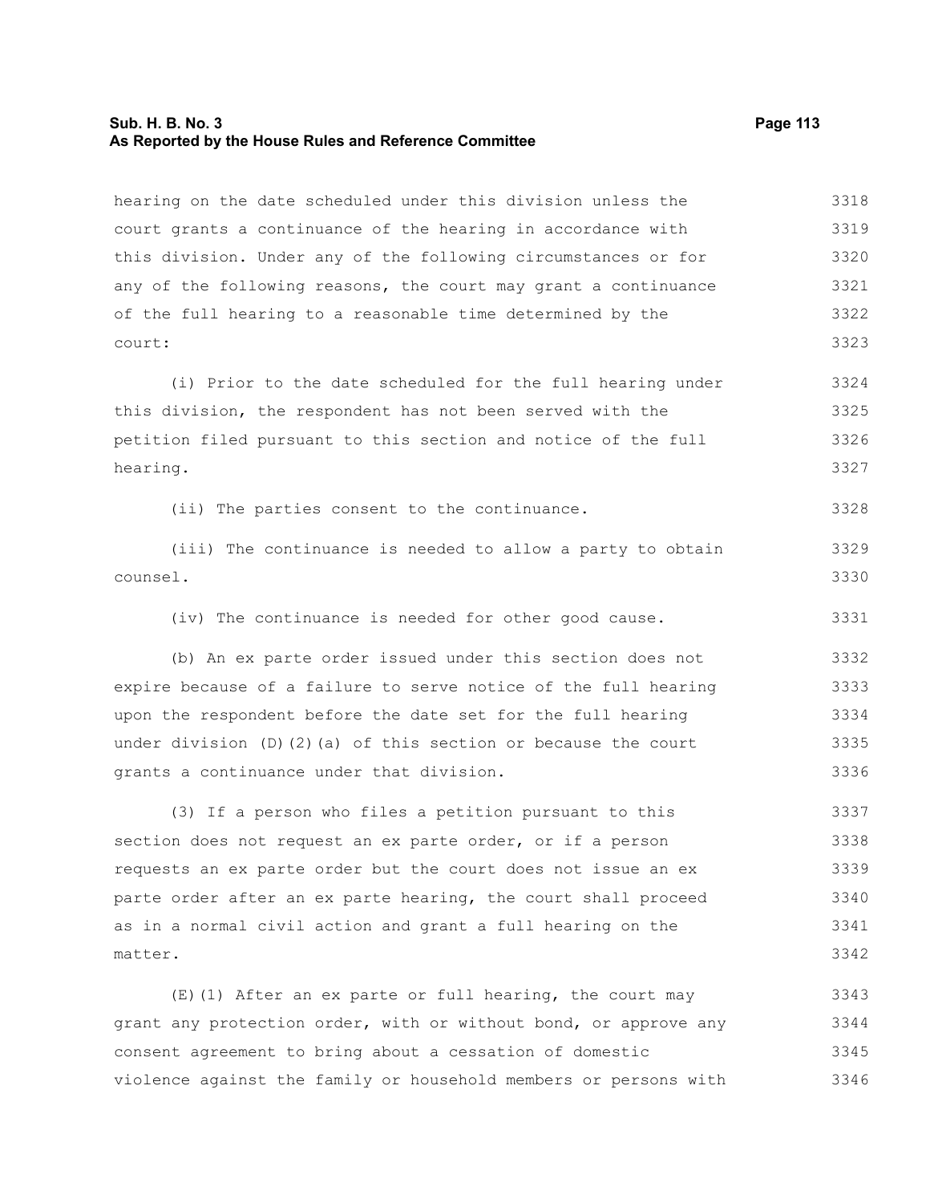hearing on the date scheduled under this division unless the court grants a continuance of the hearing in accordance with this division. Under any of the following circumstances or for any of the following reasons, the court may grant a continuance of the full hearing to a reasonable time determined by the court:

(i) Prior to the date scheduled for the full hearing under this division, the respondent has not been served with the petition filed pursuant to this section and notice of the full hearing.

(ii) The parties consent to the continuance.

(iii) The continuance is needed to allow a party to obtain counsel.

(iv) The continuance is needed for other good cause.

(b) An ex parte order issued under this section does not expire because of a failure to serve notice of the full hearing upon the respondent before the date set for the full hearing under division (D)(2)(a) of this section or because the court grants a continuance under that division.

(3) If a person who files a petition pursuant to this section does not request an ex parte order, or if a person requests an ex parte order but the court does not issue an ex parte order after an ex parte hearing, the court shall proceed as in a normal civil action and grant a full hearing on the matter.

(E)(1) After an ex parte or full hearing, the court may grant any protection order, with or without bond, or approve any consent agreement to bring about a cessation of domestic violence against the family or household members or persons with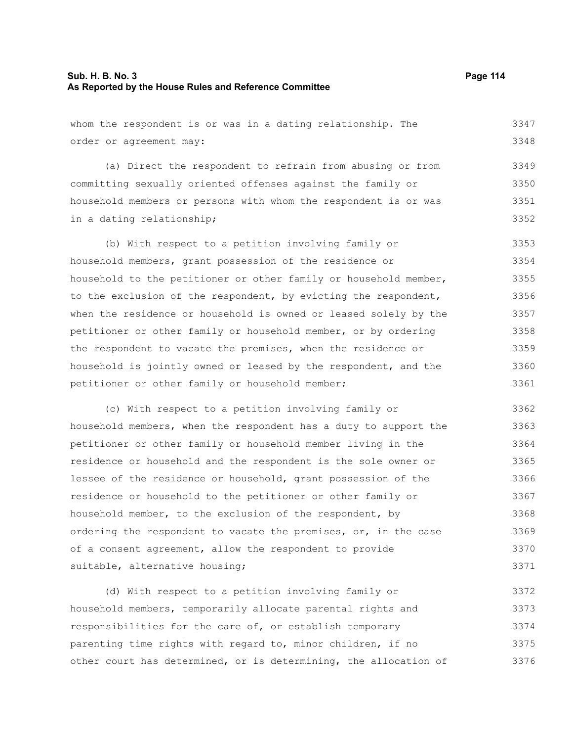whom the respondent is or was in a dating relationship. The order or agreement may:

(a) Direct the respondent to refrain from abusing or from committing sexually oriented offenses against the family or household members or persons with whom the respondent is or was in a dating relationship;

(b) With respect to a petition involving family or household members, grant possession of the residence or household to the petitioner or other family or household member, to the exclusion of the respondent, by evicting the respondent, when the residence or household is owned or leased solely by the petitioner or other family or household member, or by ordering the respondent to vacate the premises, when the residence or household is jointly owned or leased by the respondent, and the petitioner or other family or household member;

(c) With respect to a petition involving family or household members, when the respondent has a duty to support the petitioner or other family or household member living in the residence or household and the respondent is the sole owner or lessee of the residence or household, grant possession of the residence or household to the petitioner or other family or household member, to the exclusion of the respondent, by ordering the respondent to vacate the premises, or, in the case of a consent agreement, allow the respondent to provide suitable, alternative housing;

(d) With respect to a petition involving family or household members, temporarily allocate parental rights and responsibilities for the care of, or establish temporary parenting time rights with regard to, minor children, if no other court has determined, or is determining, the allocation of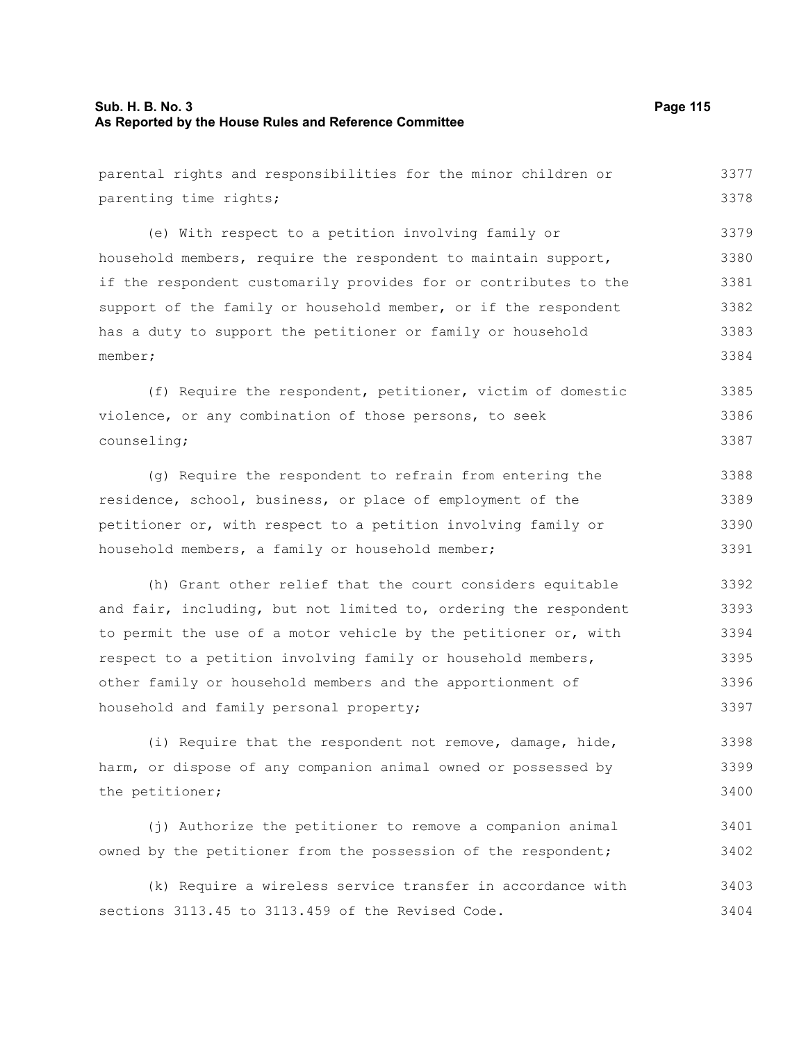parental rights and responsibilities for the minor children or parenting time rights;

(e) With respect to a petition involving family or household members, require the respondent to maintain support, if the respondent customarily provides for or contributes to the support of the family or household member, or if the respondent has a duty to support the petitioner or family or household member;

(f) Require the respondent, petitioner, victim of domestic violence, or any combination of those persons, to seek counseling;

(g) Require the respondent to refrain from entering the residence, school, business, or place of employment of the petitioner or, with respect to a petition involving family or household members, a family or household member;

(h) Grant other relief that the court considers equitable and fair, including, but not limited to, ordering the respondent to permit the use of a motor vehicle by the petitioner or, with respect to a petition involving family or household members, other family or household members and the apportionment of household and family personal property;

(i) Require that the respondent not remove, damage, hide, harm, or dispose of any companion animal owned or possessed by the petitioner;

(j) Authorize the petitioner to remove a companion animal owned by the petitioner from the possession of the respondent;

(k) Require a wireless service transfer in accordance with sections 3113.45 to 3113.459 of the Revised Code.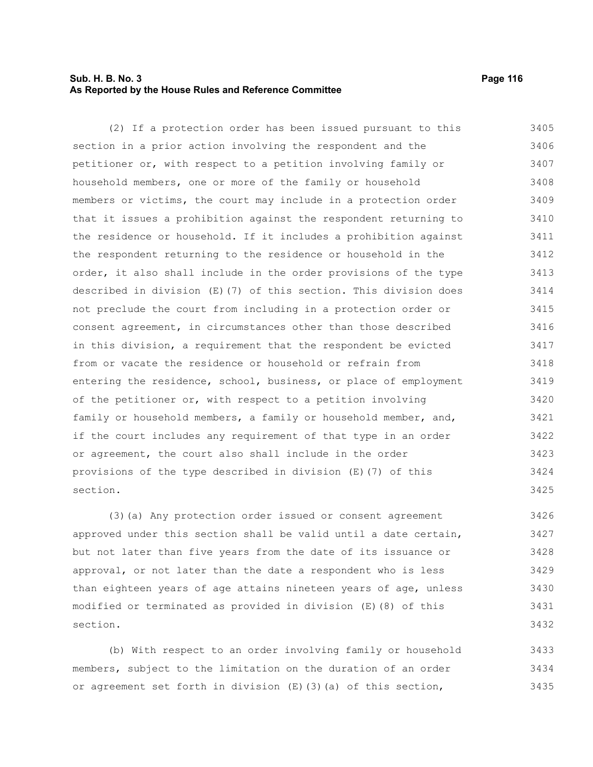(2) If a protection order has been issued pursuant to this section in a prior action involving the respondent and the petitioner or, with respect to a petition involving family or household members, one or more of the family or household members or victims, the court may include in a protection order that it issues a prohibition against the respondent returning to the residence or household. If it includes a prohibition against the respondent returning to the residence or household in the order, it also shall include in the order provisions of the type described in division (E)(7) of this section. This division does not preclude the court from including in a protection order or consent agreement, in circumstances other than those described in this division, a requirement that the respondent be evicted from or vacate the residence or household or refrain from entering the residence, school, business, or place of employment of the petitioner or, with respect to a petition involving family or household members, a family or household member, and, if the court includes any requirement of that type in an order or agreement, the court also shall include in the order provisions of the type described in division (E)(7) of this section.

(3)(a) Any protection order issued or consent agreement approved under this section shall be valid until a date certain, but not later than five years from the date of its issuance or approval, or not later than the date a respondent who is less than eighteen years of age attains nineteen years of age, unless modified or terminated as provided in division (E)(8) of this section.

(b) With respect to an order involving family or household members, subject to the limitation on the duration of an order or agreement set forth in division (E)(3)(a) of this section,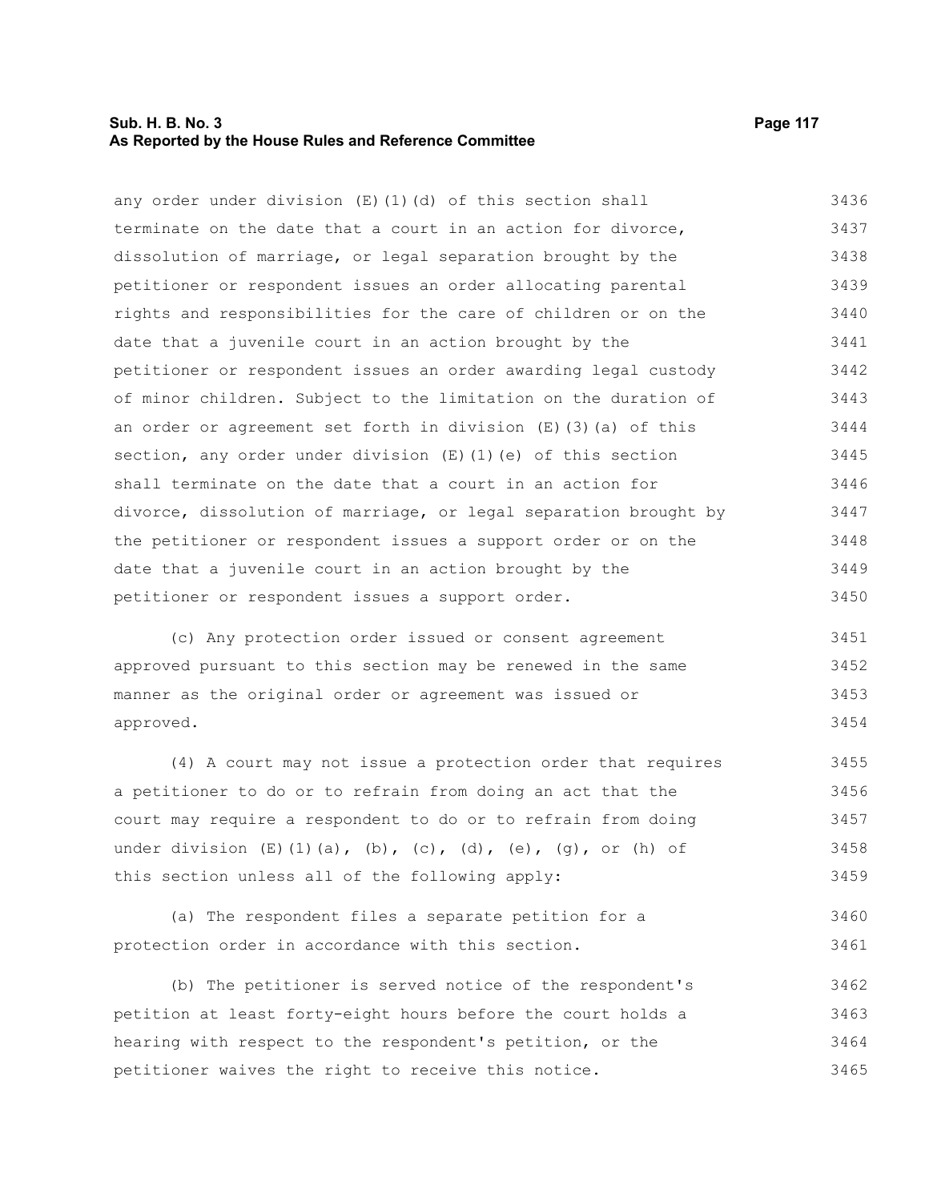any order under division (E)(1)(d) of this section shall terminate on the date that a court in an action for divorce, dissolution of marriage, or legal separation brought by the petitioner or respondent issues an order allocating parental rights and responsibilities for the care of children or on the date that a juvenile court in an action brought by the petitioner or respondent issues an order awarding legal custody of minor children. Subject to the limitation on the duration of an order or agreement set forth in division (E)(3)(a) of this section, any order under division (E)(1)(e) of this section shall terminate on the date that a court in an action for divorce, dissolution of marriage, or legal separation brought by the petitioner or respondent issues a support order or on the date that a juvenile court in an action brought by the petitioner or respondent issues a support order.

(c) Any protection order issued or consent agreement approved pursuant to this section may be renewed in the same manner as the original order or agreement was issued or approved.

(4) A court may not issue a protection order that requires a petitioner to do or to refrain from doing an act that the court may require a respondent to do or to refrain from doing under division (E)(1)(a), (b), (c), (d), (e), (g), or (h) of this section unless all of the following apply:

(a) The respondent files a separate petition for a protection order in accordance with this section.

(b) The petitioner is served notice of the respondent's petition at least forty-eight hours before the court holds a hearing with respect to the respondent's petition, or the petitioner waives the right to receive this notice.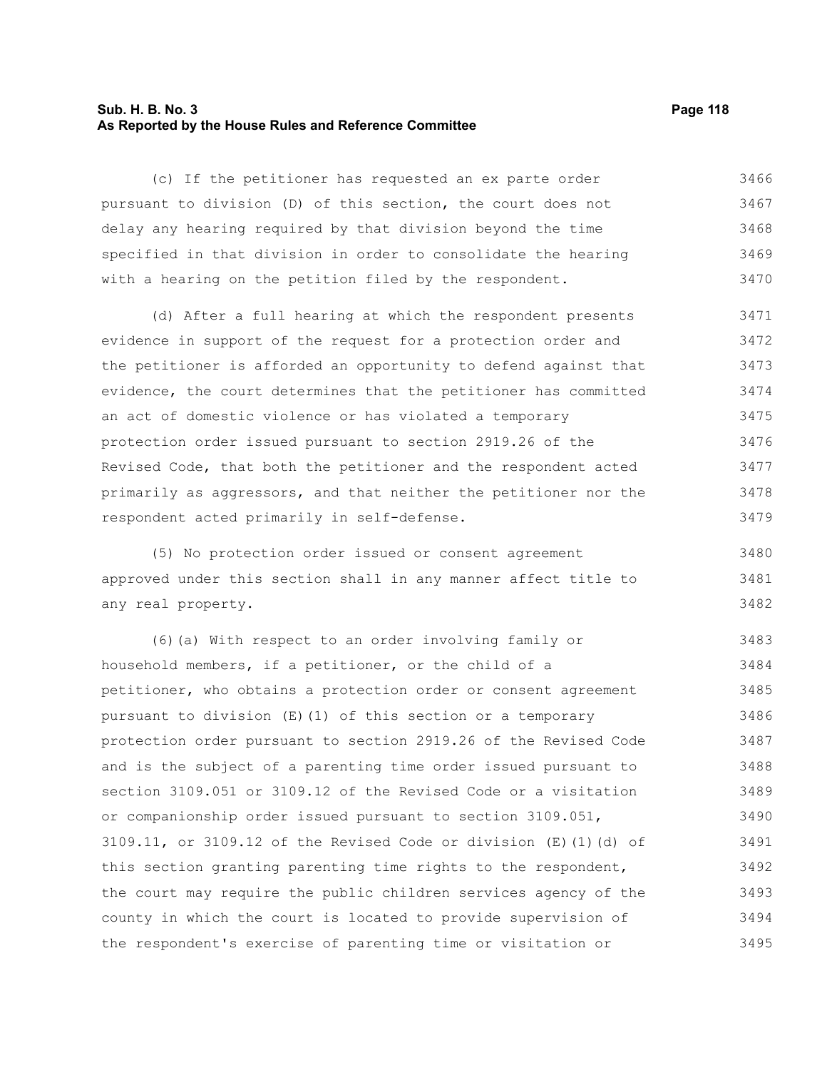(c) If the petitioner has requested an ex parte order pursuant to division (D) of this section, the court does not delay any hearing required by that division beyond the time specified in that division in order to consolidate the hearing with a hearing on the petition filed by the respondent.

(d) After a full hearing at which the respondent presents evidence in support of the request for a protection order and the petitioner is afforded an opportunity to defend against that evidence, the court determines that the petitioner has committed an act of domestic violence or has violated a temporary protection order issued pursuant to section 2919.26 of the Revised Code, that both the petitioner and the respondent acted primarily as aggressors, and that neither the petitioner nor the respondent acted primarily in self-defense.

(5) No protection order issued or consent agreement approved under this section shall in any manner affect title to any real property.

(6)(a) With respect to an order involving family or household members, if a petitioner, or the child of a petitioner, who obtains a protection order or consent agreement pursuant to division (E)(1) of this section or a temporary protection order pursuant to section 2919.26 of the Revised Code and is the subject of a parenting time order issued pursuant to section 3109.051 or 3109.12 of the Revised Code or a visitation or companionship order issued pursuant to section 3109.051, 3109.11, or 3109.12 of the Revised Code or division (E)(1)(d) of this section granting parenting time rights to the respondent, the court may require the public children services agency of the county in which the court is located to provide supervision of the respondent's exercise of parenting time or visitation or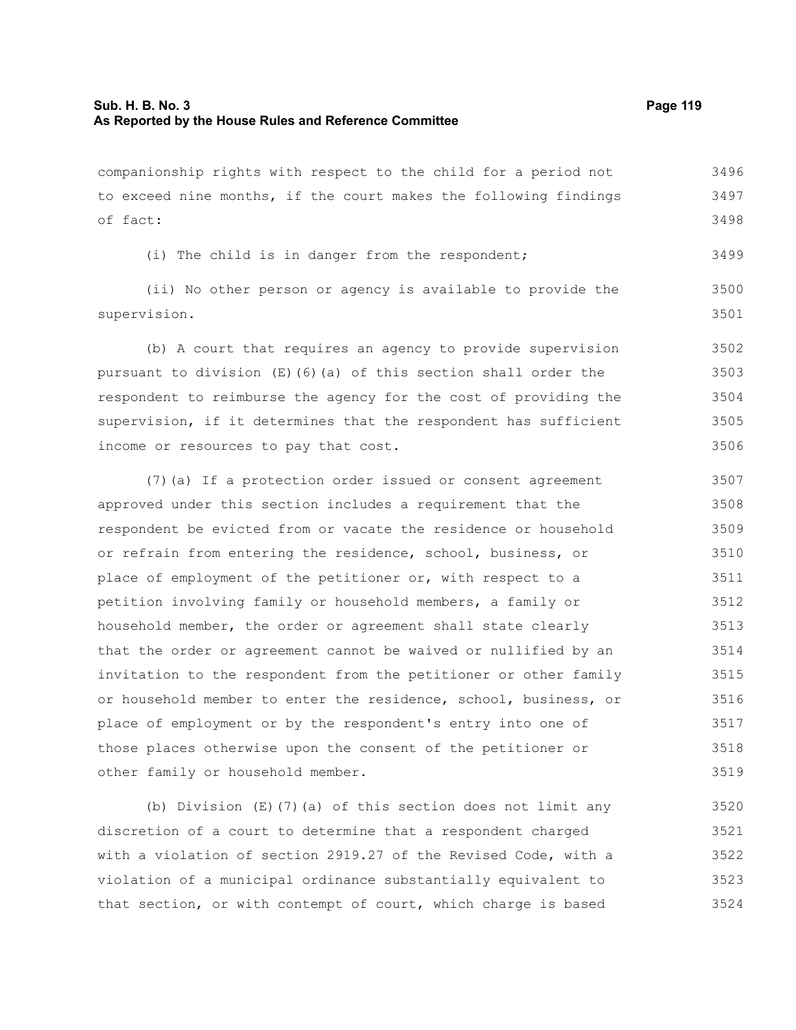companionship rights with respect to the child for a period not to exceed nine months, if the court makes the following findings of fact:

(i) The child is in danger from the respondent;

(ii) No other person or agency is available to provide the supervision.

(b) A court that requires an agency to provide supervision pursuant to division (E)(6)(a) of this section shall order the respondent to reimburse the agency for the cost of providing the supervision, if it determines that the respondent has sufficient income or resources to pay that cost.

(7)(a) If a protection order issued or consent agreement approved under this section includes a requirement that the respondent be evicted from or vacate the residence or household or refrain from entering the residence, school, business, or place of employment of the petitioner or, with respect to a petition involving family or household members, a family or household member, the order or agreement shall state clearly that the order or agreement cannot be waived or nullified by an invitation to the respondent from the petitioner or other family or household member to enter the residence, school, business, or place of employment or by the respondent's entry into one of those places otherwise upon the consent of the petitioner or other family or household member.

(b) Division (E)(7)(a) of this section does not limit any discretion of a court to determine that a respondent charged with a violation of section 2919.27 of the Revised Code, with a violation of a municipal ordinance substantially equivalent to that section, or with contempt of court, which charge is based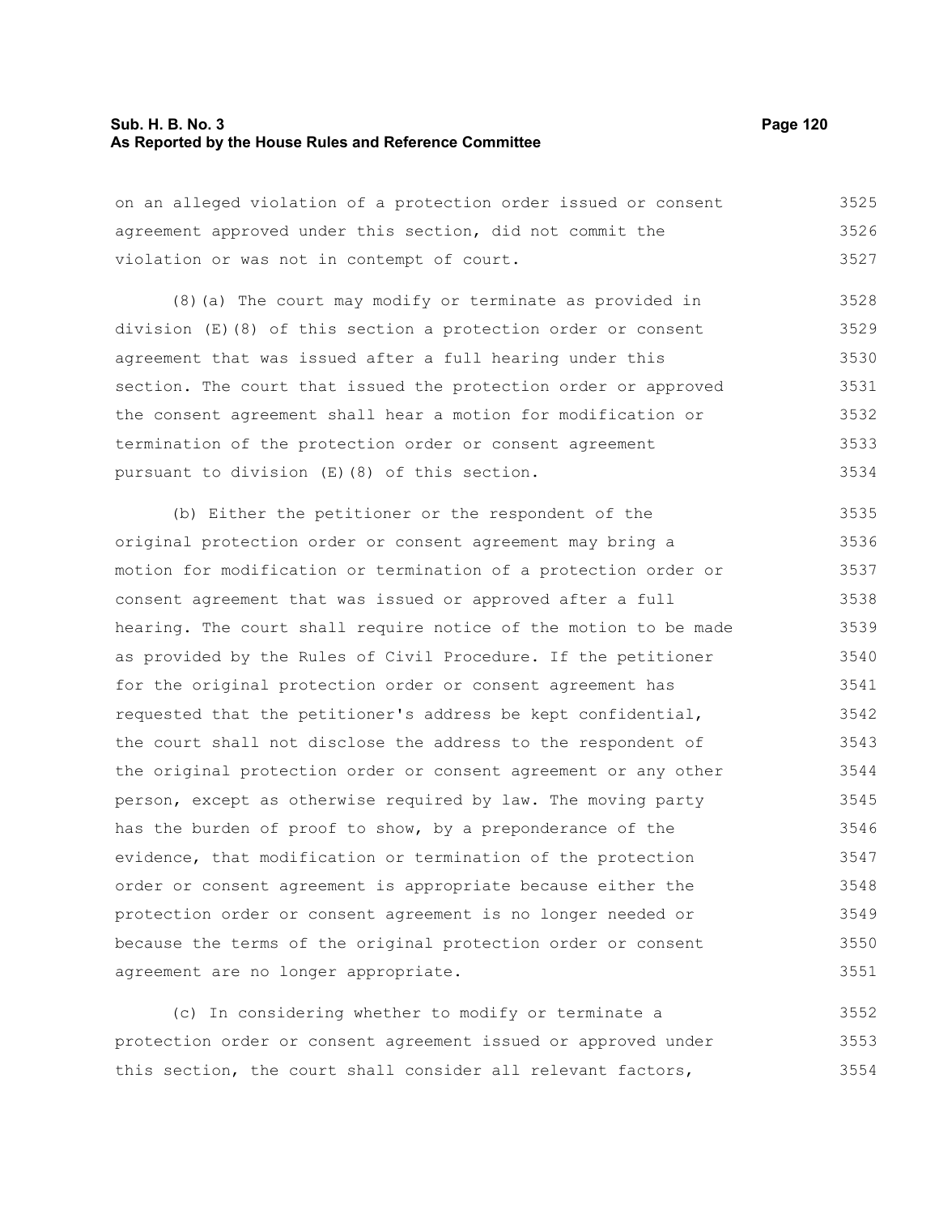on an alleged violation of a protection order issued or consent agreement approved under this section, did not commit the violation or was not in contempt of court.

(8)(a) The court may modify or terminate as provided in division (E)(8) of this section a protection order or consent agreement that was issued after a full hearing under this section. The court that issued the protection order or approved the consent agreement shall hear a motion for modification or termination of the protection order or consent agreement pursuant to division (E)(8) of this section.

(b) Either the petitioner or the respondent of the original protection order or consent agreement may bring a motion for modification or termination of a protection order or consent agreement that was issued or approved after a full hearing. The court shall require notice of the motion to be made as provided by the Rules of Civil Procedure. If the petitioner for the original protection order or consent agreement has requested that the petitioner's address be kept confidential, the court shall not disclose the address to the respondent of the original protection order or consent agreement or any other person, except as otherwise required by law. The moving party has the burden of proof to show, by a preponderance of the evidence, that modification or termination of the protection order or consent agreement is appropriate because either the protection order or consent agreement is no longer needed or because the terms of the original protection order or consent agreement are no longer appropriate.

(c) In considering whether to modify or terminate a protection order or consent agreement issued or approved under this section, the court shall consider all relevant factors,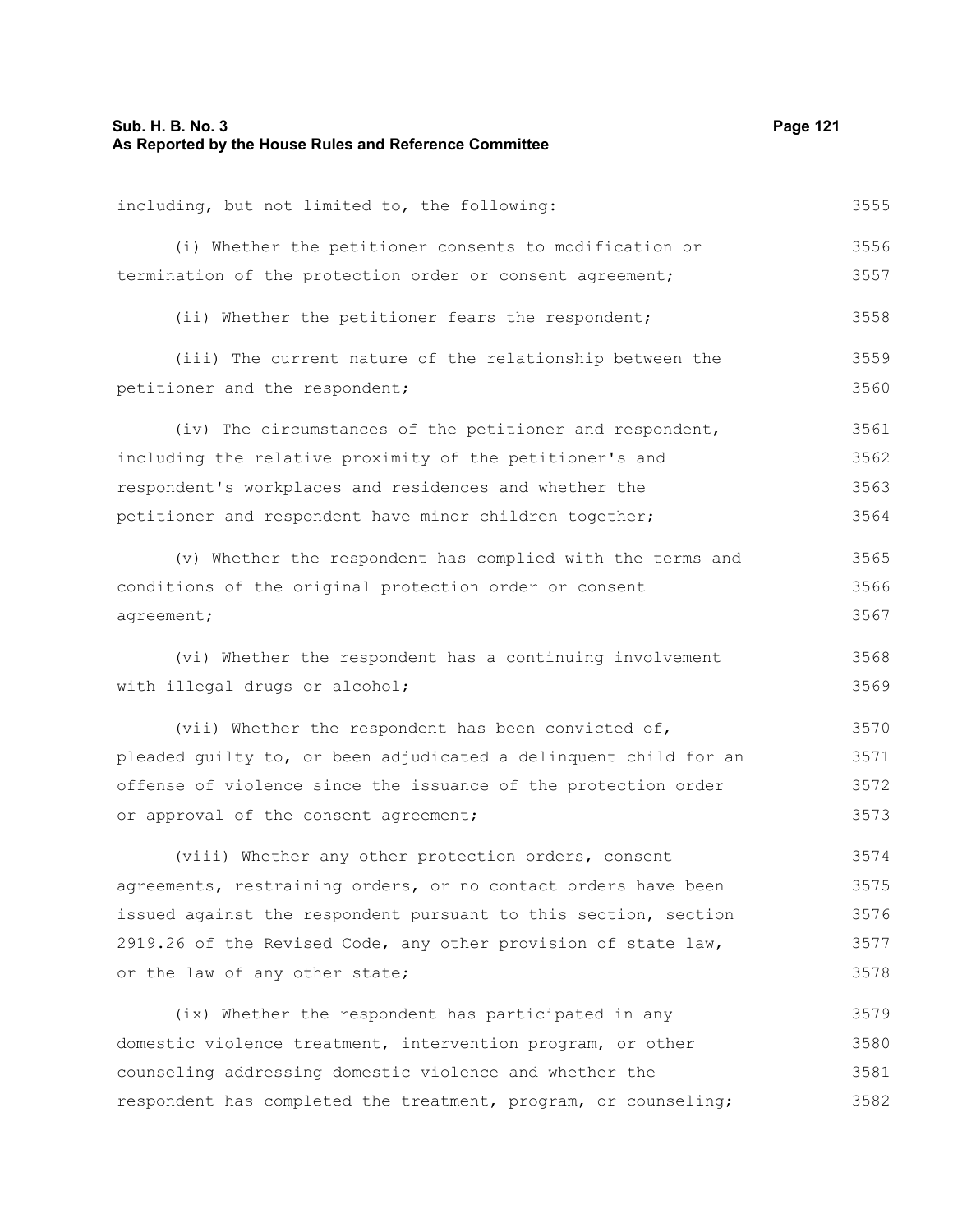including, but not limited to, the following:

(i) Whether the petitioner consents to modification or termination of the protection order or consent agreement;

(ii) Whether the petitioner fears the respondent;

(iii) The current nature of the relationship between the petitioner and the respondent;

(iv) The circumstances of the petitioner and respondent, including the relative proximity of the petitioner's and respondent's workplaces and residences and whether the petitioner and respondent have minor children together;

(v) Whether the respondent has complied with the terms and conditions of the original protection order or consent agreement;

(vi) Whether the respondent has a continuing involvement with illegal drugs or alcohol;

(vii) Whether the respondent has been convicted of, pleaded guilty to, or been adjudicated a delinquent child for an offense of violence since the issuance of the protection order or approval of the consent agreement;

(viii) Whether any other protection orders, consent agreements, restraining orders, or no contact orders have been issued against the respondent pursuant to this section, section 2919.26 of the Revised Code, any other provision of state law, or the law of any other state;

(ix) Whether the respondent has participated in any domestic violence treatment, intervention program, or other counseling addressing domestic violence and whether the respondent has completed the treatment, program, or counseling;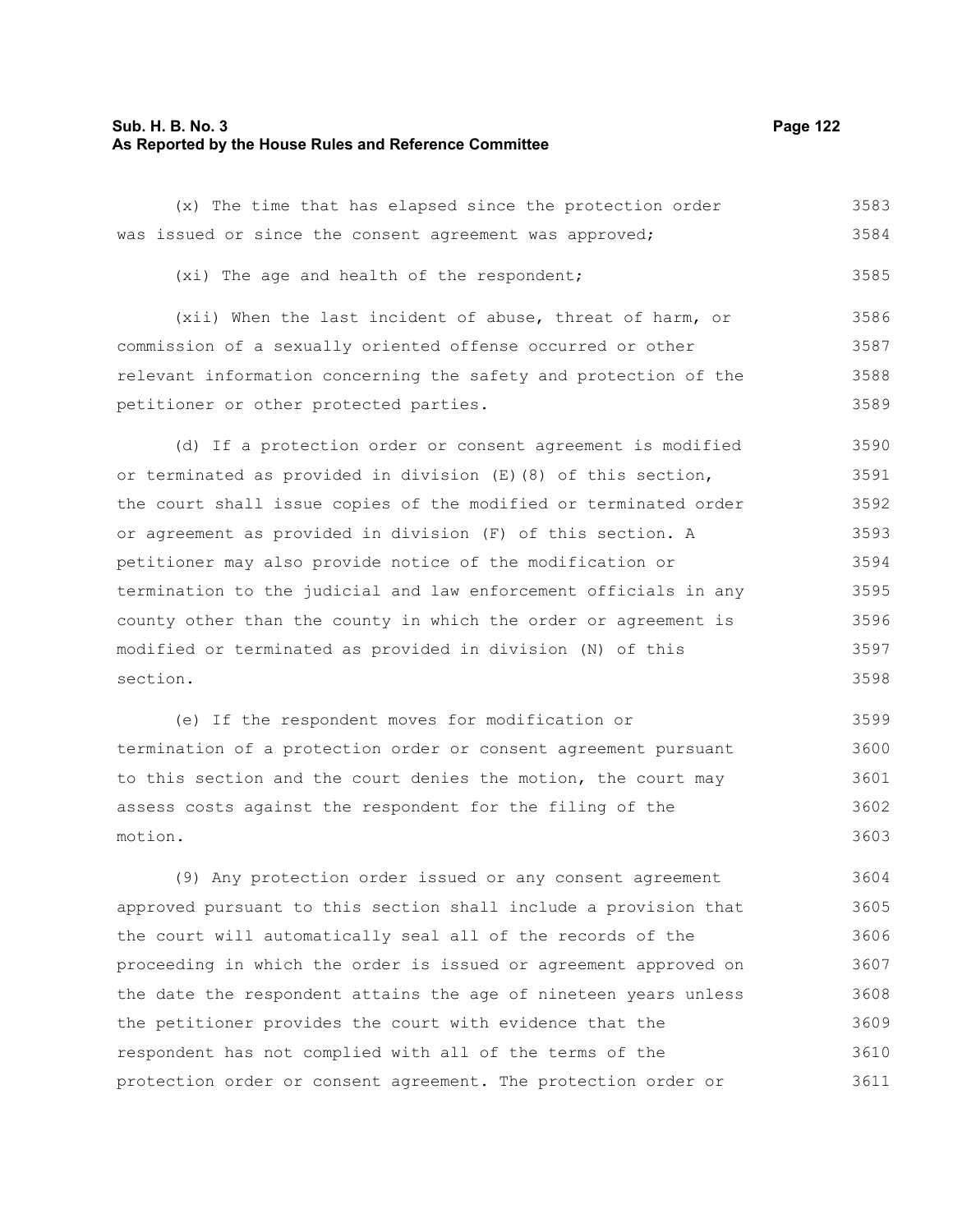(x) The time that has elapsed since the protection order was issued or since the consent agreement was approved;

(xi) The age and health of the respondent;

(xii) When the last incident of abuse, threat of harm, or commission of a sexually oriented offense occurred or other relevant information concerning the safety and protection of the petitioner or other protected parties.

(d) If a protection order or consent agreement is modified or terminated as provided in division (E)(8) of this section, the court shall issue copies of the modified or terminated order or agreement as provided in division (F) of this section. A petitioner may also provide notice of the modification or termination to the judicial and law enforcement officials in any county other than the county in which the order or agreement is modified or terminated as provided in division (N) of this section.

(e) If the respondent moves for modification or termination of a protection order or consent agreement pursuant to this section and the court denies the motion, the court may assess costs against the respondent for the filing of the motion.

(9) Any protection order issued or any consent agreement approved pursuant to this section shall include a provision that the court will automatically seal all of the records of the proceeding in which the order is issued or agreement approved on the date the respondent attains the age of nineteen years unless the petitioner provides the court with evidence that the respondent has not complied with all of the terms of the protection order or consent agreement. The protection order or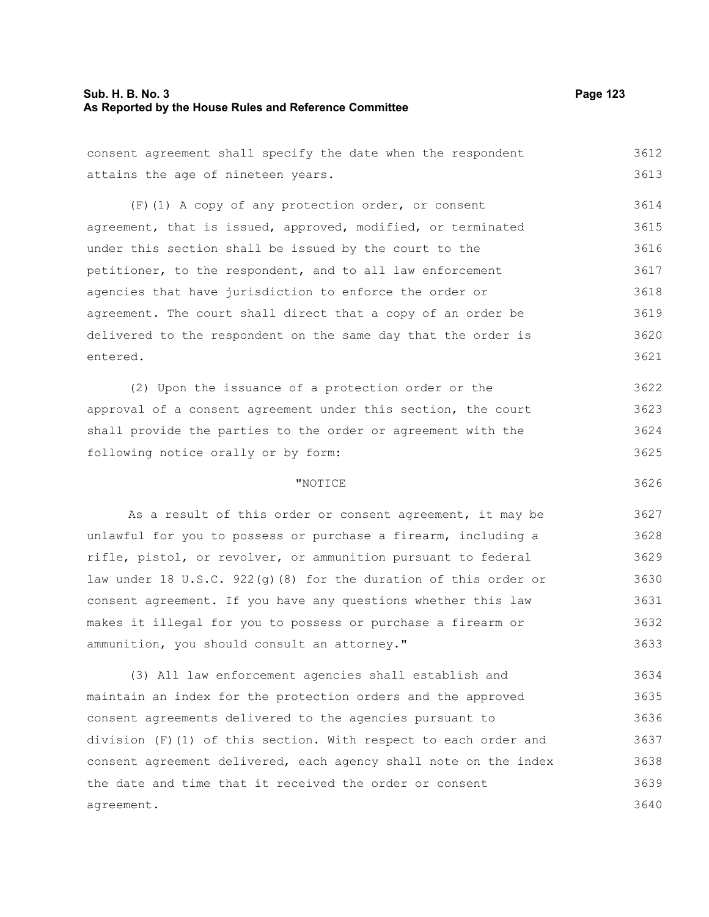consent agreement shall specify the date when the respondent attains the age of nineteen years.

(F)(1) A copy of any protection order, or consent agreement, that is issued, approved, modified, or terminated under this section shall be issued by the court to the petitioner, to the respondent, and to all law enforcement agencies that have jurisdiction to enforce the order or agreement. The court shall direct that a copy of an order be delivered to the respondent on the same day that the order is entered.

(2) Upon the issuance of a protection order or the approval of a consent agreement under this section, the court shall provide the parties to the order or agreement with the following notice orally or by form:

"NOTICE

As a result of this order or consent agreement, it may be unlawful for you to possess or purchase a firearm, including a rifle, pistol, or revolver, or ammunition pursuant to federal law under 18 U.S.C. 922(g)(8) for the duration of this order or consent agreement. If you have any questions whether this law makes it illegal for you to possess or purchase a firearm or ammunition, you should consult an attorney."

(3) All law enforcement agencies shall establish and maintain an index for the protection orders and the approved consent agreements delivered to the agencies pursuant to division (F)(1) of this section. With respect to each order and consent agreement delivered, each agency shall note on the index the date and time that it received the order or consent agreement.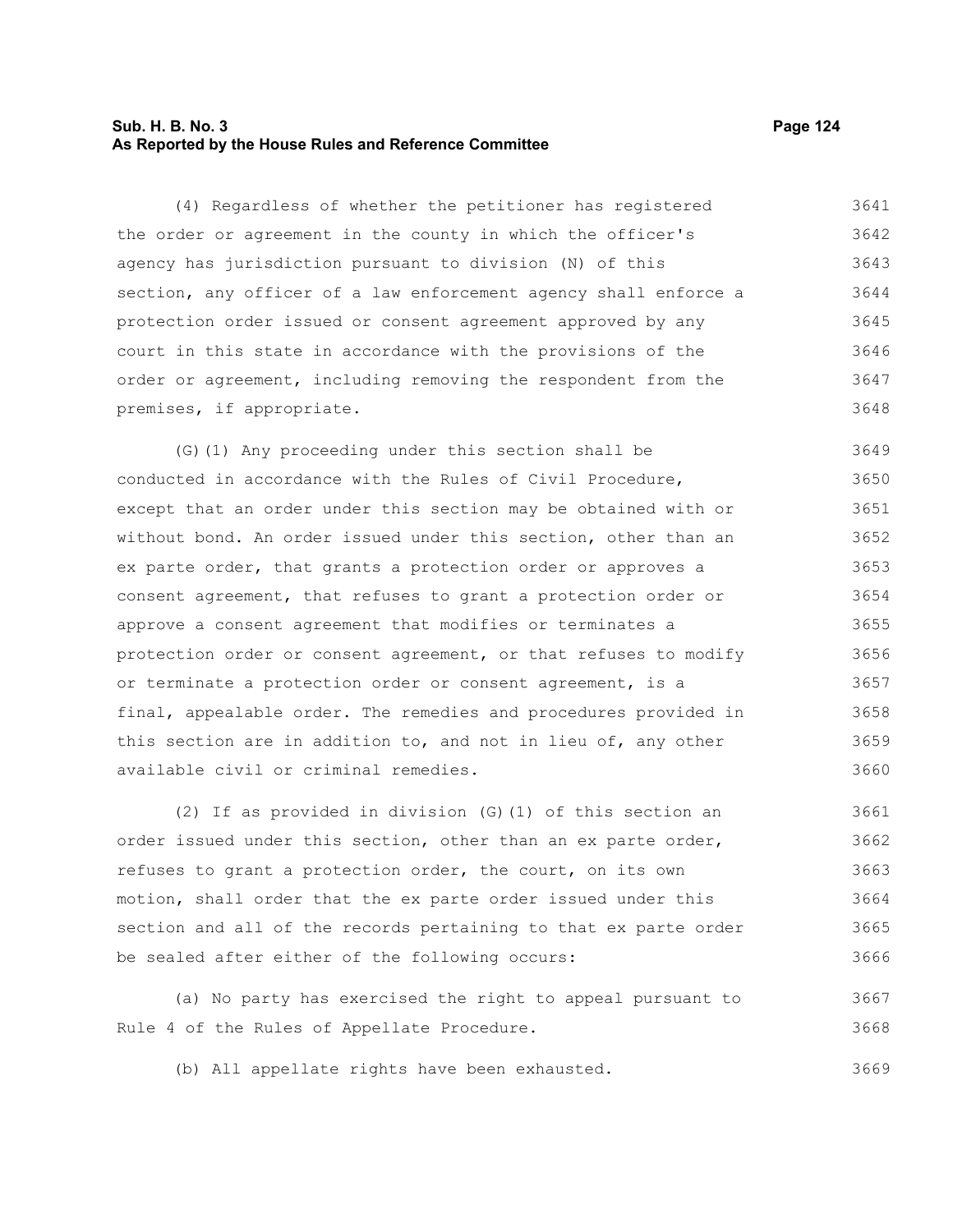(4) Regardless of whether the petitioner has registered the order or agreement in the county in which the officer's agency has jurisdiction pursuant to division (N) of this section, any officer of a law enforcement agency shall enforce a protection order issued or consent agreement approved by any court in this state in accordance with the provisions of the order or agreement, including removing the respondent from the premises, if appropriate.

(G)(1) Any proceeding under this section shall be conducted in accordance with the Rules of Civil Procedure, except that an order under this section may be obtained with or without bond. An order issued under this section, other than an ex parte order, that grants a protection order or approves a consent agreement, that refuses to grant a protection order or approve a consent agreement that modifies or terminates a protection order or consent agreement, or that refuses to modify or terminate a protection order or consent agreement, is a final, appealable order. The remedies and procedures provided in this section are in addition to, and not in lieu of, any other available civil or criminal remedies.

(2) If as provided in division (G)(1) of this section an order issued under this section, other than an ex parte order, refuses to grant a protection order, the court, on its own motion, shall order that the ex parte order issued under this section and all of the records pertaining to that ex parte order be sealed after either of the following occurs:

(a) No party has exercised the right to appeal pursuant to Rule 4 of the Rules of Appellate Procedure.

(b) All appellate rights have been exhausted.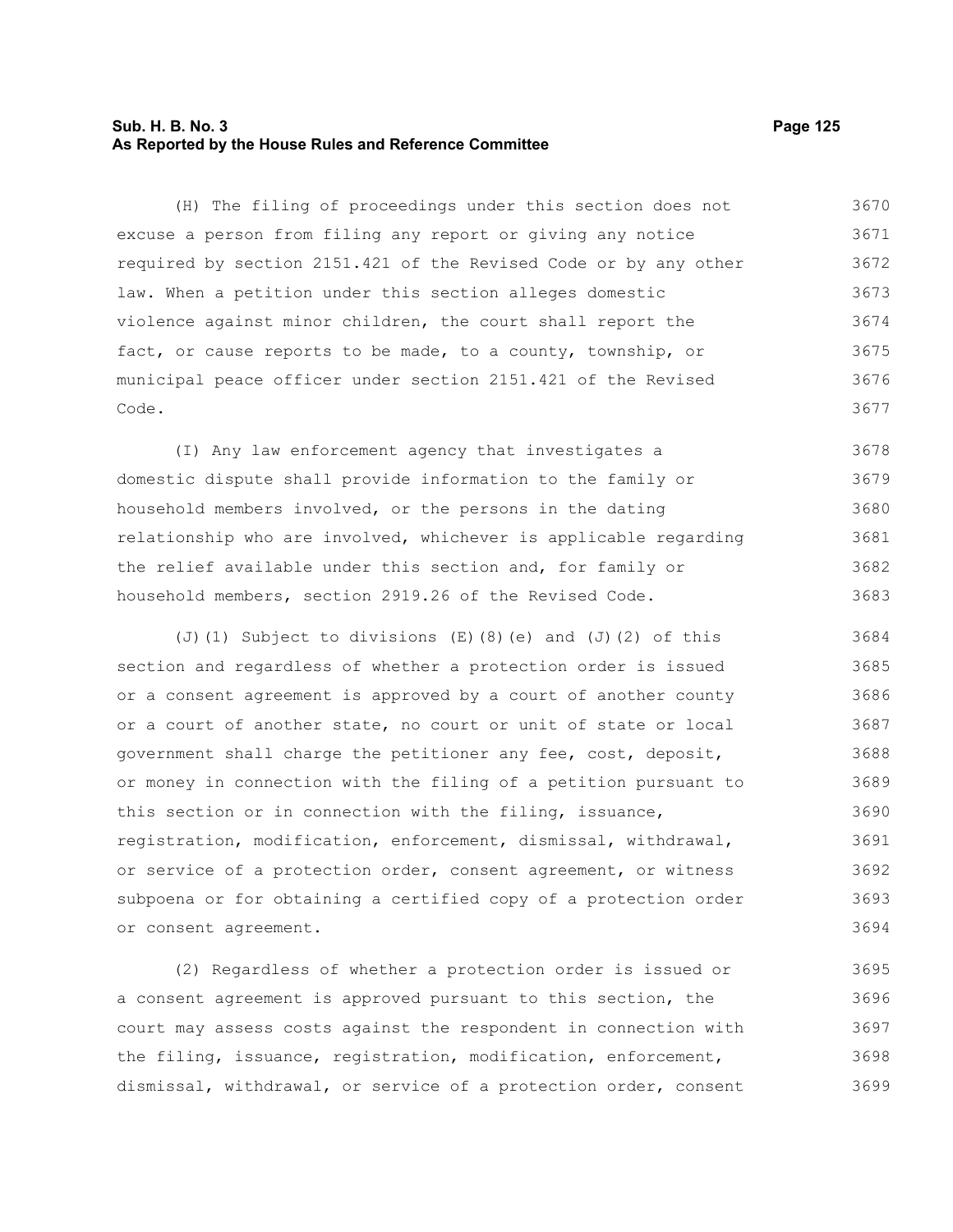(H) The filing of proceedings under this section does not excuse a person from filing any report or giving any notice required by section 2151.421 of the Revised Code or by any other law. When a petition under this section alleges domestic violence against minor children, the court shall report the fact, or cause reports to be made, to a county, township, or municipal peace officer under section 2151.421 of the Revised Code.

(I) Any law enforcement agency that investigates a domestic dispute shall provide information to the family or household members involved, or the persons in the dating relationship who are involved, whichever is applicable regarding the relief available under this section and, for family or household members, section 2919.26 of the Revised Code.

(J)(1) Subject to divisions (E)(8)(e) and (J)(2) of this section and regardless of whether a protection order is issued or a consent agreement is approved by a court of another county or a court of another state, no court or unit of state or local government shall charge the petitioner any fee, cost, deposit, or money in connection with the filing of a petition pursuant to this section or in connection with the filing, issuance, registration, modification, enforcement, dismissal, withdrawal, or service of a protection order, consent agreement, or witness subpoena or for obtaining a certified copy of a protection order or consent agreement.

(2) Regardless of whether a protection order is issued or a consent agreement is approved pursuant to this section, the court may assess costs against the respondent in connection with the filing, issuance, registration, modification, enforcement, dismissal, withdrawal, or service of a protection order, consent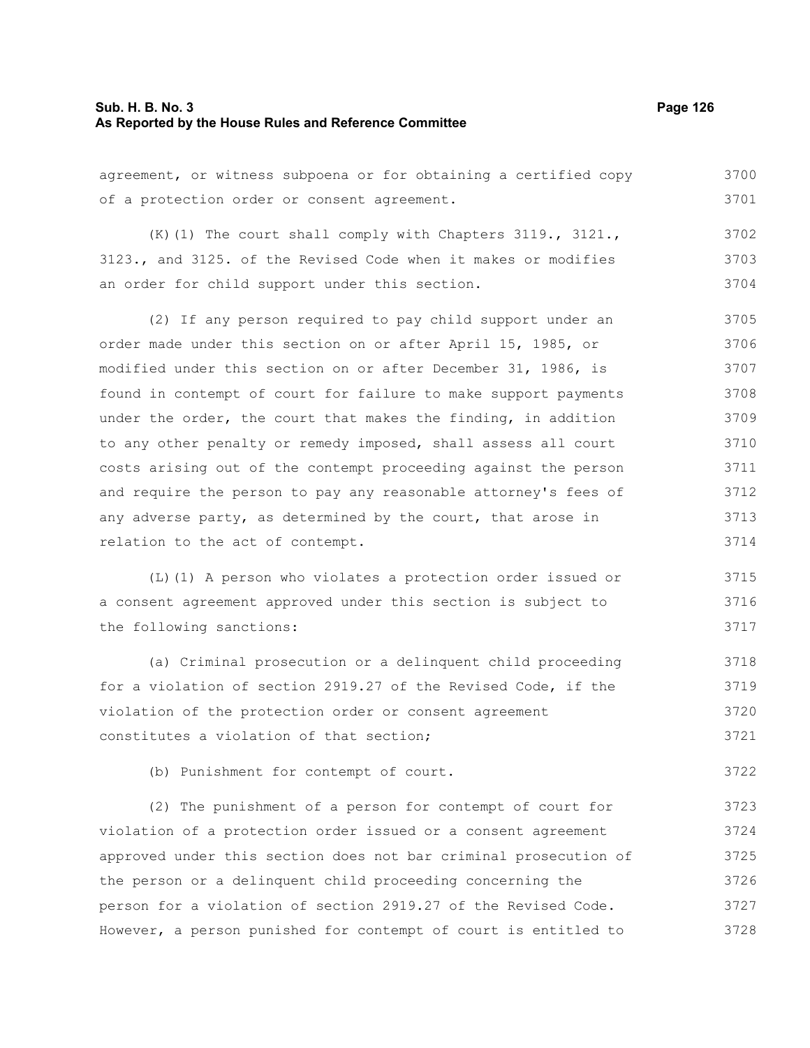agreement, or witness subpoena or for obtaining a certified copy of a protection order or consent agreement.

(K)(1) The court shall comply with Chapters 3119., 3121., 3123., and 3125. of the Revised Code when it makes or modifies an order for child support under this section.

(2) If any person required to pay child support under an order made under this section on or after April 15, 1985, or modified under this section on or after December 31, 1986, is found in contempt of court for failure to make support payments under the order, the court that makes the finding, in addition to any other penalty or remedy imposed, shall assess all court costs arising out of the contempt proceeding against the person and require the person to pay any reasonable attorney's fees of any adverse party, as determined by the court, that arose in relation to the act of contempt.

(L)(1) A person who violates a protection order issued or a consent agreement approved under this section is subject to the following sanctions:

(a) Criminal prosecution or a delinquent child proceeding for a violation of section 2919.27 of the Revised Code, if the violation of the protection order or consent agreement constitutes a violation of that section;

(b) Punishment for contempt of court.

(2) The punishment of a person for contempt of court for violation of a protection order issued or a consent agreement approved under this section does not bar criminal prosecution of the person or a delinquent child proceeding concerning the person for a violation of section 2919.27 of the Revised Code. However, a person punished for contempt of court is entitled to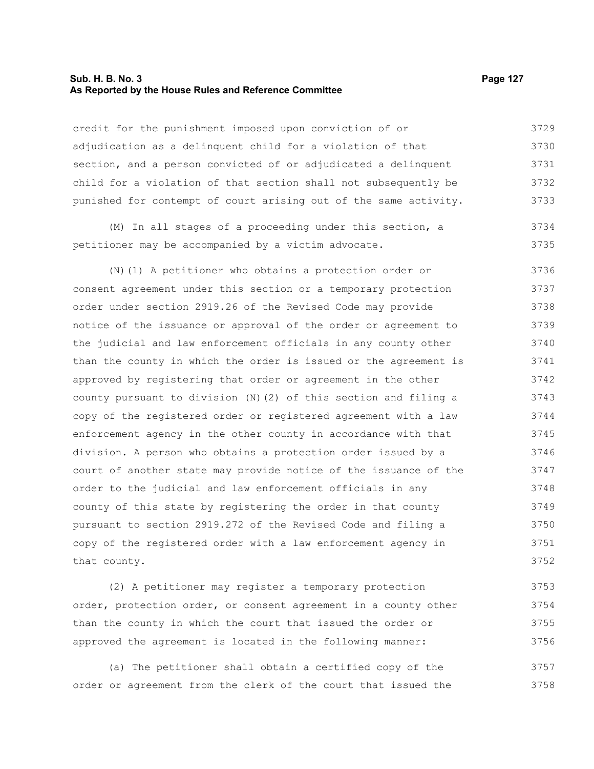credit for the punishment imposed upon conviction of or adjudication as a delinquent child for a violation of that section, and a person convicted of or adjudicated a delinquent child for a violation of that section shall not subsequently be punished for contempt of court arising out of the same activity.

(M) In all stages of a proceeding under this section, a petitioner may be accompanied by a victim advocate.

(N)(1) A petitioner who obtains a protection order or consent agreement under this section or a temporary protection order under section 2919.26 of the Revised Code may provide notice of the issuance or approval of the order or agreement to the judicial and law enforcement officials in any county other than the county in which the order is issued or the agreement is approved by registering that order or agreement in the other county pursuant to division (N)(2) of this section and filing a copy of the registered order or registered agreement with a law enforcement agency in the other county in accordance with that division. A person who obtains a protection order issued by a court of another state may provide notice of the issuance of the order to the judicial and law enforcement officials in any county of this state by registering the order in that county pursuant to section 2919.272 of the Revised Code and filing a copy of the registered order with a law enforcement agency in that county.

(2) A petitioner may register a temporary protection order, protection order, or consent agreement in a county other than the county in which the court that issued the order or approved the agreement is located in the following manner:

(a) The petitioner shall obtain a certified copy of the order or agreement from the clerk of the court that issued the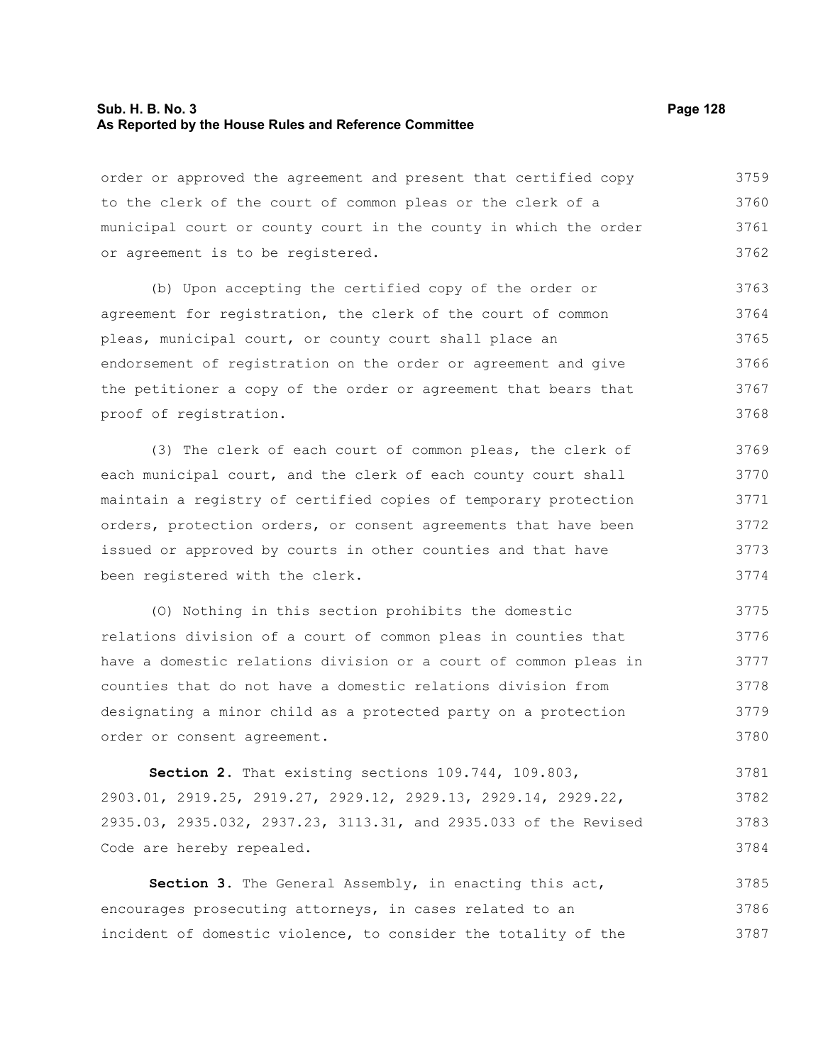order or approved the agreement and present that certified copy to the clerk of the court of common pleas or the clerk of a municipal court or county court in the county in which the order or agreement is to be registered.

(b) Upon accepting the certified copy of the order or agreement for registration, the clerk of the court of common pleas, municipal court, or county court shall place an endorsement of registration on the order or agreement and give the petitioner a copy of the order or agreement that bears that proof of registration.

(3) The clerk of each court of common pleas, the clerk of each municipal court, and the clerk of each county court shall maintain a registry of certified copies of temporary protection orders, protection orders, or consent agreements that have been issued or approved by courts in other counties and that have been registered with the clerk.

(O) Nothing in this section prohibits the domestic relations division of a court of common pleas in counties that have a domestic relations division or a court of common pleas in counties that do not have a domestic relations division from designating a minor child as a protected party on a protection order or consent agreement.

**Section 2.** That existing sections 109.744, 109.803, 2903.01, 2919.25, 2919.27, 2929.12, 2929.13, 2929.14, 2929.22, 2935.03, 2935.032, 2937.23, 3113.31, and 2935.033 of the Revised Code are hereby repealed.

**Section 3.** The General Assembly, in enacting this act, encourages prosecuting attorneys, in cases related to an incident of domestic violence, to consider the totality of the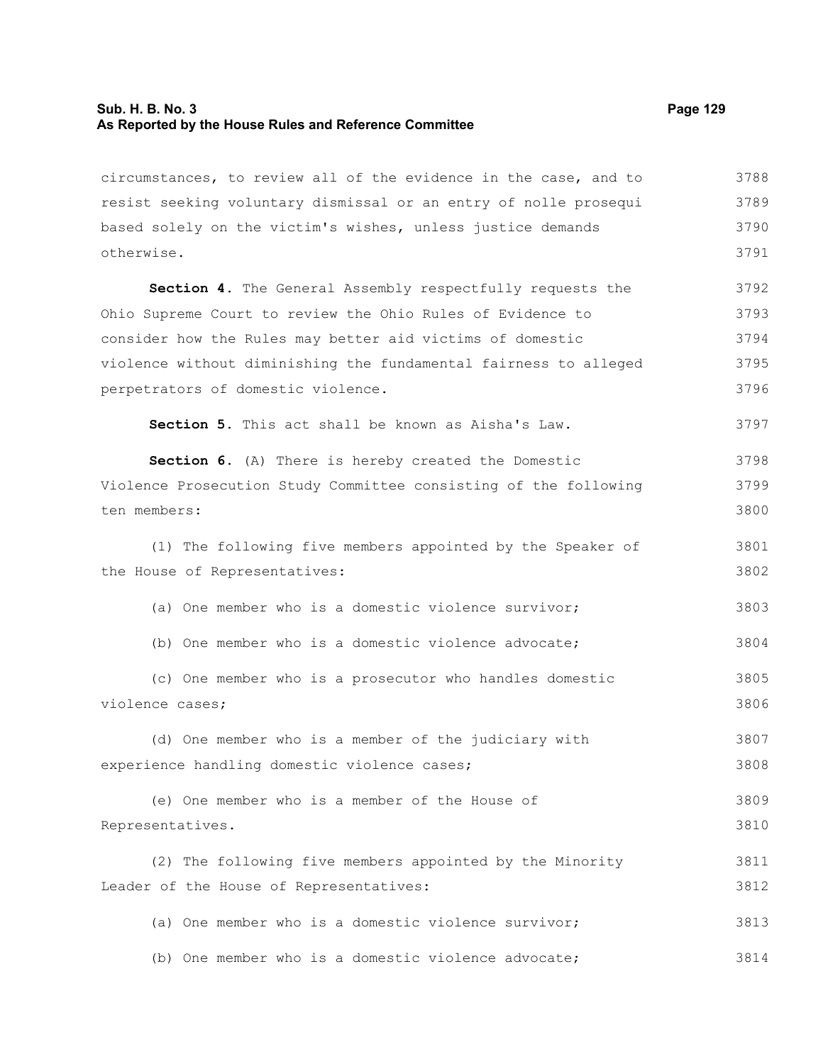circumstances, to review all of the evidence in the case, and to resist seeking voluntary dismissal or an entry of nolle prosequi based solely on the victim's wishes, unless justice demands otherwise.

**Section 4.** The General Assembly respectfully requests the Ohio Supreme Court to review the Ohio Rules of Evidence to consider how the Rules may better aid victims of domestic violence without diminishing the fundamental fairness to alleged perpetrators of domestic violence.

**Section 5.** This act shall be known as Aisha's Law.

**Section 6.** (A) There is hereby created the Domestic Violence Prosecution Study Committee consisting of the following ten members:

(1) The following five members appointed by the Speaker of the House of Representatives:

(a) One member who is a domestic violence survivor;

(b) One member who is a domestic violence advocate;

(c) One member who is a prosecutor who handles domestic violence cases;

(d) One member who is a member of the judiciary with experience handling domestic violence cases;

(e) One member who is a member of the House of Representatives.

(2) The following five members appointed by the Minority Leader of the House of Representatives:

(a) One member who is a domestic violence survivor;

(b) One member who is a domestic violence advocate;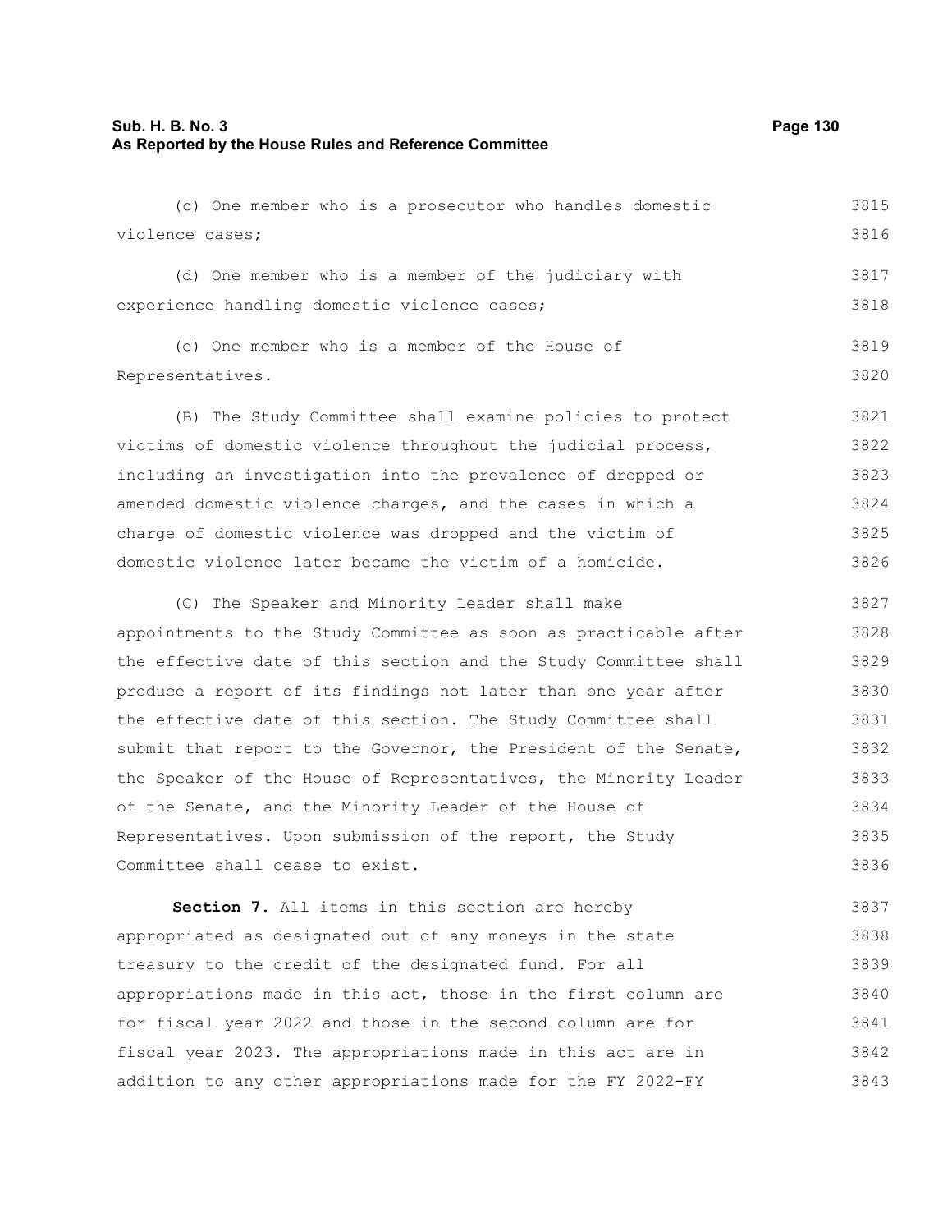(c) One member who is a prosecutor who handles domestic violence cases;

(d) One member who is a member of the judiciary with experience handling domestic violence cases;

(e) One member who is a member of the House of Representatives.

(B) The Study Committee shall examine policies to protect victims of domestic violence throughout the judicial process, including an investigation into the prevalence of dropped or amended domestic violence charges, and the cases in which a charge of domestic violence was dropped and the victim of domestic violence later became the victim of a homicide.

(C) The Speaker and Minority Leader shall make appointments to the Study Committee as soon as practicable after the effective date of this section and the Study Committee shall produce a report of its findings not later than one year after the effective date of this section. The Study Committee shall submit that report to the Governor, the President of the Senate, the Speaker of the House of Representatives, the Minority Leader of the Senate, and the Minority Leader of the House of Representatives. Upon submission of the report, the Study Committee shall cease to exist.

**Section 7.** All items in this section are hereby appropriated as designated out of any moneys in the state treasury to the credit of the designated fund. For all appropriations made in this act, those in the first column are for fiscal year 2022 and those in the second column are for fiscal year 2023. The appropriations made in this act are in addition to any other appropriations made for the FY 2022-FY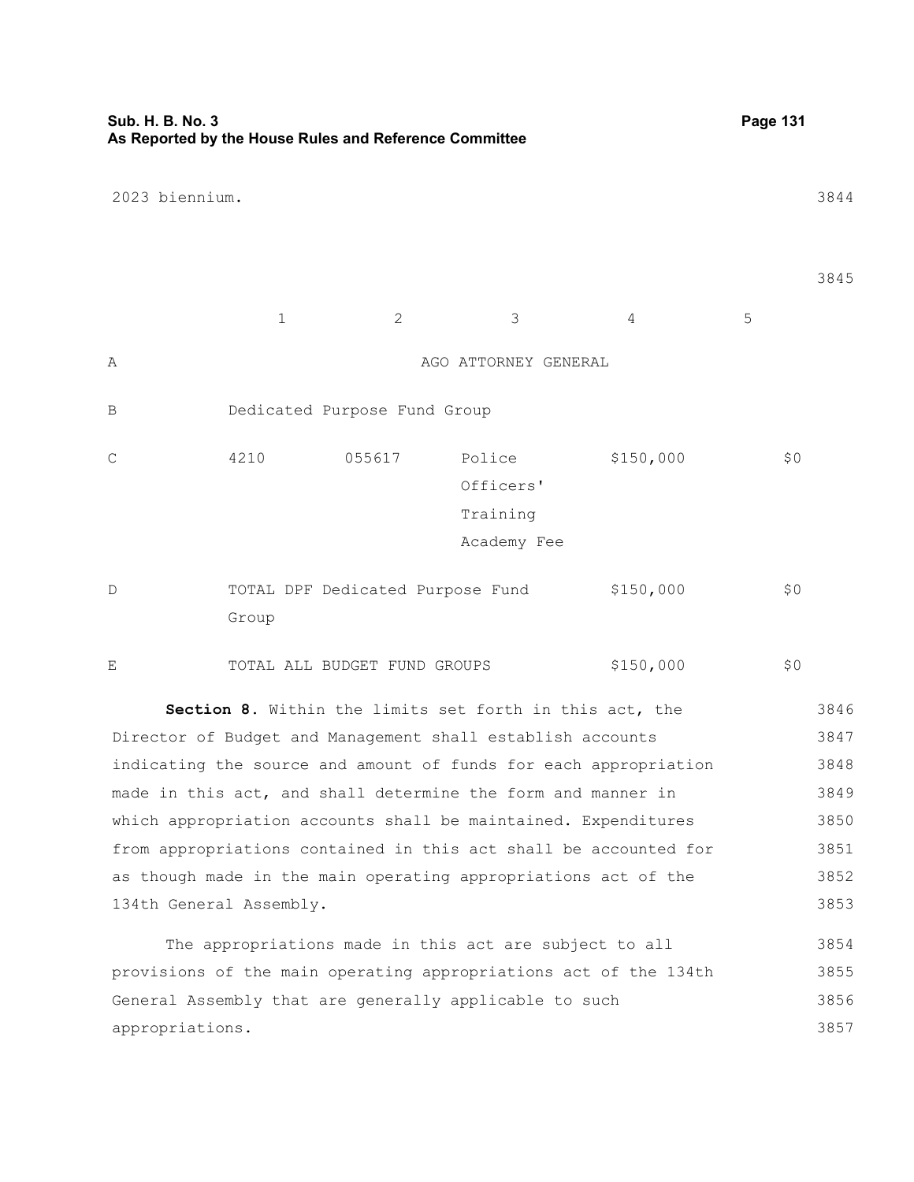2023 biennium.

| | 1 | 2 | 3 | 4 | 5 |
|---|---|---|---|---|---|
| A | | | AGO ATTORNEY GENERAL | | |
| B | Dedicated Purpose Fund Group | | | | |
| C | 4210 | 055617 | Police Officers' Training Academy Fee | $150,000 | $0 |
| D | TOTAL DPF Dedicated Purpose Fund Group | | | $150,000 | $0 |
| E | TOTAL ALL BUDGET FUND GROUPS | | | $150,000 | $0 |

**Section 8.** Within the limits set forth in this act, the Director of Budget and Management shall establish accounts indicating the source and amount of funds for each appropriation made in this act, and shall determine the form and manner in which appropriation accounts shall be maintained. Expenditures from appropriations contained in this act shall be accounted for as though made in the main operating appropriations act of the 134th General Assembly.

The appropriations made in this act are subject to all provisions of the main operating appropriations act of the 134th General Assembly that are generally applicable to such appropriations.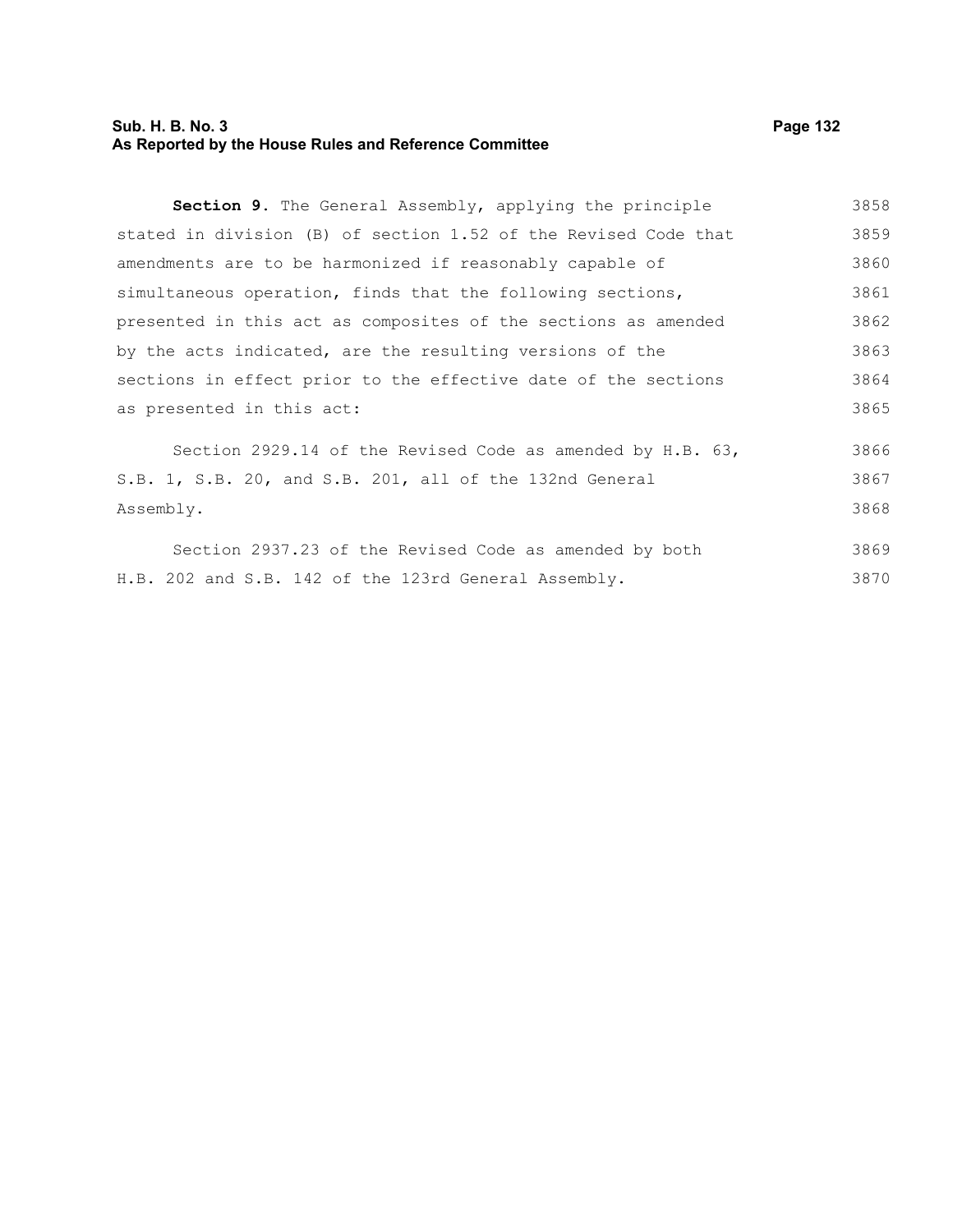**Section 9.** The General Assembly, applying the principle stated in division (B) of section 1.52 of the Revised Code that amendments are to be harmonized if reasonably capable of simultaneous operation, finds that the following sections, presented in this act as composites of the sections as amended by the acts indicated, are the resulting versions of the sections in effect prior to the effective date of the sections as presented in this act:

Section 2929.14 of the Revised Code as amended by H.B. 63, S.B. 1, S.B. 20, and S.B. 201, all of the 132nd General Assembly.

Section 2937.23 of the Revised Code as amended by both H.B. 202 and S.B. 142 of the 123rd General Assembly.